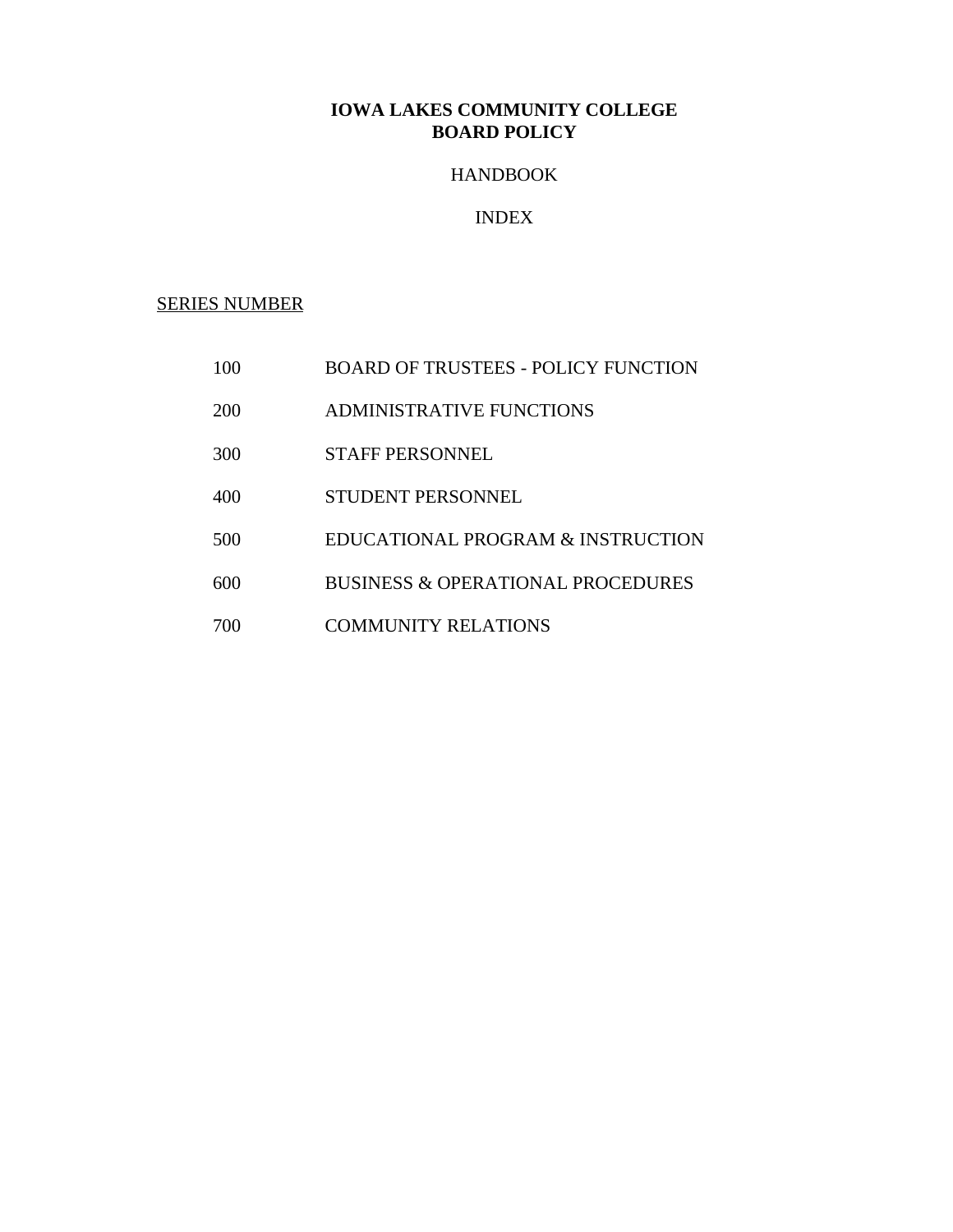# IOWA LAKES COMMUNITY COLLEGE
# BOARD POLICY

HANDBOOK

INDEX

SERIES NUMBER

| | |
|---|---|
| 100 | BOARD OF TRUSTEES - POLICY FUNCTION |
| 200 | ADMINISTRATIVE FUNCTIONS |
| 300 | STAFF PERSONNEL |
| 400 | STUDENT PERSONNEL |
| 500 | EDUCATIONAL PROGRAM & INSTRUCTION |
| 600 | BUSINESS & OPERATIONAL PROCEDURES |
| 700 | COMMUNITY RELATIONS |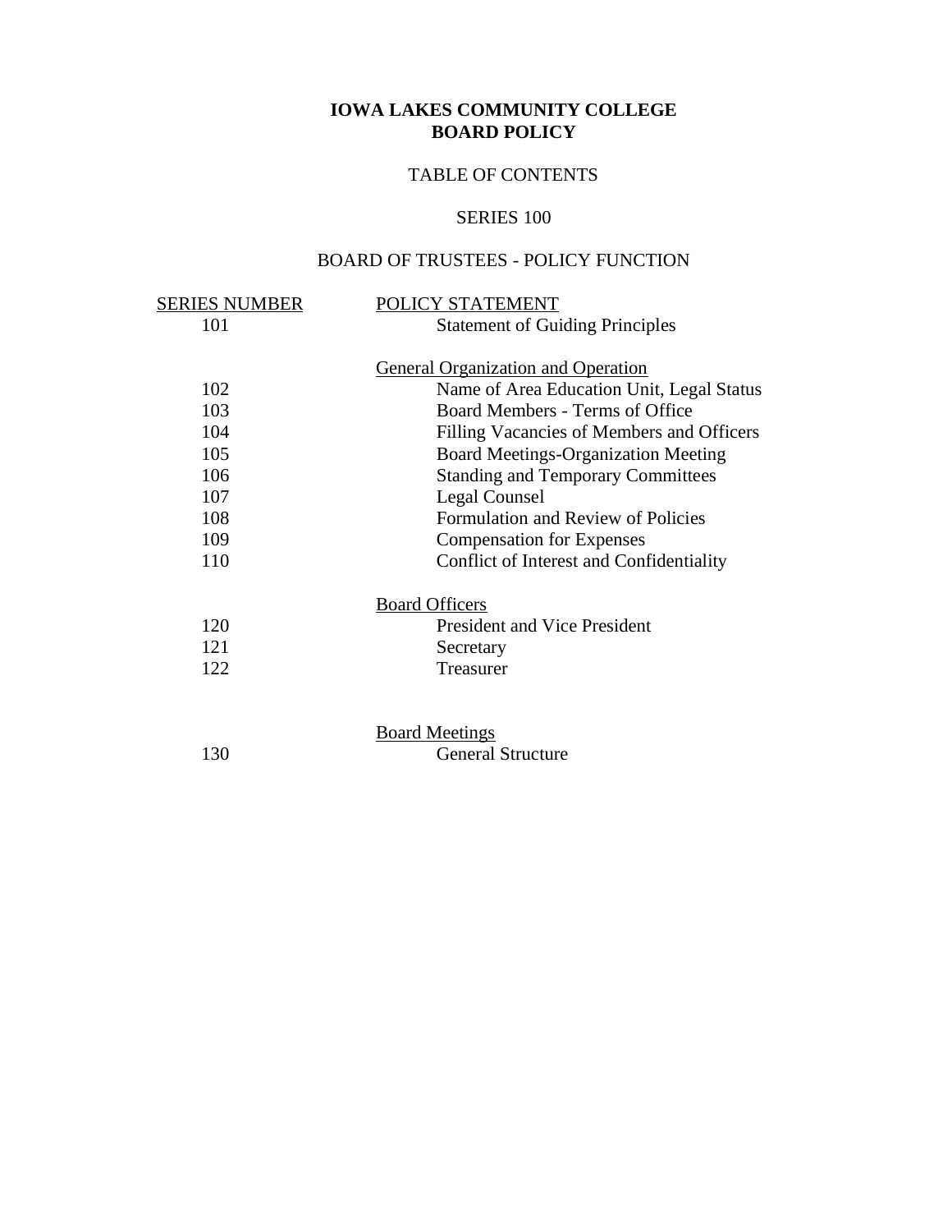# IOWA LAKES COMMUNITY COLLEGE
# BOARD POLICY

## TABLE OF CONTENTS

## SERIES 100

## BOARD OF TRUSTEES - POLICY FUNCTION

| SERIES NUMBER | POLICY STATEMENT |
|---|---|
| 101 | Statement of Guiding Principles |
| | **General Organization and Operation** |
| 102 | Name of Area Education Unit, Legal Status |
| 103 | Board Members - Terms of Office |
| 104 | Filling Vacancies of Members and Officers |
| 105 | Board Meetings-Organization Meeting |
| 106 | Standing and Temporary Committees |
| 107 | Legal Counsel |
| 108 | Formulation and Review of Policies |
| 109 | Compensation for Expenses |
| 110 | Conflict of Interest and Confidentiality |
| | **Board Officers** |
| 120 | President and Vice President |
| 121 | Secretary |
| 122 | Treasurer |
| | **Board Meetings** |
| 130 | General Structure |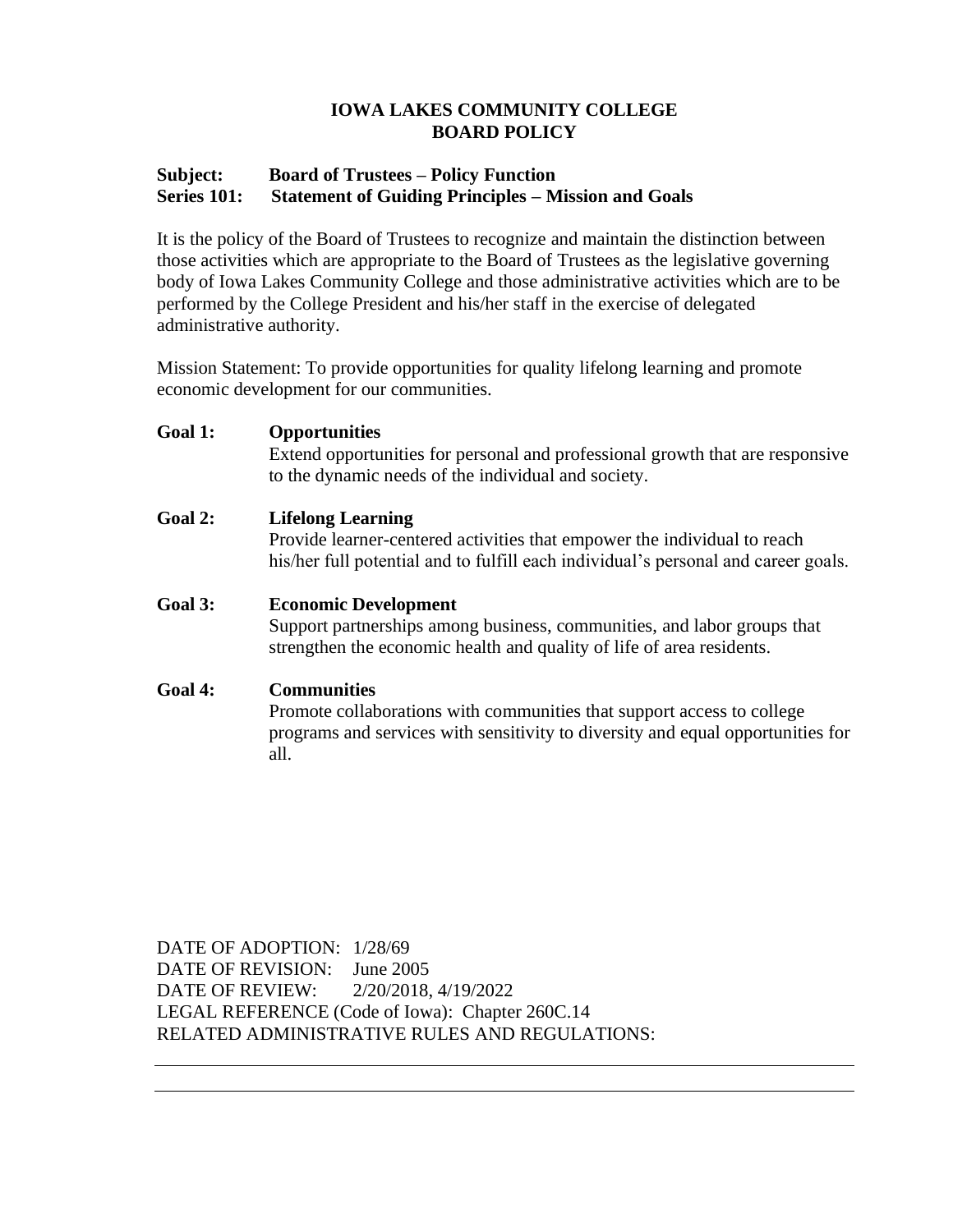# IOWA LAKES COMMUNITY COLLEGE
# BOARD POLICY

**Subject: Board of Trustees – Policy Function**
**Series 101: Statement of Guiding Principles – Mission and Goals**

It is the policy of the Board of Trustees to recognize and maintain the distinction between those activities which are appropriate to the Board of Trustees as the legislative governing body of Iowa Lakes Community College and those administrative activities which are to be performed by the College President and his/her staff in the exercise of delegated administrative authority.

Mission Statement: To provide opportunities for quality lifelong learning and promote economic development for our communities.

**Goal 1: Opportunities**
Extend opportunities for personal and professional growth that are responsive to the dynamic needs of the individual and society.

**Goal 2: Lifelong Learning**
Provide learner-centered activities that empower the individual to reach his/her full potential and to fulfill each individual's personal and career goals.

**Goal 3: Economic Development**
Support partnerships among business, communities, and labor groups that strengthen the economic health and quality of life of area residents.

**Goal 4: Communities**
Promote collaborations with communities that support access to college programs and services with sensitivity to diversity and equal opportunities for all.

DATE OF ADOPTION: 1/28/69
DATE OF REVISION: June 2005
DATE OF REVIEW: 2/20/2018, 4/19/2022
LEGAL REFERENCE (Code of Iowa): Chapter 260C.14
RELATED ADMINISTRATIVE RULES AND REGULATIONS: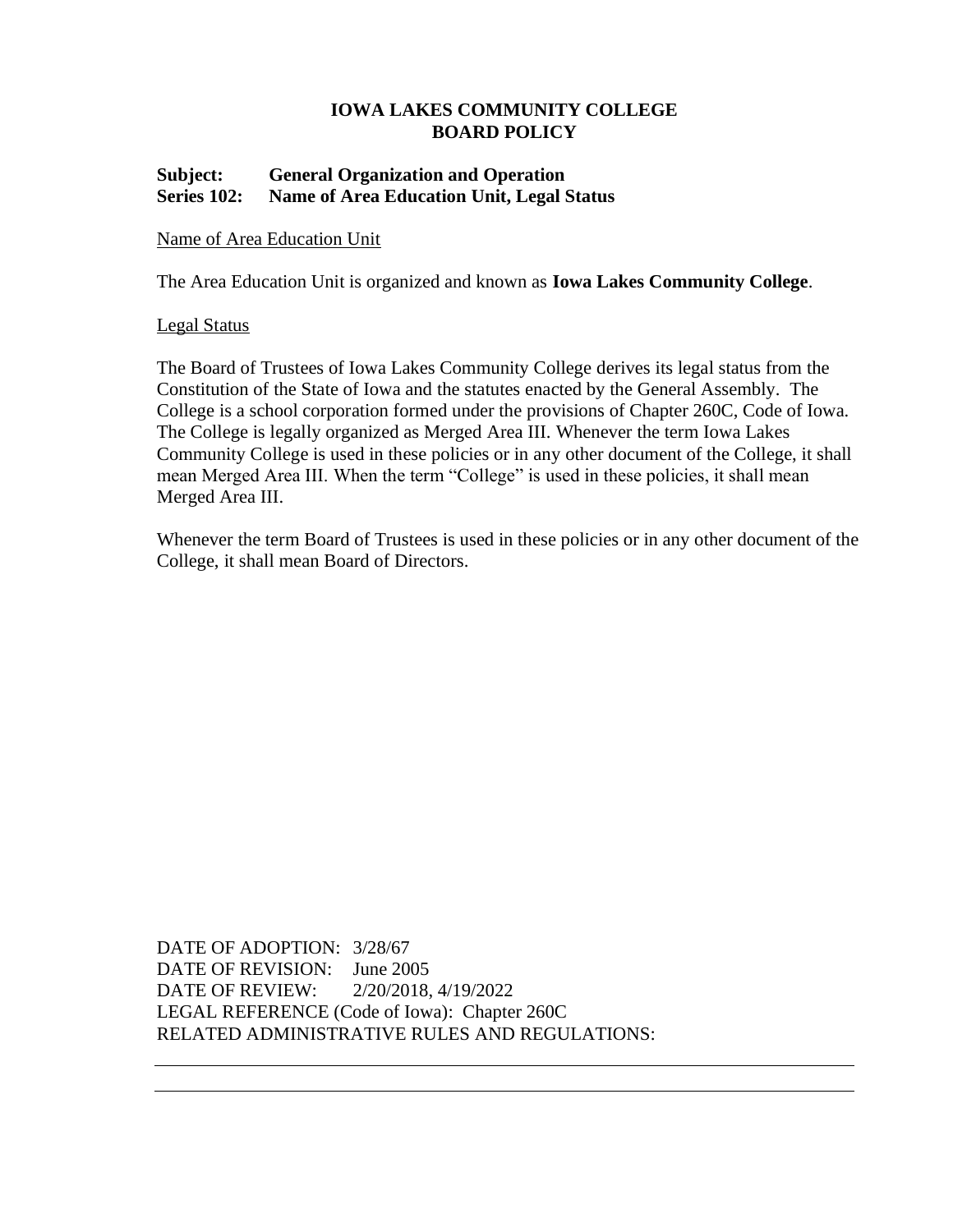**IOWA LAKES COMMUNITY COLLEGE**
**BOARD POLICY**

**Subject: General Organization and Operation**
**Series 102: Name of Area Education Unit, Legal Status**

Name of Area Education Unit

The Area Education Unit is organized and known as **Iowa Lakes Community College**.

Legal Status

The Board of Trustees of Iowa Lakes Community College derives its legal status from the Constitution of the State of Iowa and the statutes enacted by the General Assembly. The College is a school corporation formed under the provisions of Chapter 260C, Code of Iowa. The College is legally organized as Merged Area III. Whenever the term Iowa Lakes Community College is used in these policies or in any other document of the College, it shall mean Merged Area III. When the term "College" is used in these policies, it shall mean Merged Area III.

Whenever the term Board of Trustees is used in these policies or in any other document of the College, it shall mean Board of Directors.

DATE OF ADOPTION: 3/28/67
DATE OF REVISION: June 2005
DATE OF REVIEW: 2/20/2018, 4/19/2022
LEGAL REFERENCE (Code of Iowa): Chapter 260C
RELATED ADMINISTRATIVE RULES AND REGULATIONS: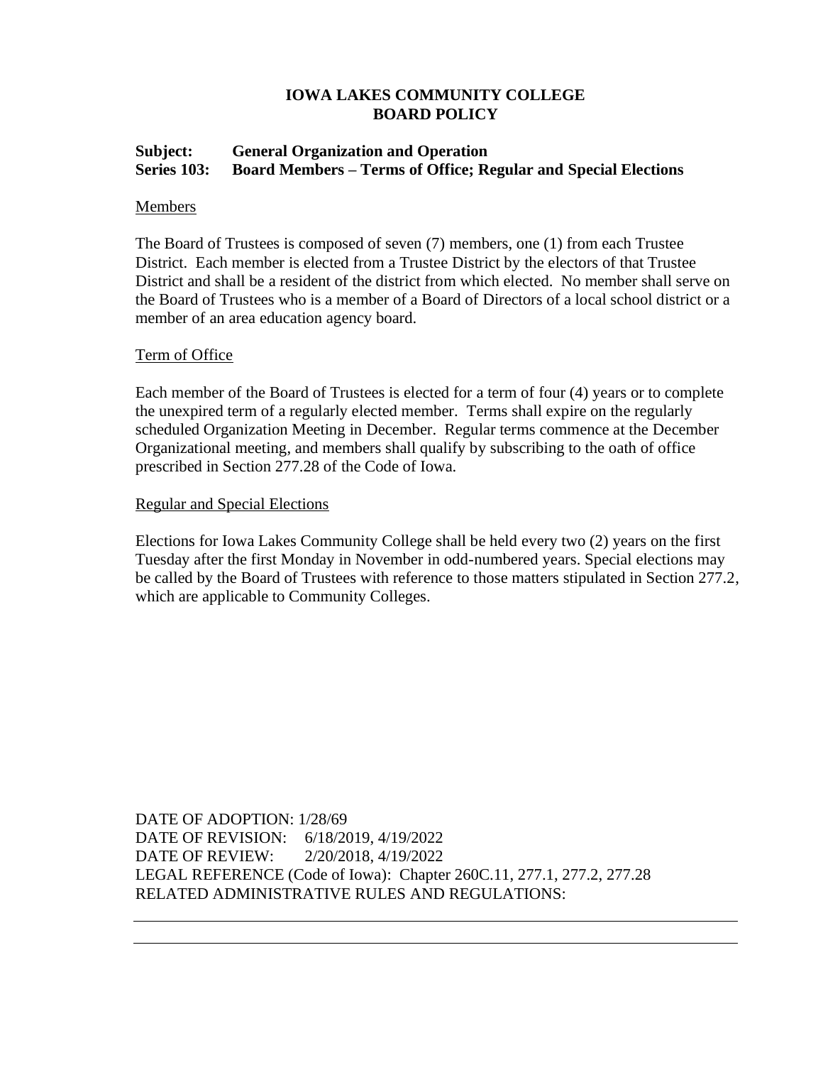**IOWA LAKES COMMUNITY COLLEGE**
**BOARD POLICY**

**Subject: General Organization and Operation**
**Series 103: Board Members – Terms of Office; Regular and Special Elections**

<u>Members</u>

The Board of Trustees is composed of seven (7) members, one (1) from each Trustee District. Each member is elected from a Trustee District by the electors of that Trustee District and shall be a resident of the district from which elected. No member shall serve on the Board of Trustees who is a member of a Board of Directors of a local school district or a member of an area education agency board.

<u>Term of Office</u>

Each member of the Board of Trustees is elected for a term of four (4) years or to complete the unexpired term of a regularly elected member. Terms shall expire on the regularly scheduled Organization Meeting in December. Regular terms commence at the December Organizational meeting, and members shall qualify by subscribing to the oath of office prescribed in Section 277.28 of the Code of Iowa.

<u>Regular and Special Elections</u>

Elections for Iowa Lakes Community College shall be held every two (2) years on the first Tuesday after the first Monday in November in odd-numbered years. Special elections may be called by the Board of Trustees with reference to those matters stipulated in Section 277.2, which are applicable to Community Colleges.

DATE OF ADOPTION: 1/28/69
DATE OF REVISION: 6/18/2019, 4/19/2022
DATE OF REVIEW: 2/20/2018, 4/19/2022
LEGAL REFERENCE (Code of Iowa): Chapter 260C.11, 277.1, 277.2, 277.28
RELATED ADMINISTRATIVE RULES AND REGULATIONS: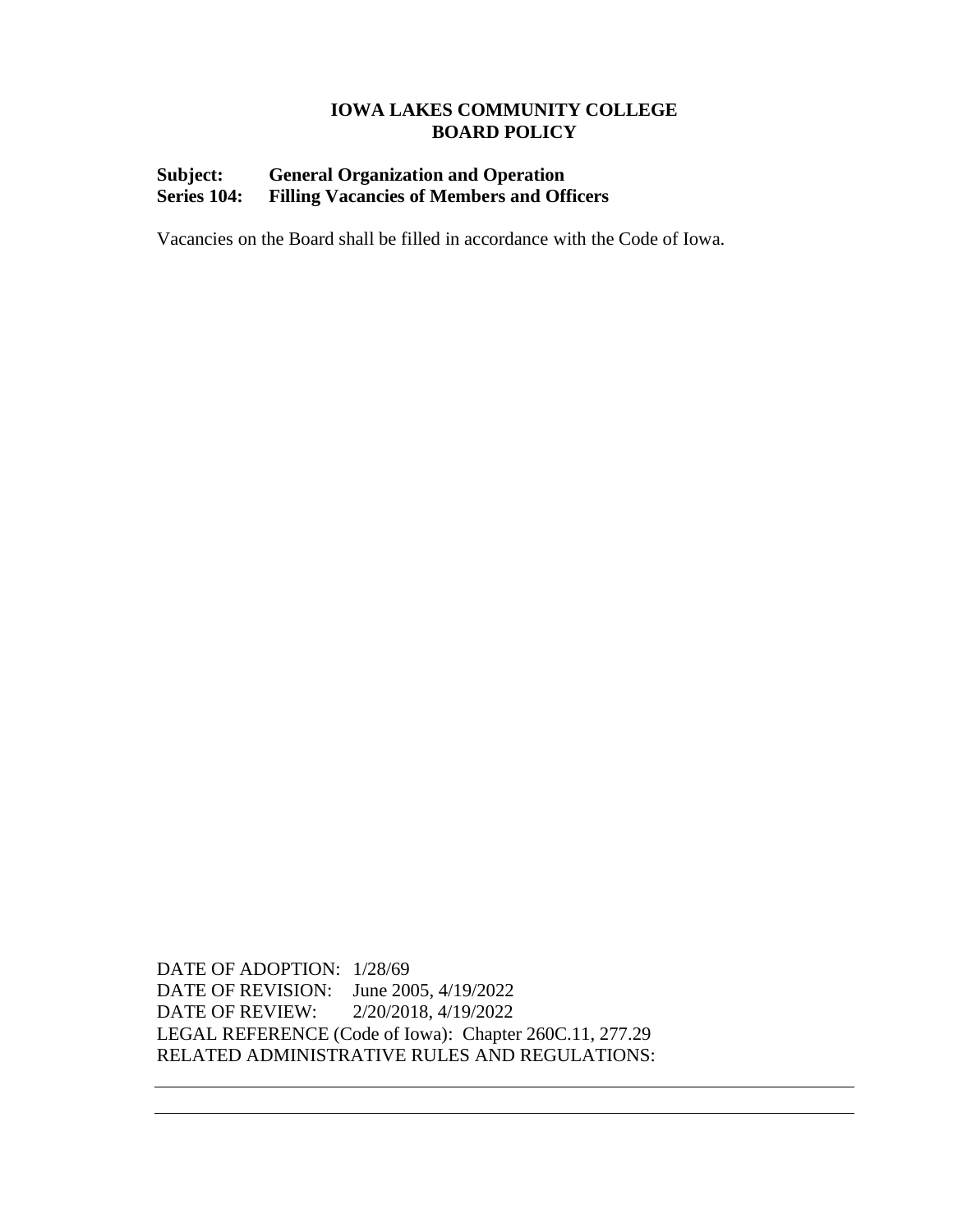**IOWA LAKES COMMUNITY COLLEGE**
**BOARD POLICY**

**Subject: General Organization and Operation**
**Series 104: Filling Vacancies of Members and Officers**

Vacancies on the Board shall be filled in accordance with the Code of Iowa.

DATE OF ADOPTION: 1/28/69
DATE OF REVISION: June 2005, 4/19/2022
DATE OF REVIEW: 2/20/2018, 4/19/2022
LEGAL REFERENCE (Code of Iowa): Chapter 260C.11, 277.29
RELATED ADMINISTRATIVE RULES AND REGULATIONS: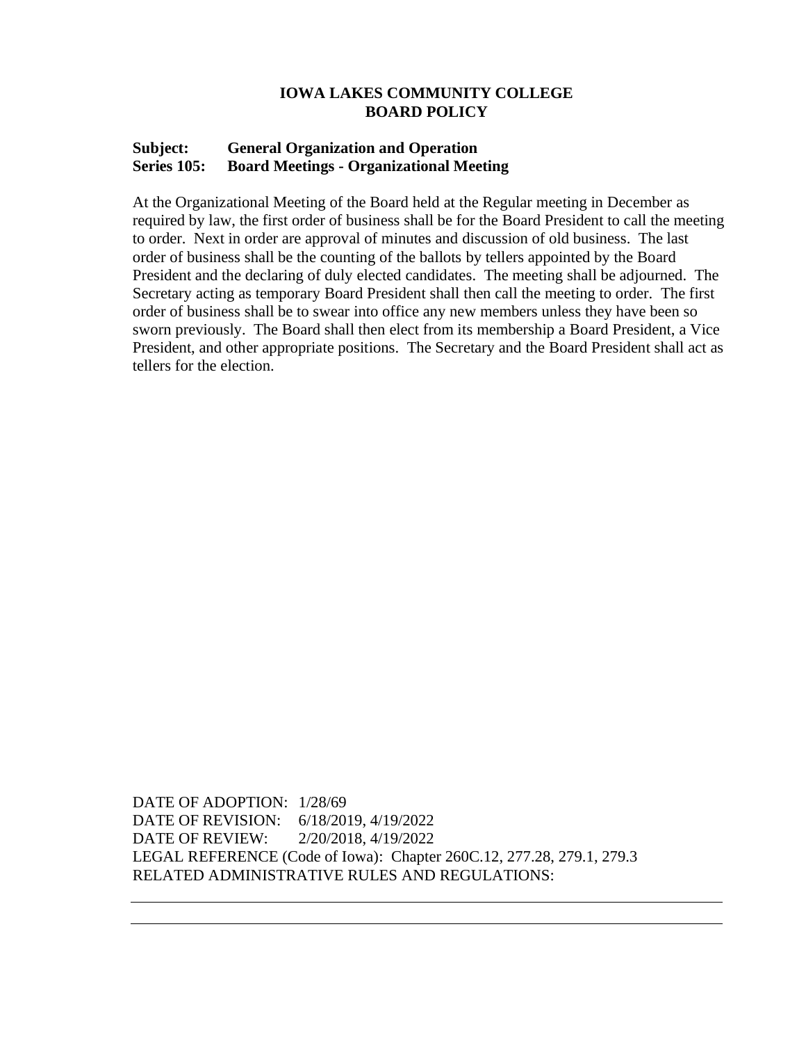# IOWA LAKES COMMUNITY COLLEGE
# BOARD POLICY

**Subject: General Organization and Operation**
**Series 105: Board Meetings - Organizational Meeting**

At the Organizational Meeting of the Board held at the Regular meeting in December as required by law, the first order of business shall be for the Board President to call the meeting to order. Next in order are approval of minutes and discussion of old business. The last order of business shall be the counting of the ballots by tellers appointed by the Board President and the declaring of duly elected candidates. The meeting shall be adjourned. The Secretary acting as temporary Board President shall then call the meeting to order. The first order of business shall be to swear into office any new members unless they have been so sworn previously. The Board shall then elect from its membership a Board President, a Vice President, and other appropriate positions. The Secretary and the Board President shall act as tellers for the election.

DATE OF ADOPTION: 1/28/69
DATE OF REVISION: 6/18/2019, 4/19/2022
DATE OF REVIEW: 2/20/2018, 4/19/2022
LEGAL REFERENCE (Code of Iowa): Chapter 260C.12, 277.28, 279.1, 279.3
RELATED ADMINISTRATIVE RULES AND REGULATIONS: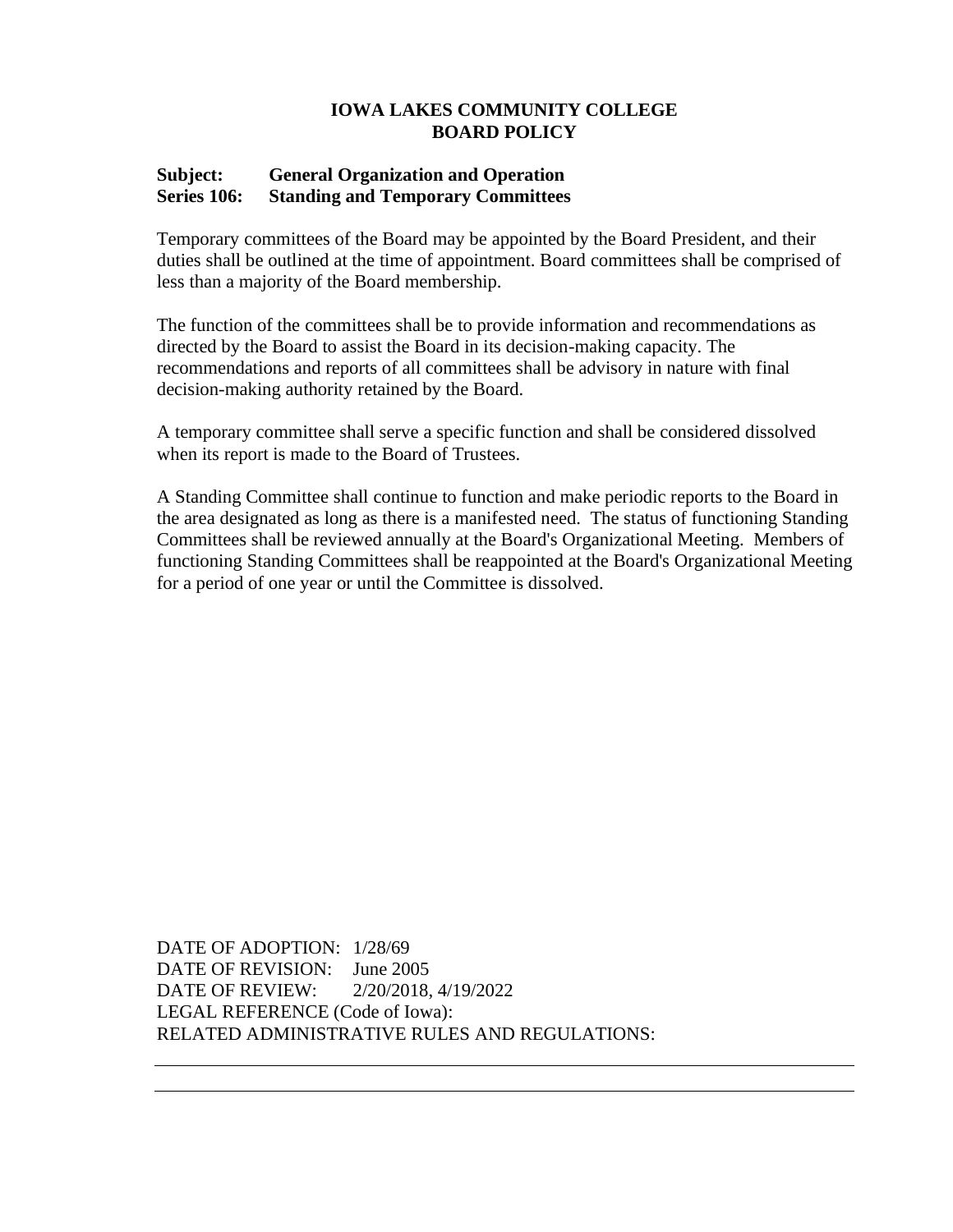# IOWA LAKES COMMUNITY COLLEGE
# BOARD POLICY

**Subject: General Organization and Operation**
**Series 106: Standing and Temporary Committees**

Temporary committees of the Board may be appointed by the Board President, and their duties shall be outlined at the time of appointment. Board committees shall be comprised of less than a majority of the Board membership.

The function of the committees shall be to provide information and recommendations as directed by the Board to assist the Board in its decision-making capacity. The recommendations and reports of all committees shall be advisory in nature with final decision-making authority retained by the Board.

A temporary committee shall serve a specific function and shall be considered dissolved when its report is made to the Board of Trustees.

A Standing Committee shall continue to function and make periodic reports to the Board in the area designated as long as there is a manifested need. The status of functioning Standing Committees shall be reviewed annually at the Board's Organizational Meeting. Members of functioning Standing Committees shall be reappointed at the Board's Organizational Meeting for a period of one year or until the Committee is dissolved.

DATE OF ADOPTION: 1/28/69
DATE OF REVISION: June 2005
DATE OF REVIEW: 2/20/2018, 4/19/2022
LEGAL REFERENCE (Code of Iowa):
RELATED ADMINISTRATIVE RULES AND REGULATIONS: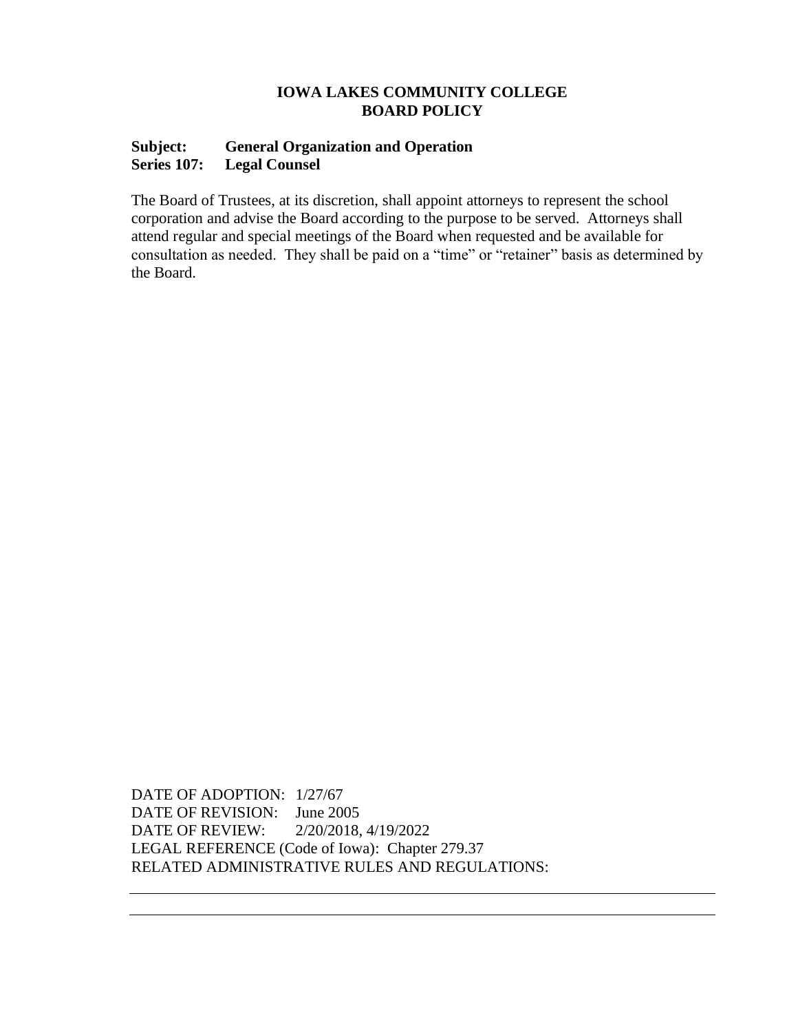# IOWA LAKES COMMUNITY COLLEGE
## BOARD POLICY

**Subject: General Organization and Operation**
**Series 107: Legal Counsel**

The Board of Trustees, at its discretion, shall appoint attorneys to represent the school corporation and advise the Board according to the purpose to be served. Attorneys shall attend regular and special meetings of the Board when requested and be available for consultation as needed. They shall be paid on a "time" or "retainer" basis as determined by the Board.

DATE OF ADOPTION: 1/27/67
DATE OF REVISION: June 2005
DATE OF REVIEW: 2/20/2018, 4/19/2022
LEGAL REFERENCE (Code of Iowa): Chapter 279.37
RELATED ADMINISTRATIVE RULES AND REGULATIONS: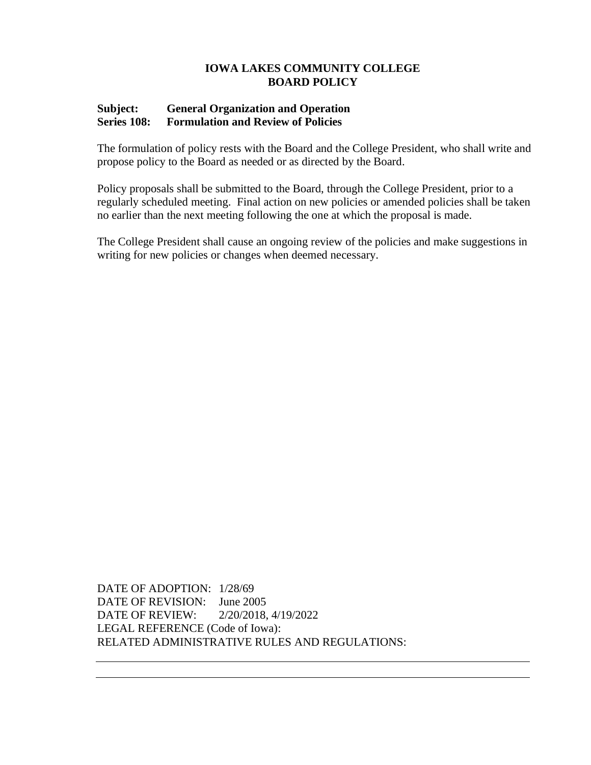**IOWA LAKES COMMUNITY COLLEGE**
**BOARD POLICY**

**Subject: General Organization and Operation**
**Series 108: Formulation and Review of Policies**

The formulation of policy rests with the Board and the College President, who shall write and propose policy to the Board as needed or as directed by the Board.

Policy proposals shall be submitted to the Board, through the College President, prior to a regularly scheduled meeting. Final action on new policies or amended policies shall be taken no earlier than the next meeting following the one at which the proposal is made.

The College President shall cause an ongoing review of the policies and make suggestions in writing for new policies or changes when deemed necessary.

DATE OF ADOPTION: 1/28/69
DATE OF REVISION: June 2005
DATE OF REVIEW: 2/20/2018, 4/19/2022
LEGAL REFERENCE (Code of Iowa):
RELATED ADMINISTRATIVE RULES AND REGULATIONS: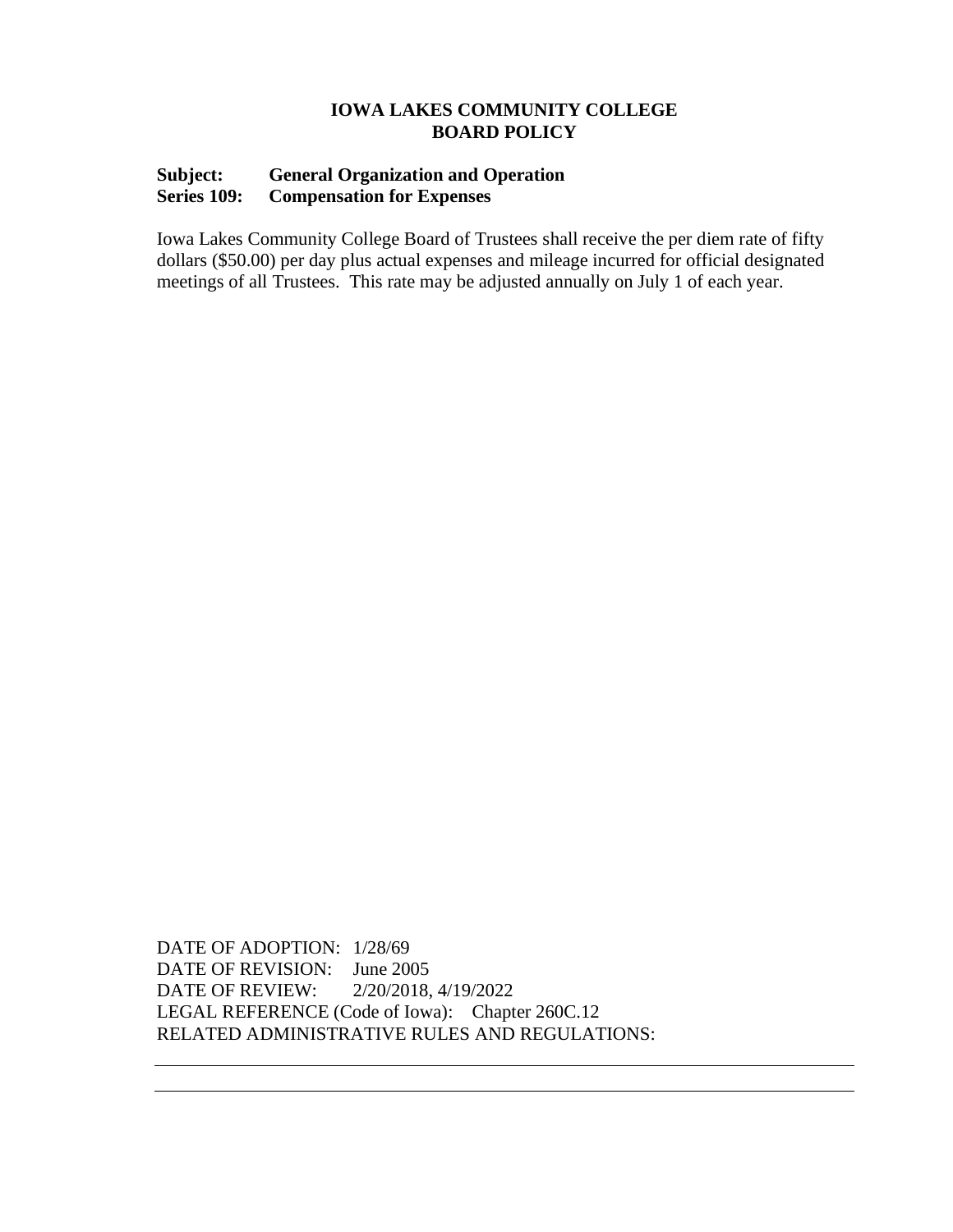# IOWA LAKES COMMUNITY COLLEGE
# BOARD POLICY

**Subject:** **General Organization and Operation**
**Series 109:** **Compensation for Expenses**

Iowa Lakes Community College Board of Trustees shall receive the per diem rate of fifty dollars ($50.00) per day plus actual expenses and mileage incurred for official designated meetings of all Trustees. This rate may be adjusted annually on July 1 of each year.

DATE OF ADOPTION: 1/28/69
DATE OF REVISION: June 2005
DATE OF REVIEW: 2/20/2018, 4/19/2022
LEGAL REFERENCE (Code of Iowa): Chapter 260C.12
RELATED ADMINISTRATIVE RULES AND REGULATIONS: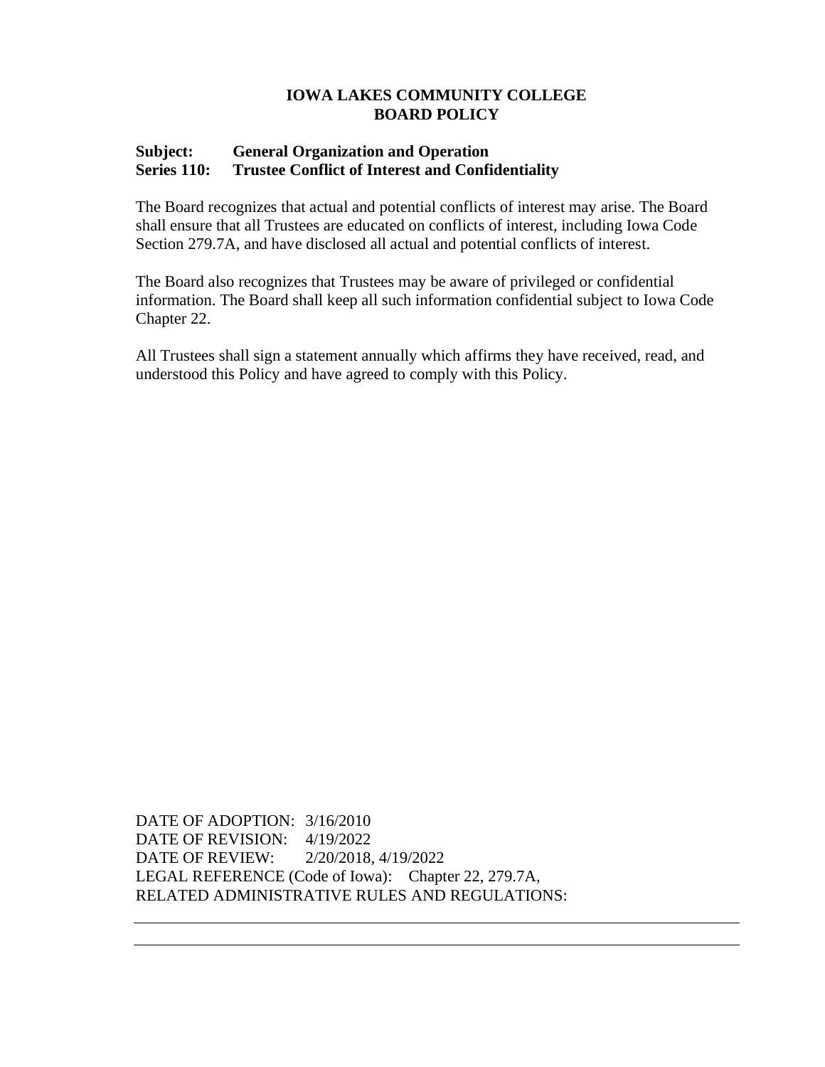**IOWA LAKES COMMUNITY COLLEGE**
**BOARD POLICY**

**Subject: General Organization and Operation**
**Series 110: Trustee Conflict of Interest and Confidentiality**

The Board recognizes that actual and potential conflicts of interest may arise. The Board shall ensure that all Trustees are educated on conflicts of interest, including Iowa Code Section 279.7A, and have disclosed all actual and potential conflicts of interest.

The Board also recognizes that Trustees may be aware of privileged or confidential information. The Board shall keep all such information confidential subject to Iowa Code Chapter 22.

All Trustees shall sign a statement annually which affirms they have received, read, and understood this Policy and have agreed to comply with this Policy.

DATE OF ADOPTION: 3/16/2010
DATE OF REVISION: 4/19/2022
DATE OF REVIEW: 2/20/2018, 4/19/2022
LEGAL REFERENCE (Code of Iowa): Chapter 22, 279.7A,
RELATED ADMINISTRATIVE RULES AND REGULATIONS: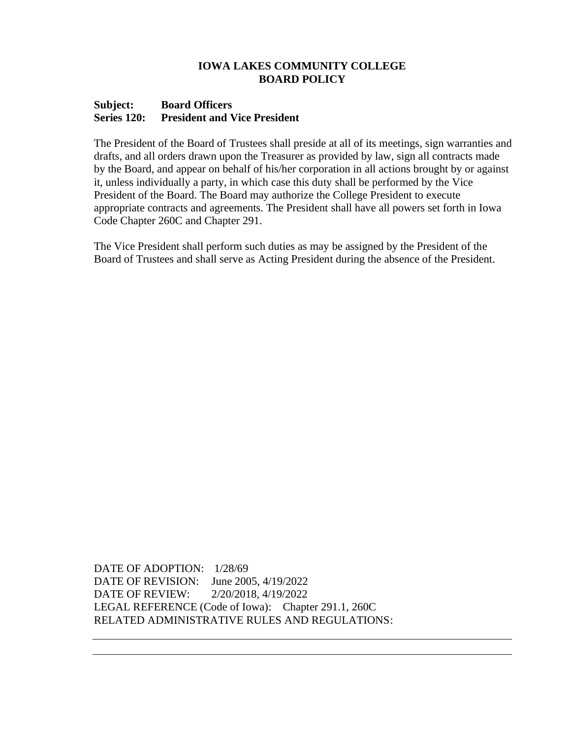# IOWA LAKES COMMUNITY COLLEGE
# BOARD POLICY

**Subject: Board Officers**
**Series 120: President and Vice President**

The President of the Board of Trustees shall preside at all of its meetings, sign warranties and drafts, and all orders drawn upon the Treasurer as provided by law, sign all contracts made by the Board, and appear on behalf of his/her corporation in all actions brought by or against it, unless individually a party, in which case this duty shall be performed by the Vice President of the Board. The Board may authorize the College President to execute appropriate contracts and agreements. The President shall have all powers set forth in Iowa Code Chapter 260C and Chapter 291.

The Vice President shall perform such duties as may be assigned by the President of the Board of Trustees and shall serve as Acting President during the absence of the President.

DATE OF ADOPTION: 1/28/69
DATE OF REVISION: June 2005, 4/19/2022
DATE OF REVIEW: 2/20/2018, 4/19/2022
LEGAL REFERENCE (Code of Iowa): Chapter 291.1, 260C
RELATED ADMINISTRATIVE RULES AND REGULATIONS: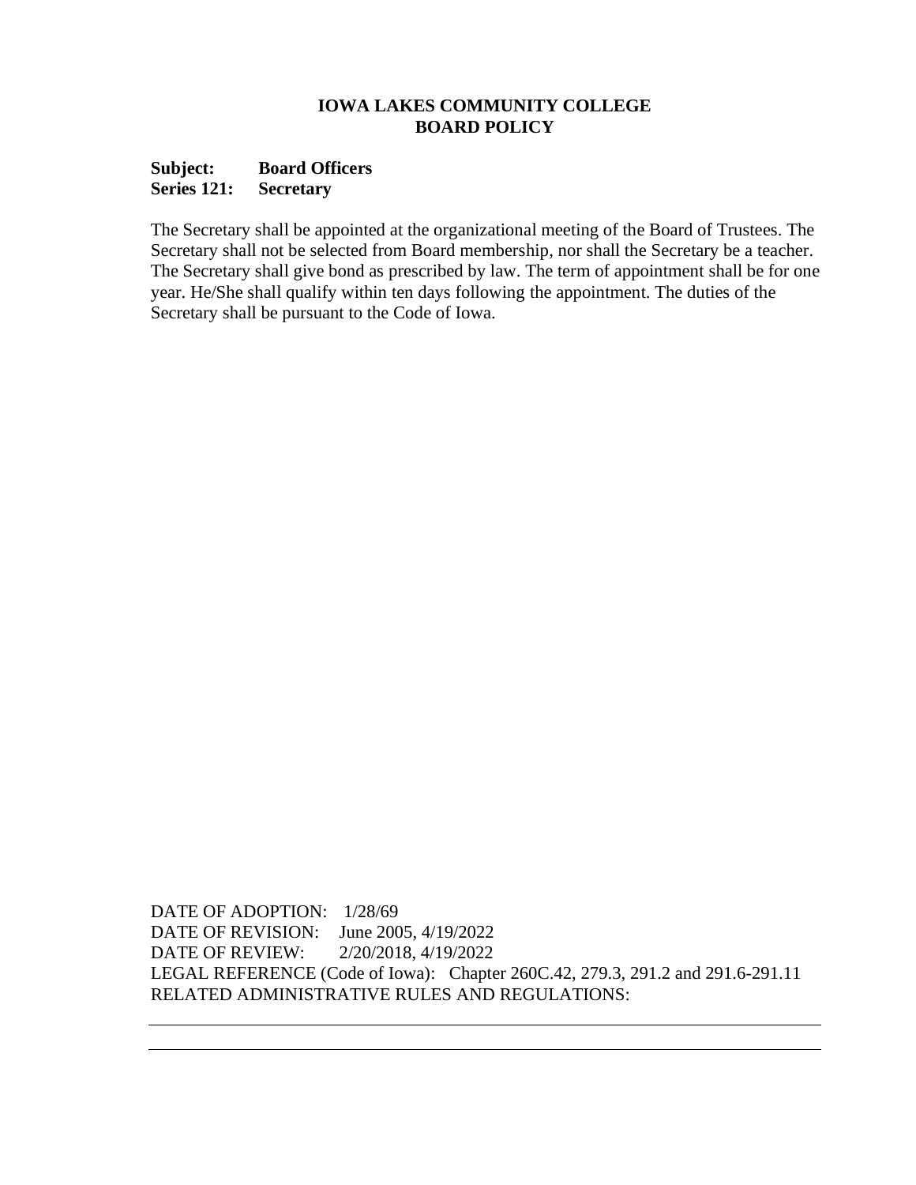**IOWA LAKES COMMUNITY COLLEGE**
**BOARD POLICY**

**Subject:** **Board Officers**
**Series 121:** **Secretary**

The Secretary shall be appointed at the organizational meeting of the Board of Trustees. The Secretary shall not be selected from Board membership, nor shall the Secretary be a teacher. The Secretary shall give bond as prescribed by law. The term of appointment shall be for one year. He/She shall qualify within ten days following the appointment. The duties of the Secretary shall be pursuant to the Code of Iowa.

DATE OF ADOPTION: 1/28/69
DATE OF REVISION: June 2005, 4/19/2022
DATE OF REVIEW: 2/20/2018, 4/19/2022
LEGAL REFERENCE (Code of Iowa): Chapter 260C.42, 279.3, 291.2 and 291.6-291.11
RELATED ADMINISTRATIVE RULES AND REGULATIONS: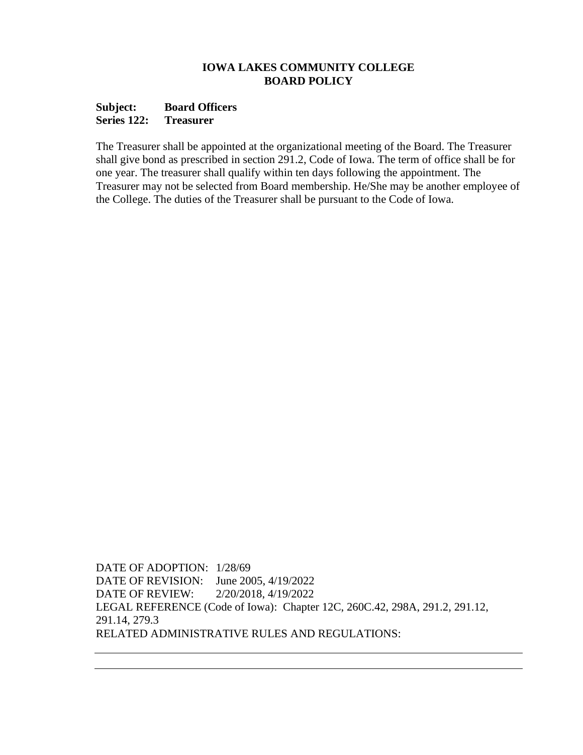# IOWA LAKES COMMUNITY COLLEGE
## BOARD POLICY

**Subject:** **Board Officers**
**Series 122:** **Treasurer**

The Treasurer shall be appointed at the organizational meeting of the Board. The Treasurer shall give bond as prescribed in section 291.2, Code of Iowa. The term of office shall be for one year. The treasurer shall qualify within ten days following the appointment. The Treasurer may not be selected from Board membership. He/She may be another employee of the College. The duties of the Treasurer shall be pursuant to the Code of Iowa.

DATE OF ADOPTION: 1/28/69
DATE OF REVISION: June 2005, 4/19/2022
DATE OF REVIEW: 2/20/2018, 4/19/2022
LEGAL REFERENCE (Code of Iowa): Chapter 12C, 260C.42, 298A, 291.2, 291.12, 291.14, 279.3
RELATED ADMINISTRATIVE RULES AND REGULATIONS: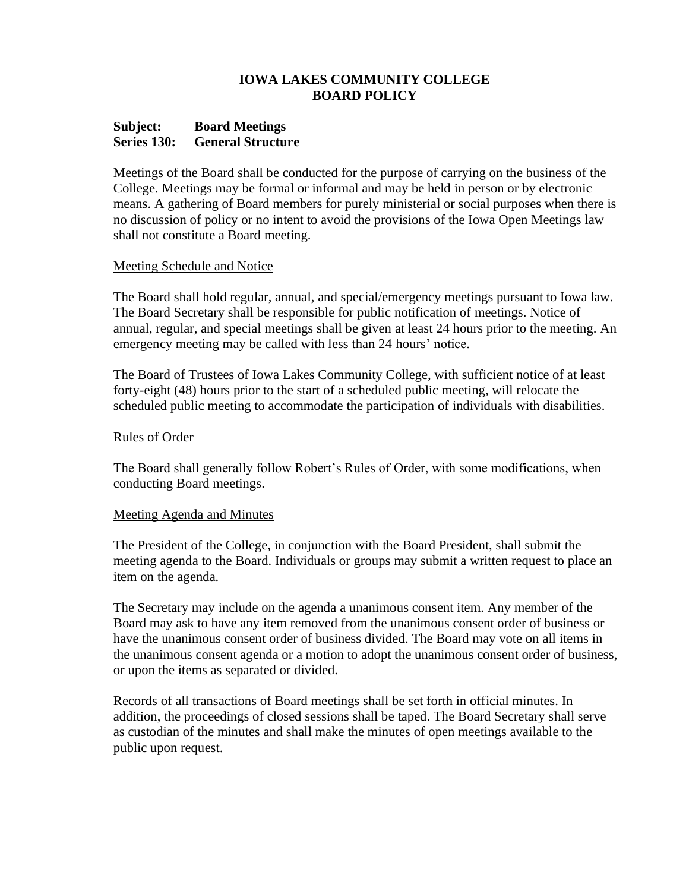# IOWA LAKES COMMUNITY COLLEGE
# BOARD POLICY

**Subject: Board Meetings**
**Series 130: General Structure**

Meetings of the Board shall be conducted for the purpose of carrying on the business of the College. Meetings may be formal or informal and may be held in person or by electronic means. A gathering of Board members for purely ministerial or social purposes when there is no discussion of policy or no intent to avoid the provisions of the Iowa Open Meetings law shall not constitute a Board meeting.

<u>Meeting Schedule and Notice</u>

The Board shall hold regular, annual, and special/emergency meetings pursuant to Iowa law. The Board Secretary shall be responsible for public notification of meetings. Notice of annual, regular, and special meetings shall be given at least 24 hours prior to the meeting. An emergency meeting may be called with less than 24 hours' notice.

The Board of Trustees of Iowa Lakes Community College, with sufficient notice of at least forty-eight (48) hours prior to the start of a scheduled public meeting, will relocate the scheduled public meeting to accommodate the participation of individuals with disabilities.

<u>Rules of Order</u>

The Board shall generally follow Robert's Rules of Order, with some modifications, when conducting Board meetings.

<u>Meeting Agenda and Minutes</u>

The President of the College, in conjunction with the Board President, shall submit the meeting agenda to the Board. Individuals or groups may submit a written request to place an item on the agenda.

The Secretary may include on the agenda a unanimous consent item. Any member of the Board may ask to have any item removed from the unanimous consent order of business or have the unanimous consent order of business divided. The Board may vote on all items in the unanimous consent agenda or a motion to adopt the unanimous consent order of business, or upon the items as separated or divided.

Records of all transactions of Board meetings shall be set forth in official minutes. In addition, the proceedings of closed sessions shall be taped. The Board Secretary shall serve as custodian of the minutes and shall make the minutes of open meetings available to the public upon request.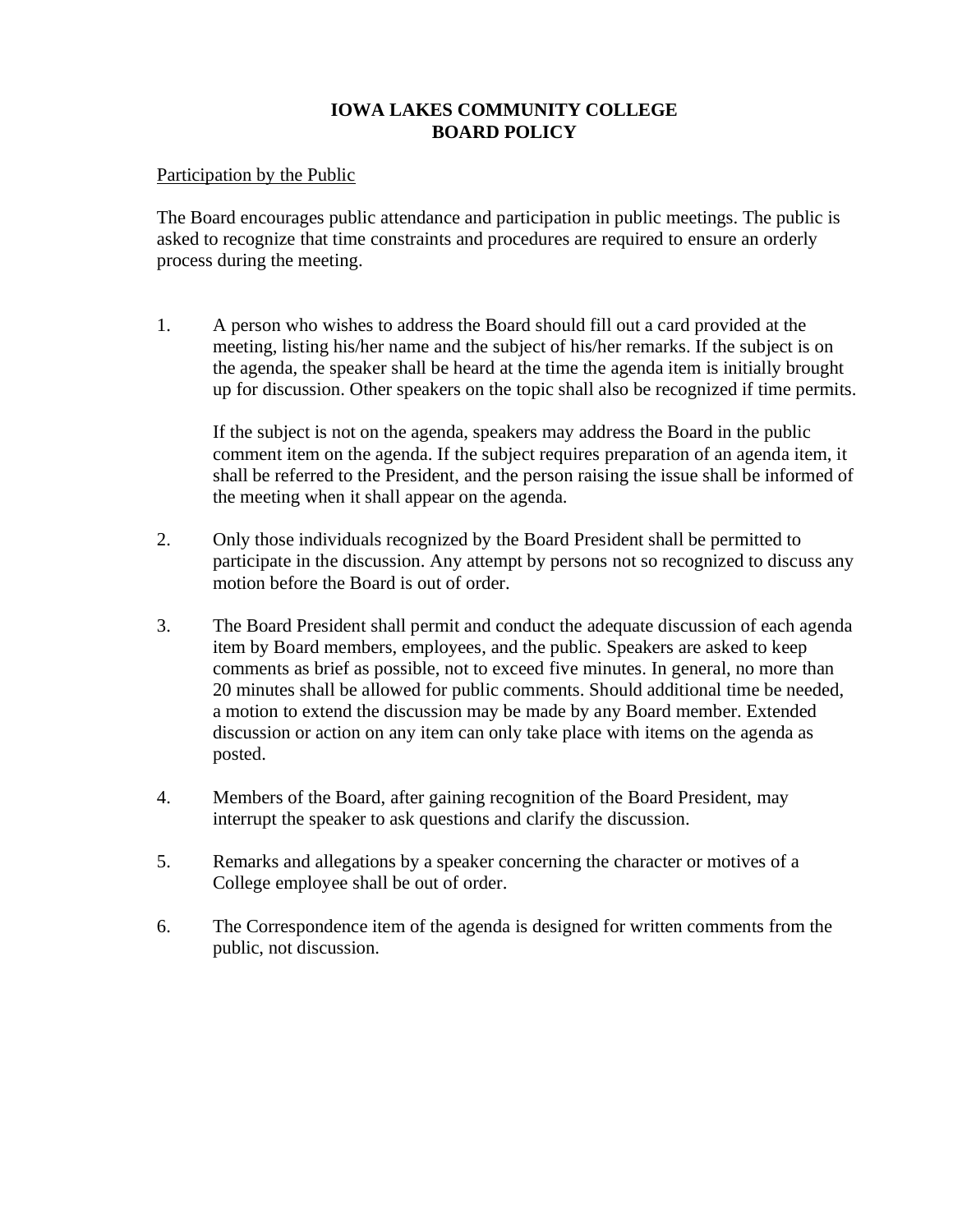# IOWA LAKES COMMUNITY COLLEGE
# BOARD POLICY

<u>Participation by the Public</u>

The Board encourages public attendance and participation in public meetings. The public is asked to recognize that time constraints and procedures are required to ensure an orderly process during the meeting.

1. A person who wishes to address the Board should fill out a card provided at the meeting, listing his/her name and the subject of his/her remarks. If the subject is on the agenda, the speaker shall be heard at the time the agenda item is initially brought up for discussion. Other speakers on the topic shall also be recognized if time permits.

   If the subject is not on the agenda, speakers may address the Board in the public comment item on the agenda. If the subject requires preparation of an agenda item, it shall be referred to the President, and the person raising the issue shall be informed of the meeting when it shall appear on the agenda.

2. Only those individuals recognized by the Board President shall be permitted to participate in the discussion. Any attempt by persons not so recognized to discuss any motion before the Board is out of order.

3. The Board President shall permit and conduct the adequate discussion of each agenda item by Board members, employees, and the public. Speakers are asked to keep comments as brief as possible, not to exceed five minutes. In general, no more than 20 minutes shall be allowed for public comments. Should additional time be needed, a motion to extend the discussion may be made by any Board member. Extended discussion or action on any item can only take place with items on the agenda as posted.

4. Members of the Board, after gaining recognition of the Board President, may interrupt the speaker to ask questions and clarify the discussion.

5. Remarks and allegations by a speaker concerning the character or motives of a College employee shall be out of order.

6. The Correspondence item of the agenda is designed for written comments from the public, not discussion.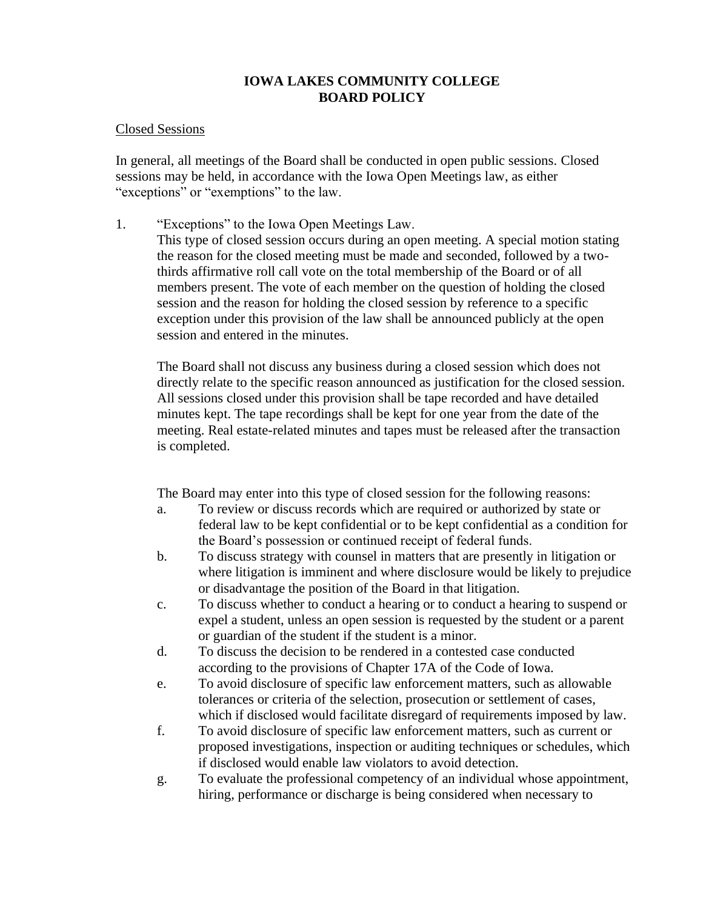**IOWA LAKES COMMUNITY COLLEGE**
**BOARD POLICY**

Closed Sessions

In general, all meetings of the Board shall be conducted in open public sessions. Closed sessions may be held, in accordance with the Iowa Open Meetings law, as either "exceptions" or "exemptions" to the law.

1. "Exceptions" to the Iowa Open Meetings Law.
   This type of closed session occurs during an open meeting. A special motion stating the reason for the closed meeting must be made and seconded, followed by a two-thirds affirmative roll call vote on the total membership of the Board or of all members present. The vote of each member on the question of holding the closed session and the reason for holding the closed session by reference to a specific exception under this provision of the law shall be announced publicly at the open session and entered in the minutes.

   The Board shall not discuss any business during a closed session which does not directly relate to the specific reason announced as justification for the closed session. All sessions closed under this provision shall be tape recorded and have detailed minutes kept. The tape recordings shall be kept for one year from the date of the meeting. Real estate-related minutes and tapes must be released after the transaction is completed.

   The Board may enter into this type of closed session for the following reasons:

   a. To review or discuss records which are required or authorized by state or federal law to be kept confidential or to be kept confidential as a condition for the Board's possession or continued receipt of federal funds.
   b. To discuss strategy with counsel in matters that are presently in litigation or where litigation is imminent and where disclosure would be likely to prejudice or disadvantage the position of the Board in that litigation.
   c. To discuss whether to conduct a hearing or to conduct a hearing to suspend or expel a student, unless an open session is requested by the student or a parent or guardian of the student if the student is a minor.
   d. To discuss the decision to be rendered in a contested case conducted according to the provisions of Chapter 17A of the Code of Iowa.
   e. To avoid disclosure of specific law enforcement matters, such as allowable tolerances or criteria of the selection, prosecution or settlement of cases, which if disclosed would facilitate disregard of requirements imposed by law.
   f. To avoid disclosure of specific law enforcement matters, such as current or proposed investigations, inspection or auditing techniques or schedules, which if disclosed would enable law violators to avoid detection.
   g. To evaluate the professional competency of an individual whose appointment, hiring, performance or discharge is being considered when necessary to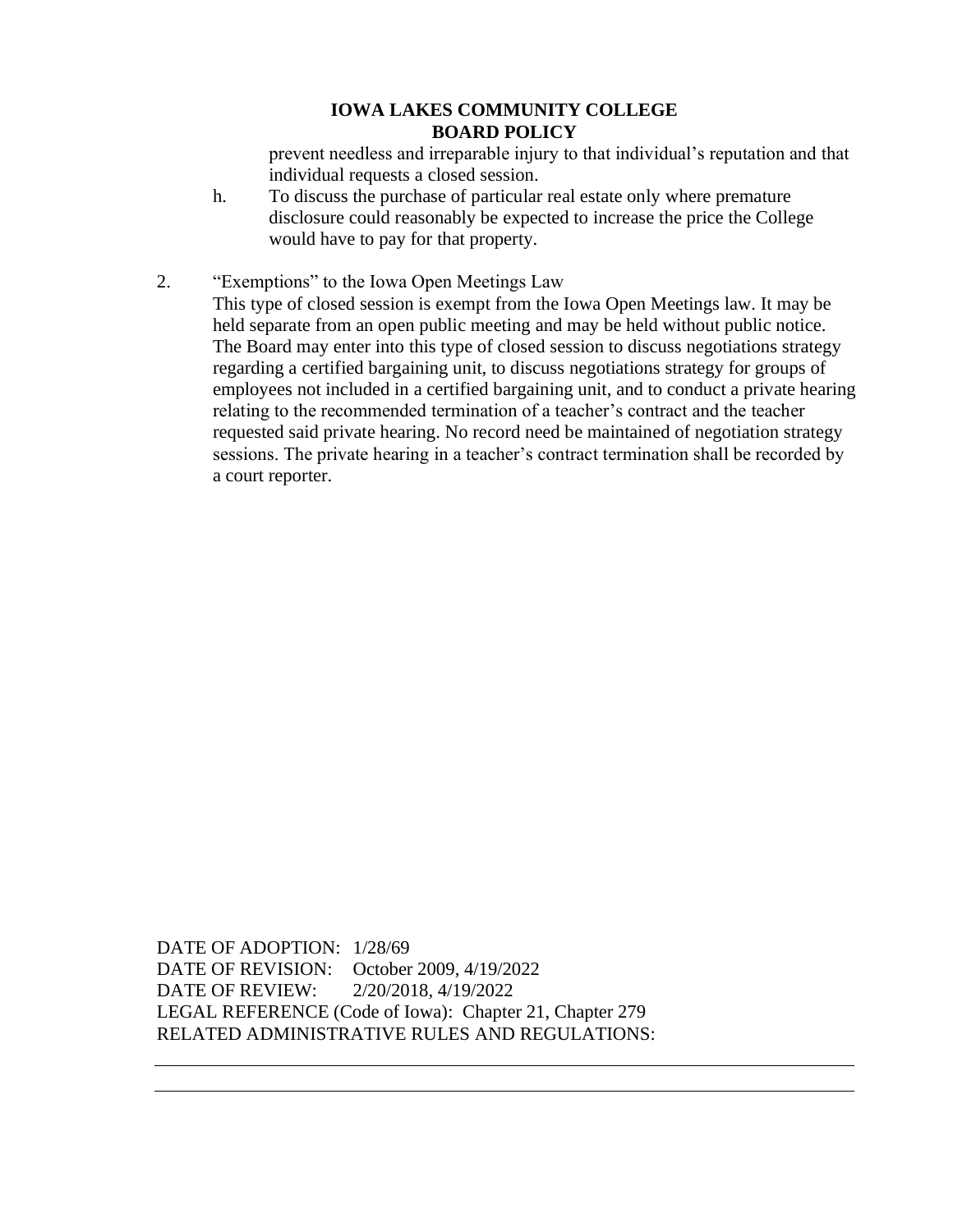prevent needless and irreparable injury to that individual's reputation and that individual requests a closed session.

h. To discuss the purchase of particular real estate only where premature disclosure could reasonably be expected to increase the price the College would have to pay for that property.

2. "Exemptions" to the Iowa Open Meetings Law

   This type of closed session is exempt from the Iowa Open Meetings law. It may be held separate from an open public meeting and may be held without public notice. The Board may enter into this type of closed session to discuss negotiations strategy regarding a certified bargaining unit, to discuss negotiations strategy for groups of employees not included in a certified bargaining unit, and to conduct a private hearing relating to the recommended termination of a teacher's contract and the teacher requested said private hearing. No record need be maintained of negotiation strategy sessions. The private hearing in a teacher's contract termination shall be recorded by a court reporter.

DATE OF ADOPTION: 1/28/69
DATE OF REVISION: October 2009, 4/19/2022
DATE OF REVIEW: 2/20/2018, 4/19/2022
LEGAL REFERENCE (Code of Iowa): Chapter 21, Chapter 279
RELATED ADMINISTRATIVE RULES AND REGULATIONS: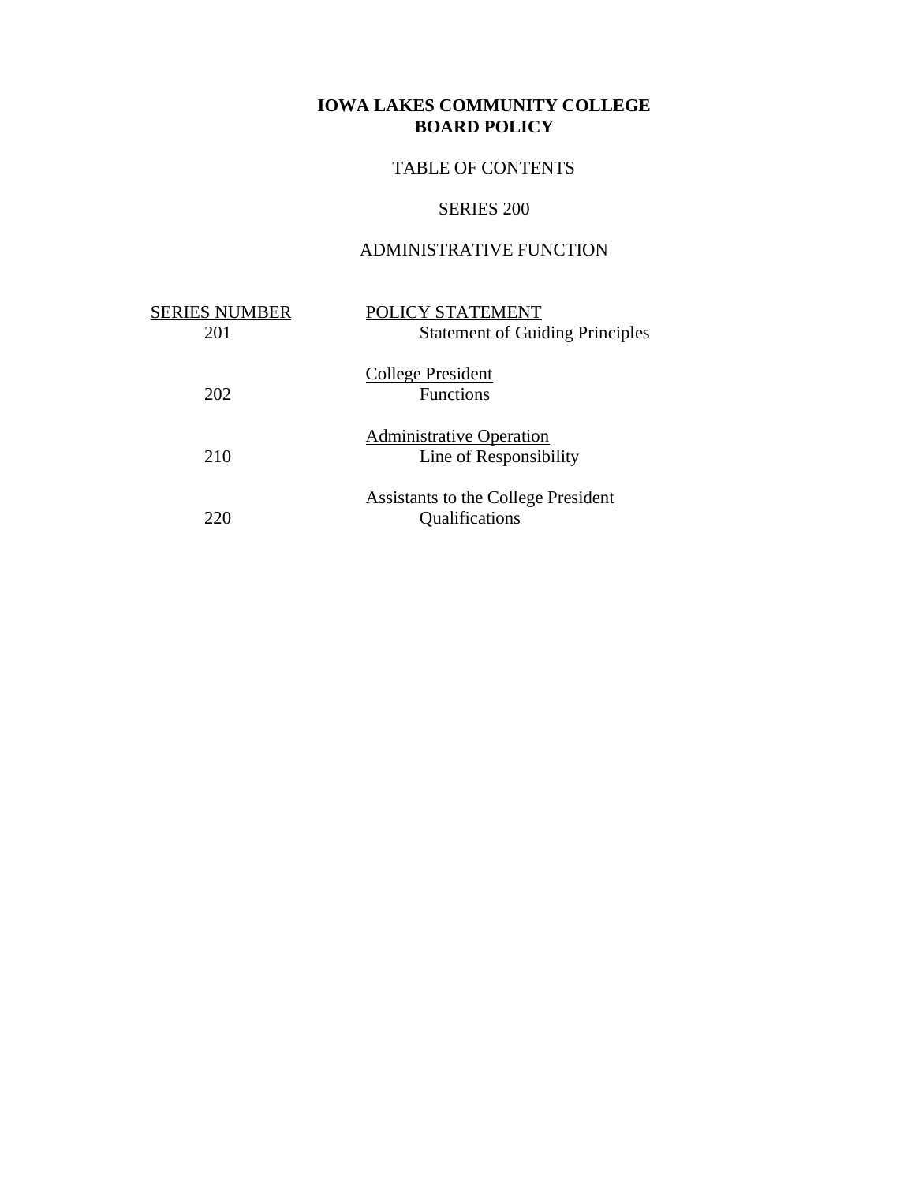# IOWA LAKES COMMUNITY COLLEGE
# BOARD POLICY

TABLE OF CONTENTS

SERIES 200

ADMINISTRATIVE FUNCTION

| SERIES NUMBER | POLICY STATEMENT |
| --- | --- |
| 201 | Statement of Guiding Principles |
| | College President |
| 202 | Functions |
| | Administrative Operation |
| 210 | Line of Responsibility |
| | Assistants to the College President |
| 220 | Qualifications |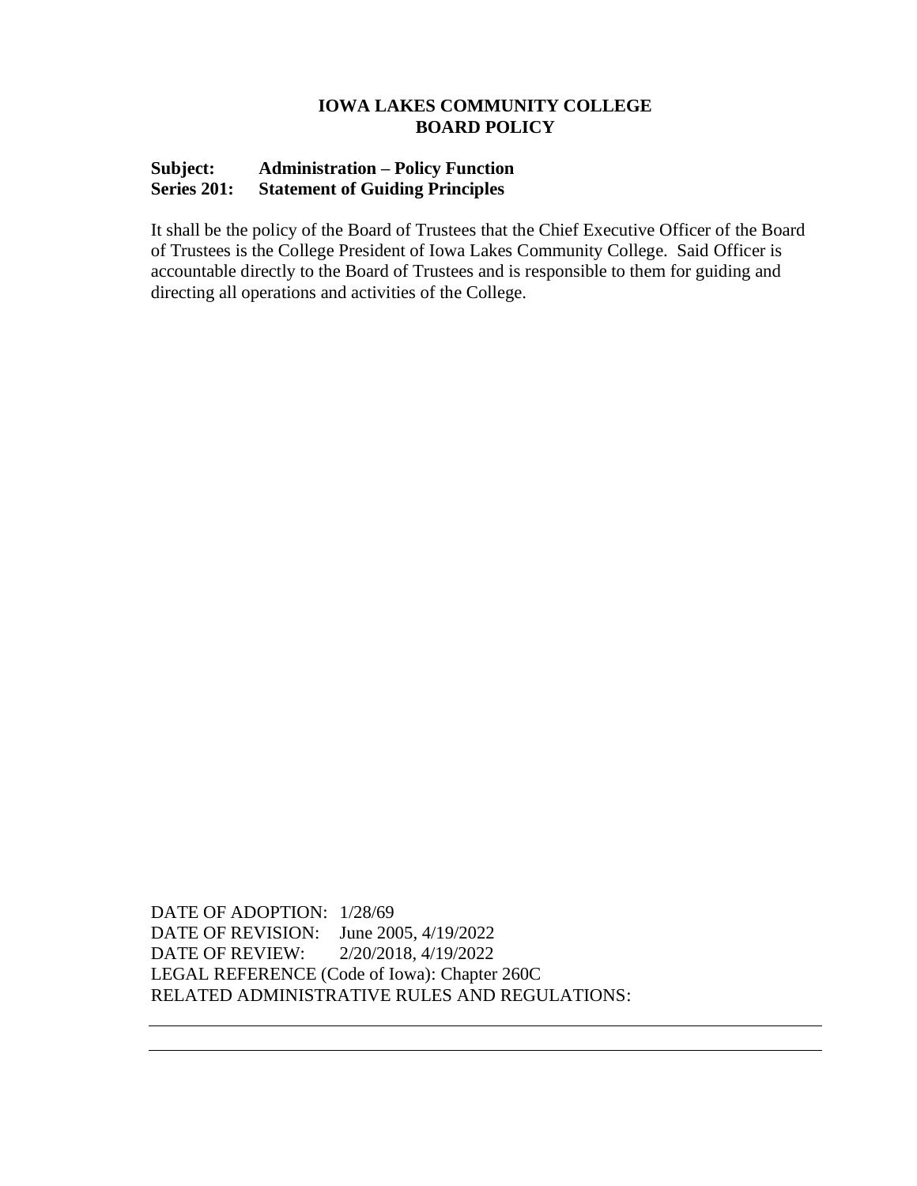**IOWA LAKES COMMUNITY COLLEGE**
**BOARD POLICY**

**Subject: Administration – Policy Function**
**Series 201: Statement of Guiding Principles**

It shall be the policy of the Board of Trustees that the Chief Executive Officer of the Board of Trustees is the College President of Iowa Lakes Community College. Said Officer is accountable directly to the Board of Trustees and is responsible to them for guiding and directing all operations and activities of the College.

DATE OF ADOPTION: 1/28/69
DATE OF REVISION: June 2005, 4/19/2022
DATE OF REVIEW: 2/20/2018, 4/19/2022
LEGAL REFERENCE (Code of Iowa): Chapter 260C
RELATED ADMINISTRATIVE RULES AND REGULATIONS: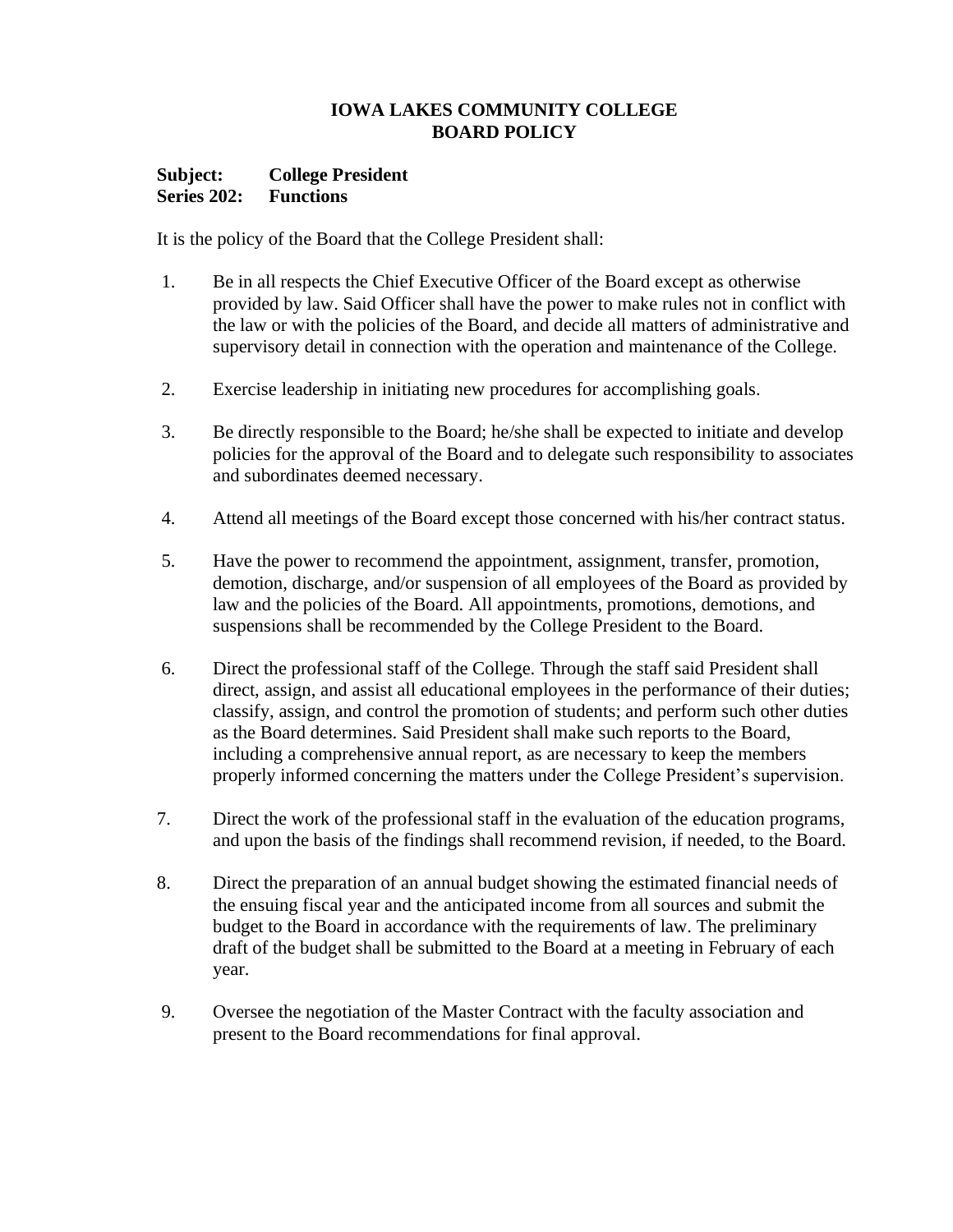# IOWA LAKES COMMUNITY COLLEGE
# BOARD POLICY

**Subject: College President**
**Series 202: Functions**

It is the policy of the Board that the College President shall:

1. Be in all respects the Chief Executive Officer of the Board except as otherwise provided by law. Said Officer shall have the power to make rules not in conflict with the law or with the policies of the Board, and decide all matters of administrative and supervisory detail in connection with the operation and maintenance of the College.

2. Exercise leadership in initiating new procedures for accomplishing goals.

3. Be directly responsible to the Board; he/she shall be expected to initiate and develop policies for the approval of the Board and to delegate such responsibility to associates and subordinates deemed necessary.

4. Attend all meetings of the Board except those concerned with his/her contract status.

5. Have the power to recommend the appointment, assignment, transfer, promotion, demotion, discharge, and/or suspension of all employees of the Board as provided by law and the policies of the Board. All appointments, promotions, demotions, and suspensions shall be recommended by the College President to the Board.

6. Direct the professional staff of the College. Through the staff said President shall direct, assign, and assist all educational employees in the performance of their duties; classify, assign, and control the promotion of students; and perform such other duties as the Board determines. Said President shall make such reports to the Board, including a comprehensive annual report, as are necessary to keep the members properly informed concerning the matters under the College President's supervision.

7. Direct the work of the professional staff in the evaluation of the education programs, and upon the basis of the findings shall recommend revision, if needed, to the Board.

8. Direct the preparation of an annual budget showing the estimated financial needs of the ensuing fiscal year and the anticipated income from all sources and submit the budget to the Board in accordance with the requirements of law. The preliminary draft of the budget shall be submitted to the Board at a meeting in February of each year.

9. Oversee the negotiation of the Master Contract with the faculty association and present to the Board recommendations for final approval.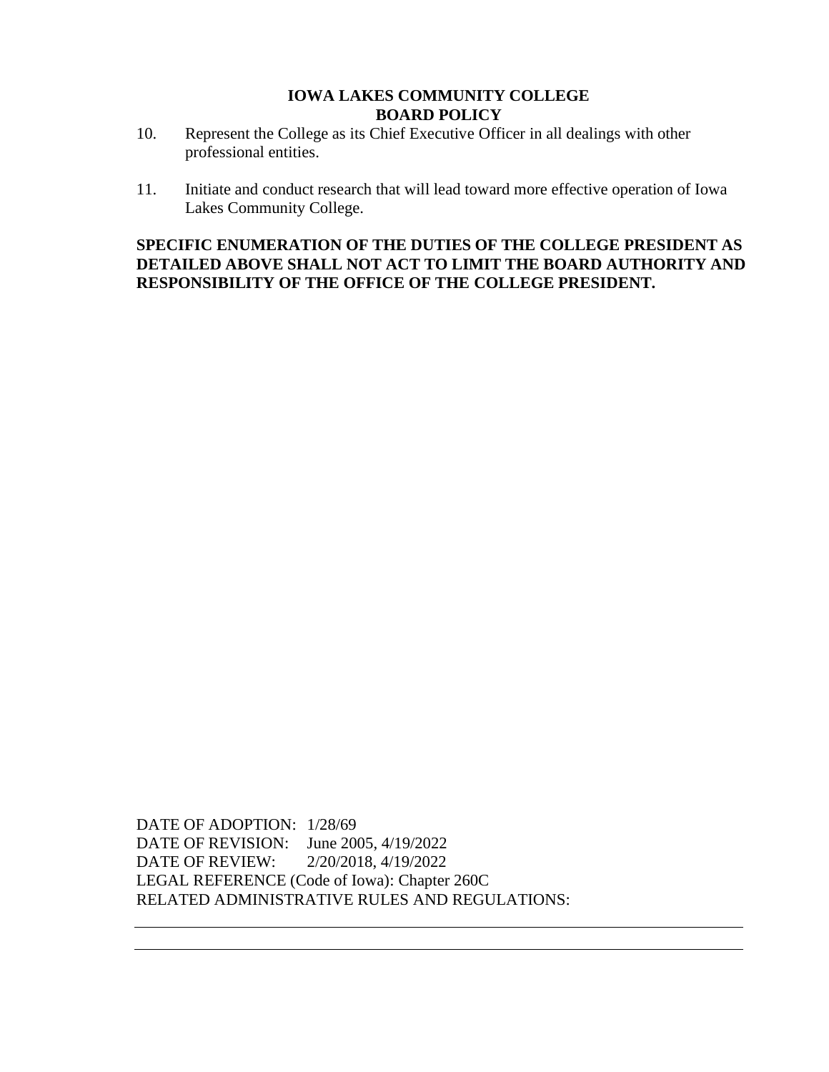10. Represent the College as its Chief Executive Officer in all dealings with other professional entities.

11. Initiate and conduct research that will lead toward more effective operation of Iowa Lakes Community College.

**SPECIFIC ENUMERATION OF THE DUTIES OF THE COLLEGE PRESIDENT AS DETAILED ABOVE SHALL NOT ACT TO LIMIT THE BOARD AUTHORITY AND RESPONSIBILITY OF THE OFFICE OF THE COLLEGE PRESIDENT.**

DATE OF ADOPTION: 1/28/69
DATE OF REVISION: June 2005, 4/19/2022
DATE OF REVIEW: 2/20/2018, 4/19/2022
LEGAL REFERENCE (Code of Iowa): Chapter 260C
RELATED ADMINISTRATIVE RULES AND REGULATIONS: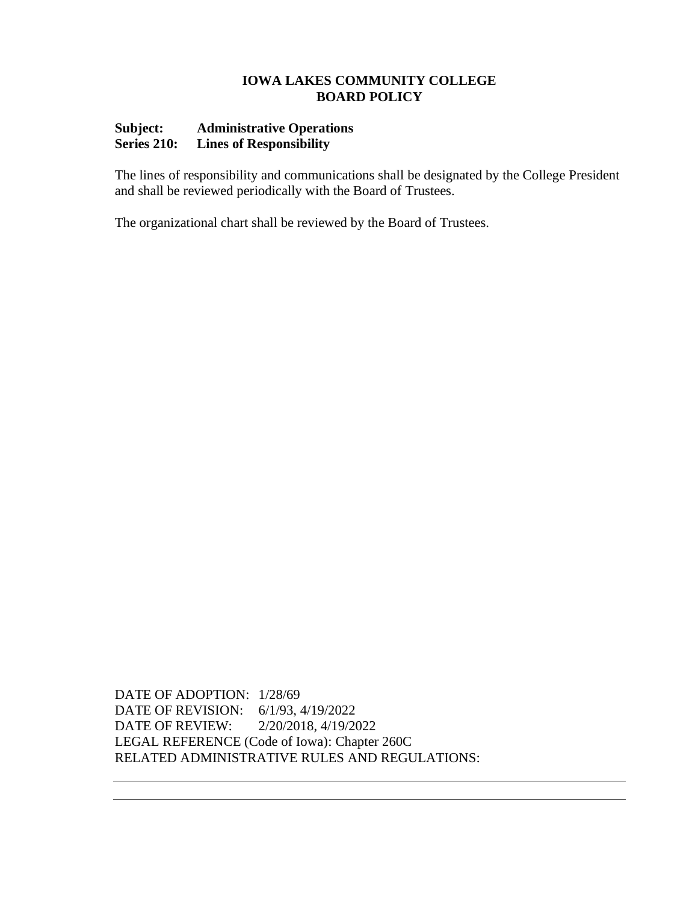**IOWA LAKES COMMUNITY COLLEGE**
**BOARD POLICY**

**Subject: Administrative Operations**
**Series 210: Lines of Responsibility**

The lines of responsibility and communications shall be designated by the College President and shall be reviewed periodically with the Board of Trustees.

The organizational chart shall be reviewed by the Board of Trustees.

DATE OF ADOPTION: 1/28/69
DATE OF REVISION: 6/1/93, 4/19/2022
DATE OF REVIEW: 2/20/2018, 4/19/2022
LEGAL REFERENCE (Code of Iowa): Chapter 260C
RELATED ADMINISTRATIVE RULES AND REGULATIONS: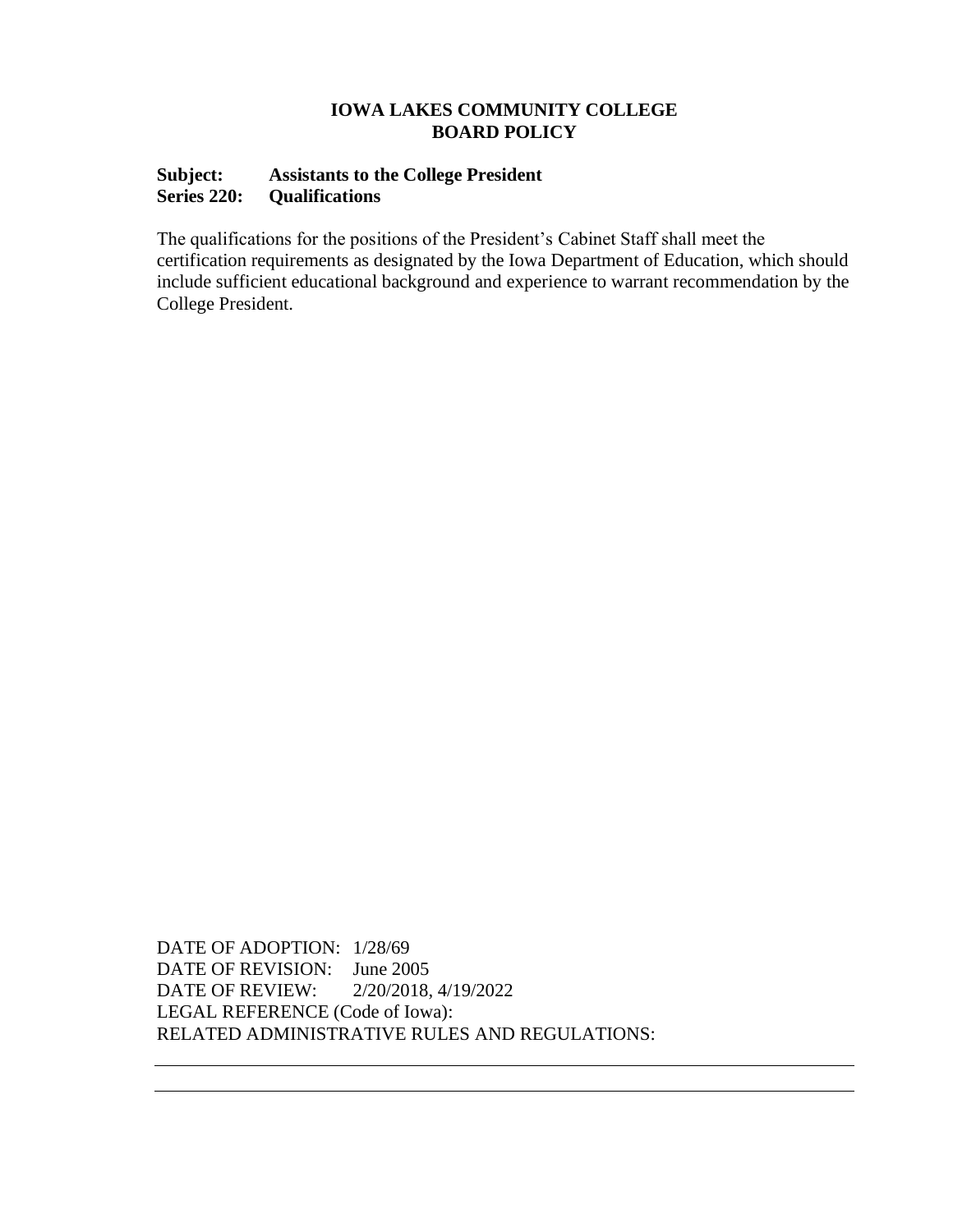**IOWA LAKES COMMUNITY COLLEGE**
**BOARD POLICY**

**Subject: Assistants to the College President**
**Series 220: Qualifications**

The qualifications for the positions of the President's Cabinet Staff shall meet the certification requirements as designated by the Iowa Department of Education, which should include sufficient educational background and experience to warrant recommendation by the College President.

DATE OF ADOPTION: 1/28/69
DATE OF REVISION: June 2005
DATE OF REVIEW: 2/20/2018, 4/19/2022
LEGAL REFERENCE (Code of Iowa):
RELATED ADMINISTRATIVE RULES AND REGULATIONS: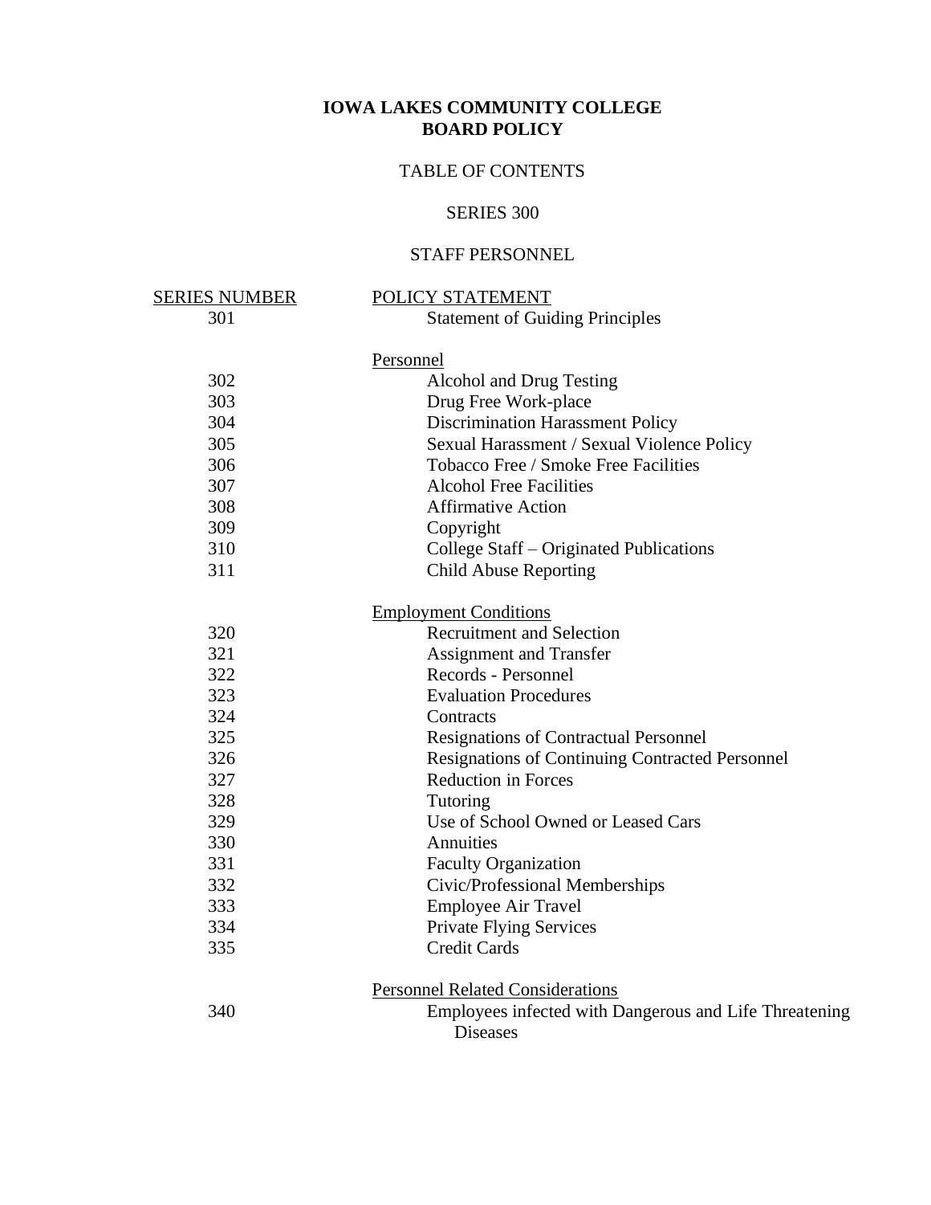# IOWA LAKES COMMUNITY COLLEGE
# BOARD POLICY

## TABLE OF CONTENTS

## SERIES 300

## STAFF PERSONNEL

| SERIES NUMBER | POLICY STATEMENT |
|---|---|
| 301 | Statement of Guiding Principles |
| | Personnel |
| 302 | Alcohol and Drug Testing |
| 303 | Drug Free Work-place |
| 304 | Discrimination Harassment Policy |
| 305 | Sexual Harassment / Sexual Violence Policy |
| 306 | Tobacco Free / Smoke Free Facilities |
| 307 | Alcohol Free Facilities |
| 308 | Affirmative Action |
| 309 | Copyright |
| 310 | College Staff – Originated Publications |
| 311 | Child Abuse Reporting |
| | Employment Conditions |
| 320 | Recruitment and Selection |
| 321 | Assignment and Transfer |
| 322 | Records - Personnel |
| 323 | Evaluation Procedures |
| 324 | Contracts |
| 325 | Resignations of Contractual Personnel |
| 326 | Resignations of Continuing Contracted Personnel |
| 327 | Reduction in Forces |
| 328 | Tutoring |
| 329 | Use of School Owned or Leased Cars |
| 330 | Annuities |
| 331 | Faculty Organization |
| 332 | Civic/Professional Memberships |
| 333 | Employee Air Travel |
| 334 | Private Flying Services |
| 335 | Credit Cards |
| | Personnel Related Considerations |
| 340 | Employees infected with Dangerous and Life Threatening Diseases |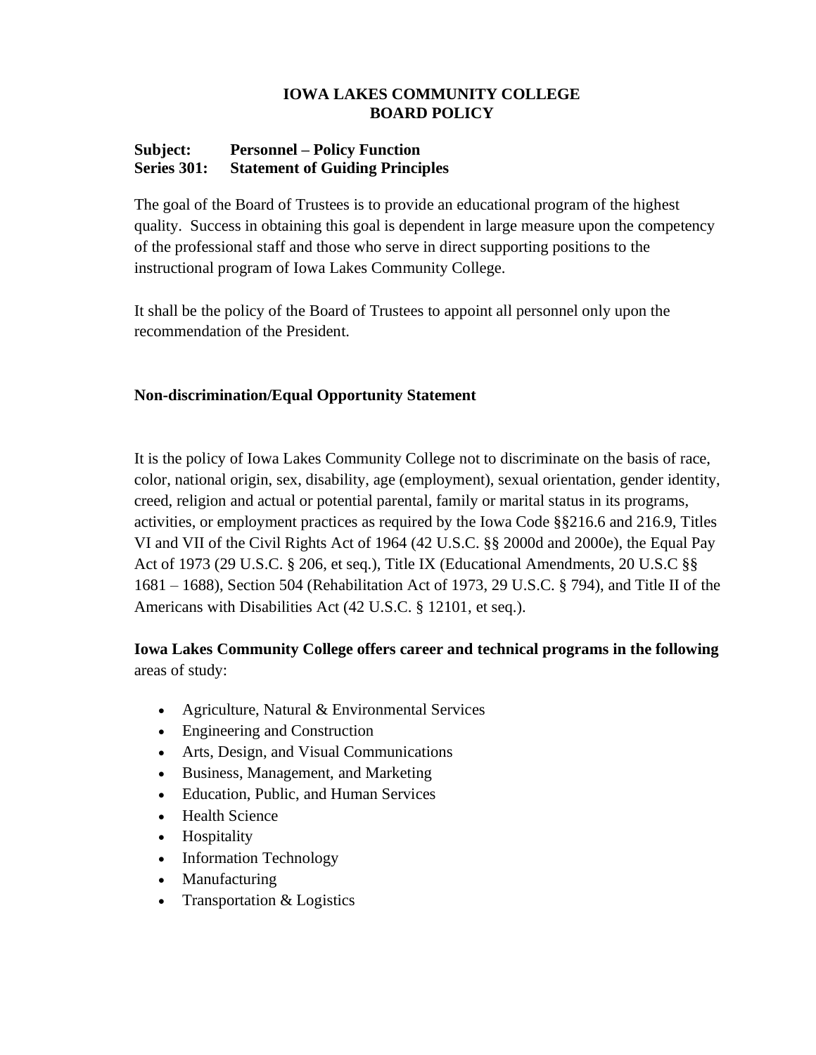# IOWA LAKES COMMUNITY COLLEGE
# BOARD POLICY

**Subject: Personnel – Policy Function**
**Series 301: Statement of Guiding Principles**

The goal of the Board of Trustees is to provide an educational program of the highest quality. Success in obtaining this goal is dependent in large measure upon the competency of the professional staff and those who serve in direct supporting positions to the instructional program of Iowa Lakes Community College.

It shall be the policy of the Board of Trustees to appoint all personnel only upon the recommendation of the President.

**Non-discrimination/Equal Opportunity Statement**

It is the policy of Iowa Lakes Community College not to discriminate on the basis of race, color, national origin, sex, disability, age (employment), sexual orientation, gender identity, creed, religion and actual or potential parental, family or marital status in its programs, activities, or employment practices as required by the Iowa Code §§216.6 and 216.9, Titles VI and VII of the Civil Rights Act of 1964 (42 U.S.C. §§ 2000d and 2000e), the Equal Pay Act of 1973 (29 U.S.C. § 206, et seq.), Title IX (Educational Amendments, 20 U.S.C §§ 1681 – 1688), Section 504 (Rehabilitation Act of 1973, 29 U.S.C. § 794), and Title II of the Americans with Disabilities Act (42 U.S.C. § 12101, et seq.).

**Iowa Lakes Community College offers career and technical programs in the following** areas of study:

- Agriculture, Natural & Environmental Services
- Engineering and Construction
- Arts, Design, and Visual Communications
- Business, Management, and Marketing
- Education, Public, and Human Services
- Health Science
- Hospitality
- Information Technology
- Manufacturing
- Transportation & Logistics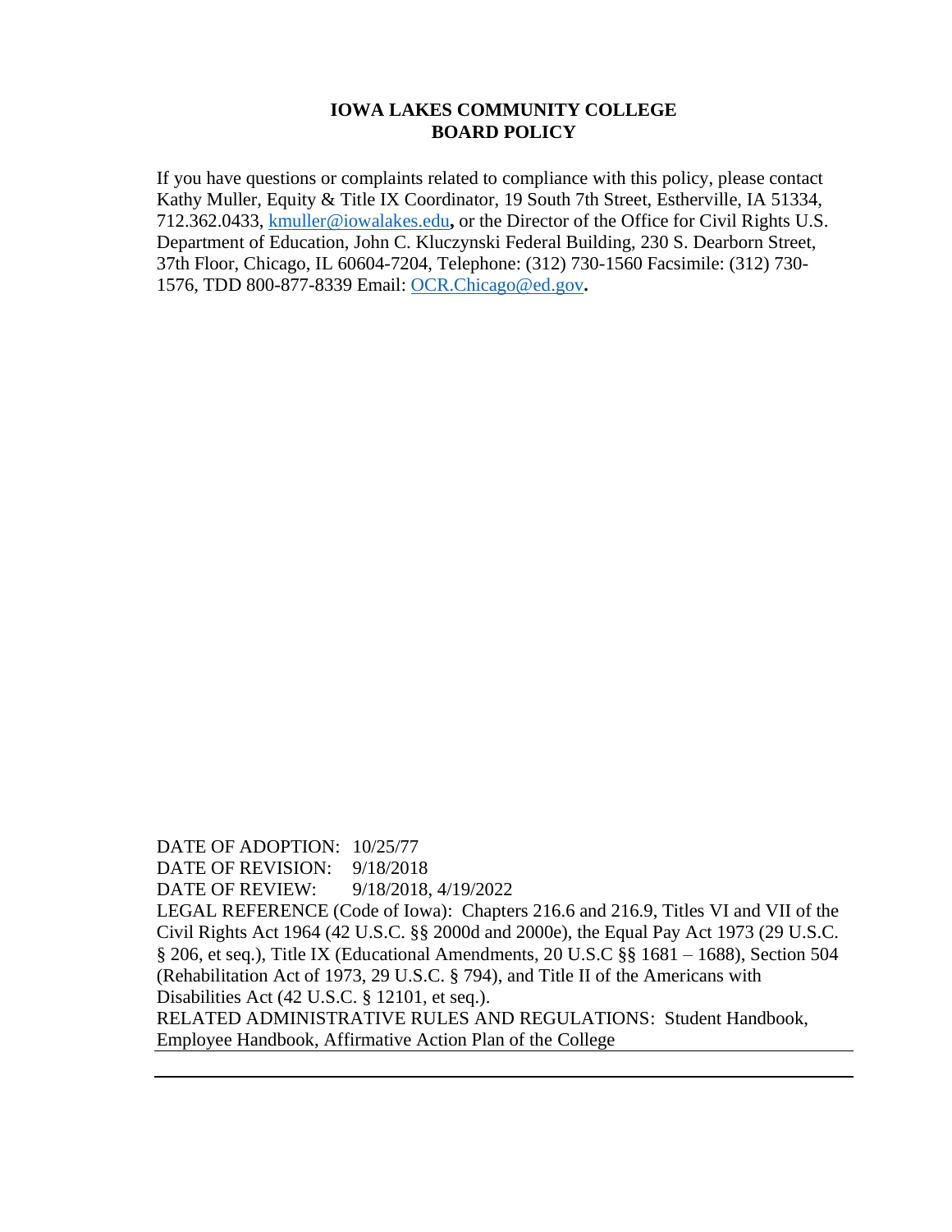**IOWA LAKES COMMUNITY COLLEGE**
**BOARD POLICY**

If you have questions or complaints related to compliance with this policy, please contact Kathy Muller, Equity & Title IX Coordinator, 19 South 7th Street, Estherville, IA 51334, 712.362.0433, kmuller@iowalakes.edu**,** or the Director of the Office for Civil Rights U.S. Department of Education, John C. Kluczynski Federal Building, 230 S. Dearborn Street, 37th Floor, Chicago, IL 60604-7204, Telephone: (312) 730-1560 Facsimile: (312) 730-1576, TDD 800-877-8339 Email: OCR.Chicago@ed.gov**.**

DATE OF ADOPTION: 10/25/77
DATE OF REVISION: 9/18/2018
DATE OF REVIEW: 9/18/2018, 4/19/2022
LEGAL REFERENCE (Code of Iowa): Chapters 216.6 and 216.9, Titles VI and VII of the Civil Rights Act 1964 (42 U.S.C. §§ 2000d and 2000e), the Equal Pay Act 1973 (29 U.S.C. § 206, et seq.), Title IX (Educational Amendments, 20 U.S.C §§ 1681 – 1688), Section 504 (Rehabilitation Act of 1973, 29 U.S.C. § 794), and Title II of the Americans with Disabilities Act (42 U.S.C. § 12101, et seq.).
RELATED ADMINISTRATIVE RULES AND REGULATIONS: Student Handbook, Employee Handbook, Affirmative Action Plan of the College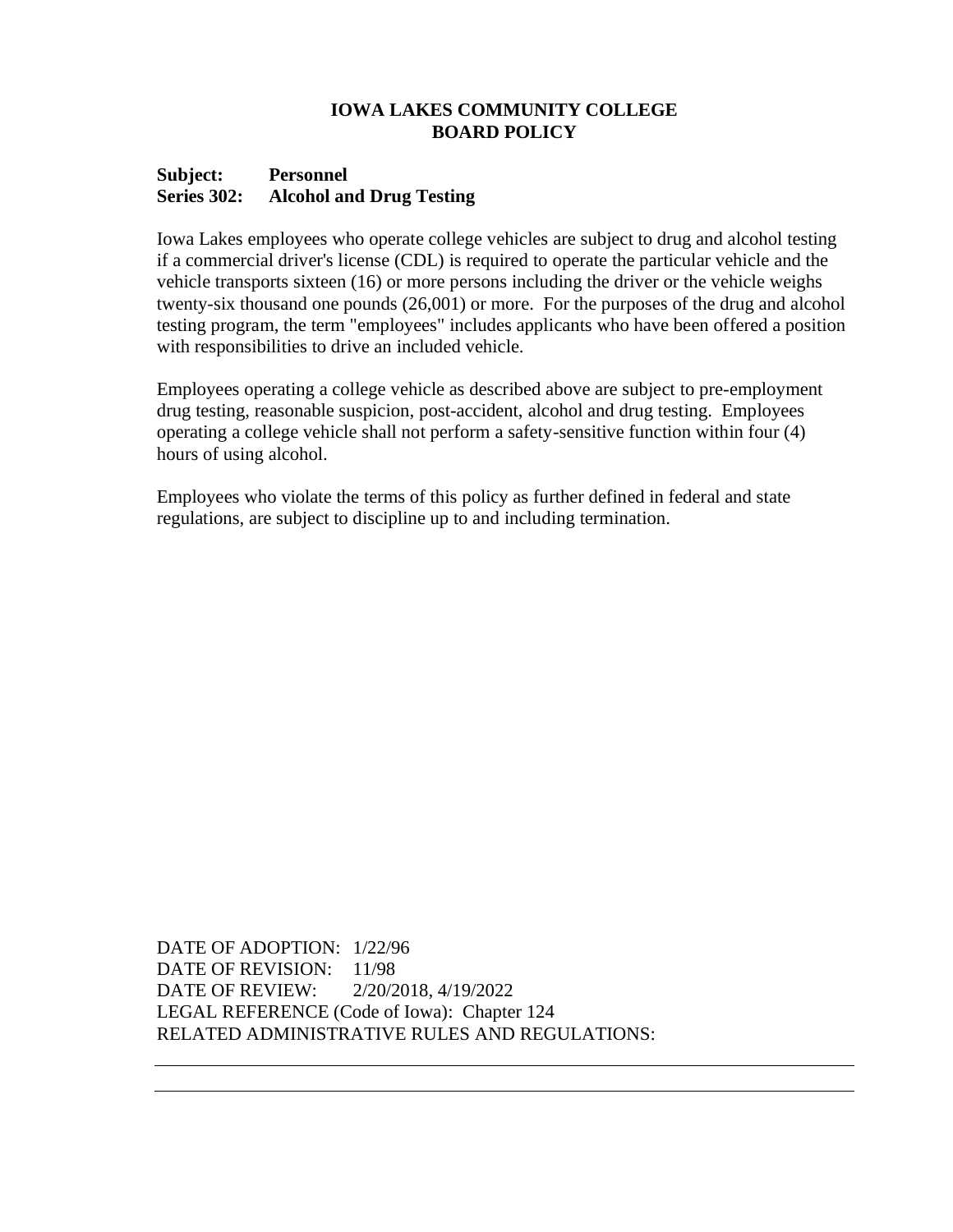# IOWA LAKES COMMUNITY COLLEGE
# BOARD POLICY

**Subject: Personnel**
**Series 302: Alcohol and Drug Testing**

Iowa Lakes employees who operate college vehicles are subject to drug and alcohol testing if a commercial driver's license (CDL) is required to operate the particular vehicle and the vehicle transports sixteen (16) or more persons including the driver or the vehicle weighs twenty-six thousand one pounds (26,001) or more. For the purposes of the drug and alcohol testing program, the term "employees" includes applicants who have been offered a position with responsibilities to drive an included vehicle.

Employees operating a college vehicle as described above are subject to pre-employment drug testing, reasonable suspicion, post-accident, alcohol and drug testing. Employees operating a college vehicle shall not perform a safety-sensitive function within four (4) hours of using alcohol.

Employees who violate the terms of this policy as further defined in federal and state regulations, are subject to discipline up to and including termination.

DATE OF ADOPTION: 1/22/96
DATE OF REVISION: 11/98
DATE OF REVIEW: 2/20/2018, 4/19/2022
LEGAL REFERENCE (Code of Iowa): Chapter 124
RELATED ADMINISTRATIVE RULES AND REGULATIONS: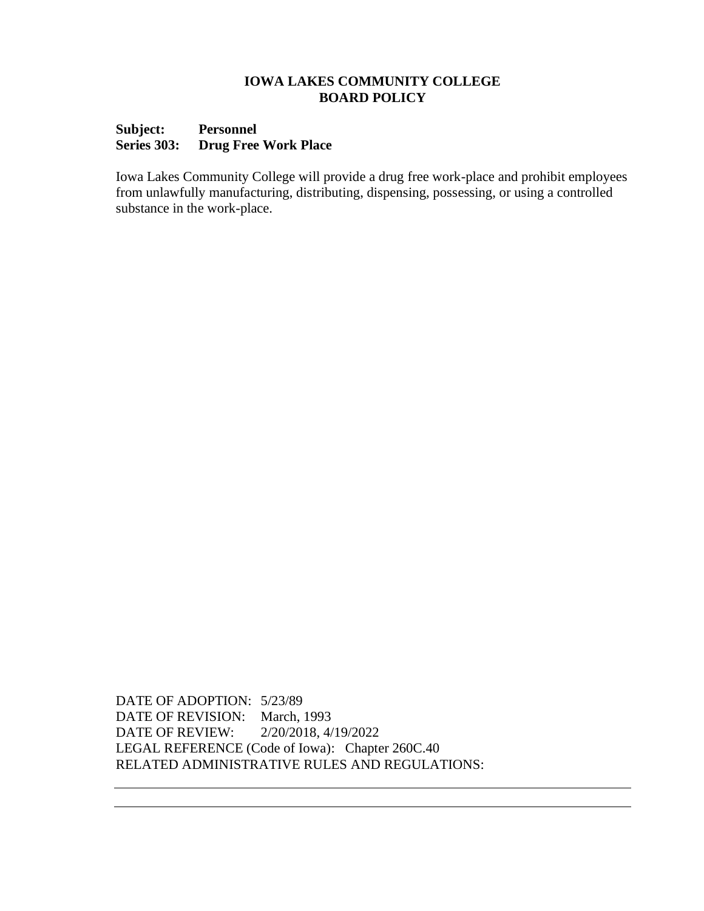# IOWA LAKES COMMUNITY COLLEGE
# BOARD POLICY

**Subject: Personnel**
**Series 303: Drug Free Work Place**

Iowa Lakes Community College will provide a drug free work-place and prohibit employees from unlawfully manufacturing, distributing, dispensing, possessing, or using a controlled substance in the work-place.

DATE OF ADOPTION: 5/23/89
DATE OF REVISION: March, 1993
DATE OF REVIEW: 2/20/2018, 4/19/2022
LEGAL REFERENCE (Code of Iowa): Chapter 260C.40
RELATED ADMINISTRATIVE RULES AND REGULATIONS: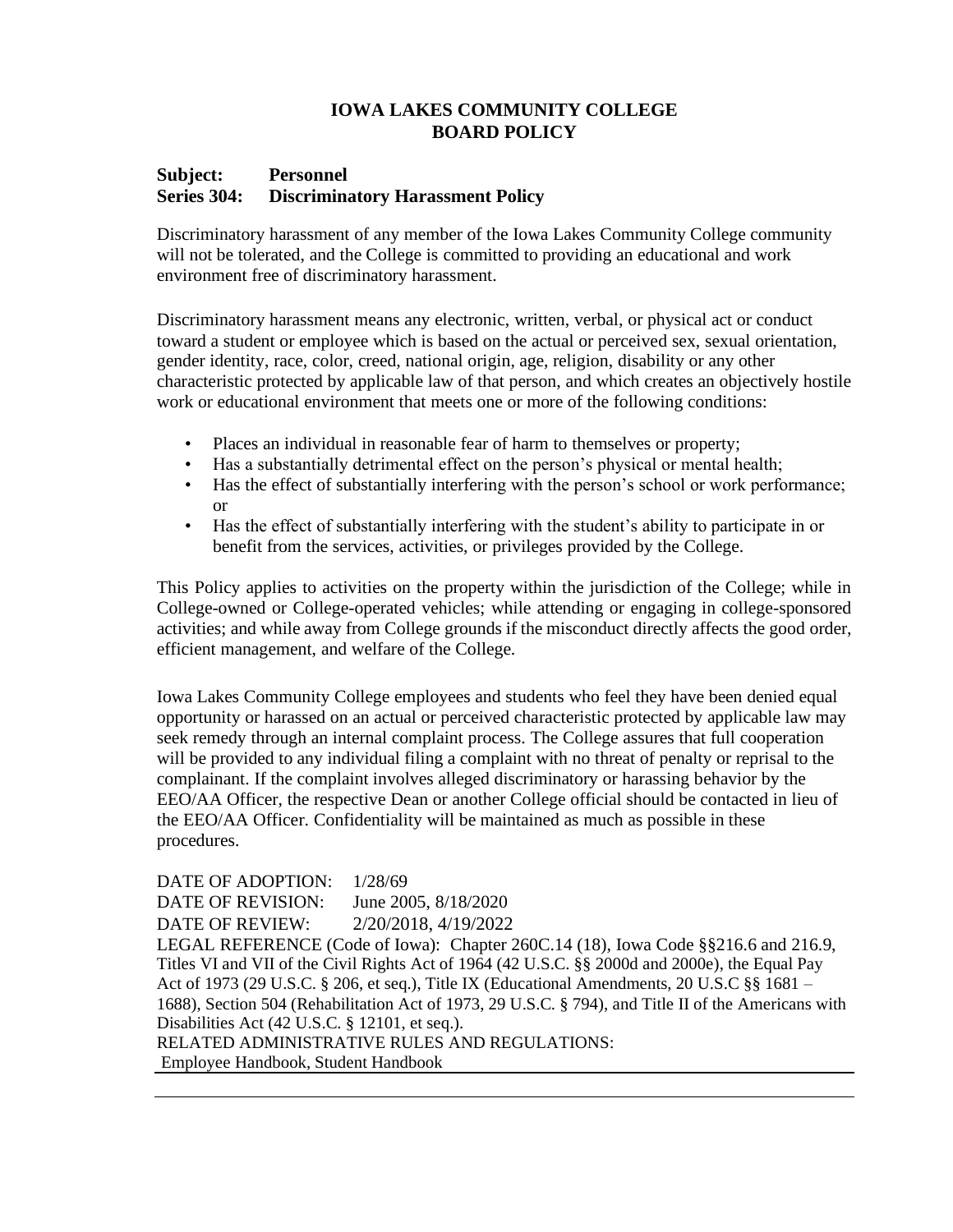# IOWA LAKES COMMUNITY COLLEGE
# BOARD POLICY

**Subject: Personnel**
**Series 304: Discriminatory Harassment Policy**

Discriminatory harassment of any member of the Iowa Lakes Community College community will not be tolerated, and the College is committed to providing an educational and work environment free of discriminatory harassment.

Discriminatory harassment means any electronic, written, verbal, or physical act or conduct toward a student or employee which is based on the actual or perceived sex, sexual orientation, gender identity, race, color, creed, national origin, age, religion, disability or any other characteristic protected by applicable law of that person, and which creates an objectively hostile work or educational environment that meets one or more of the following conditions:

- Places an individual in reasonable fear of harm to themselves or property;
- Has a substantially detrimental effect on the person's physical or mental health;
- Has the effect of substantially interfering with the person's school or work performance; or
- Has the effect of substantially interfering with the student's ability to participate in or benefit from the services, activities, or privileges provided by the College.

This Policy applies to activities on the property within the jurisdiction of the College; while in College-owned or College-operated vehicles; while attending or engaging in college-sponsored activities; and while away from College grounds if the misconduct directly affects the good order, efficient management, and welfare of the College.

Iowa Lakes Community College employees and students who feel they have been denied equal opportunity or harassed on an actual or perceived characteristic protected by applicable law may seek remedy through an internal complaint process. The College assures that full cooperation will be provided to any individual filing a complaint with no threat of penalty or reprisal to the complainant. If the complaint involves alleged discriminatory or harassing behavior by the EEO/AA Officer, the respective Dean or another College official should be contacted in lieu of the EEO/AA Officer. Confidentiality will be maintained as much as possible in these procedures.

DATE OF ADOPTION: 1/28/69
DATE OF REVISION: June 2005, 8/18/2020
DATE OF REVIEW: 2/20/2018, 4/19/2022
LEGAL REFERENCE (Code of Iowa): Chapter 260C.14 (18), Iowa Code §§216.6 and 216.9, Titles VI and VII of the Civil Rights Act of 1964 (42 U.S.C. §§ 2000d and 2000e), the Equal Pay Act of 1973 (29 U.S.C. § 206, et seq.), Title IX (Educational Amendments, 20 U.S.C §§ 1681 – 1688), Section 504 (Rehabilitation Act of 1973, 29 U.S.C. § 794), and Title II of the Americans with Disabilities Act (42 U.S.C. § 12101, et seq.).
RELATED ADMINISTRATIVE RULES AND REGULATIONS:
Employee Handbook, Student Handbook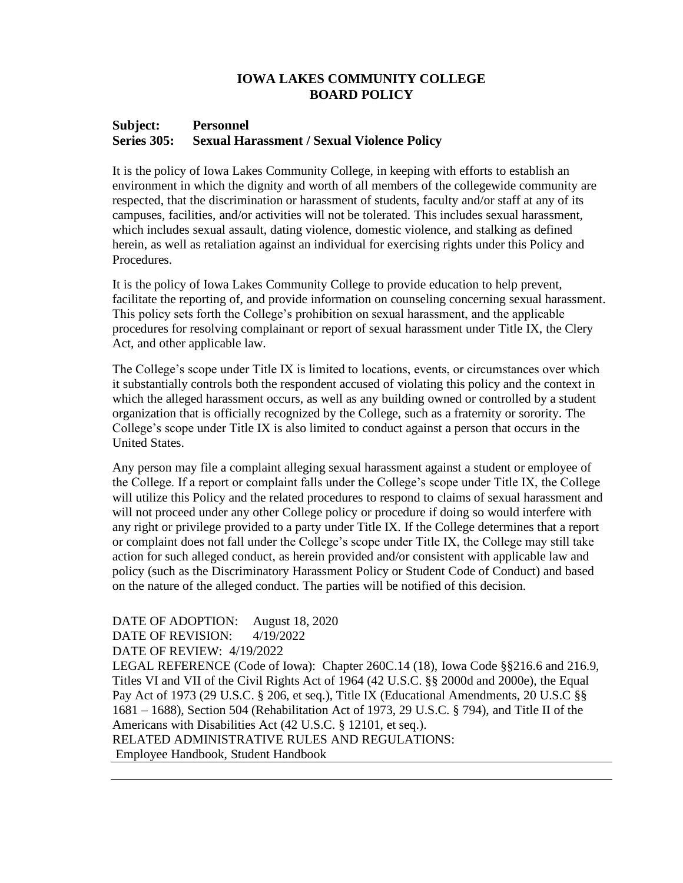# IOWA LAKES COMMUNITY COLLEGE
# BOARD POLICY

**Subject: Personnel**
**Series 305: Sexual Harassment / Sexual Violence Policy**

It is the policy of Iowa Lakes Community College, in keeping with efforts to establish an environment in which the dignity and worth of all members of the collegewide community are respected, that the discrimination or harassment of students, faculty and/or staff at any of its campuses, facilities, and/or activities will not be tolerated. This includes sexual harassment, which includes sexual assault, dating violence, domestic violence, and stalking as defined herein, as well as retaliation against an individual for exercising rights under this Policy and Procedures.

It is the policy of Iowa Lakes Community College to provide education to help prevent, facilitate the reporting of, and provide information on counseling concerning sexual harassment. This policy sets forth the College's prohibition on sexual harassment, and the applicable procedures for resolving complainant or report of sexual harassment under Title IX, the Clery Act, and other applicable law.

The College's scope under Title IX is limited to locations, events, or circumstances over which it substantially controls both the respondent accused of violating this policy and the context in which the alleged harassment occurs, as well as any building owned or controlled by a student organization that is officially recognized by the College, such as a fraternity or sorority. The College's scope under Title IX is also limited to conduct against a person that occurs in the United States.

Any person may file a complaint alleging sexual harassment against a student or employee of the College. If a report or complaint falls under the College's scope under Title IX, the College will utilize this Policy and the related procedures to respond to claims of sexual harassment and will not proceed under any other College policy or procedure if doing so would interfere with any right or privilege provided to a party under Title IX. If the College determines that a report or complaint does not fall under the College's scope under Title IX, the College may still take action for such alleged conduct, as herein provided and/or consistent with applicable law and policy (such as the Discriminatory Harassment Policy or Student Code of Conduct) and based on the nature of the alleged conduct. The parties will be notified of this decision.

DATE OF ADOPTION: August 18, 2020
DATE OF REVISION: 4/19/2022
DATE OF REVIEW: 4/19/2022
LEGAL REFERENCE (Code of Iowa): Chapter 260C.14 (18), Iowa Code §§216.6 and 216.9, Titles VI and VII of the Civil Rights Act of 1964 (42 U.S.C. §§ 2000d and 2000e), the Equal Pay Act of 1973 (29 U.S.C. § 206, et seq.), Title IX (Educational Amendments, 20 U.S.C §§ 1681 – 1688), Section 504 (Rehabilitation Act of 1973, 29 U.S.C. § 794), and Title II of the Americans with Disabilities Act (42 U.S.C. § 12101, et seq.).
RELATED ADMINISTRATIVE RULES AND REGULATIONS:
Employee Handbook, Student Handbook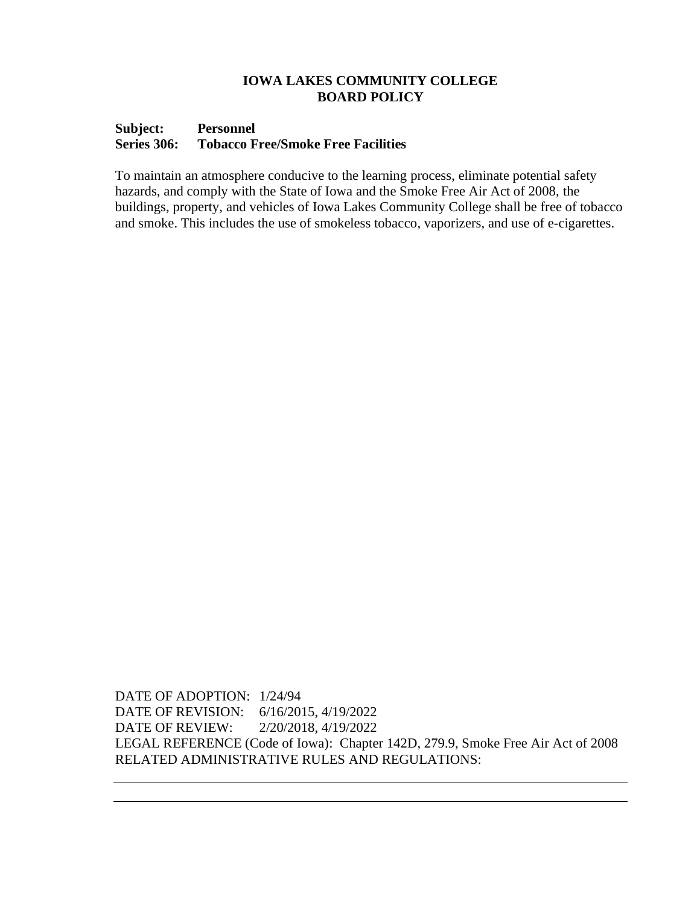**IOWA LAKES COMMUNITY COLLEGE**
**BOARD POLICY**

**Subject: Personnel**
**Series 306: Tobacco Free/Smoke Free Facilities**

To maintain an atmosphere conducive to the learning process, eliminate potential safety hazards, and comply with the State of Iowa and the Smoke Free Air Act of 2008, the buildings, property, and vehicles of Iowa Lakes Community College shall be free of tobacco and smoke. This includes the use of smokeless tobacco, vaporizers, and use of e-cigarettes.

DATE OF ADOPTION: 1/24/94
DATE OF REVISION: 6/16/2015, 4/19/2022
DATE OF REVIEW: 2/20/2018, 4/19/2022
LEGAL REFERENCE (Code of Iowa): Chapter 142D, 279.9, Smoke Free Air Act of 2008
RELATED ADMINISTRATIVE RULES AND REGULATIONS: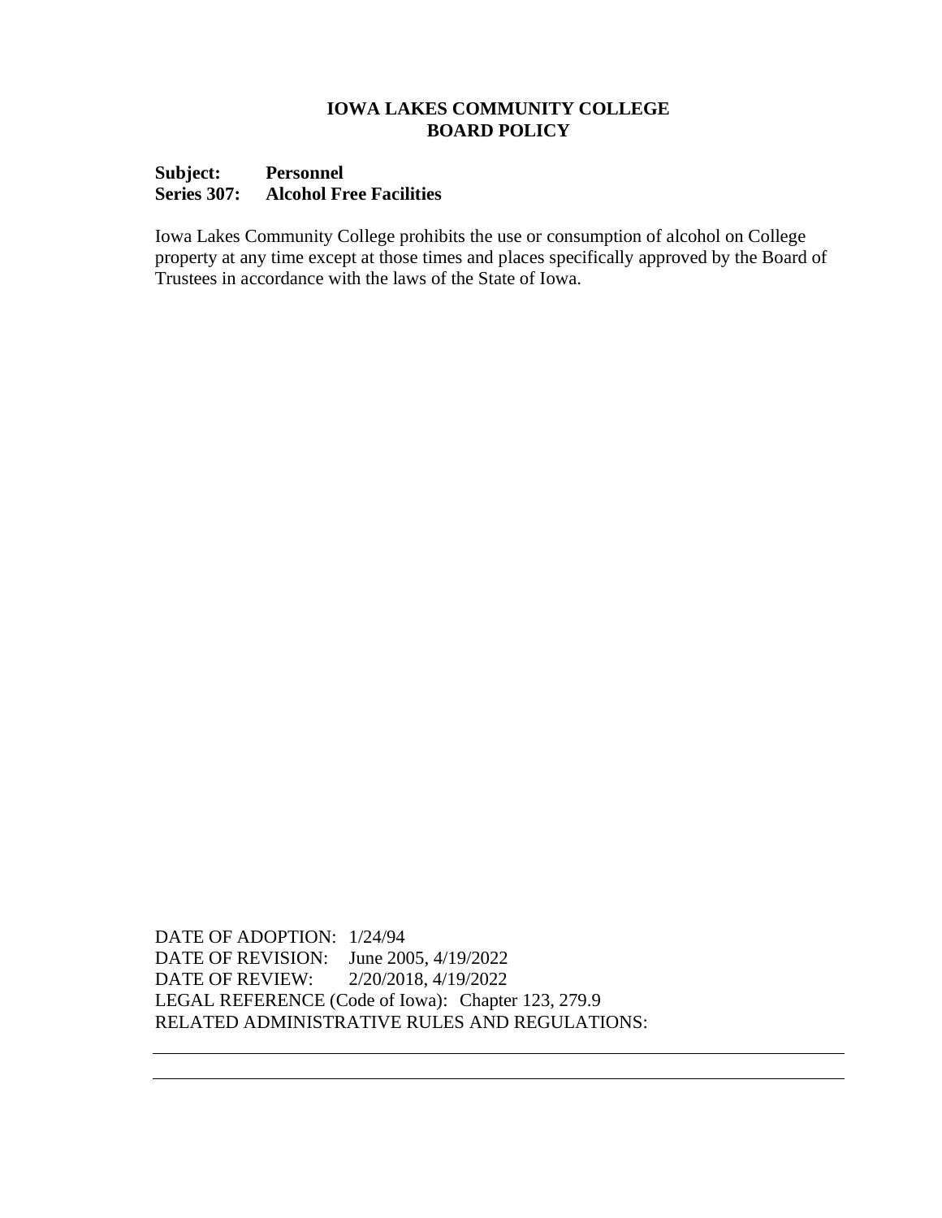**IOWA LAKES COMMUNITY COLLEGE**
**BOARD POLICY**

**Subject: Personnel**
**Series 307: Alcohol Free Facilities**

Iowa Lakes Community College prohibits the use or consumption of alcohol on College property at any time except at those times and places specifically approved by the Board of Trustees in accordance with the laws of the State of Iowa.

DATE OF ADOPTION: 1/24/94
DATE OF REVISION: June 2005, 4/19/2022
DATE OF REVIEW: 2/20/2018, 4/19/2022
LEGAL REFERENCE (Code of Iowa): Chapter 123, 279.9
RELATED ADMINISTRATIVE RULES AND REGULATIONS: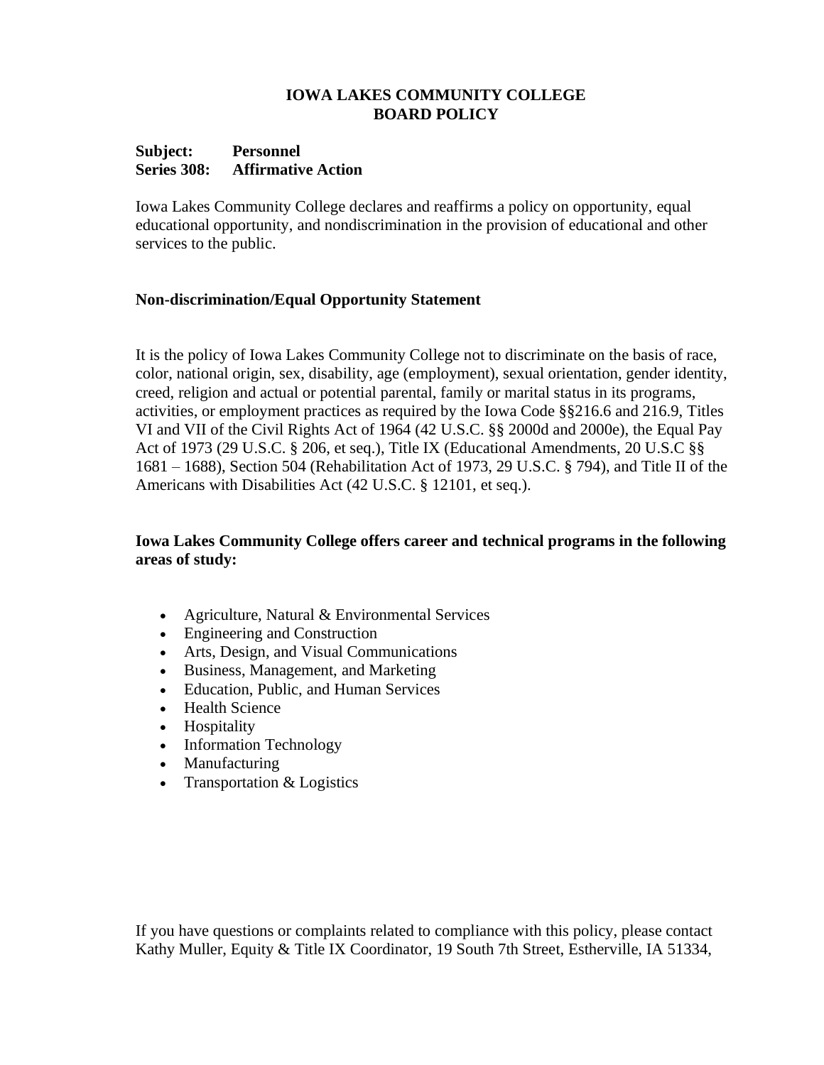# IOWA LAKES COMMUNITY COLLEGE
# BOARD POLICY

**Subject: Personnel**
**Series 308: Affirmative Action**

Iowa Lakes Community College declares and reaffirms a policy on opportunity, equal educational opportunity, and nondiscrimination in the provision of educational and other services to the public.

## Non-discrimination/Equal Opportunity Statement

It is the policy of Iowa Lakes Community College not to discriminate on the basis of race, color, national origin, sex, disability, age (employment), sexual orientation, gender identity, creed, religion and actual or potential parental, family or marital status in its programs, activities, or employment practices as required by the Iowa Code §§216.6 and 216.9, Titles VI and VII of the Civil Rights Act of 1964 (42 U.S.C. §§ 2000d and 2000e), the Equal Pay Act of 1973 (29 U.S.C. § 206, et seq.), Title IX (Educational Amendments, 20 U.S.C §§ 1681 – 1688), Section 504 (Rehabilitation Act of 1973, 29 U.S.C. § 794), and Title II of the Americans with Disabilities Act (42 U.S.C. § 12101, et seq.).

**Iowa Lakes Community College offers career and technical programs in the following areas of study:**

- Agriculture, Natural & Environmental Services
- Engineering and Construction
- Arts, Design, and Visual Communications
- Business, Management, and Marketing
- Education, Public, and Human Services
- Health Science
- Hospitality
- Information Technology
- Manufacturing
- Transportation & Logistics

If you have questions or complaints related to compliance with this policy, please contact Kathy Muller, Equity & Title IX Coordinator, 19 South 7th Street, Estherville, IA 51334,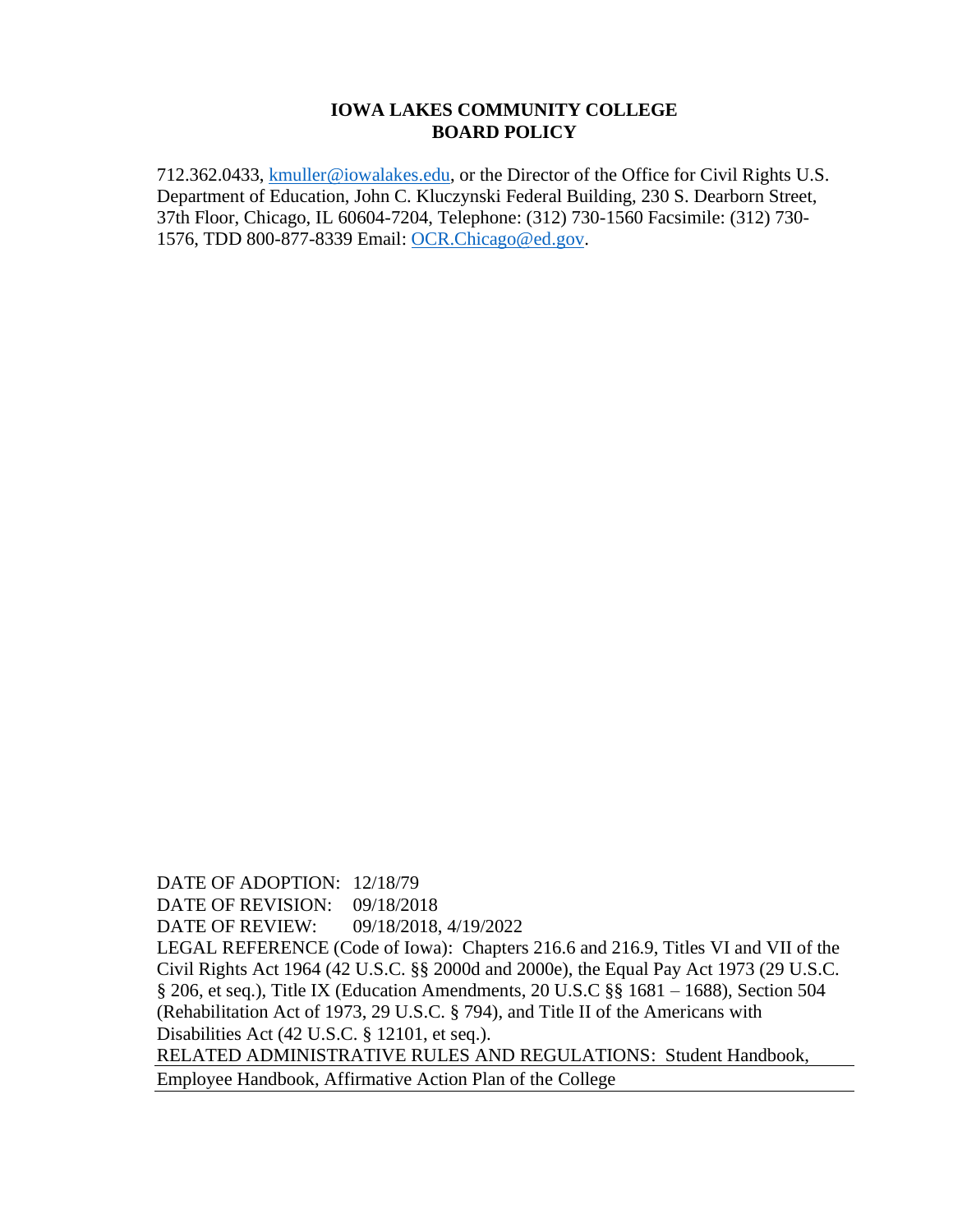712.362.0433, kmuller@iowalakes.edu, or the Director of the Office for Civil Rights U.S. Department of Education, John C. Kluczynski Federal Building, 230 S. Dearborn Street, 37th Floor, Chicago, IL 60604-7204, Telephone: (312) 730-1560 Facsimile: (312) 730-1576, TDD 800-877-8339 Email: OCR.Chicago@ed.gov.

DATE OF ADOPTION: 12/18/79
DATE OF REVISION: 09/18/2018
DATE OF REVIEW: 09/18/2018, 4/19/2022
LEGAL REFERENCE (Code of Iowa): Chapters 216.6 and 216.9, Titles VI and VII of the Civil Rights Act 1964 (42 U.S.C. §§ 2000d and 2000e), the Equal Pay Act 1973 (29 U.S.C. § 206, et seq.), Title IX (Education Amendments, 20 U.S.C §§ 1681 – 1688), Section 504 (Rehabilitation Act of 1973, 29 U.S.C. § 794), and Title II of the Americans with Disabilities Act (42 U.S.C. § 12101, et seq.).
RELATED ADMINISTRATIVE RULES AND REGULATIONS: Student Handbook, Employee Handbook, Affirmative Action Plan of the College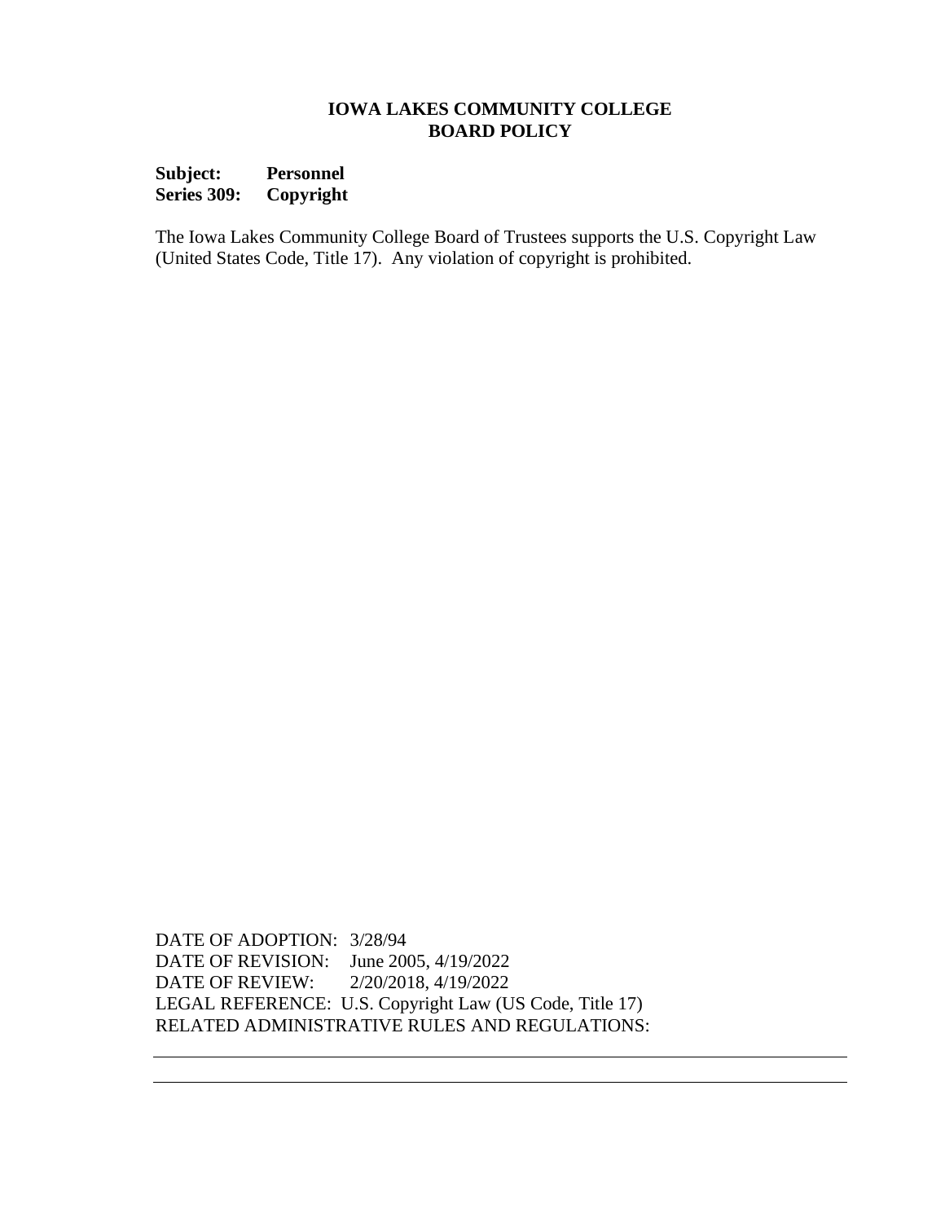**IOWA LAKES COMMUNITY COLLEGE**
**BOARD POLICY**

**Subject: Personnel**
**Series 309: Copyright**

The Iowa Lakes Community College Board of Trustees supports the U.S. Copyright Law (United States Code, Title 17). Any violation of copyright is prohibited.

DATE OF ADOPTION: 3/28/94
DATE OF REVISION: June 2005, 4/19/2022
DATE OF REVIEW: 2/20/2018, 4/19/2022
LEGAL REFERENCE: U.S. Copyright Law (US Code, Title 17)
RELATED ADMINISTRATIVE RULES AND REGULATIONS: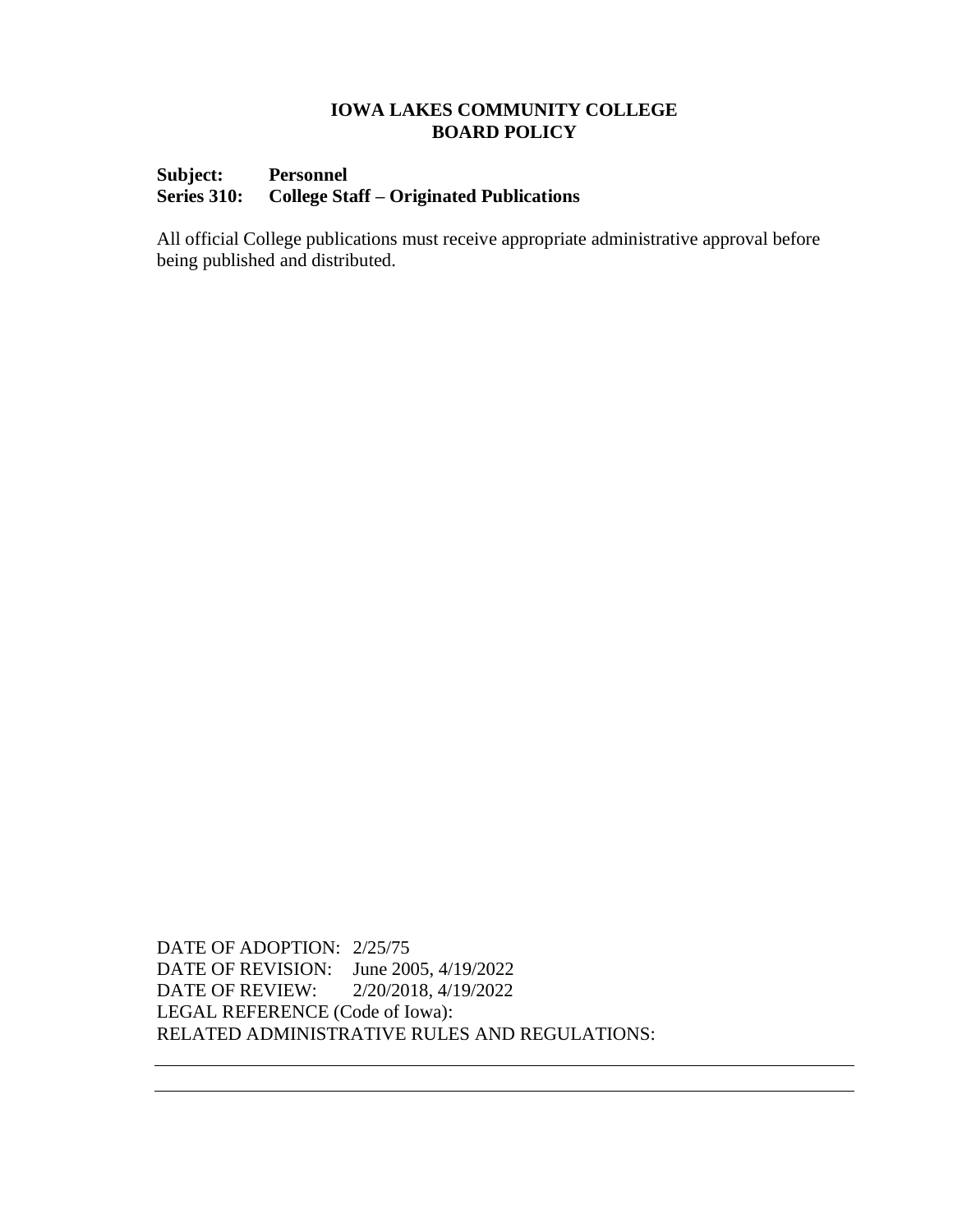**IOWA LAKES COMMUNITY COLLEGE**
**BOARD POLICY**

**Subject:** **Personnel**
**Series 310:** **College Staff – Originated Publications**

All official College publications must receive appropriate administrative approval before being published and distributed.

DATE OF ADOPTION: 2/25/75
DATE OF REVISION: June 2005, 4/19/2022
DATE OF REVIEW: 2/20/2018, 4/19/2022
LEGAL REFERENCE (Code of Iowa):
RELATED ADMINISTRATIVE RULES AND REGULATIONS: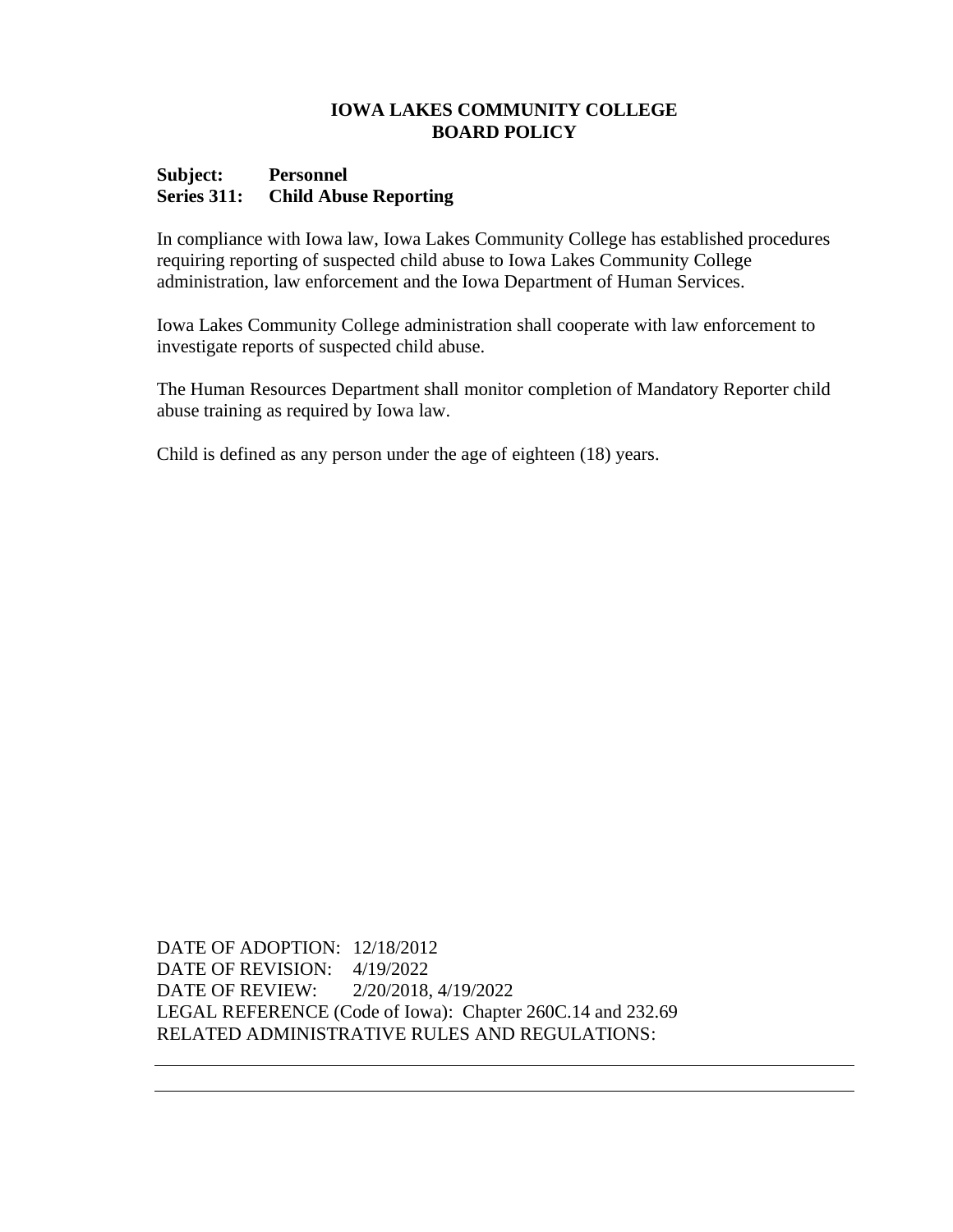# IOWA LAKES COMMUNITY COLLEGE
# BOARD POLICY

**Subject: Personnel**
**Series 311: Child Abuse Reporting**

In compliance with Iowa law, Iowa Lakes Community College has established procedures requiring reporting of suspected child abuse to Iowa Lakes Community College administration, law enforcement and the Iowa Department of Human Services.

Iowa Lakes Community College administration shall cooperate with law enforcement to investigate reports of suspected child abuse.

The Human Resources Department shall monitor completion of Mandatory Reporter child abuse training as required by Iowa law.

Child is defined as any person under the age of eighteen (18) years.

DATE OF ADOPTION: 12/18/2012
DATE OF REVISION: 4/19/2022
DATE OF REVIEW: 2/20/2018, 4/19/2022
LEGAL REFERENCE (Code of Iowa): Chapter 260C.14 and 232.69
RELATED ADMINISTRATIVE RULES AND REGULATIONS: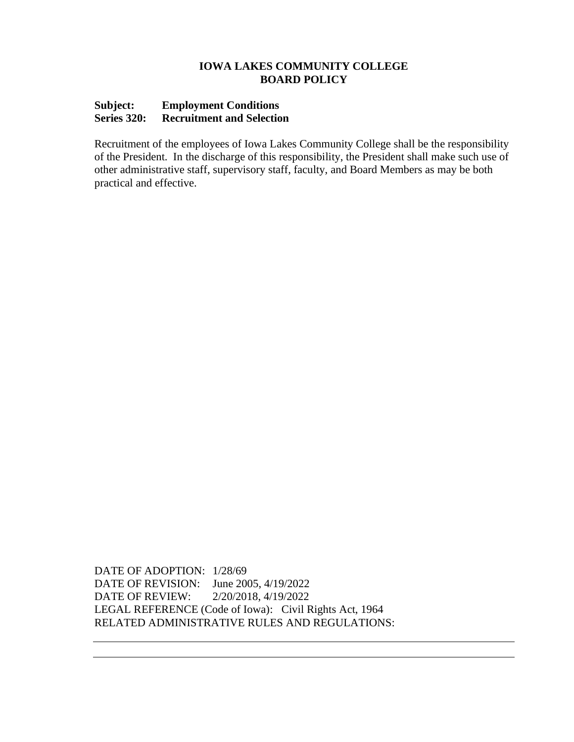**IOWA LAKES COMMUNITY COLLEGE**
**BOARD POLICY**

**Subject:** **Employment Conditions**
**Series 320:** **Recruitment and Selection**

Recruitment of the employees of Iowa Lakes Community College shall be the responsibility of the President. In the discharge of this responsibility, the President shall make such use of other administrative staff, supervisory staff, faculty, and Board Members as may be both practical and effective.

DATE OF ADOPTION: 1/28/69
DATE OF REVISION: June 2005, 4/19/2022
DATE OF REVIEW: 2/20/2018, 4/19/2022
LEGAL REFERENCE (Code of Iowa): Civil Rights Act, 1964
RELATED ADMINISTRATIVE RULES AND REGULATIONS: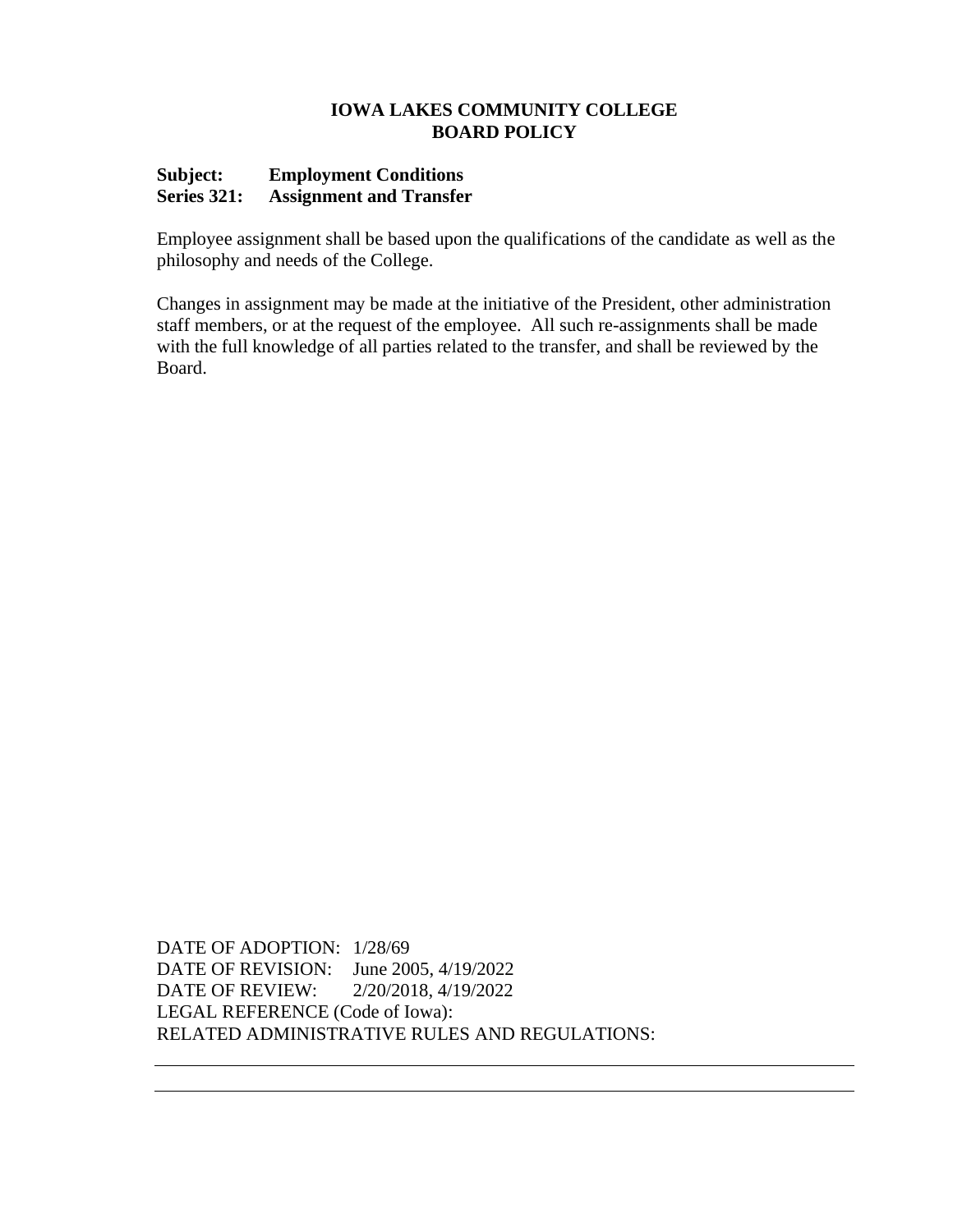**IOWA LAKES COMMUNITY COLLEGE**
**BOARD POLICY**

**Subject: Employment Conditions**
**Series 321: Assignment and Transfer**

Employee assignment shall be based upon the qualifications of the candidate as well as the philosophy and needs of the College.

Changes in assignment may be made at the initiative of the President, other administration staff members, or at the request of the employee. All such re-assignments shall be made with the full knowledge of all parties related to the transfer, and shall be reviewed by the Board.

DATE OF ADOPTION: 1/28/69
DATE OF REVISION: June 2005, 4/19/2022
DATE OF REVIEW: 2/20/2018, 4/19/2022
LEGAL REFERENCE (Code of Iowa):
RELATED ADMINISTRATIVE RULES AND REGULATIONS: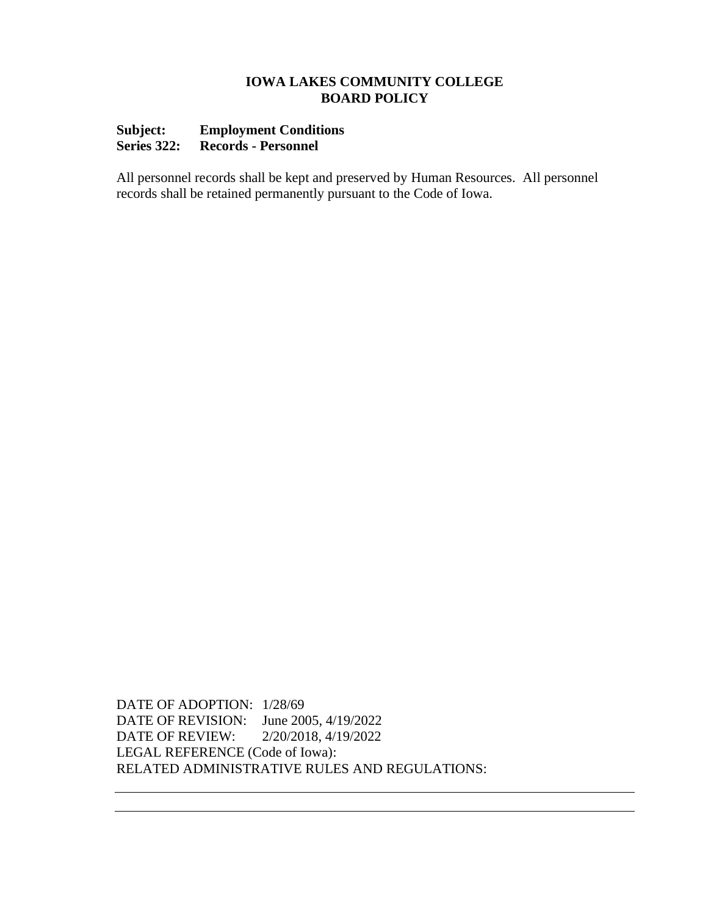**IOWA LAKES COMMUNITY COLLEGE**
**BOARD POLICY**

**Subject:** **Employment Conditions**
**Series 322:** **Records - Personnel**

All personnel records shall be kept and preserved by Human Resources. All personnel records shall be retained permanently pursuant to the Code of Iowa.

DATE OF ADOPTION: 1/28/69
DATE OF REVISION: June 2005, 4/19/2022
DATE OF REVIEW: 2/20/2018, 4/19/2022
LEGAL REFERENCE (Code of Iowa):
RELATED ADMINISTRATIVE RULES AND REGULATIONS: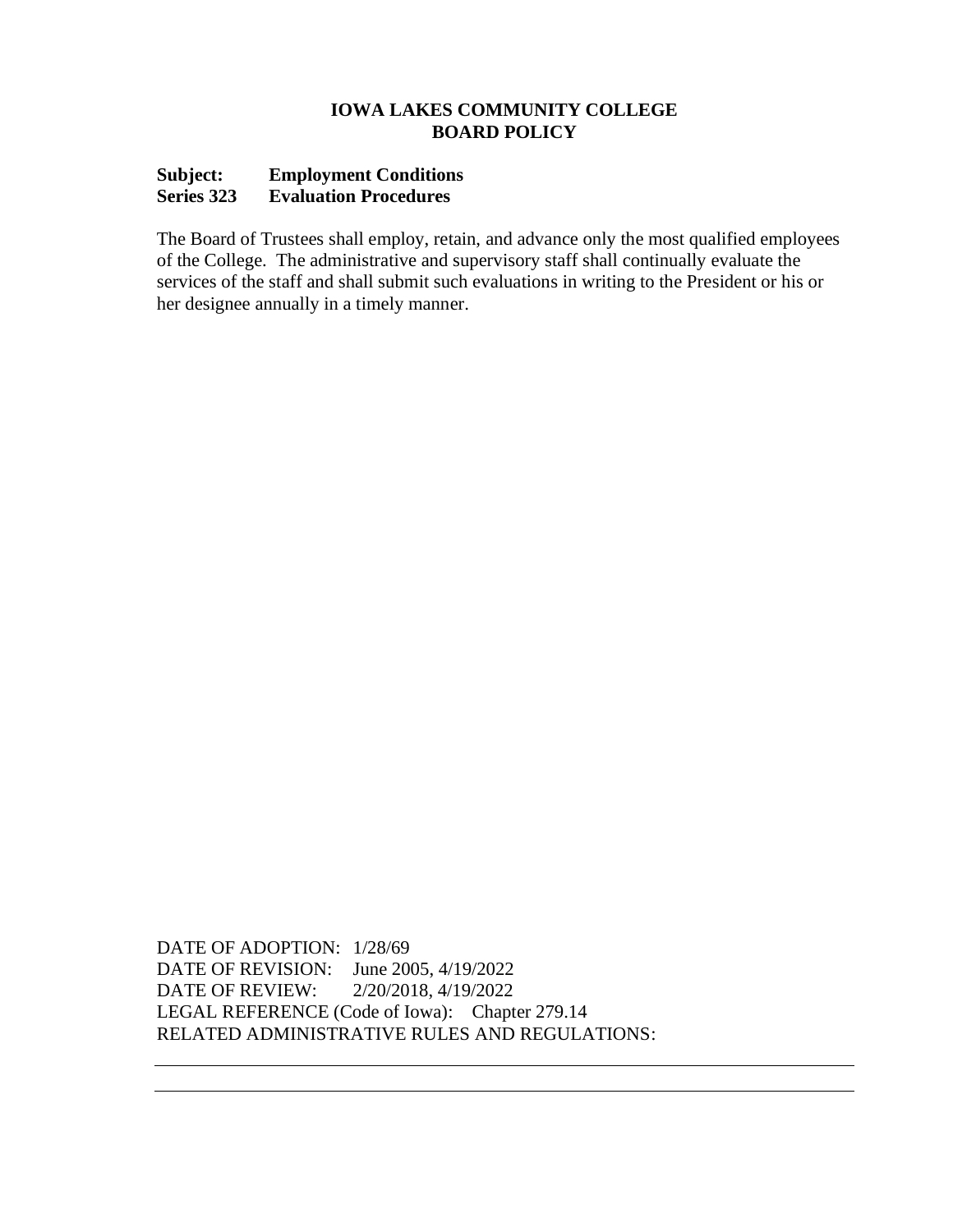**IOWA LAKES COMMUNITY COLLEGE**
**BOARD POLICY**

**Subject: Employment Conditions**
**Series 323 Evaluation Procedures**

The Board of Trustees shall employ, retain, and advance only the most qualified employees of the College. The administrative and supervisory staff shall continually evaluate the services of the staff and shall submit such evaluations in writing to the President or his or her designee annually in a timely manner.

DATE OF ADOPTION: 1/28/69
DATE OF REVISION: June 2005, 4/19/2022
DATE OF REVIEW: 2/20/2018, 4/19/2022
LEGAL REFERENCE (Code of Iowa): Chapter 279.14
RELATED ADMINISTRATIVE RULES AND REGULATIONS: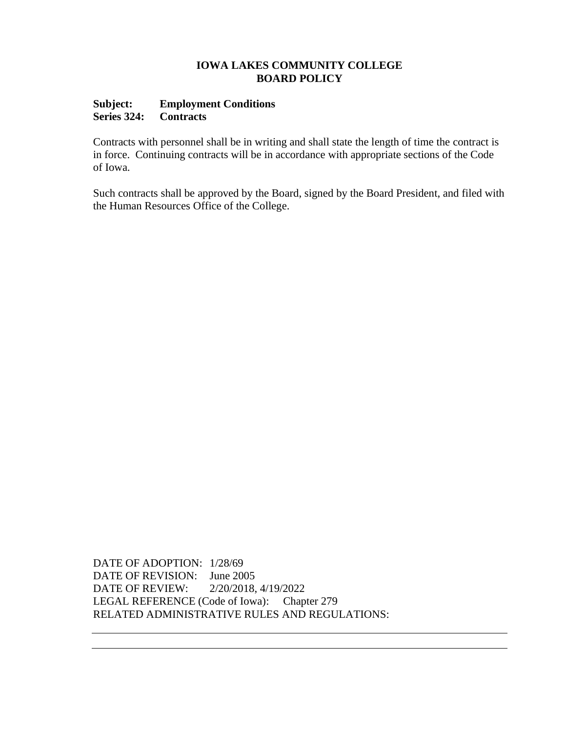**IOWA LAKES COMMUNITY COLLEGE**
**BOARD POLICY**

**Subject: Employment Conditions**
**Series 324: Contracts**

Contracts with personnel shall be in writing and shall state the length of time the contract is in force. Continuing contracts will be in accordance with appropriate sections of the Code of Iowa.

Such contracts shall be approved by the Board, signed by the Board President, and filed with the Human Resources Office of the College.

DATE OF ADOPTION: 1/28/69
DATE OF REVISION: June 2005
DATE OF REVIEW: 2/20/2018, 4/19/2022
LEGAL REFERENCE (Code of Iowa): Chapter 279
RELATED ADMINISTRATIVE RULES AND REGULATIONS: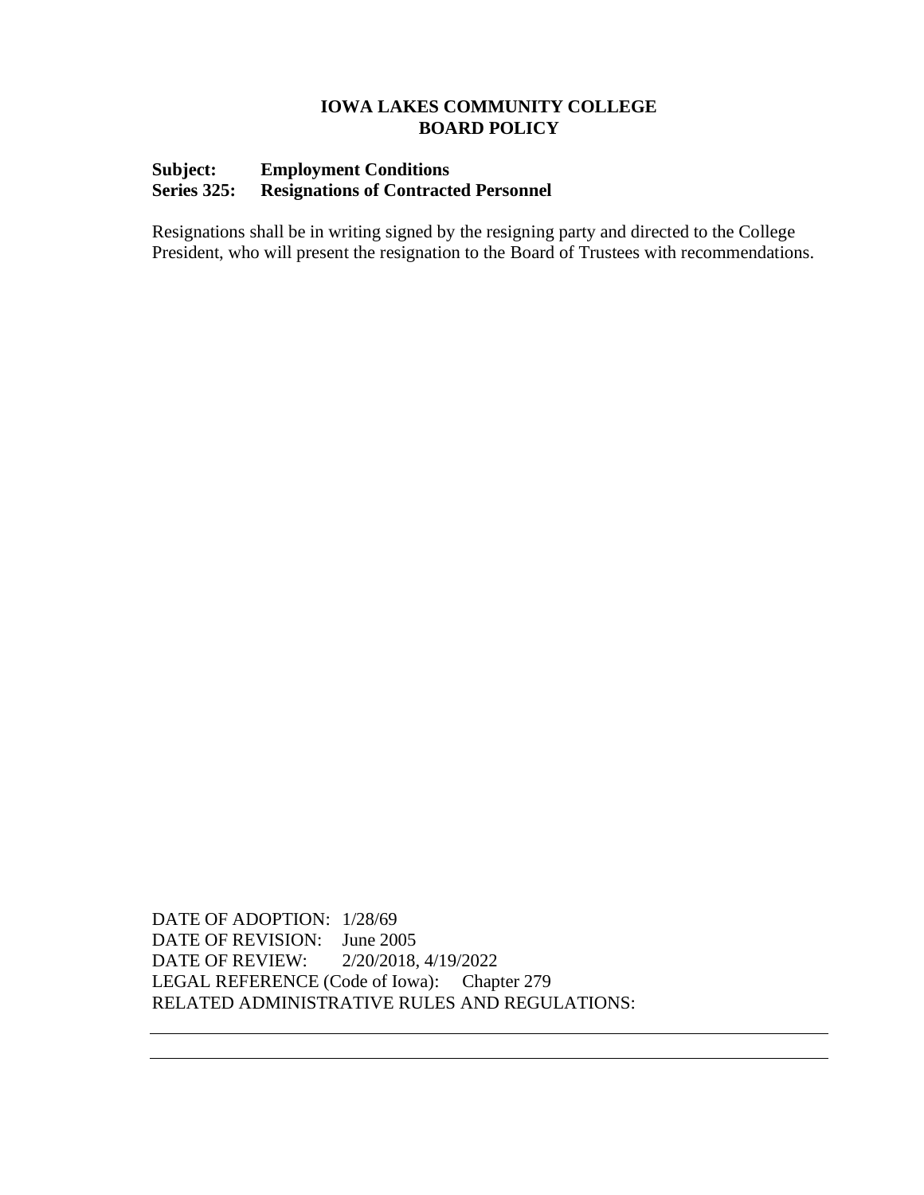**IOWA LAKES COMMUNITY COLLEGE**
**BOARD POLICY**

**Subject: Employment Conditions**
**Series 325: Resignations of Contracted Personnel**

Resignations shall be in writing signed by the resigning party and directed to the College President, who will present the resignation to the Board of Trustees with recommendations.

DATE OF ADOPTION: 1/28/69
DATE OF REVISION: June 2005
DATE OF REVIEW: 2/20/2018, 4/19/2022
LEGAL REFERENCE (Code of Iowa): Chapter 279
RELATED ADMINISTRATIVE RULES AND REGULATIONS: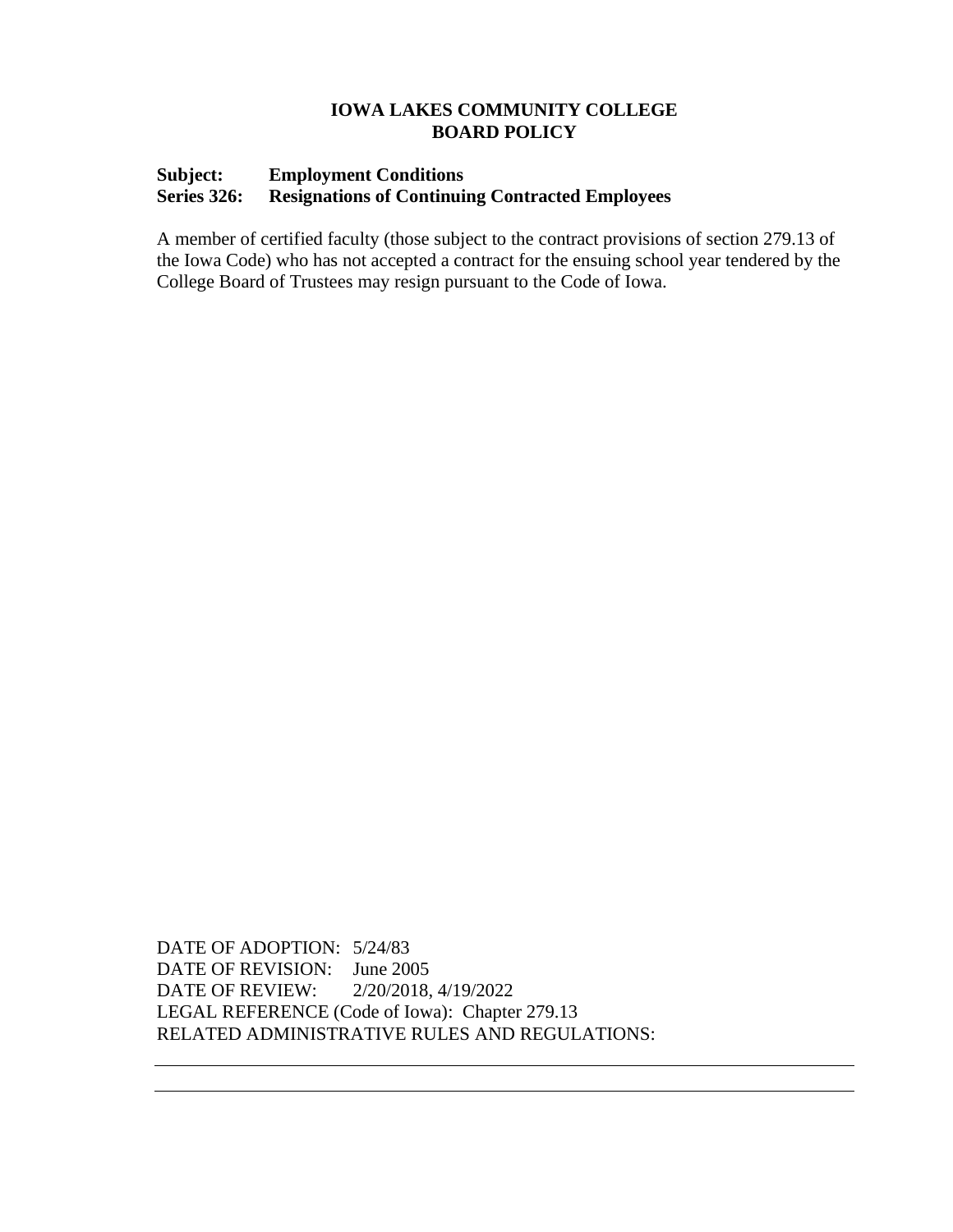# IOWA LAKES COMMUNITY COLLEGE
# BOARD POLICY

**Subject:** **Employment Conditions**
**Series 326:** **Resignations of Continuing Contracted Employees**

A member of certified faculty (those subject to the contract provisions of section 279.13 of the Iowa Code) who has not accepted a contract for the ensuing school year tendered by the College Board of Trustees may resign pursuant to the Code of Iowa.

DATE OF ADOPTION: 5/24/83
DATE OF REVISION: June 2005
DATE OF REVIEW: 2/20/2018, 4/19/2022
LEGAL REFERENCE (Code of Iowa): Chapter 279.13
RELATED ADMINISTRATIVE RULES AND REGULATIONS: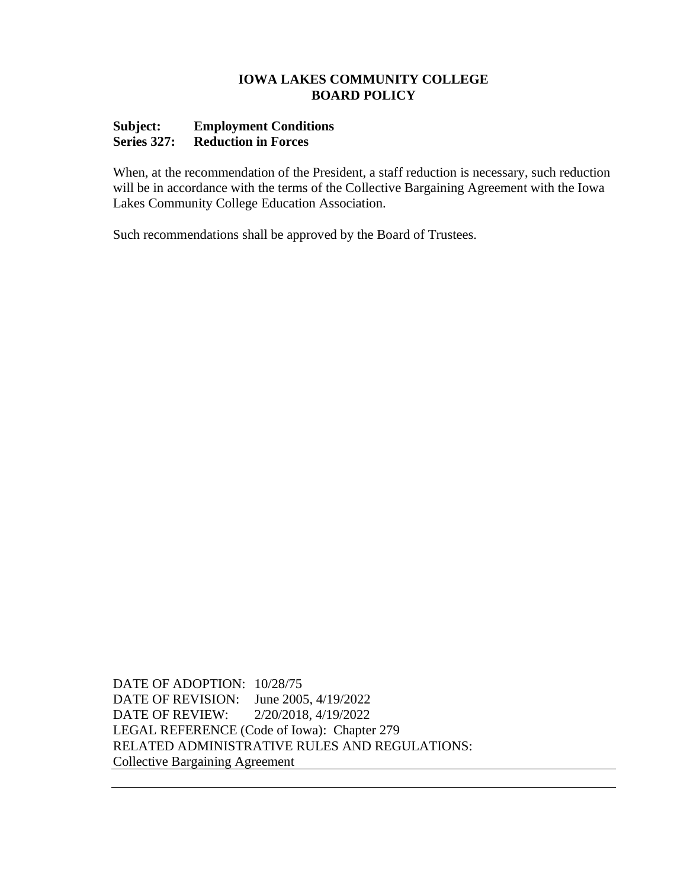**IOWA LAKES COMMUNITY COLLEGE**
**BOARD POLICY**

**Subject:** **Employment Conditions**
**Series 327:** **Reduction in Forces**

When, at the recommendation of the President, a staff reduction is necessary, such reduction will be in accordance with the terms of the Collective Bargaining Agreement with the Iowa Lakes Community College Education Association.

Such recommendations shall be approved by the Board of Trustees.

DATE OF ADOPTION: 10/28/75
DATE OF REVISION: June 2005, 4/19/2022
DATE OF REVIEW: 2/20/2018, 4/19/2022
LEGAL REFERENCE (Code of Iowa): Chapter 279
RELATED ADMINISTRATIVE RULES AND REGULATIONS:
Collective Bargaining Agreement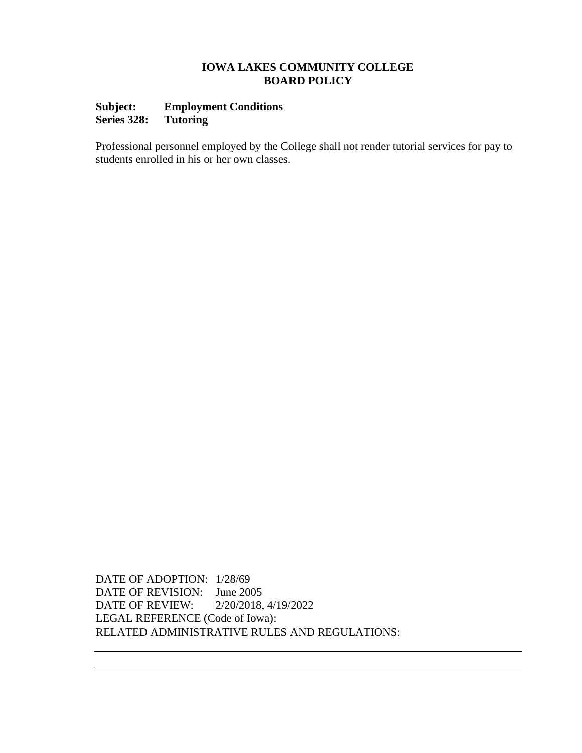# IOWA LAKES COMMUNITY COLLEGE
# BOARD POLICY

**Subject:** **Employment Conditions**
**Series 328:** **Tutoring**

Professional personnel employed by the College shall not render tutorial services for pay to students enrolled in his or her own classes.

DATE OF ADOPTION: 1/28/69
DATE OF REVISION: June 2005
DATE OF REVIEW: 2/20/2018, 4/19/2022
LEGAL REFERENCE (Code of Iowa):
RELATED ADMINISTRATIVE RULES AND REGULATIONS: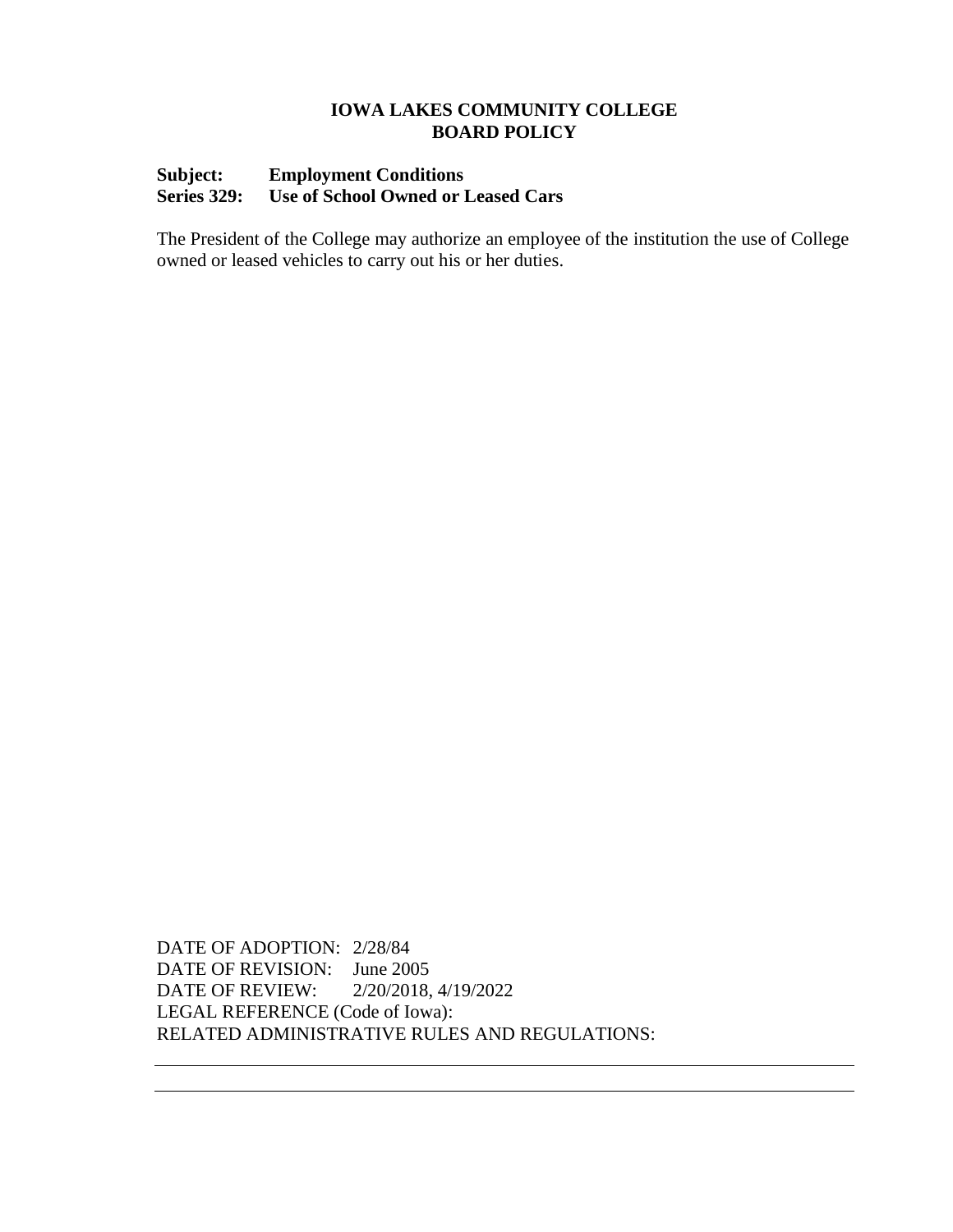**IOWA LAKES COMMUNITY COLLEGE**
**BOARD POLICY**

**Subject: Employment Conditions**
**Series 329: Use of School Owned or Leased Cars**

The President of the College may authorize an employee of the institution the use of College owned or leased vehicles to carry out his or her duties.

DATE OF ADOPTION: 2/28/84
DATE OF REVISION: June 2005
DATE OF REVIEW: 2/20/2018, 4/19/2022
LEGAL REFERENCE (Code of Iowa):
RELATED ADMINISTRATIVE RULES AND REGULATIONS: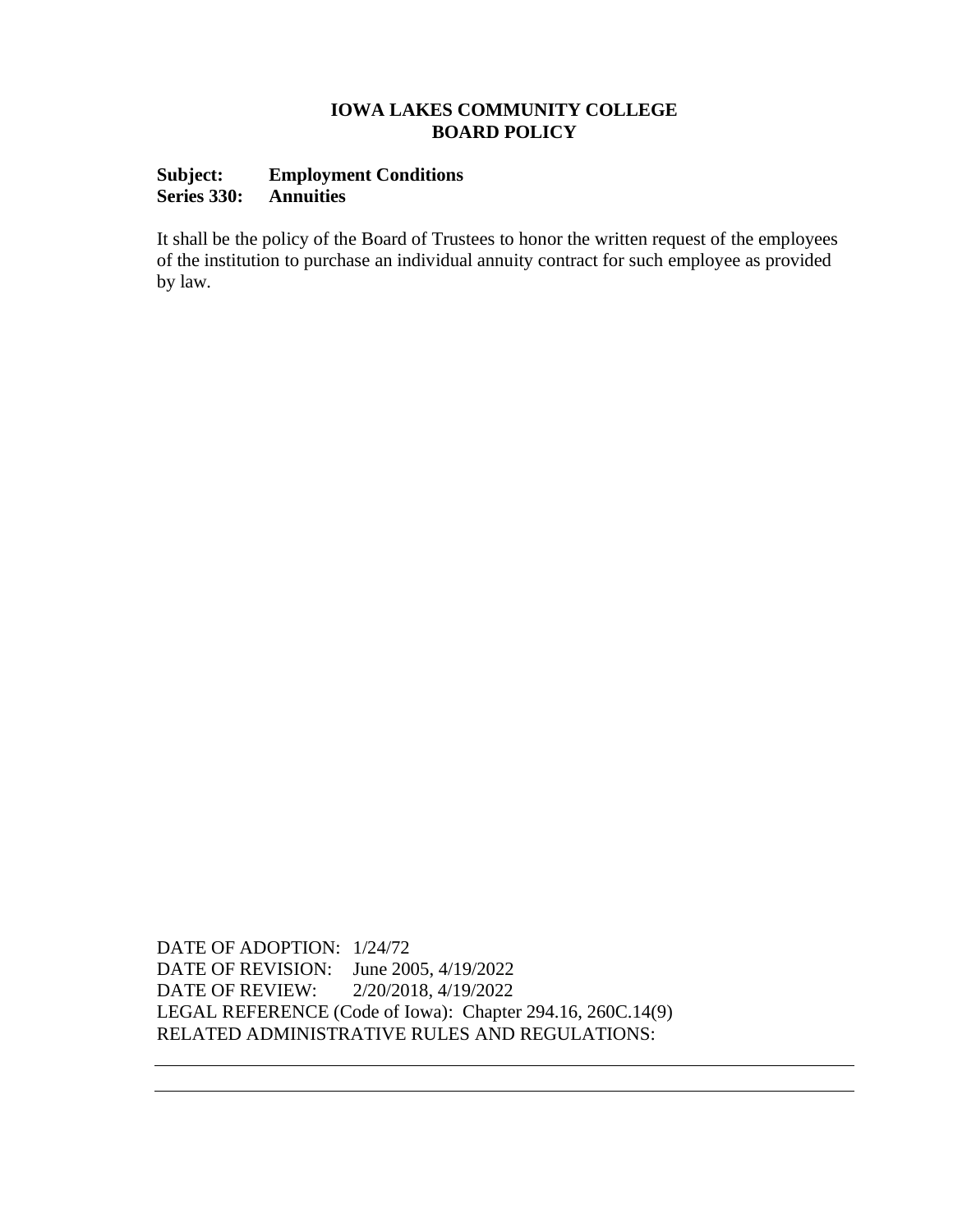**IOWA LAKES COMMUNITY COLLEGE**
**BOARD POLICY**

**Subject: Employment Conditions**
**Series 330: Annuities**

It shall be the policy of the Board of Trustees to honor the written request of the employees of the institution to purchase an individual annuity contract for such employee as provided by law.

DATE OF ADOPTION: 1/24/72
DATE OF REVISION: June 2005, 4/19/2022
DATE OF REVIEW: 2/20/2018, 4/19/2022
LEGAL REFERENCE (Code of Iowa): Chapter 294.16, 260C.14(9)
RELATED ADMINISTRATIVE RULES AND REGULATIONS: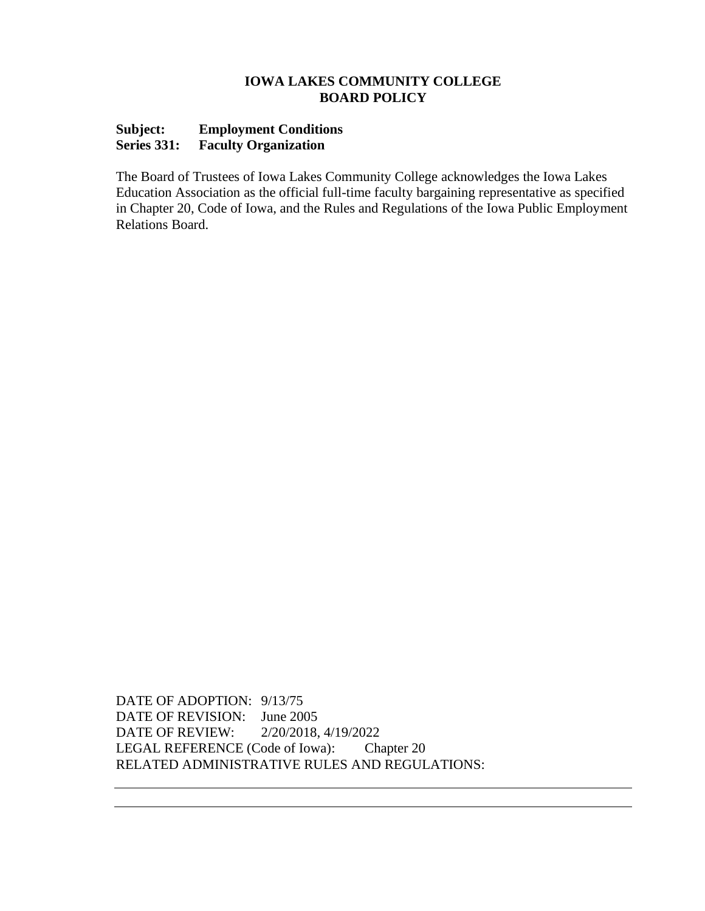**IOWA LAKES COMMUNITY COLLEGE**
**BOARD POLICY**

**Subject: Employment Conditions**
**Series 331: Faculty Organization**

The Board of Trustees of Iowa Lakes Community College acknowledges the Iowa Lakes Education Association as the official full-time faculty bargaining representative as specified in Chapter 20, Code of Iowa, and the Rules and Regulations of the Iowa Public Employment Relations Board.

DATE OF ADOPTION: 9/13/75
DATE OF REVISION: June 2005
DATE OF REVIEW: 2/20/2018, 4/19/2022
LEGAL REFERENCE (Code of Iowa): Chapter 20
RELATED ADMINISTRATIVE RULES AND REGULATIONS: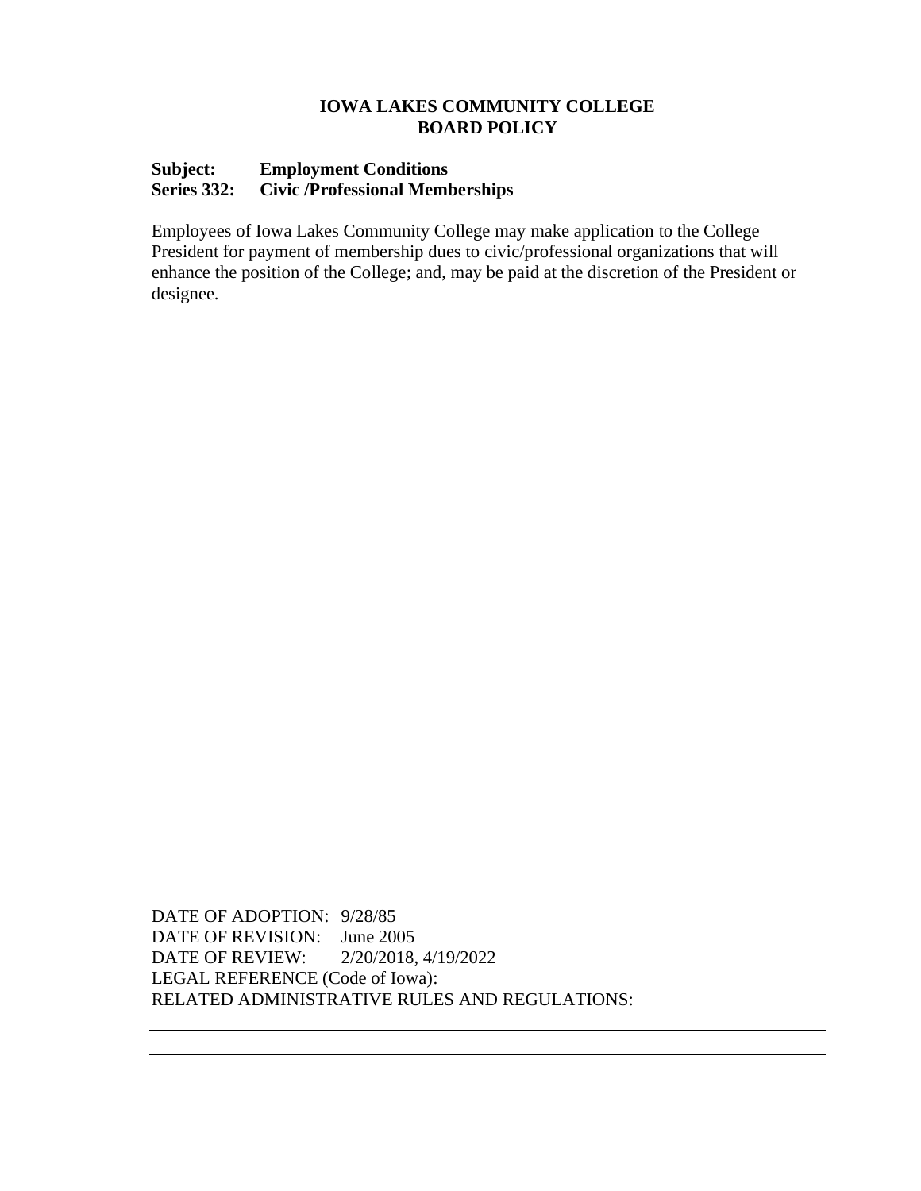**IOWA LAKES COMMUNITY COLLEGE**
**BOARD POLICY**

**Subject: Employment Conditions**
**Series 332: Civic /Professional Memberships**

Employees of Iowa Lakes Community College may make application to the College President for payment of membership dues to civic/professional organizations that will enhance the position of the College; and, may be paid at the discretion of the President or designee.

DATE OF ADOPTION: 9/28/85
DATE OF REVISION: June 2005
DATE OF REVIEW: 2/20/2018, 4/19/2022
LEGAL REFERENCE (Code of Iowa):
RELATED ADMINISTRATIVE RULES AND REGULATIONS: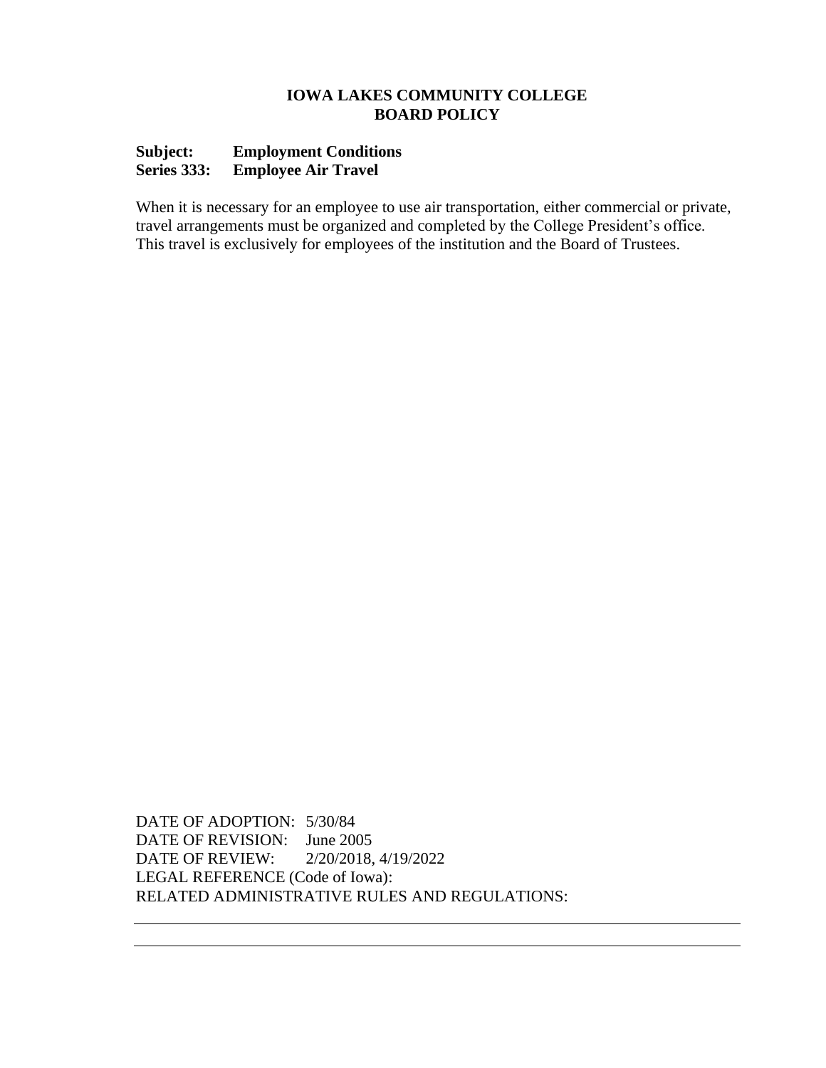**IOWA LAKES COMMUNITY COLLEGE**
**BOARD POLICY**

**Subject: Employment Conditions**
**Series 333: Employee Air Travel**

When it is necessary for an employee to use air transportation, either commercial or private, travel arrangements must be organized and completed by the College President's office. This travel is exclusively for employees of the institution and the Board of Trustees.

DATE OF ADOPTION: 5/30/84
DATE OF REVISION: June 2005
DATE OF REVIEW: 2/20/2018, 4/19/2022
LEGAL REFERENCE (Code of Iowa):
RELATED ADMINISTRATIVE RULES AND REGULATIONS: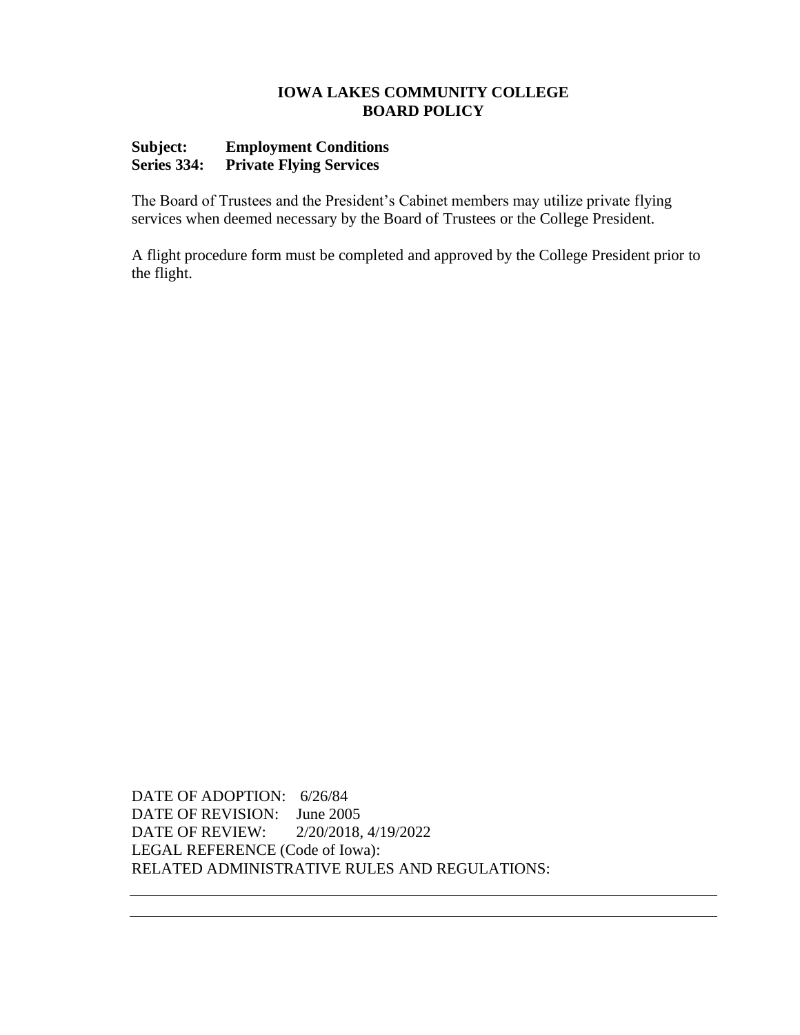**IOWA LAKES COMMUNITY COLLEGE**
**BOARD POLICY**

**Subject: Employment Conditions**
**Series 334: Private Flying Services**

The Board of Trustees and the President's Cabinet members may utilize private flying services when deemed necessary by the Board of Trustees or the College President.

A flight procedure form must be completed and approved by the College President prior to the flight.

DATE OF ADOPTION: 6/26/84
DATE OF REVISION: June 2005
DATE OF REVIEW: 2/20/2018, 4/19/2022
LEGAL REFERENCE (Code of Iowa):
RELATED ADMINISTRATIVE RULES AND REGULATIONS: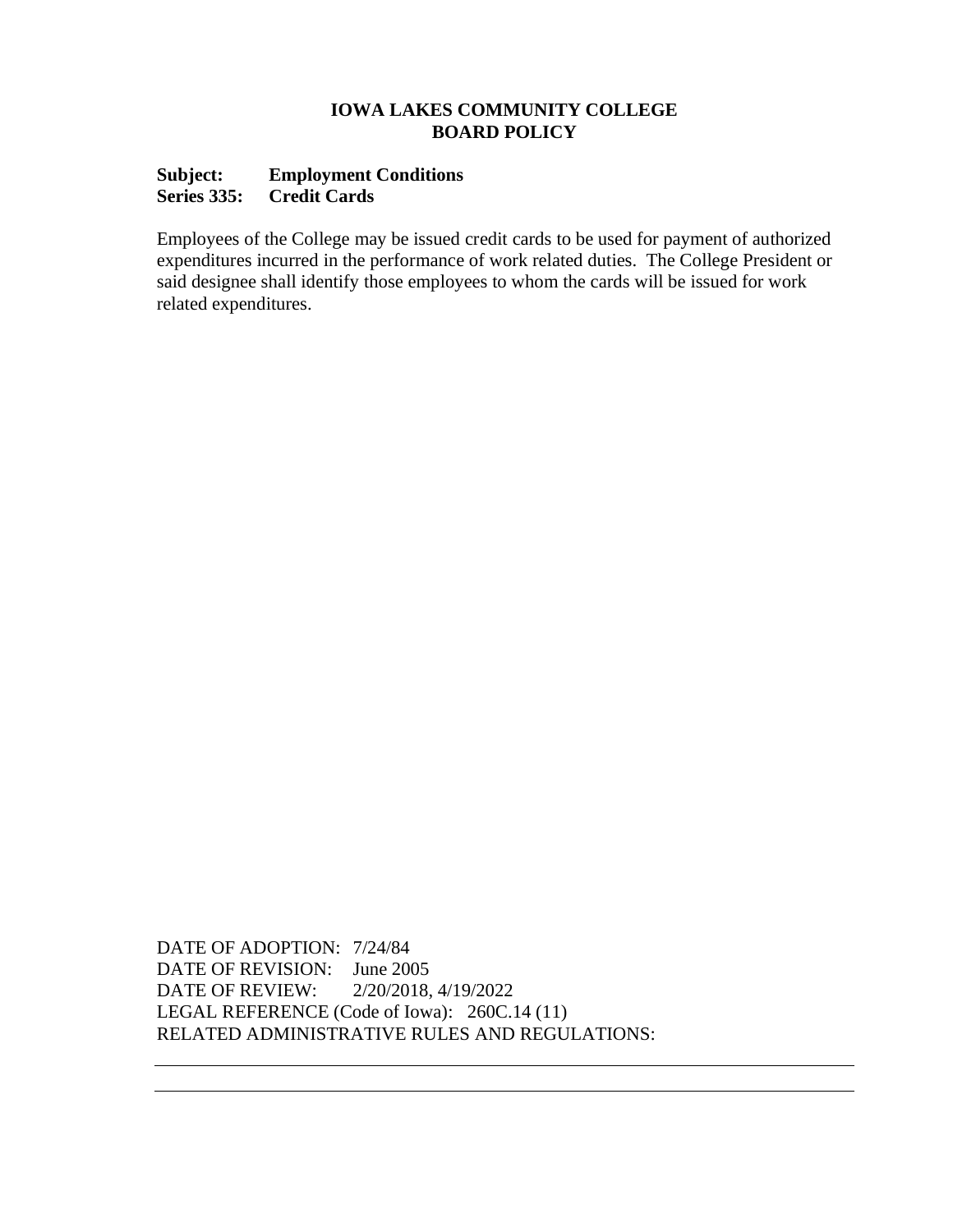**IOWA LAKES COMMUNITY COLLEGE**
**BOARD POLICY**

**Subject: Employment Conditions**
**Series 335: Credit Cards**

Employees of the College may be issued credit cards to be used for payment of authorized expenditures incurred in the performance of work related duties. The College President or said designee shall identify those employees to whom the cards will be issued for work related expenditures.

DATE OF ADOPTION: 7/24/84
DATE OF REVISION: June 2005
DATE OF REVIEW: 2/20/2018, 4/19/2022
LEGAL REFERENCE (Code of Iowa): 260C.14 (11)
RELATED ADMINISTRATIVE RULES AND REGULATIONS: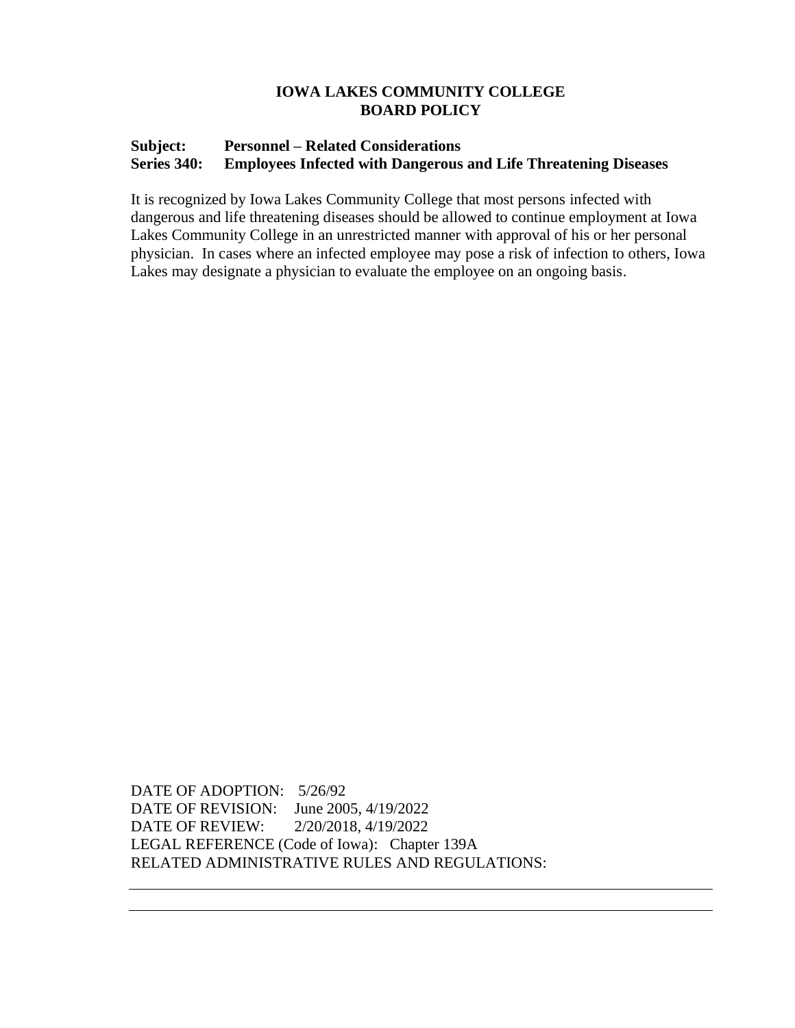# IOWA LAKES COMMUNITY COLLEGE
# BOARD POLICY

**Subject: Personnel – Related Considerations**
**Series 340: Employees Infected with Dangerous and Life Threatening Diseases**

It is recognized by Iowa Lakes Community College that most persons infected with dangerous and life threatening diseases should be allowed to continue employment at Iowa Lakes Community College in an unrestricted manner with approval of his or her personal physician. In cases where an infected employee may pose a risk of infection to others, Iowa Lakes may designate a physician to evaluate the employee on an ongoing basis.

DATE OF ADOPTION: 5/26/92
DATE OF REVISION: June 2005, 4/19/2022
DATE OF REVIEW: 2/20/2018, 4/19/2022
LEGAL REFERENCE (Code of Iowa): Chapter 139A
RELATED ADMINISTRATIVE RULES AND REGULATIONS: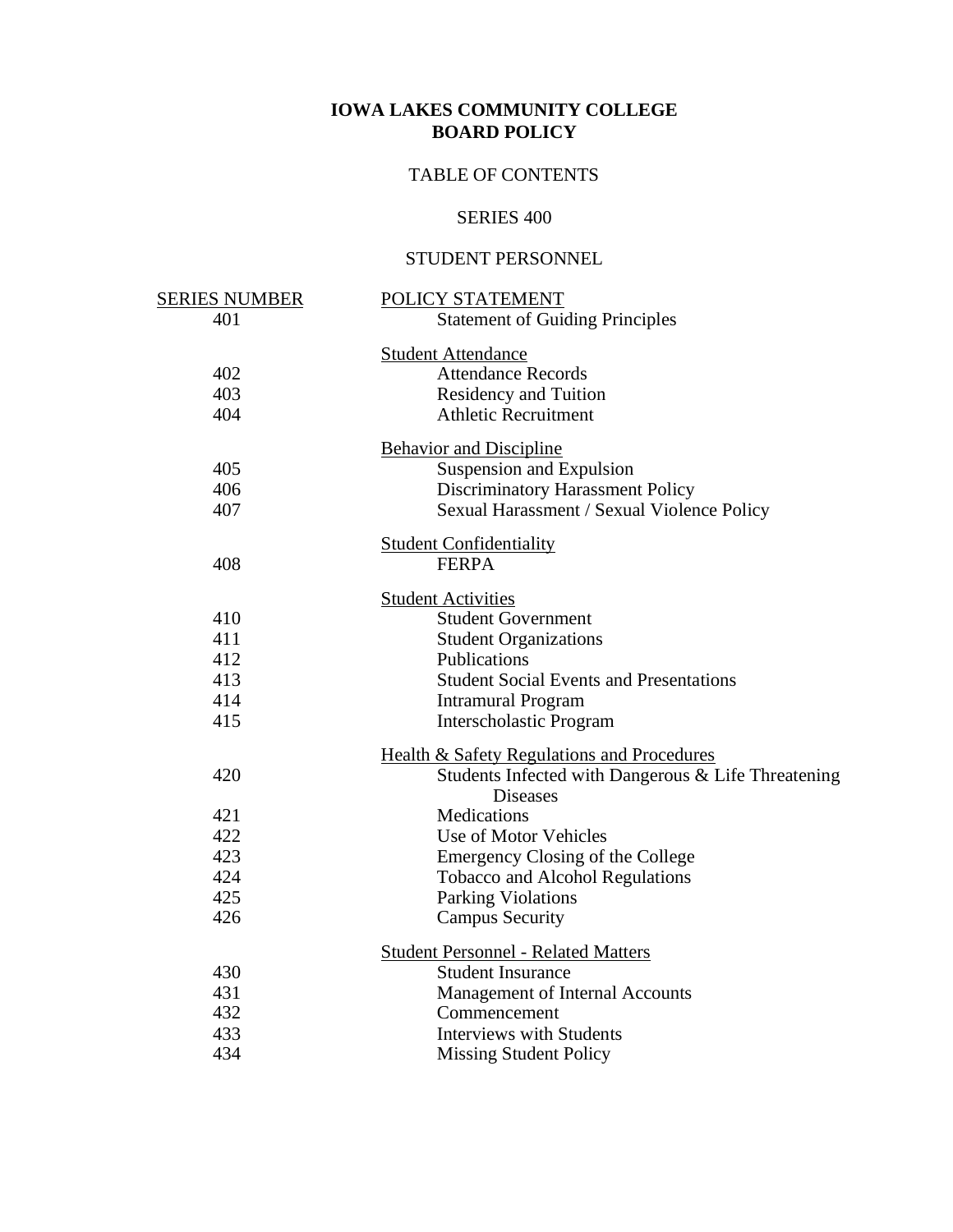# IOWA LAKES COMMUNITY COLLEGE
# BOARD POLICY

## TABLE OF CONTENTS

## SERIES 400

## STUDENT PERSONNEL

| SERIES NUMBER | POLICY STATEMENT |
|---|---|
| 401 | Statement of Guiding Principles |
| | Student Attendance |
| 402 | Attendance Records |
| 403 | Residency and Tuition |
| 404 | Athletic Recruitment |
| | Behavior and Discipline |
| 405 | Suspension and Expulsion |
| 406 | Discriminatory Harassment Policy |
| 407 | Sexual Harassment / Sexual Violence Policy |
| | Student Confidentiality |
| 408 | FERPA |
| | Student Activities |
| 410 | Student Government |
| 411 | Student Organizations |
| 412 | Publications |
| 413 | Student Social Events and Presentations |
| 414 | Intramural Program |
| 415 | Interscholastic Program |
| | Health & Safety Regulations and Procedures |
| 420 | Students Infected with Dangerous & Life Threatening Diseases |
| 421 | Medications |
| 422 | Use of Motor Vehicles |
| 423 | Emergency Closing of the College |
| 424 | Tobacco and Alcohol Regulations |
| 425 | Parking Violations |
| 426 | Campus Security |
| | Student Personnel - Related Matters |
| 430 | Student Insurance |
| 431 | Management of Internal Accounts |
| 432 | Commencement |
| 433 | Interviews with Students |
| 434 | Missing Student Policy |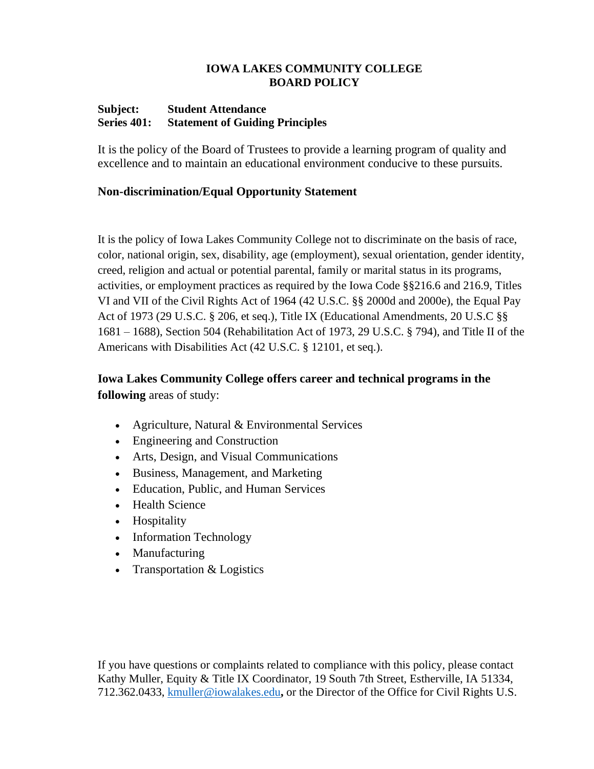**IOWA LAKES COMMUNITY COLLEGE**
**BOARD POLICY**

**Subject: Student Attendance**
**Series 401: Statement of Guiding Principles**

It is the policy of the Board of Trustees to provide a learning program of quality and excellence and to maintain an educational environment conducive to these pursuits.

**Non-discrimination/Equal Opportunity Statement**

It is the policy of Iowa Lakes Community College not to discriminate on the basis of race, color, national origin, sex, disability, age (employment), sexual orientation, gender identity, creed, religion and actual or potential parental, family or marital status in its programs, activities, or employment practices as required by the Iowa Code §§216.6 and 216.9, Titles VI and VII of the Civil Rights Act of 1964 (42 U.S.C. §§ 2000d and 2000e), the Equal Pay Act of 1973 (29 U.S.C. § 206, et seq.), Title IX (Educational Amendments, 20 U.S.C §§ 1681 – 1688), Section 504 (Rehabilitation Act of 1973, 29 U.S.C. § 794), and Title II of the Americans with Disabilities Act (42 U.S.C. § 12101, et seq.).

**Iowa Lakes Community College offers career and technical programs in the following** areas of study:

- Agriculture, Natural & Environmental Services
- Engineering and Construction
- Arts, Design, and Visual Communications
- Business, Management, and Marketing
- Education, Public, and Human Services
- Health Science
- Hospitality
- Information Technology
- Manufacturing
- Transportation & Logistics

If you have questions or complaints related to compliance with this policy, please contact Kathy Muller, Equity & Title IX Coordinator, 19 South 7th Street, Estherville, IA 51334, 712.362.0433, kmuller@iowalakes.edu**,** or the Director of the Office for Civil Rights U.S.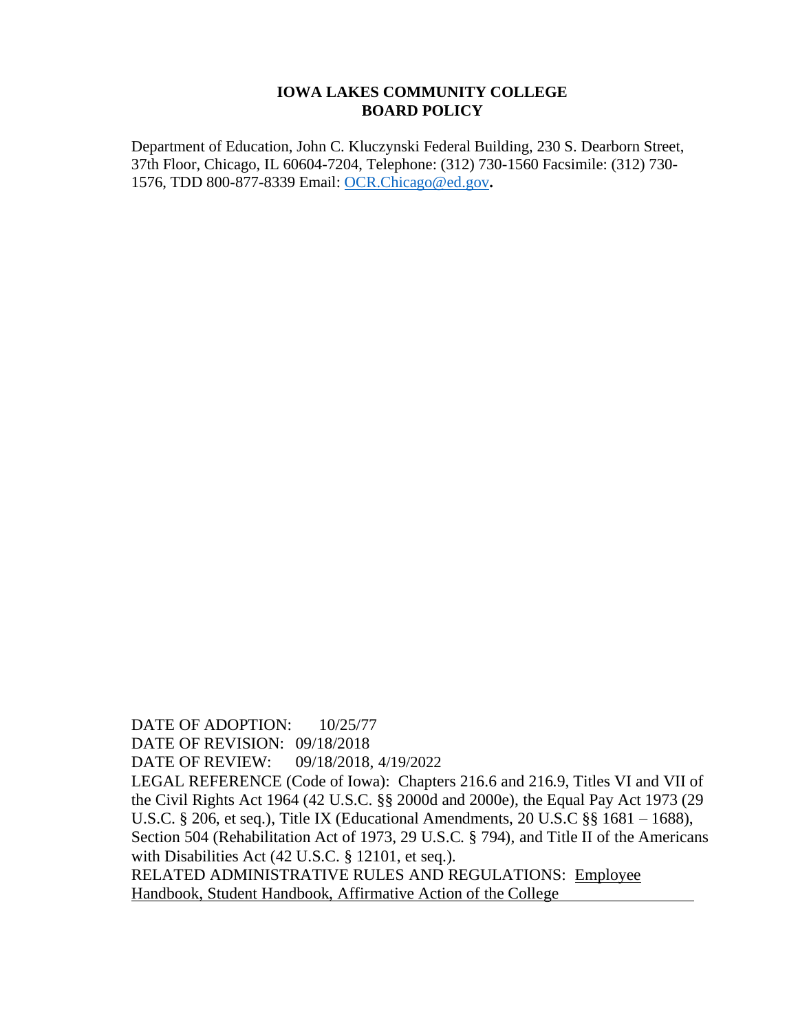# IOWA LAKES COMMUNITY COLLEGE
# BOARD POLICY

Department of Education, John C. Kluczynski Federal Building, 230 S. Dearborn Street, 37th Floor, Chicago, IL 60604-7204, Telephone: (312) 730-1560 Facsimile: (312) 730-1576, TDD 800-877-8339 Email: OCR.Chicago@ed.gov**.**

DATE OF ADOPTION: 10/25/77
DATE OF REVISION: 09/18/2018
DATE OF REVIEW: 09/18/2018, 4/19/2022
LEGAL REFERENCE (Code of Iowa): Chapters 216.6 and 216.9, Titles VI and VII of the Civil Rights Act 1964 (42 U.S.C. §§ 2000d and 2000e), the Equal Pay Act 1973 (29 U.S.C. § 206, et seq.), Title IX (Educational Amendments, 20 U.S.C §§ 1681 – 1688), Section 504 (Rehabilitation Act of 1973, 29 U.S.C. § 794), and Title II of the Americans with Disabilities Act (42 U.S.C. § 12101, et seq.).
RELATED ADMINISTRATIVE RULES AND REGULATIONS: Employee Handbook, Student Handbook, Affirmative Action of the College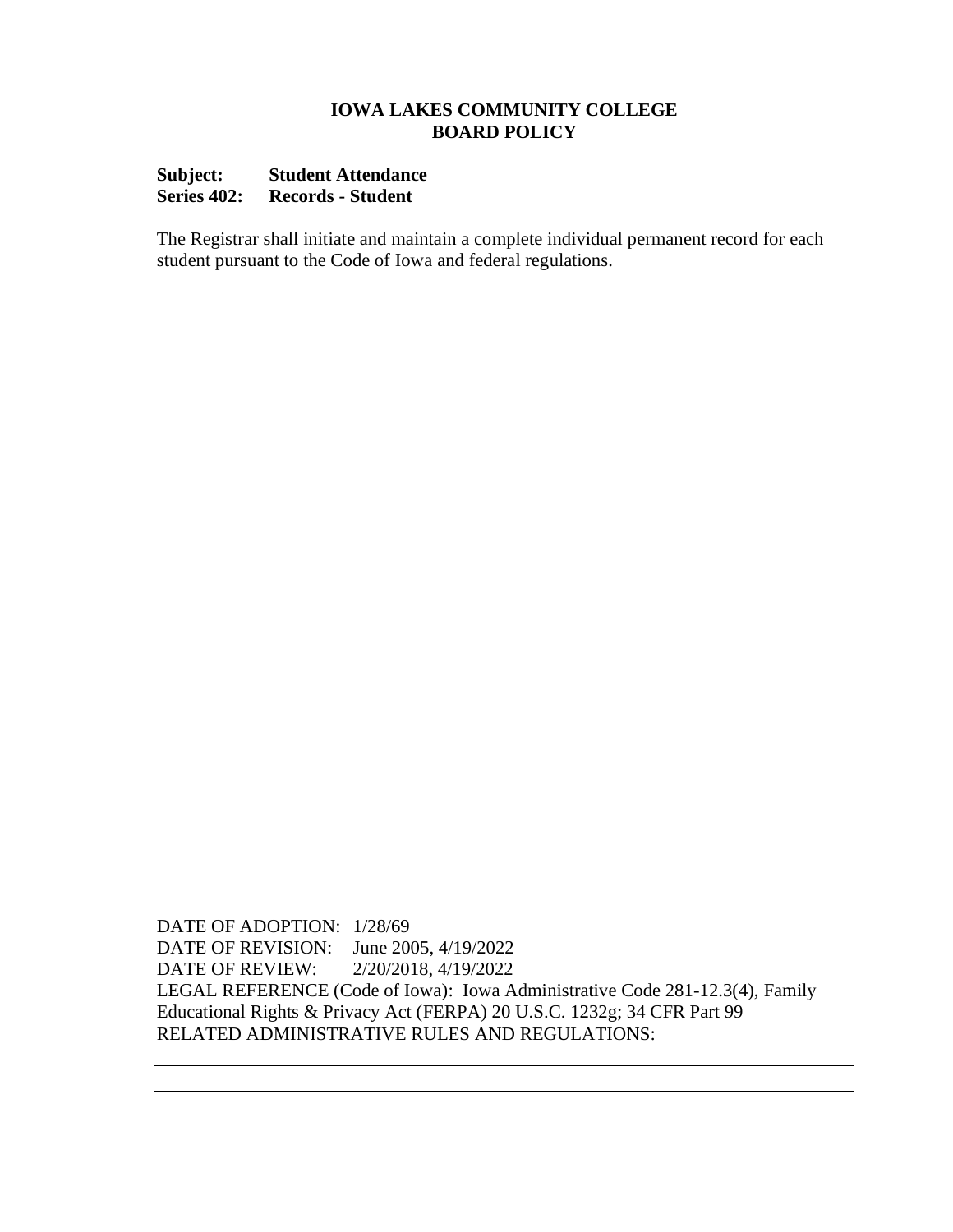**IOWA LAKES COMMUNITY COLLEGE**
**BOARD POLICY**

**Subject:** **Student Attendance**
**Series 402:** **Records - Student**

The Registrar shall initiate and maintain a complete individual permanent record for each student pursuant to the Code of Iowa and federal regulations.

DATE OF ADOPTION: 1/28/69
DATE OF REVISION: June 2005, 4/19/2022
DATE OF REVIEW: 2/20/2018, 4/19/2022
LEGAL REFERENCE (Code of Iowa): Iowa Administrative Code 281-12.3(4), Family Educational Rights & Privacy Act (FERPA) 20 U.S.C. 1232g; 34 CFR Part 99
RELATED ADMINISTRATIVE RULES AND REGULATIONS: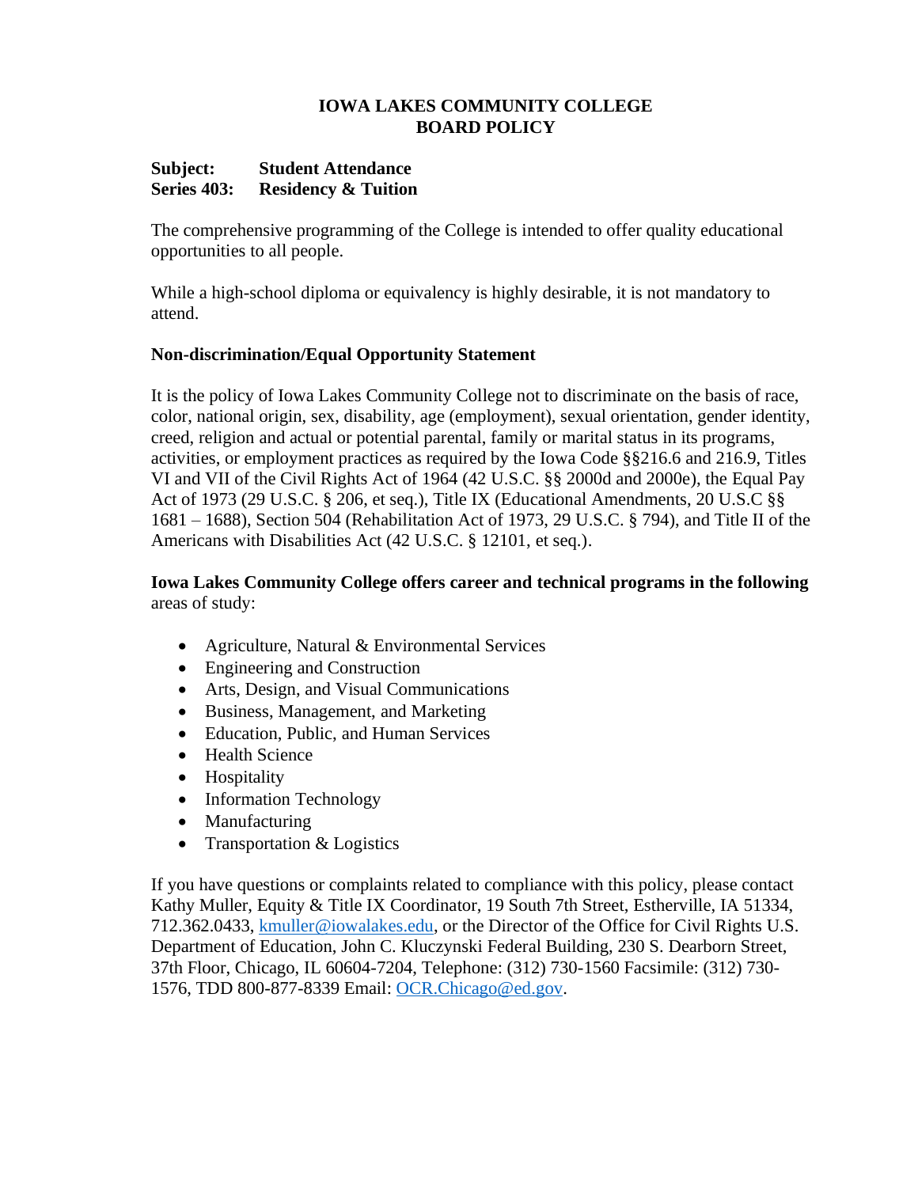**IOWA LAKES COMMUNITY COLLEGE**
**BOARD POLICY**

**Subject: Student Attendance**
**Series 403: Residency & Tuition**

The comprehensive programming of the College is intended to offer quality educational opportunities to all people.

While a high-school diploma or equivalency is highly desirable, it is not mandatory to attend.

**Non-discrimination/Equal Opportunity Statement**

It is the policy of Iowa Lakes Community College not to discriminate on the basis of race, color, national origin, sex, disability, age (employment), sexual orientation, gender identity, creed, religion and actual or potential parental, family or marital status in its programs, activities, or employment practices as required by the Iowa Code §§216.6 and 216.9, Titles VI and VII of the Civil Rights Act of 1964 (42 U.S.C. §§ 2000d and 2000e), the Equal Pay Act of 1973 (29 U.S.C. § 206, et seq.), Title IX (Educational Amendments, 20 U.S.C §§ 1681 – 1688), Section 504 (Rehabilitation Act of 1973, 29 U.S.C. § 794), and Title II of the Americans with Disabilities Act (42 U.S.C. § 12101, et seq.).

**Iowa Lakes Community College offers career and technical programs in the following** areas of study:

- Agriculture, Natural & Environmental Services
- Engineering and Construction
- Arts, Design, and Visual Communications
- Business, Management, and Marketing
- Education, Public, and Human Services
- Health Science
- Hospitality
- Information Technology
- Manufacturing
- Transportation & Logistics

If you have questions or complaints related to compliance with this policy, please contact Kathy Muller, Equity & Title IX Coordinator, 19 South 7th Street, Estherville, IA 51334, 712.362.0433, kmuller@iowalakes.edu, or the Director of the Office for Civil Rights U.S. Department of Education, John C. Kluczynski Federal Building, 230 S. Dearborn Street, 37th Floor, Chicago, IL 60604-7204, Telephone: (312) 730-1560 Facsimile: (312) 730-1576, TDD 800-877-8339 Email: OCR.Chicago@ed.gov.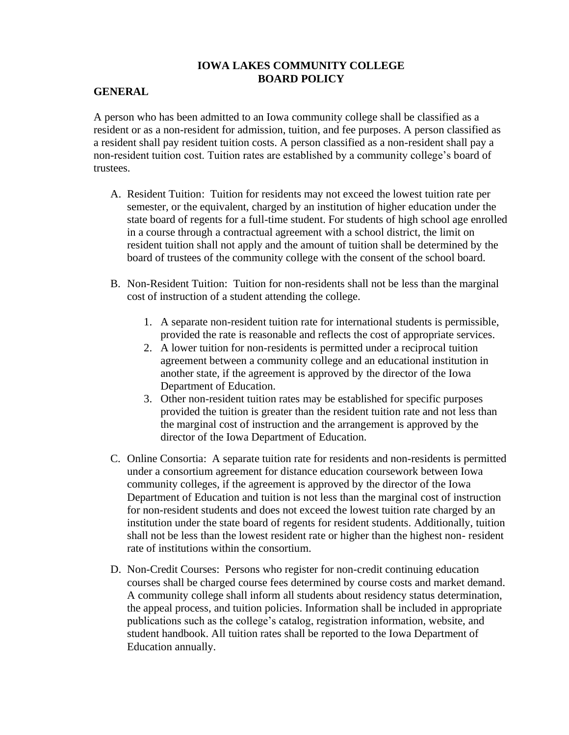# IOWA LAKES COMMUNITY COLLEGE
# BOARD POLICY

**GENERAL**

A person who has been admitted to an Iowa community college shall be classified as a resident or as a non-resident for admission, tuition, and fee purposes. A person classified as a resident shall pay resident tuition costs. A person classified as a non-resident shall pay a non-resident tuition cost. Tuition rates are established by a community college's board of trustees.

A. Resident Tuition: Tuition for residents may not exceed the lowest tuition rate per semester, or the equivalent, charged by an institution of higher education under the state board of regents for a full-time student. For students of high school age enrolled in a course through a contractual agreement with a school district, the limit on resident tuition shall not apply and the amount of tuition shall be determined by the board of trustees of the community college with the consent of the school board.

B. Non-Resident Tuition: Tuition for non-residents shall not be less than the marginal cost of instruction of a student attending the college.

   1. A separate non-resident tuition rate for international students is permissible, provided the rate is reasonable and reflects the cost of appropriate services.
   2. A lower tuition for non-residents is permitted under a reciprocal tuition agreement between a community college and an educational institution in another state, if the agreement is approved by the director of the Iowa Department of Education.
   3. Other non-resident tuition rates may be established for specific purposes provided the tuition is greater than the resident tuition rate and not less than the marginal cost of instruction and the arrangement is approved by the director of the Iowa Department of Education.

C. Online Consortia: A separate tuition rate for residents and non-residents is permitted under a consortium agreement for distance education coursework between Iowa community colleges, if the agreement is approved by the director of the Iowa Department of Education and tuition is not less than the marginal cost of instruction for non-resident students and does not exceed the lowest tuition rate charged by an institution under the state board of regents for resident students. Additionally, tuition shall not be less than the lowest resident rate or higher than the highest non- resident rate of institutions within the consortium.

D. Non-Credit Courses: Persons who register for non-credit continuing education courses shall be charged course fees determined by course costs and market demand. A community college shall inform all students about residency status determination, the appeal process, and tuition policies. Information shall be included in appropriate publications such as the college's catalog, registration information, website, and student handbook. All tuition rates shall be reported to the Iowa Department of Education annually.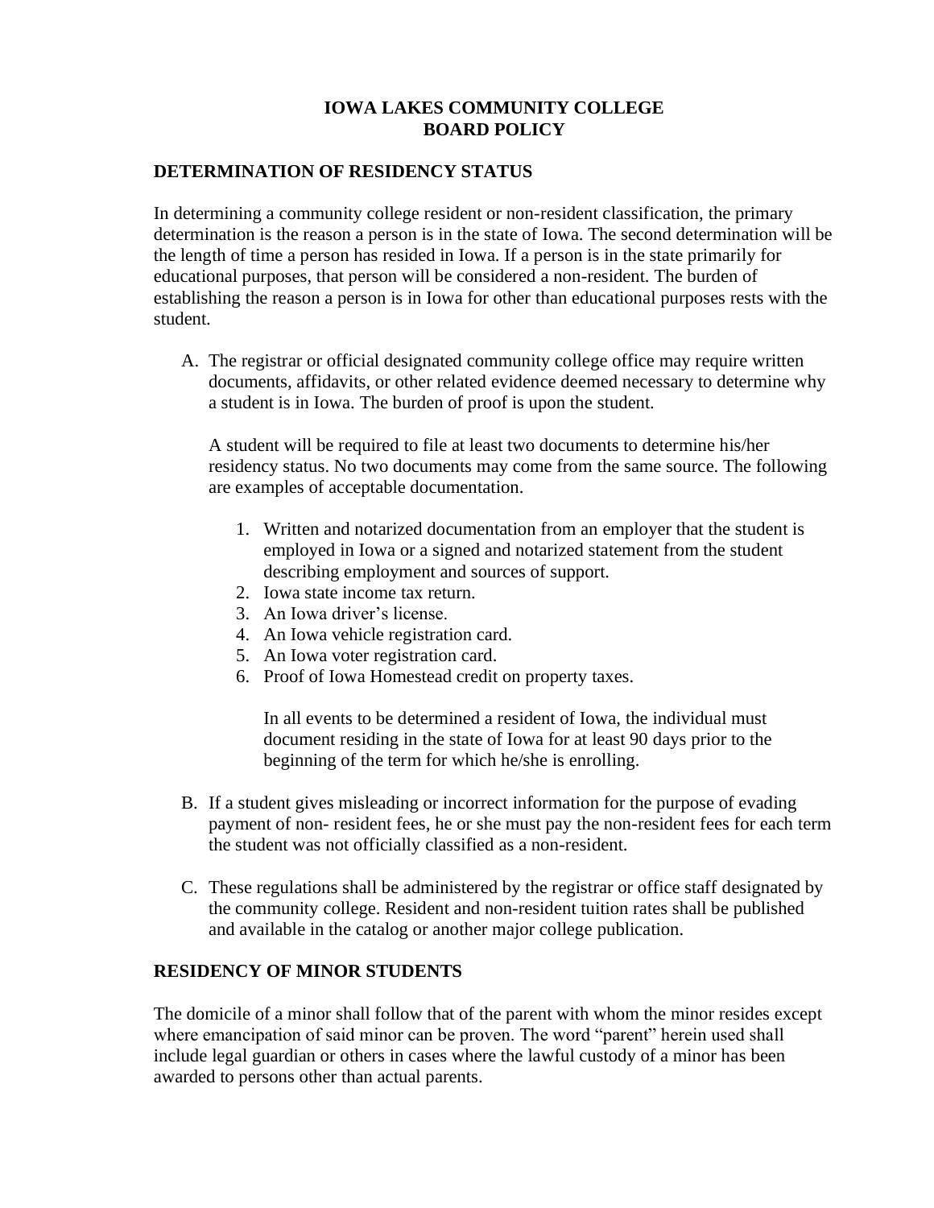# IOWA LAKES COMMUNITY COLLEGE
# BOARD POLICY

## DETERMINATION OF RESIDENCY STATUS

In determining a community college resident or non-resident classification, the primary determination is the reason a person is in the state of Iowa. The second determination will be the length of time a person has resided in Iowa. If a person is in the state primarily for educational purposes, that person will be considered a non-resident. The burden of establishing the reason a person is in Iowa for other than educational purposes rests with the student.

A. The registrar or official designated community college office may require written documents, affidavits, or other related evidence deemed necessary to determine why a student is in Iowa. The burden of proof is upon the student.

   A student will be required to file at least two documents to determine his/her residency status. No two documents may come from the same source. The following are examples of acceptable documentation.

   1. Written and notarized documentation from an employer that the student is employed in Iowa or a signed and notarized statement from the student describing employment and sources of support.
   2. Iowa state income tax return.
   3. An Iowa driver's license.
   4. An Iowa vehicle registration card.
   5. An Iowa voter registration card.
   6. Proof of Iowa Homestead credit on property taxes.

      In all events to be determined a resident of Iowa, the individual must document residing in the state of Iowa for at least 90 days prior to the beginning of the term for which he/she is enrolling.

B. If a student gives misleading or incorrect information for the purpose of evading payment of non- resident fees, he or she must pay the non-resident fees for each term the student was not officially classified as a non-resident.

C. These regulations shall be administered by the registrar or office staff designated by the community college. Resident and non-resident tuition rates shall be published and available in the catalog or another major college publication.

## RESIDENCY OF MINOR STUDENTS

The domicile of a minor shall follow that of the parent with whom the minor resides except where emancipation of said minor can be proven. The word "parent" herein used shall include legal guardian or others in cases where the lawful custody of a minor has been awarded to persons other than actual parents.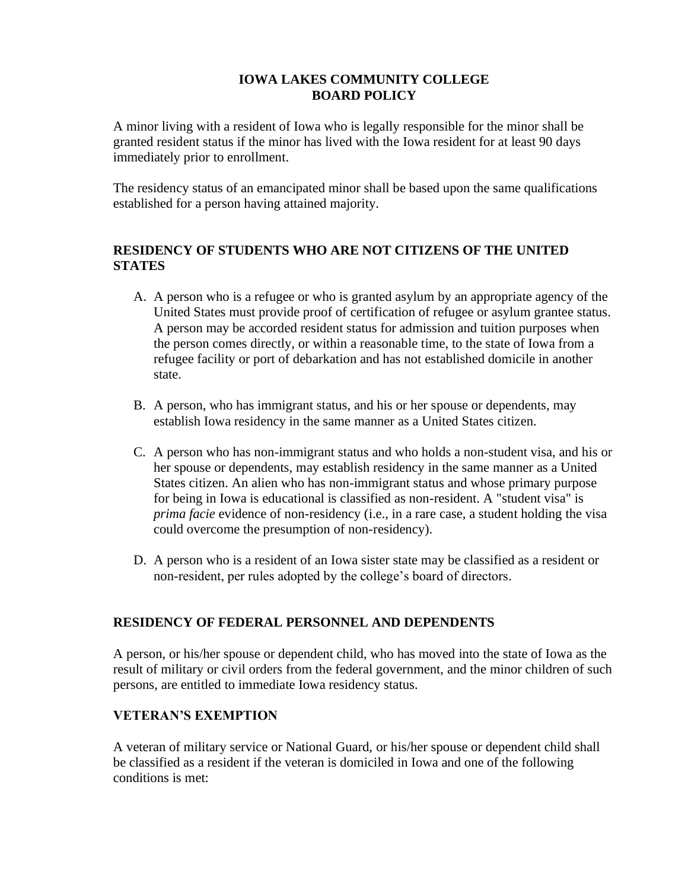# IOWA LAKES COMMUNITY COLLEGE
# BOARD POLICY

A minor living with a resident of Iowa who is legally responsible for the minor shall be granted resident status if the minor has lived with the Iowa resident for at least 90 days immediately prior to enrollment.

The residency status of an emancipated minor shall be based upon the same qualifications established for a person having attained majority.

## RESIDENCY OF STUDENTS WHO ARE NOT CITIZENS OF THE UNITED STATES

A. A person who is a refugee or who is granted asylum by an appropriate agency of the United States must provide proof of certification of refugee or asylum grantee status. A person may be accorded resident status for admission and tuition purposes when the person comes directly, or within a reasonable time, to the state of Iowa from a refugee facility or port of debarkation and has not established domicile in another state.

B. A person, who has immigrant status, and his or her spouse or dependents, may establish Iowa residency in the same manner as a United States citizen.

C. A person who has non-immigrant status and who holds a non-student visa, and his or her spouse or dependents, may establish residency in the same manner as a United States citizen. An alien who has non-immigrant status and whose primary purpose for being in Iowa is educational is classified as non-resident. A "student visa" is *prima facie* evidence of non-residency (i.e., in a rare case, a student holding the visa could overcome the presumption of non-residency).

D. A person who is a resident of an Iowa sister state may be classified as a resident or non-resident, per rules adopted by the college's board of directors.

## RESIDENCY OF FEDERAL PERSONNEL AND DEPENDENTS

A person, or his/her spouse or dependent child, who has moved into the state of Iowa as the result of military or civil orders from the federal government, and the minor children of such persons, are entitled to immediate Iowa residency status.

## VETERAN'S EXEMPTION

A veteran of military service or National Guard, or his/her spouse or dependent child shall be classified as a resident if the veteran is domiciled in Iowa and one of the following conditions is met: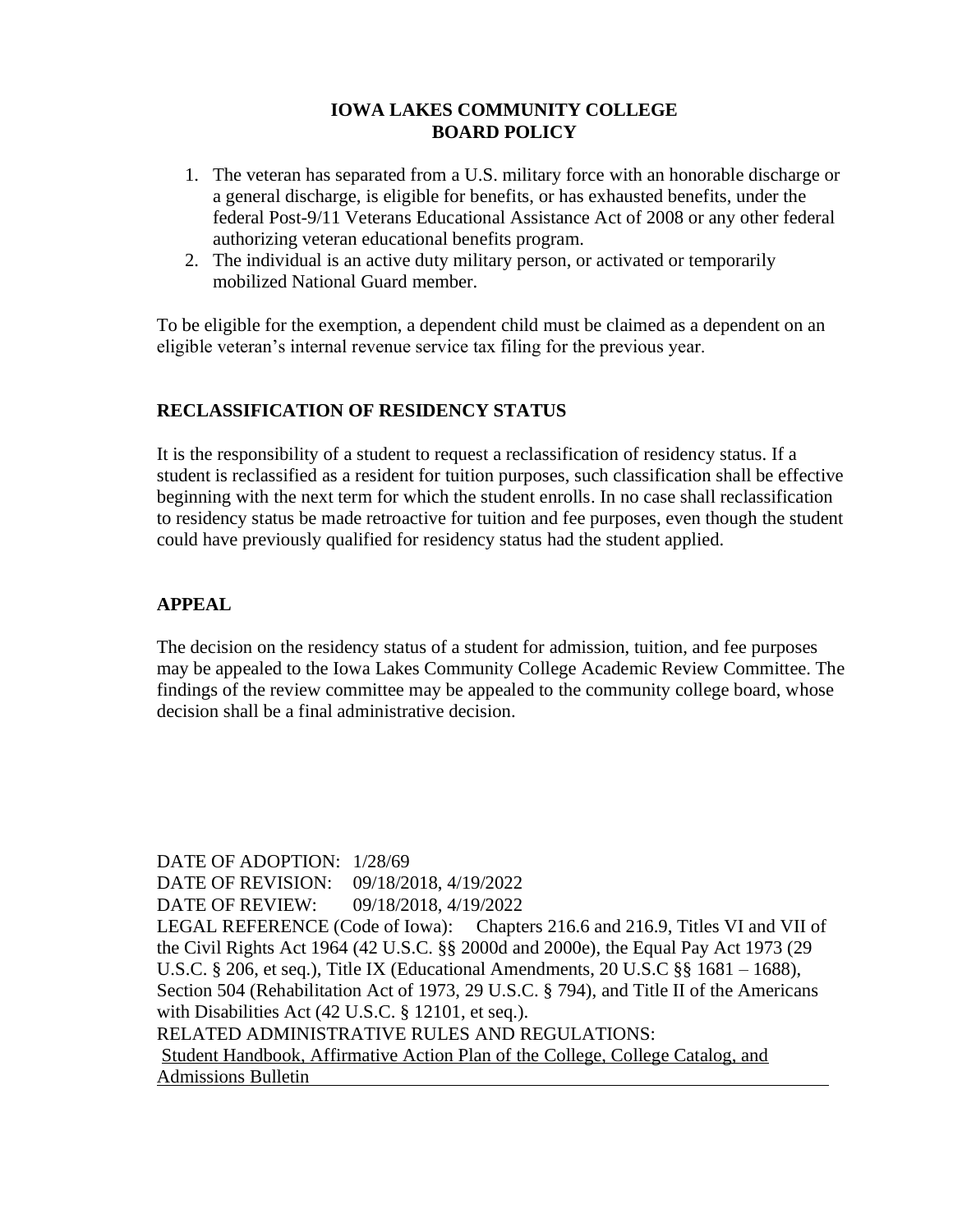1. The veteran has separated from a U.S. military force with an honorable discharge or a general discharge, is eligible for benefits, or has exhausted benefits, under the federal Post-9/11 Veterans Educational Assistance Act of 2008 or any other federal authorizing veteran educational benefits program.
2. The individual is an active duty military person, or activated or temporarily mobilized National Guard member.

To be eligible for the exemption, a dependent child must be claimed as a dependent on an eligible veteran's internal revenue service tax filing for the previous year.

## RECLASSIFICATION OF RESIDENCY STATUS

It is the responsibility of a student to request a reclassification of residency status. If a student is reclassified as a resident for tuition purposes, such classification shall be effective beginning with the next term for which the student enrolls. In no case shall reclassification to residency status be made retroactive for tuition and fee purposes, even though the student could have previously qualified for residency status had the student applied.

## APPEAL

The decision on the residency status of a student for admission, tuition, and fee purposes may be appealed to the Iowa Lakes Community College Academic Review Committee. The findings of the review committee may be appealed to the community college board, whose decision shall be a final administrative decision.

DATE OF ADOPTION: 1/28/69
DATE OF REVISION: 09/18/2018, 4/19/2022
DATE OF REVIEW: 09/18/2018, 4/19/2022
LEGAL REFERENCE (Code of Iowa): Chapters 216.6 and 216.9, Titles VI and VII of the Civil Rights Act 1964 (42 U.S.C. §§ 2000d and 2000e), the Equal Pay Act 1973 (29 U.S.C. § 206, et seq.), Title IX (Educational Amendments, 20 U.S.C §§ 1681 – 1688), Section 504 (Rehabilitation Act of 1973, 29 U.S.C. § 794), and Title II of the Americans with Disabilities Act (42 U.S.C. § 12101, et seq.).
RELATED ADMINISTRATIVE RULES AND REGULATIONS:
Student Handbook, Affirmative Action Plan of the College, College Catalog, and Admissions Bulletin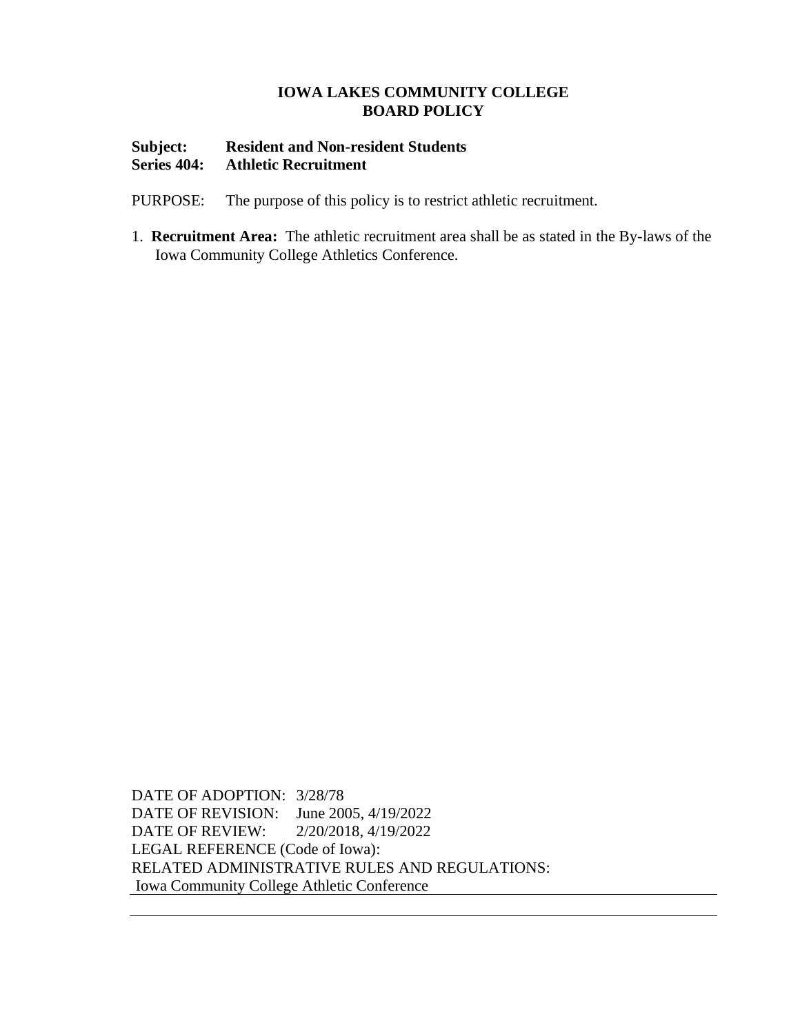# IOWA LAKES COMMUNITY COLLEGE
# BOARD POLICY

**Subject:** **Resident and Non-resident Students**
**Series 404:** **Athletic Recruitment**

PURPOSE: The purpose of this policy is to restrict athletic recruitment.

1. **Recruitment Area:** The athletic recruitment area shall be as stated in the By-laws of the Iowa Community College Athletics Conference.

DATE OF ADOPTION: 3/28/78
DATE OF REVISION: June 2005, 4/19/2022
DATE OF REVIEW: 2/20/2018, 4/19/2022
LEGAL REFERENCE (Code of Iowa):
RELATED ADMINISTRATIVE RULES AND REGULATIONS:
Iowa Community College Athletic Conference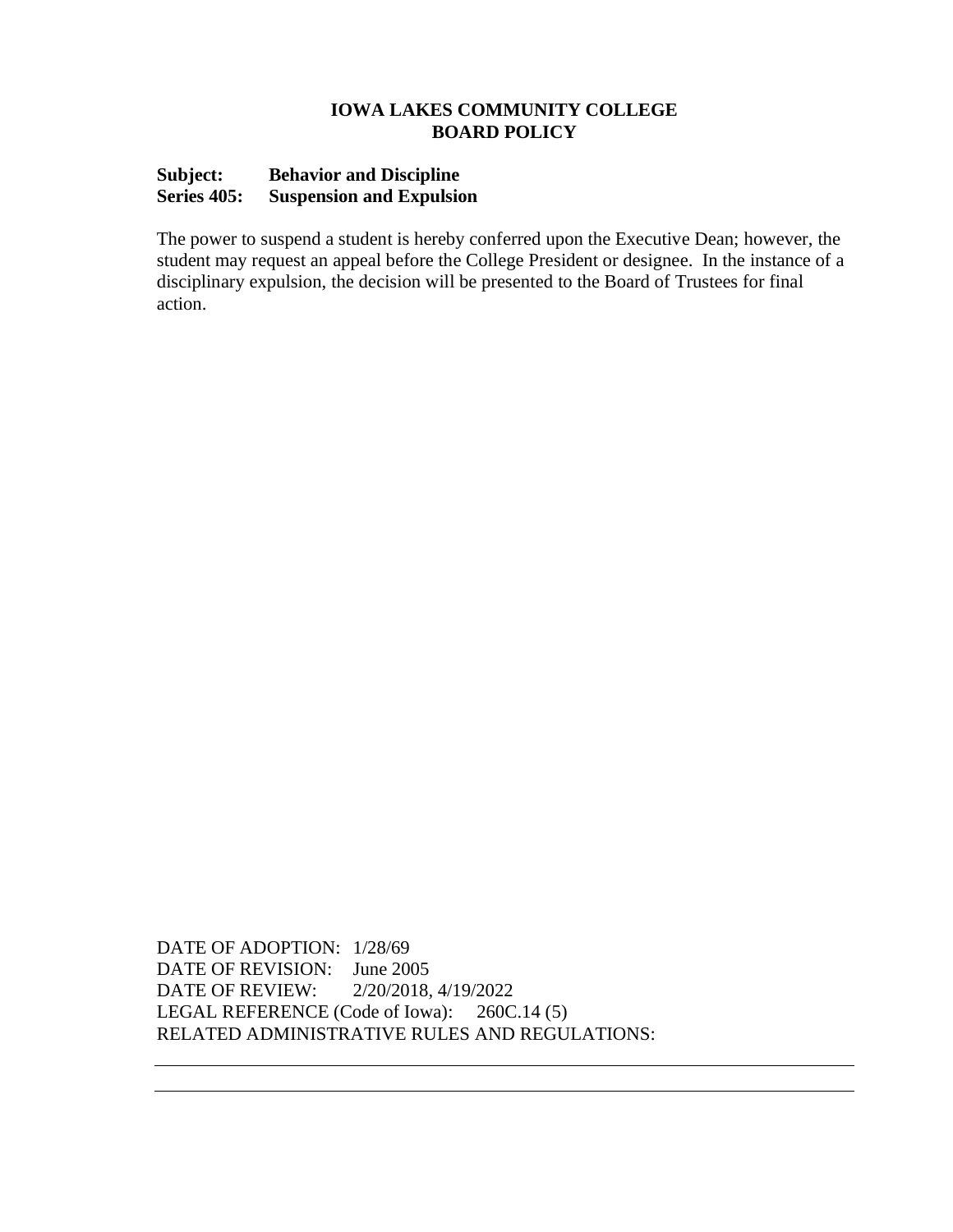**IOWA LAKES COMMUNITY COLLEGE**
**BOARD POLICY**

**Subject: Behavior and Discipline**
**Series 405: Suspension and Expulsion**

The power to suspend a student is hereby conferred upon the Executive Dean; however, the student may request an appeal before the College President or designee. In the instance of a disciplinary expulsion, the decision will be presented to the Board of Trustees for final action.

DATE OF ADOPTION: 1/28/69
DATE OF REVISION: June 2005
DATE OF REVIEW: 2/20/2018, 4/19/2022
LEGAL REFERENCE (Code of Iowa): 260C.14 (5)
RELATED ADMINISTRATIVE RULES AND REGULATIONS: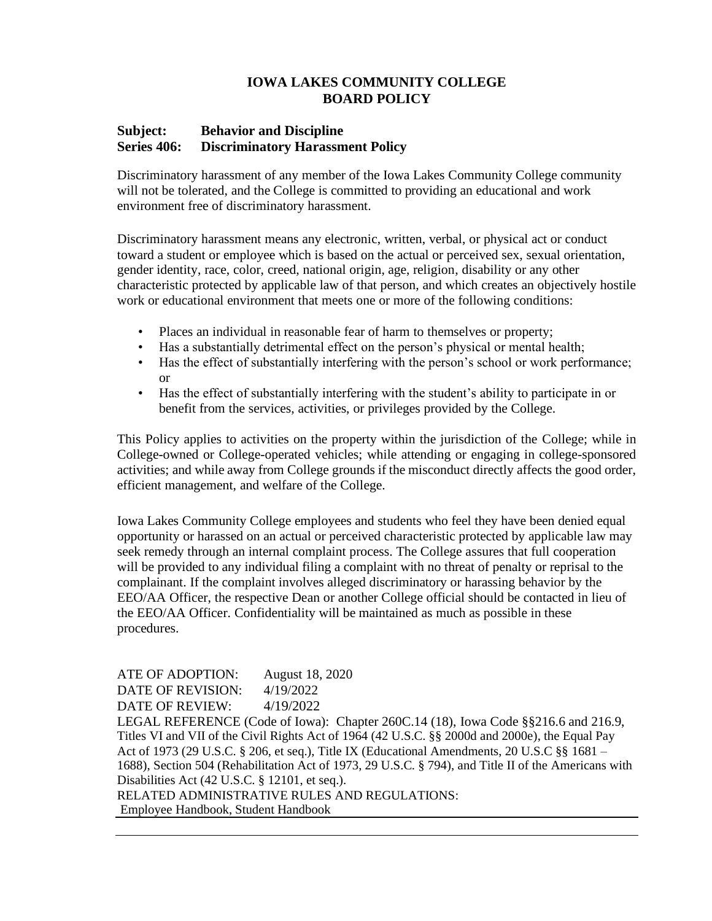# IOWA LAKES COMMUNITY COLLEGE
# BOARD POLICY

**Subject: Behavior and Discipline**
**Series 406: Discriminatory Harassment Policy**

Discriminatory harassment of any member of the Iowa Lakes Community College community will not be tolerated, and the College is committed to providing an educational and work environment free of discriminatory harassment.

Discriminatory harassment means any electronic, written, verbal, or physical act or conduct toward a student or employee which is based on the actual or perceived sex, sexual orientation, gender identity, race, color, creed, national origin, age, religion, disability or any other characteristic protected by applicable law of that person, and which creates an objectively hostile work or educational environment that meets one or more of the following conditions:

- Places an individual in reasonable fear of harm to themselves or property;
- Has a substantially detrimental effect on the person's physical or mental health;
- Has the effect of substantially interfering with the person's school or work performance; or
- Has the effect of substantially interfering with the student's ability to participate in or benefit from the services, activities, or privileges provided by the College.

This Policy applies to activities on the property within the jurisdiction of the College; while in College-owned or College-operated vehicles; while attending or engaging in college-sponsored activities; and while away from College grounds if the misconduct directly affects the good order, efficient management, and welfare of the College.

Iowa Lakes Community College employees and students who feel they have been denied equal opportunity or harassed on an actual or perceived characteristic protected by applicable law may seek remedy through an internal complaint process. The College assures that full cooperation will be provided to any individual filing a complaint with no threat of penalty or reprisal to the complainant. If the complaint involves alleged discriminatory or harassing behavior by the EEO/AA Officer, the respective Dean or another College official should be contacted in lieu of the EEO/AA Officer. Confidentiality will be maintained as much as possible in these procedures.

ATE OF ADOPTION: August 18, 2020
DATE OF REVISION: 4/19/2022
DATE OF REVIEW: 4/19/2022
LEGAL REFERENCE (Code of Iowa): Chapter 260C.14 (18), Iowa Code §§216.6 and 216.9, Titles VI and VII of the Civil Rights Act of 1964 (42 U.S.C. §§ 2000d and 2000e), the Equal Pay Act of 1973 (29 U.S.C. § 206, et seq.), Title IX (Educational Amendments, 20 U.S.C §§ 1681 – 1688), Section 504 (Rehabilitation Act of 1973, 29 U.S.C. § 794), and Title II of the Americans with Disabilities Act (42 U.S.C. § 12101, et seq.).
RELATED ADMINISTRATIVE RULES AND REGULATIONS:
Employee Handbook, Student Handbook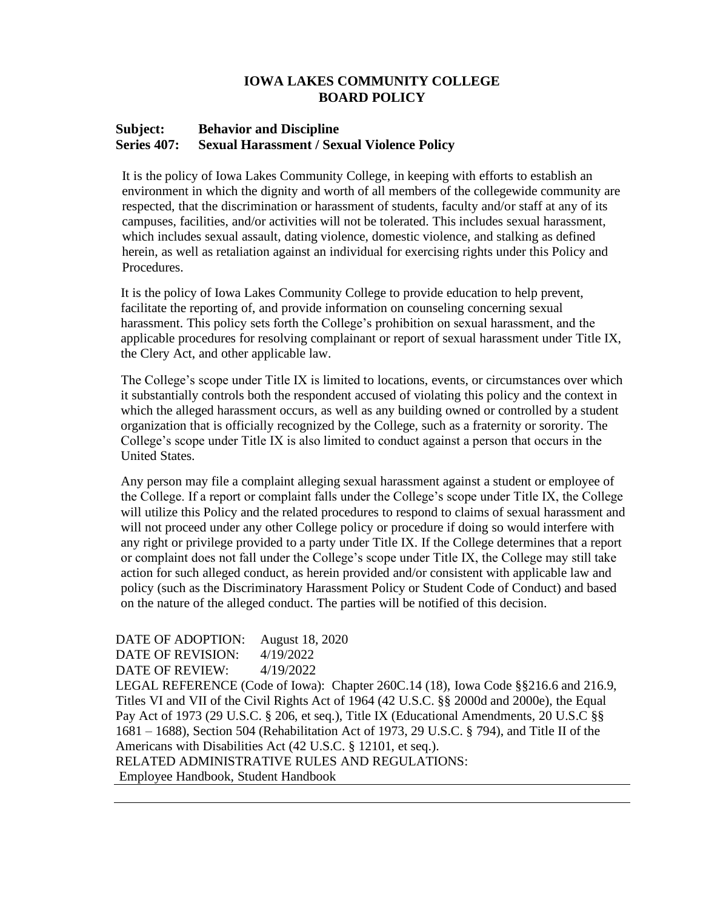# IOWA LAKES COMMUNITY COLLEGE
# BOARD POLICY

**Subject: Behavior and Discipline**
**Series 407: Sexual Harassment / Sexual Violence Policy**

It is the policy of Iowa Lakes Community College, in keeping with efforts to establish an environment in which the dignity and worth of all members of the collegewide community are respected, that the discrimination or harassment of students, faculty and/or staff at any of its campuses, facilities, and/or activities will not be tolerated. This includes sexual harassment, which includes sexual assault, dating violence, domestic violence, and stalking as defined herein, as well as retaliation against an individual for exercising rights under this Policy and Procedures.

It is the policy of Iowa Lakes Community College to provide education to help prevent, facilitate the reporting of, and provide information on counseling concerning sexual harassment. This policy sets forth the College's prohibition on sexual harassment, and the applicable procedures for resolving complainant or report of sexual harassment under Title IX, the Clery Act, and other applicable law.

The College's scope under Title IX is limited to locations, events, or circumstances over which it substantially controls both the respondent accused of violating this policy and the context in which the alleged harassment occurs, as well as any building owned or controlled by a student organization that is officially recognized by the College, such as a fraternity or sorority. The College's scope under Title IX is also limited to conduct against a person that occurs in the United States.

Any person may file a complaint alleging sexual harassment against a student or employee of the College. If a report or complaint falls under the College's scope under Title IX, the College will utilize this Policy and the related procedures to respond to claims of sexual harassment and will not proceed under any other College policy or procedure if doing so would interfere with any right or privilege provided to a party under Title IX. If the College determines that a report or complaint does not fall under the College's scope under Title IX, the College may still take action for such alleged conduct, as herein provided and/or consistent with applicable law and policy (such as the Discriminatory Harassment Policy or Student Code of Conduct) and based on the nature of the alleged conduct. The parties will be notified of this decision.

DATE OF ADOPTION: August 18, 2020
DATE OF REVISION: 4/19/2022
DATE OF REVIEW: 4/19/2022
LEGAL REFERENCE (Code of Iowa): Chapter 260C.14 (18), Iowa Code §§216.6 and 216.9, Titles VI and VII of the Civil Rights Act of 1964 (42 U.S.C. §§ 2000d and 2000e), the Equal Pay Act of 1973 (29 U.S.C. § 206, et seq.), Title IX (Educational Amendments, 20 U.S.C §§ 1681 – 1688), Section 504 (Rehabilitation Act of 1973, 29 U.S.C. § 794), and Title II of the Americans with Disabilities Act (42 U.S.C. § 12101, et seq.).
RELATED ADMINISTRATIVE RULES AND REGULATIONS:
Employee Handbook, Student Handbook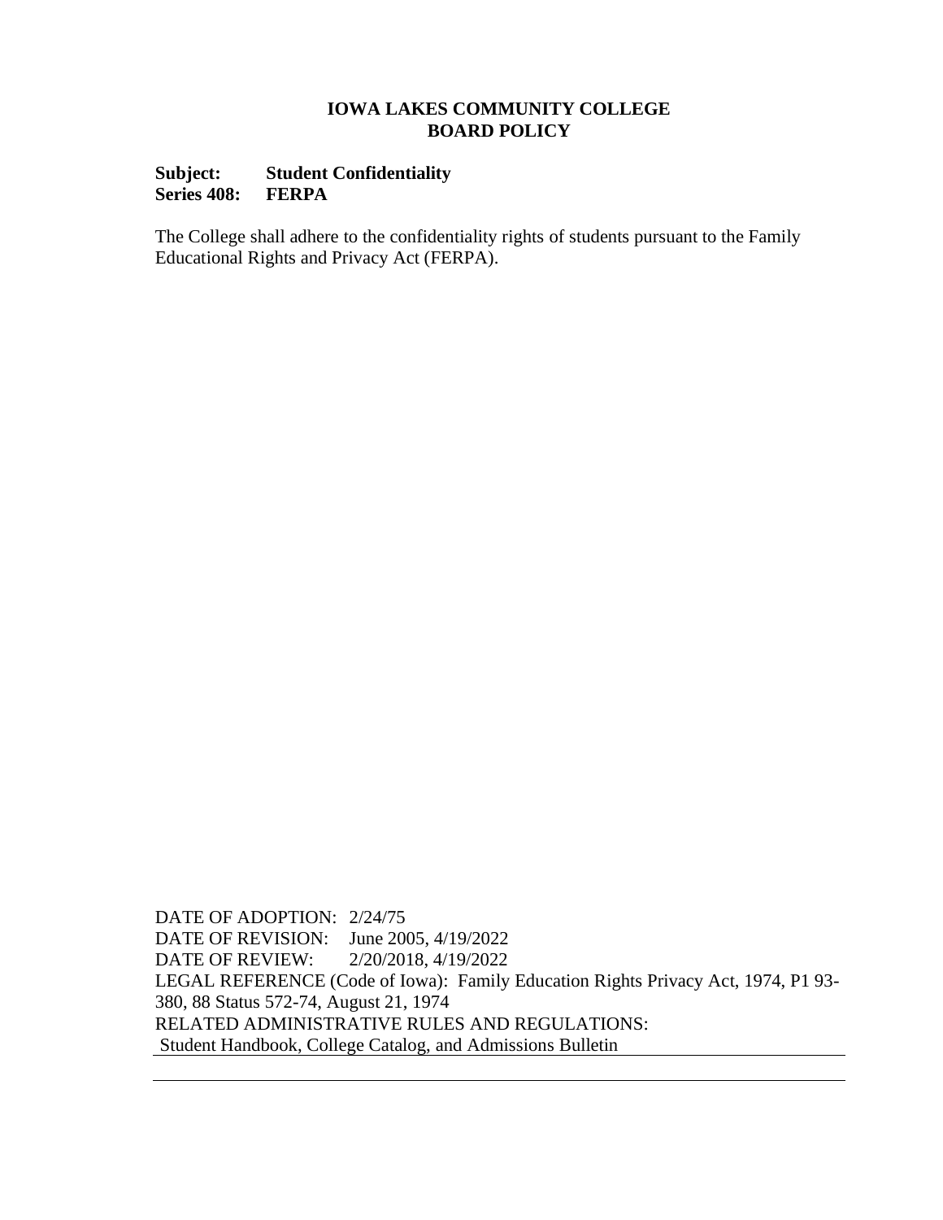# IOWA LAKES COMMUNITY COLLEGE
## BOARD POLICY

**Subject:** **Student Confidentiality**
**Series 408:** **FERPA**

The College shall adhere to the confidentiality rights of students pursuant to the Family Educational Rights and Privacy Act (FERPA).

DATE OF ADOPTION: 2/24/75
DATE OF REVISION: June 2005, 4/19/2022
DATE OF REVIEW: 2/20/2018, 4/19/2022
LEGAL REFERENCE (Code of Iowa): Family Education Rights Privacy Act, 1974, P1 93-380, 88 Status 572-74, August 21, 1974
RELATED ADMINISTRATIVE RULES AND REGULATIONS:
Student Handbook, College Catalog, and Admissions Bulletin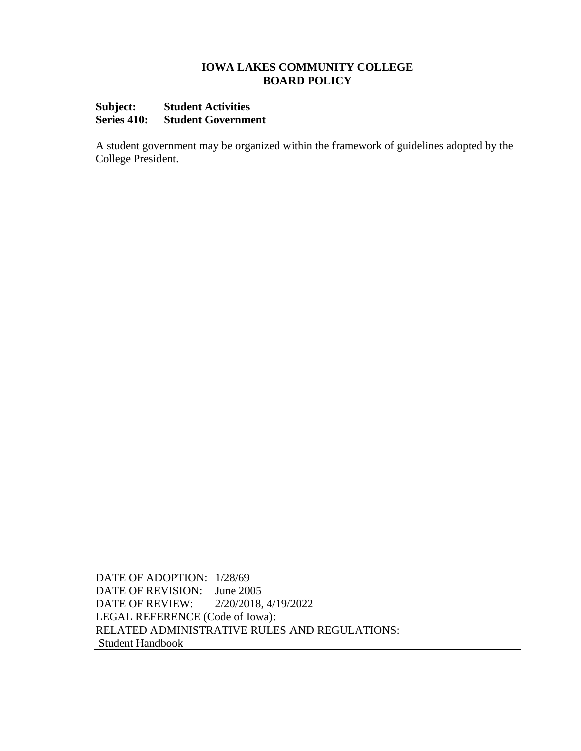**IOWA LAKES COMMUNITY COLLEGE**
**BOARD POLICY**

**Subject: Student Activities**
**Series 410: Student Government**

A student government may be organized within the framework of guidelines adopted by the College President.

DATE OF ADOPTION: 1/28/69
DATE OF REVISION: June 2005
DATE OF REVIEW: 2/20/2018, 4/19/2022
LEGAL REFERENCE (Code of Iowa):
RELATED ADMINISTRATIVE RULES AND REGULATIONS:
Student Handbook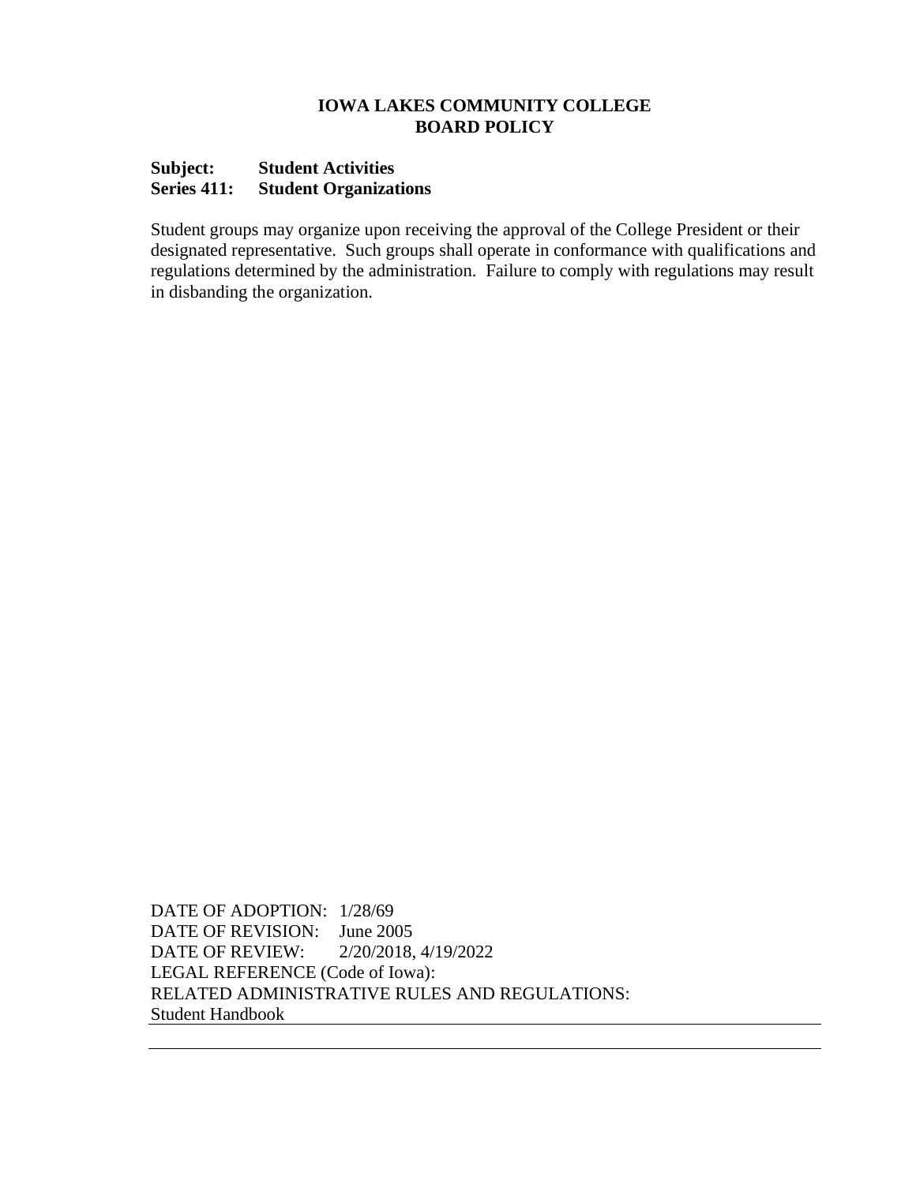**IOWA LAKES COMMUNITY COLLEGE**
**BOARD POLICY**

**Subject: Student Activities**
**Series 411: Student Organizations**

Student groups may organize upon receiving the approval of the College President or their designated representative. Such groups shall operate in conformance with qualifications and regulations determined by the administration. Failure to comply with regulations may result in disbanding the organization.

DATE OF ADOPTION: 1/28/69
DATE OF REVISION: June 2005
DATE OF REVIEW: 2/20/2018, 4/19/2022
LEGAL REFERENCE (Code of Iowa):
RELATED ADMINISTRATIVE RULES AND REGULATIONS:
Student Handbook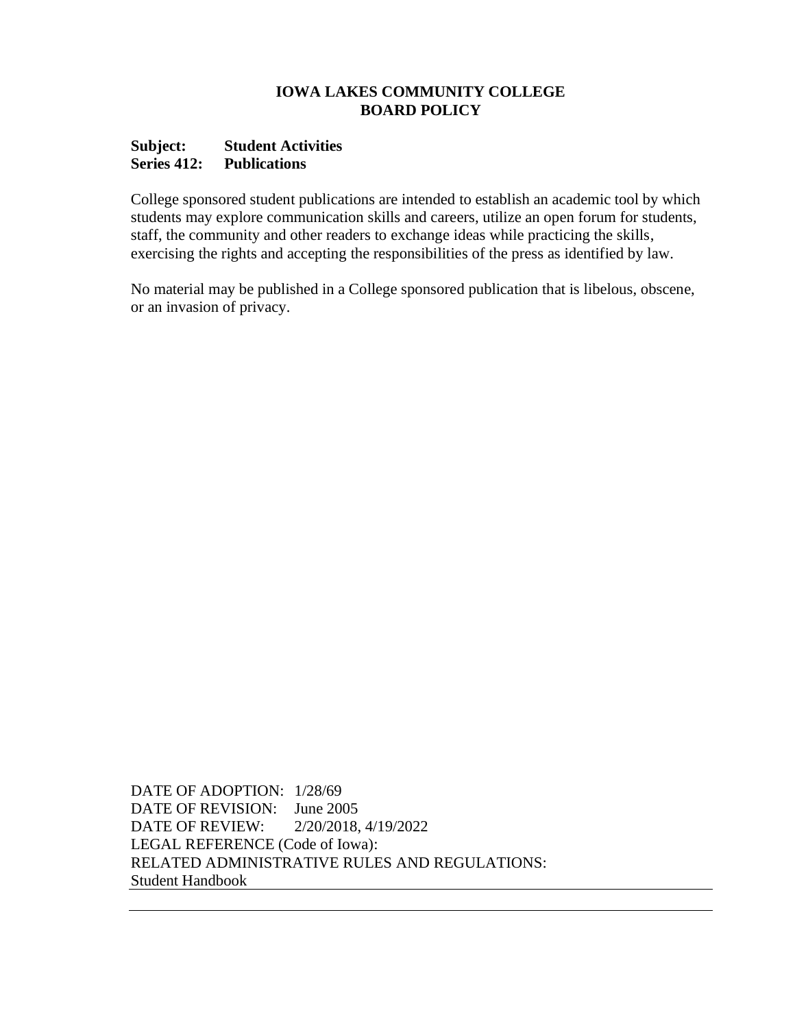**IOWA LAKES COMMUNITY COLLEGE**
**BOARD POLICY**

**Subject: Student Activities**
**Series 412: Publications**

College sponsored student publications are intended to establish an academic tool by which students may explore communication skills and careers, utilize an open forum for students, staff, the community and other readers to exchange ideas while practicing the skills, exercising the rights and accepting the responsibilities of the press as identified by law.

No material may be published in a College sponsored publication that is libelous, obscene, or an invasion of privacy.

DATE OF ADOPTION: 1/28/69
DATE OF REVISION: June 2005
DATE OF REVIEW: 2/20/2018, 4/19/2022
LEGAL REFERENCE (Code of Iowa):
RELATED ADMINISTRATIVE RULES AND REGULATIONS:
Student Handbook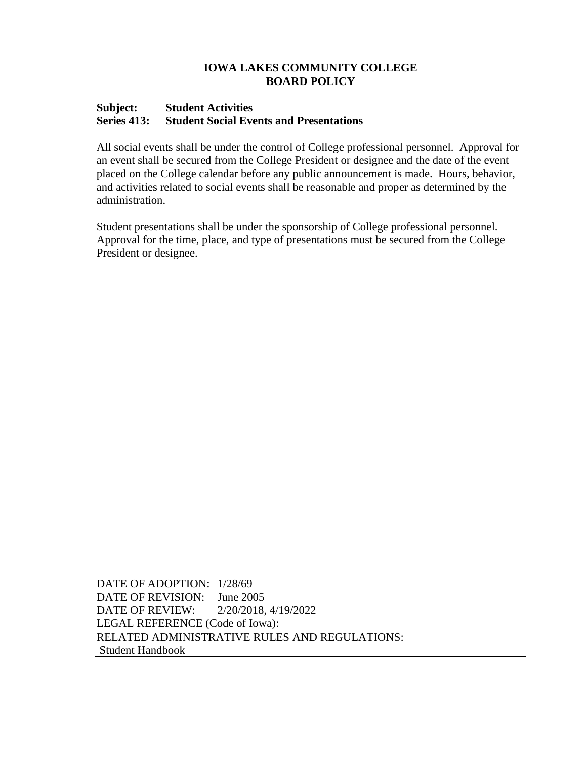**IOWA LAKES COMMUNITY COLLEGE**
**BOARD POLICY**

**Subject:** **Student Activities**
**Series 413:** **Student Social Events and Presentations**

All social events shall be under the control of College professional personnel. Approval for an event shall be secured from the College President or designee and the date of the event placed on the College calendar before any public announcement is made. Hours, behavior, and activities related to social events shall be reasonable and proper as determined by the administration.

Student presentations shall be under the sponsorship of College professional personnel. Approval for the time, place, and type of presentations must be secured from the College President or designee.

DATE OF ADOPTION: 1/28/69
DATE OF REVISION: June 2005
DATE OF REVIEW: 2/20/2018, 4/19/2022
LEGAL REFERENCE (Code of Iowa):
RELATED ADMINISTRATIVE RULES AND REGULATIONS:
Student Handbook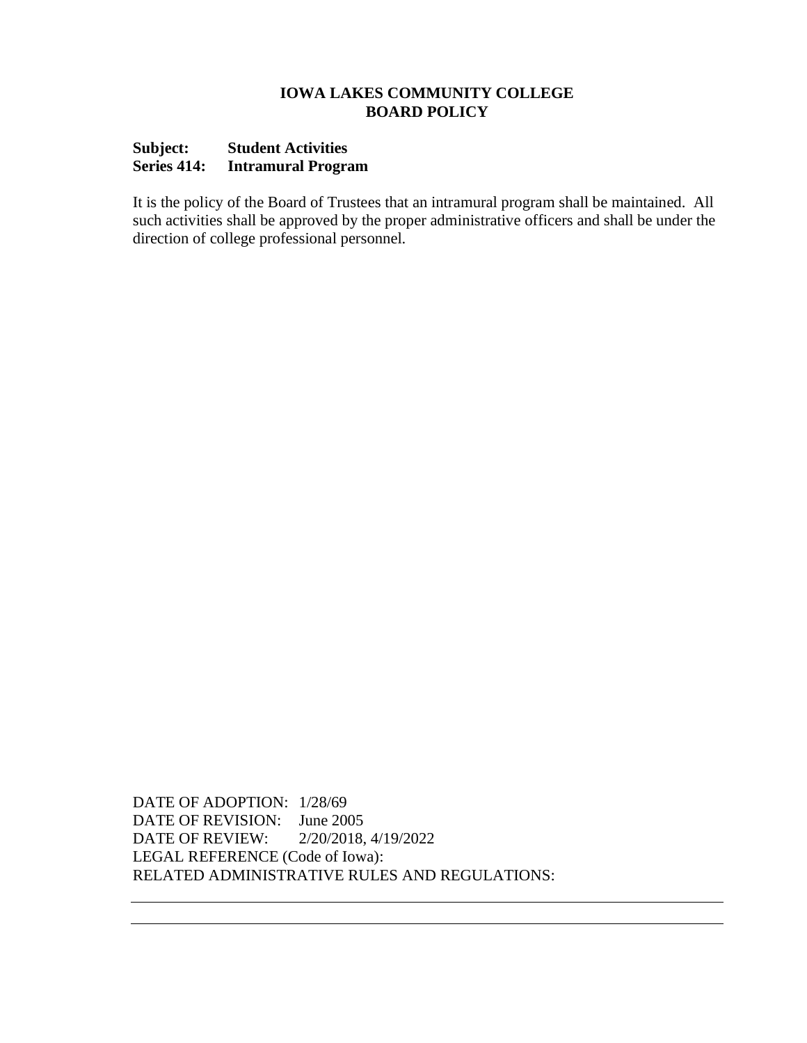**IOWA LAKES COMMUNITY COLLEGE**
**BOARD POLICY**

**Subject: Student Activities**
**Series 414: Intramural Program**

It is the policy of the Board of Trustees that an intramural program shall be maintained. All such activities shall be approved by the proper administrative officers and shall be under the direction of college professional personnel.

DATE OF ADOPTION: 1/28/69
DATE OF REVISION: June 2005
DATE OF REVIEW: 2/20/2018, 4/19/2022
LEGAL REFERENCE (Code of Iowa):
RELATED ADMINISTRATIVE RULES AND REGULATIONS: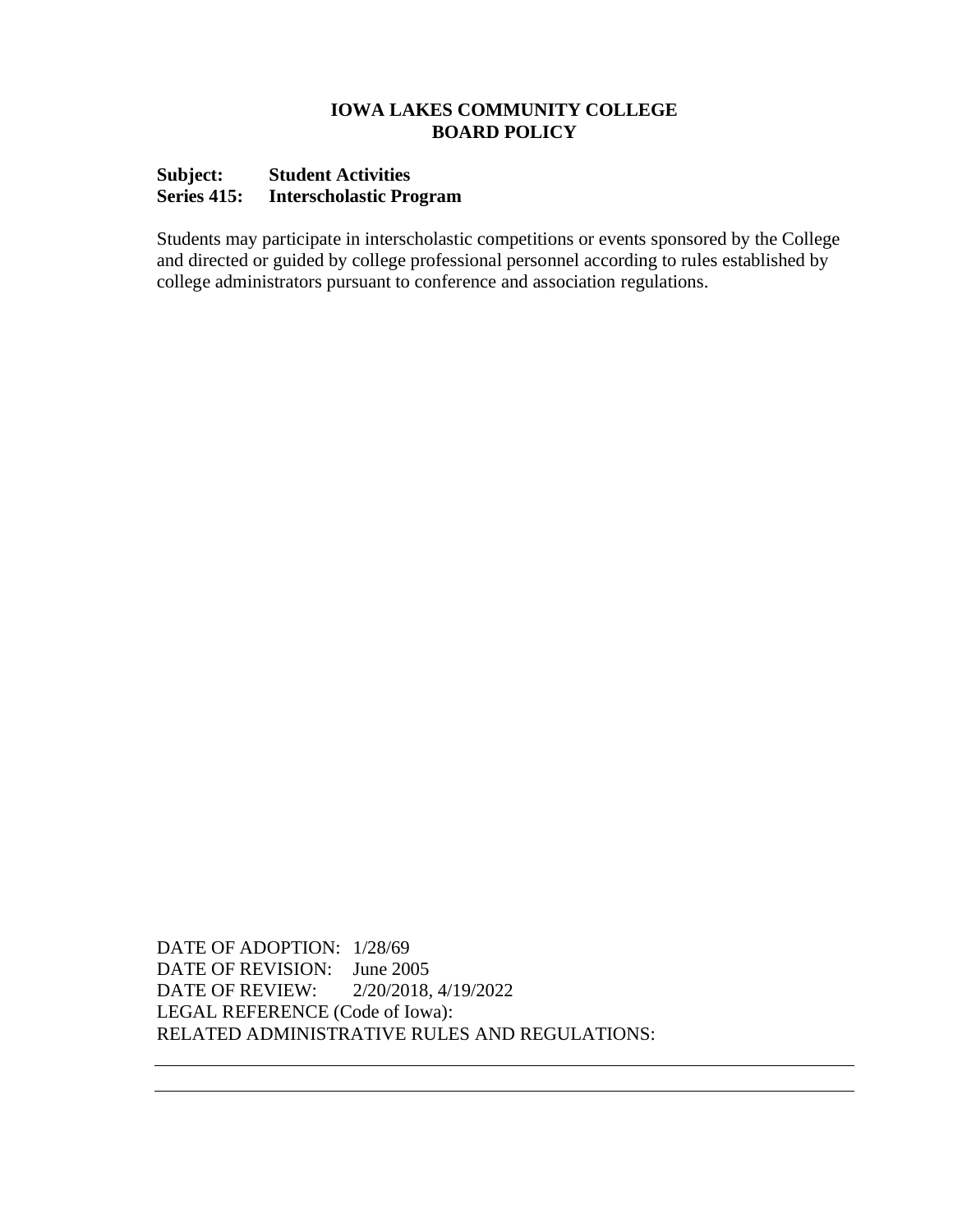**IOWA LAKES COMMUNITY COLLEGE**
**BOARD POLICY**

**Subject: Student Activities**
**Series 415: Interscholastic Program**

Students may participate in interscholastic competitions or events sponsored by the College and directed or guided by college professional personnel according to rules established by college administrators pursuant to conference and association regulations.

DATE OF ADOPTION: 1/28/69
DATE OF REVISION: June 2005
DATE OF REVIEW: 2/20/2018, 4/19/2022
LEGAL REFERENCE (Code of Iowa):
RELATED ADMINISTRATIVE RULES AND REGULATIONS: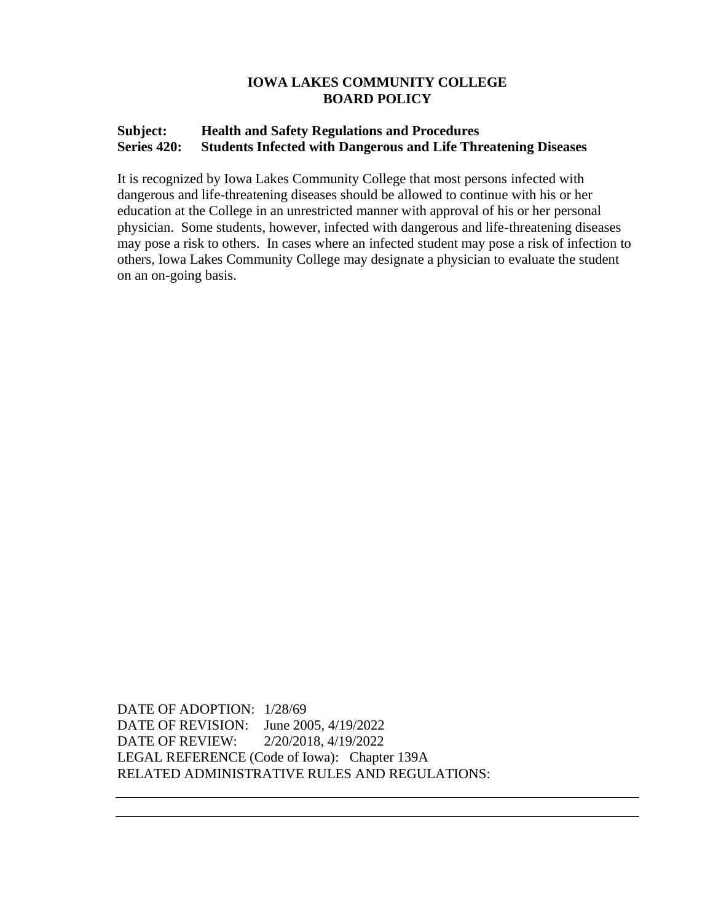**IOWA LAKES COMMUNITY COLLEGE**
**BOARD POLICY**

**Subject:** **Health and Safety Regulations and Procedures**
**Series 420:** **Students Infected with Dangerous and Life Threatening Diseases**

It is recognized by Iowa Lakes Community College that most persons infected with dangerous and life-threatening diseases should be allowed to continue with his or her education at the College in an unrestricted manner with approval of his or her personal physician. Some students, however, infected with dangerous and life-threatening diseases may pose a risk to others. In cases where an infected student may pose a risk of infection to others, Iowa Lakes Community College may designate a physician to evaluate the student on an on-going basis.

DATE OF ADOPTION: 1/28/69
DATE OF REVISION: June 2005, 4/19/2022
DATE OF REVIEW: 2/20/2018, 4/19/2022
LEGAL REFERENCE (Code of Iowa): Chapter 139A
RELATED ADMINISTRATIVE RULES AND REGULATIONS: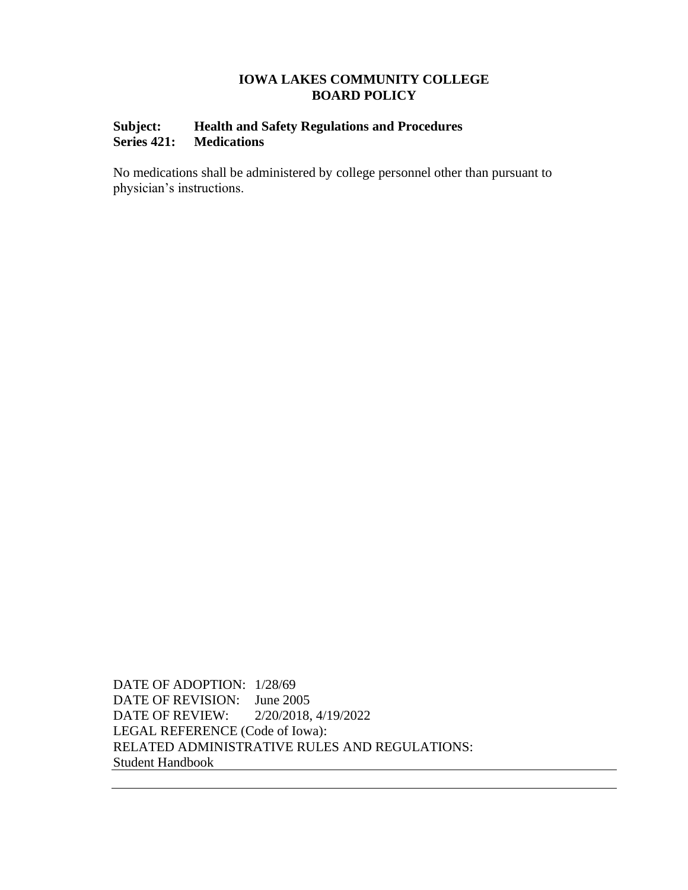**IOWA LAKES COMMUNITY COLLEGE**
**BOARD POLICY**

**Subject:** **Health and Safety Regulations and Procedures**
**Series 421:** **Medications**

No medications shall be administered by college personnel other than pursuant to physician's instructions.

DATE OF ADOPTION: 1/28/69
DATE OF REVISION: June 2005
DATE OF REVIEW: 2/20/2018, 4/19/2022
LEGAL REFERENCE (Code of Iowa):
RELATED ADMINISTRATIVE RULES AND REGULATIONS:
Student Handbook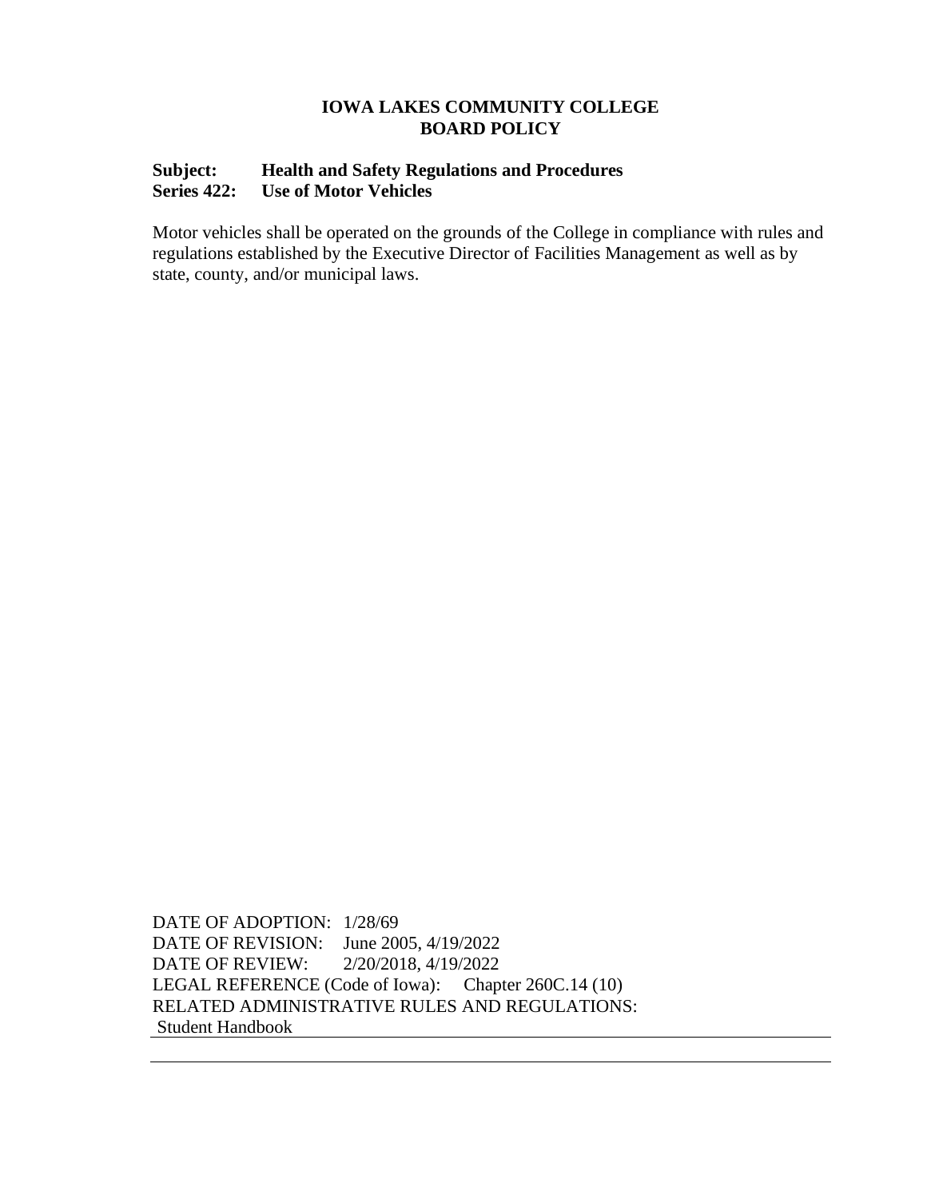**IOWA LAKES COMMUNITY COLLEGE**
**BOARD POLICY**

**Subject: Health and Safety Regulations and Procedures**
**Series 422: Use of Motor Vehicles**

Motor vehicles shall be operated on the grounds of the College in compliance with rules and regulations established by the Executive Director of Facilities Management as well as by state, county, and/or municipal laws.

DATE OF ADOPTION: 1/28/69
DATE OF REVISION: June 2005, 4/19/2022
DATE OF REVIEW: 2/20/2018, 4/19/2022
LEGAL REFERENCE (Code of Iowa): Chapter 260C.14 (10)
RELATED ADMINISTRATIVE RULES AND REGULATIONS:
Student Handbook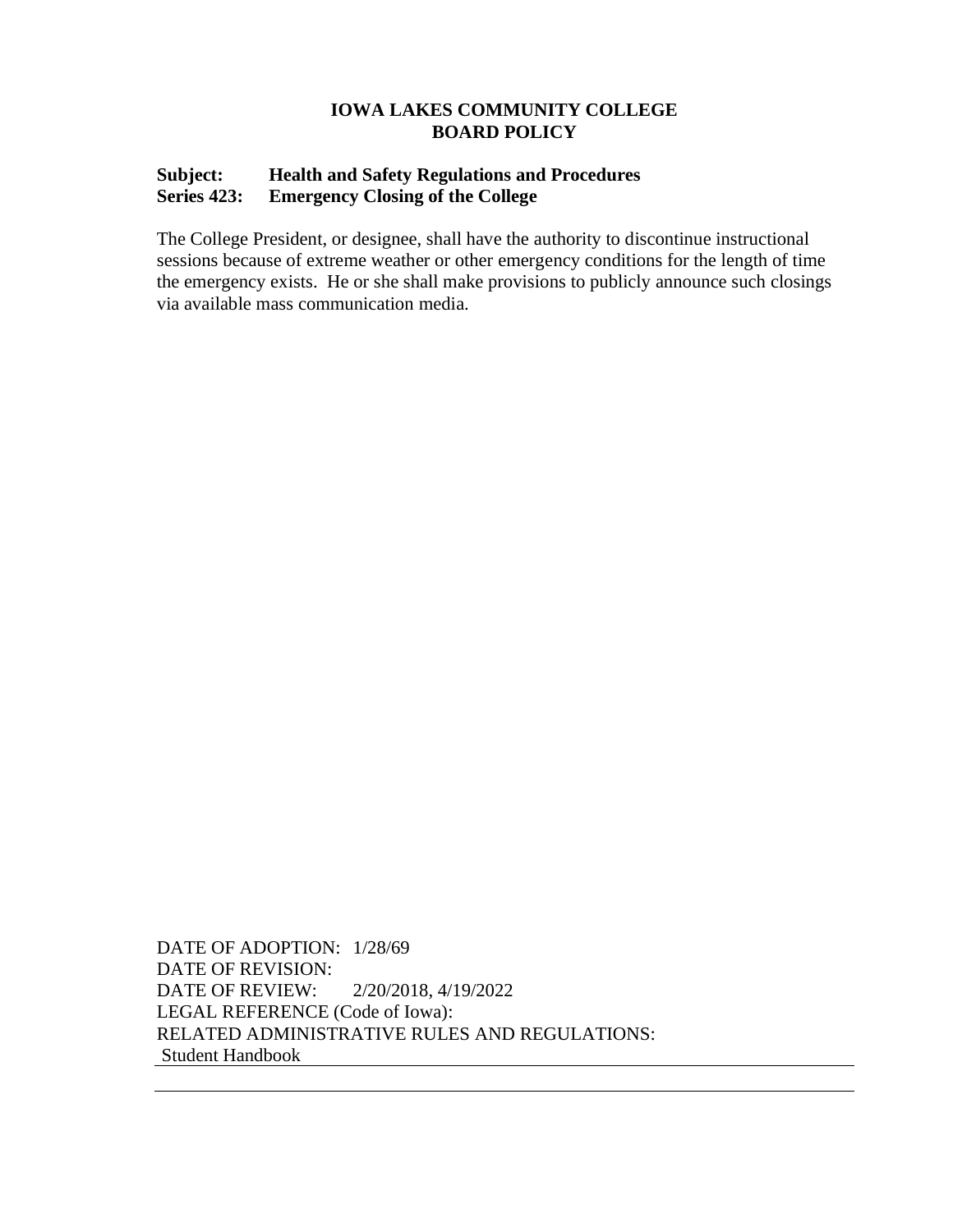**IOWA LAKES COMMUNITY COLLEGE**
**BOARD POLICY**

**Subject: Health and Safety Regulations and Procedures**
**Series 423: Emergency Closing of the College**

The College President, or designee, shall have the authority to discontinue instructional sessions because of extreme weather or other emergency conditions for the length of time the emergency exists. He or she shall make provisions to publicly announce such closings via available mass communication media.

DATE OF ADOPTION: 1/28/69
DATE OF REVISION:
DATE OF REVIEW: 2/20/2018, 4/19/2022
LEGAL REFERENCE (Code of Iowa):
RELATED ADMINISTRATIVE RULES AND REGULATIONS:
Student Handbook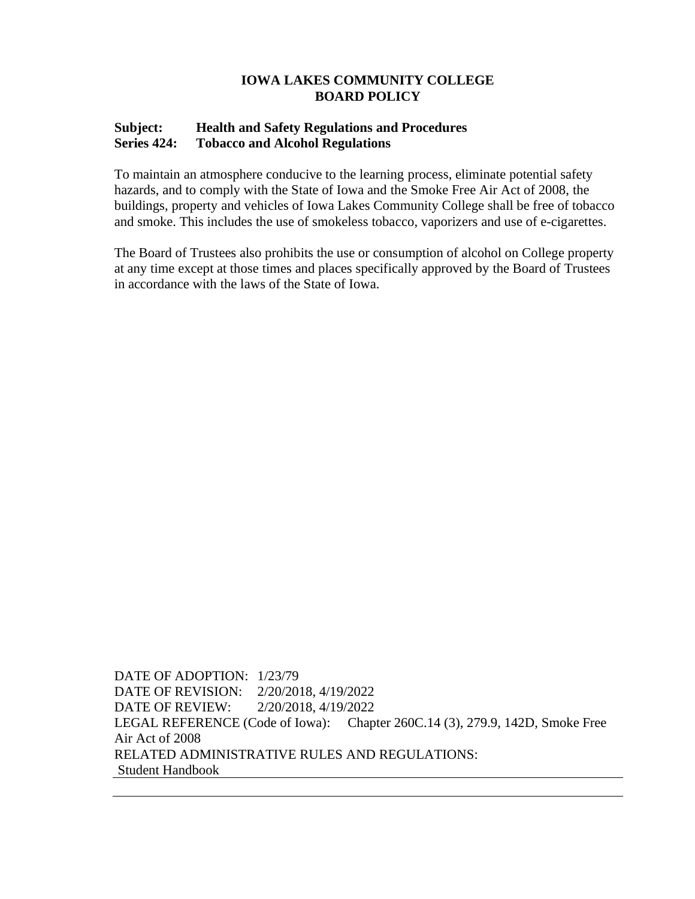**IOWA LAKES COMMUNITY COLLEGE**
**BOARD POLICY**

**Subject: Health and Safety Regulations and Procedures**
**Series 424: Tobacco and Alcohol Regulations**

To maintain an atmosphere conducive to the learning process, eliminate potential safety hazards, and to comply with the State of Iowa and the Smoke Free Air Act of 2008, the buildings, property and vehicles of Iowa Lakes Community College shall be free of tobacco and smoke. This includes the use of smokeless tobacco, vaporizers and use of e-cigarettes.

The Board of Trustees also prohibits the use or consumption of alcohol on College property at any time except at those times and places specifically approved by the Board of Trustees in accordance with the laws of the State of Iowa.

DATE OF ADOPTION: 1/23/79
DATE OF REVISION: 2/20/2018, 4/19/2022
DATE OF REVIEW: 2/20/2018, 4/19/2022
LEGAL REFERENCE (Code of Iowa): Chapter 260C.14 (3), 279.9, 142D, Smoke Free Air Act of 2008
RELATED ADMINISTRATIVE RULES AND REGULATIONS:
Student Handbook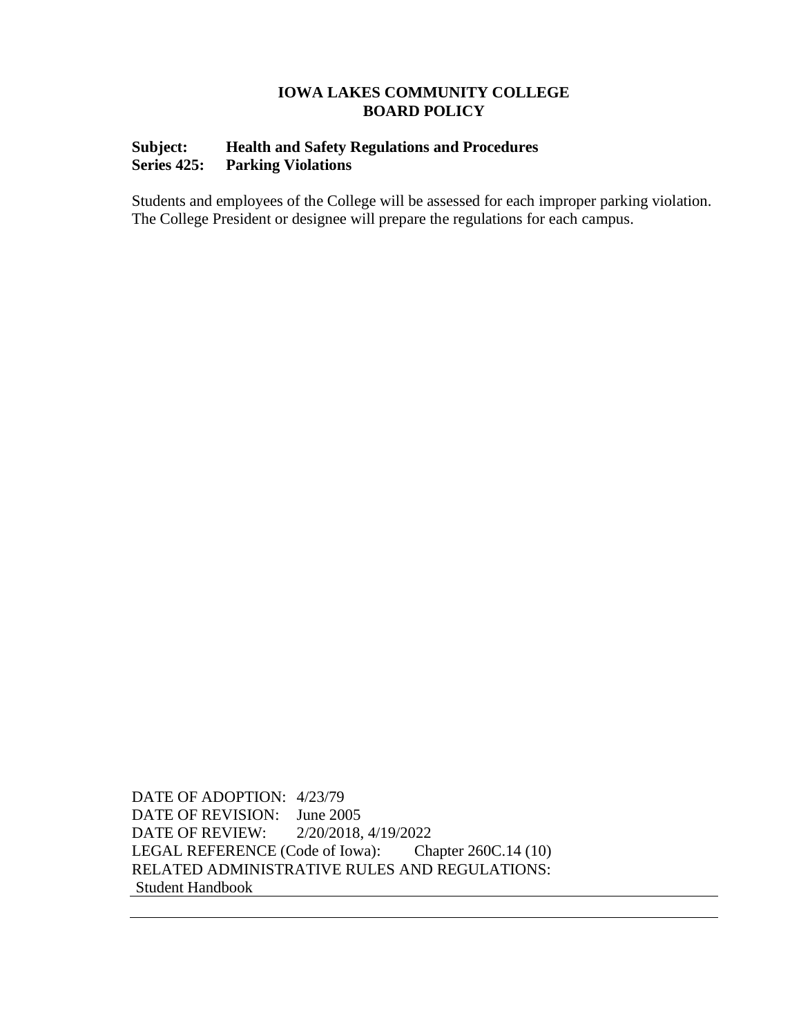**IOWA LAKES COMMUNITY COLLEGE**
**BOARD POLICY**

**Subject: Health and Safety Regulations and Procedures**
**Series 425: Parking Violations**

Students and employees of the College will be assessed for each improper parking violation. The College President or designee will prepare the regulations for each campus.

DATE OF ADOPTION: 4/23/79
DATE OF REVISION: June 2005
DATE OF REVIEW: 2/20/2018, 4/19/2022
LEGAL REFERENCE (Code of Iowa): Chapter 260C.14 (10)
RELATED ADMINISTRATIVE RULES AND REGULATIONS:
Student Handbook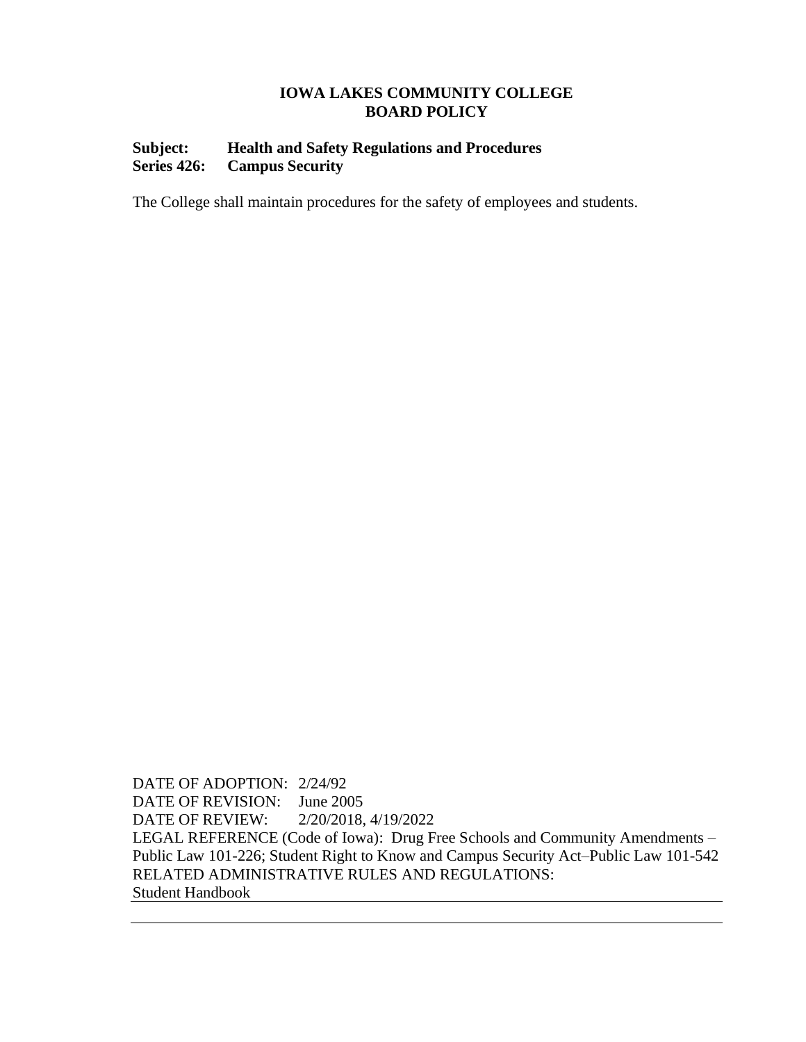**IOWA LAKES COMMUNITY COLLEGE**
**BOARD POLICY**

**Subject: Health and Safety Regulations and Procedures**
**Series 426: Campus Security**

The College shall maintain procedures for the safety of employees and students.

DATE OF ADOPTION: 2/24/92
DATE OF REVISION: June 2005
DATE OF REVIEW: 2/20/2018, 4/19/2022
LEGAL REFERENCE (Code of Iowa): Drug Free Schools and Community Amendments – Public Law 101-226; Student Right to Know and Campus Security Act–Public Law 101-542
RELATED ADMINISTRATIVE RULES AND REGULATIONS:
Student Handbook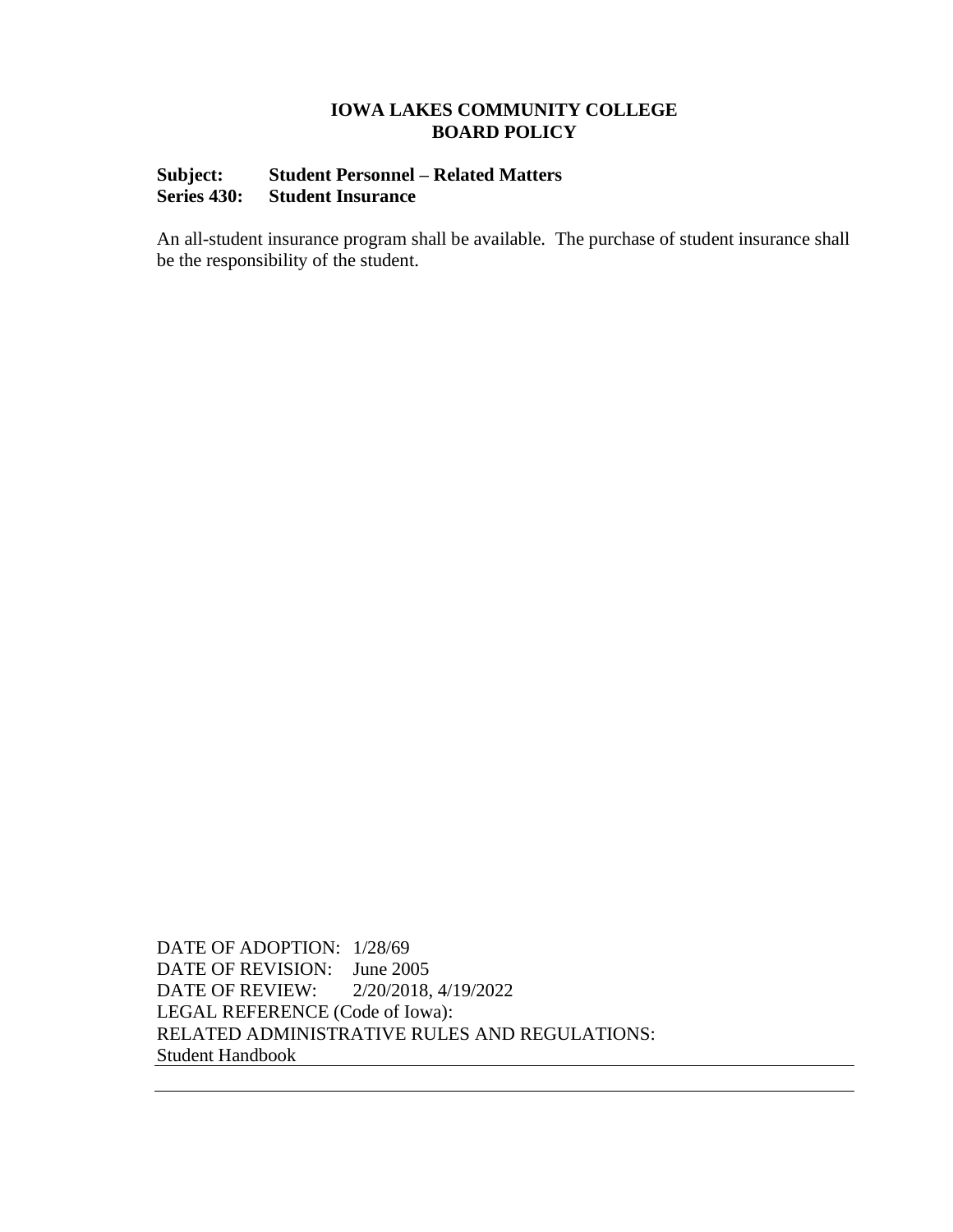**IOWA LAKES COMMUNITY COLLEGE**
**BOARD POLICY**

**Subject: Student Personnel – Related Matters**
**Series 430: Student Insurance**

An all-student insurance program shall be available. The purchase of student insurance shall be the responsibility of the student.

DATE OF ADOPTION: 1/28/69
DATE OF REVISION: June 2005
DATE OF REVIEW: 2/20/2018, 4/19/2022
LEGAL REFERENCE (Code of Iowa):
RELATED ADMINISTRATIVE RULES AND REGULATIONS:
Student Handbook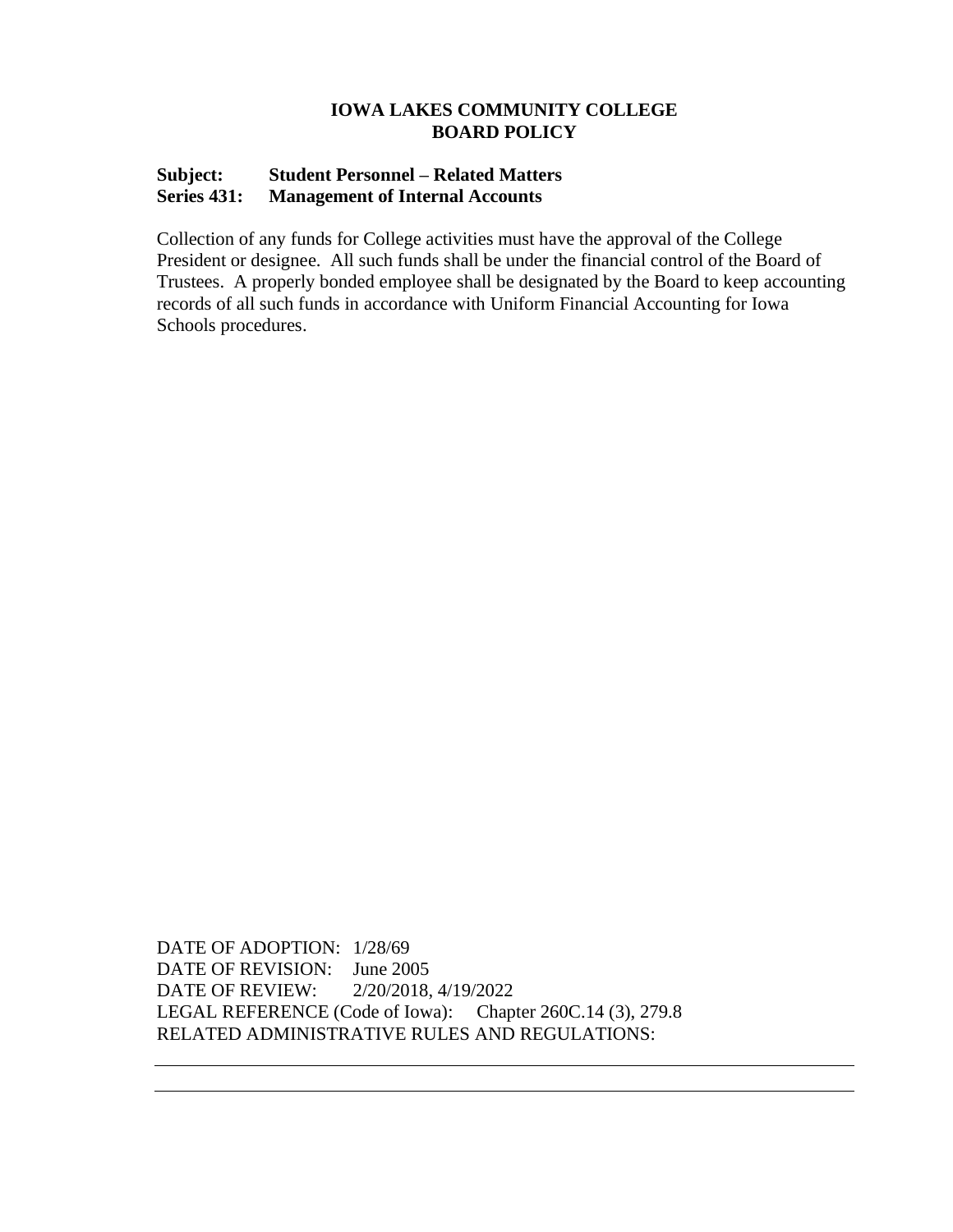# IOWA LAKES COMMUNITY COLLEGE
# BOARD POLICY

**Subject: Student Personnel – Related Matters**
**Series 431: Management of Internal Accounts**

Collection of any funds for College activities must have the approval of the College President or designee. All such funds shall be under the financial control of the Board of Trustees. A properly bonded employee shall be designated by the Board to keep accounting records of all such funds in accordance with Uniform Financial Accounting for Iowa Schools procedures.

DATE OF ADOPTION: 1/28/69
DATE OF REVISION: June 2005
DATE OF REVIEW: 2/20/2018, 4/19/2022
LEGAL REFERENCE (Code of Iowa): Chapter 260C.14 (3), 279.8
RELATED ADMINISTRATIVE RULES AND REGULATIONS: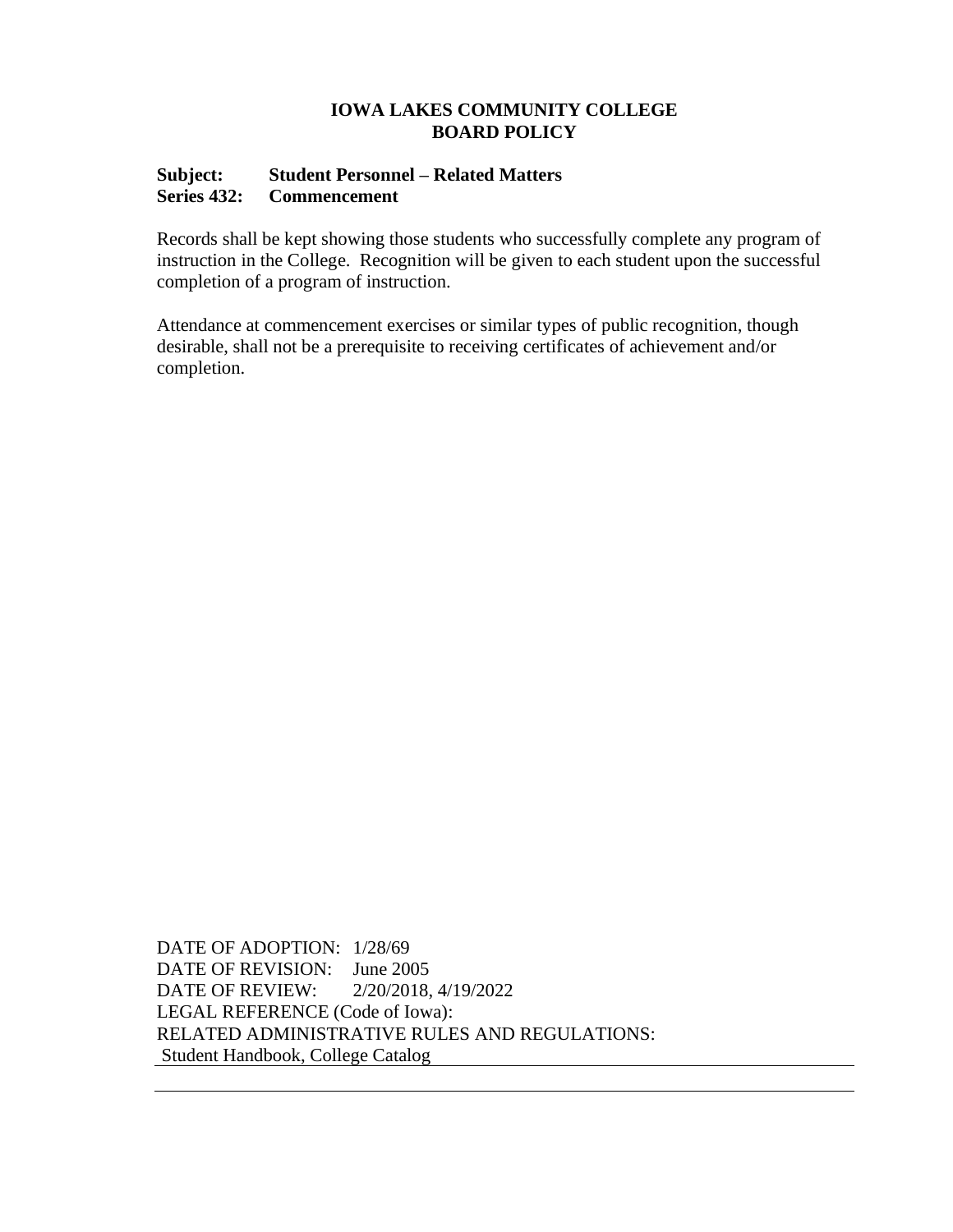**IOWA LAKES COMMUNITY COLLEGE**
**BOARD POLICY**

**Subject: Student Personnel – Related Matters**
**Series 432: Commencement**

Records shall be kept showing those students who successfully complete any program of instruction in the College. Recognition will be given to each student upon the successful completion of a program of instruction.

Attendance at commencement exercises or similar types of public recognition, though desirable, shall not be a prerequisite to receiving certificates of achievement and/or completion.

DATE OF ADOPTION: 1/28/69
DATE OF REVISION: June 2005
DATE OF REVIEW: 2/20/2018, 4/19/2022
LEGAL REFERENCE (Code of Iowa):
RELATED ADMINISTRATIVE RULES AND REGULATIONS:
Student Handbook, College Catalog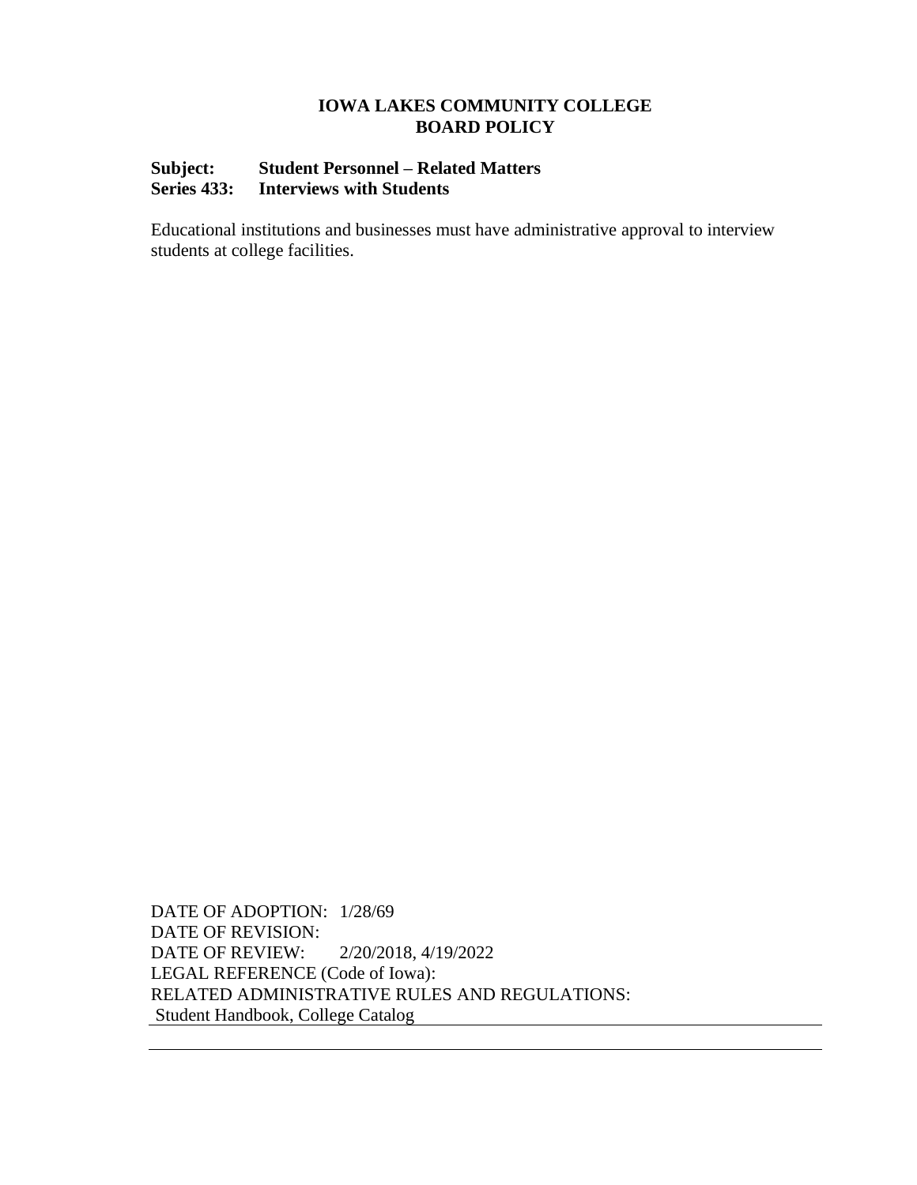**IOWA LAKES COMMUNITY COLLEGE**
**BOARD POLICY**

**Subject: Student Personnel – Related Matters**
**Series 433: Interviews with Students**

Educational institutions and businesses must have administrative approval to interview students at college facilities.

DATE OF ADOPTION: 1/28/69
DATE OF REVISION:
DATE OF REVIEW: 2/20/2018, 4/19/2022
LEGAL REFERENCE (Code of Iowa):
RELATED ADMINISTRATIVE RULES AND REGULATIONS:
Student Handbook, College Catalog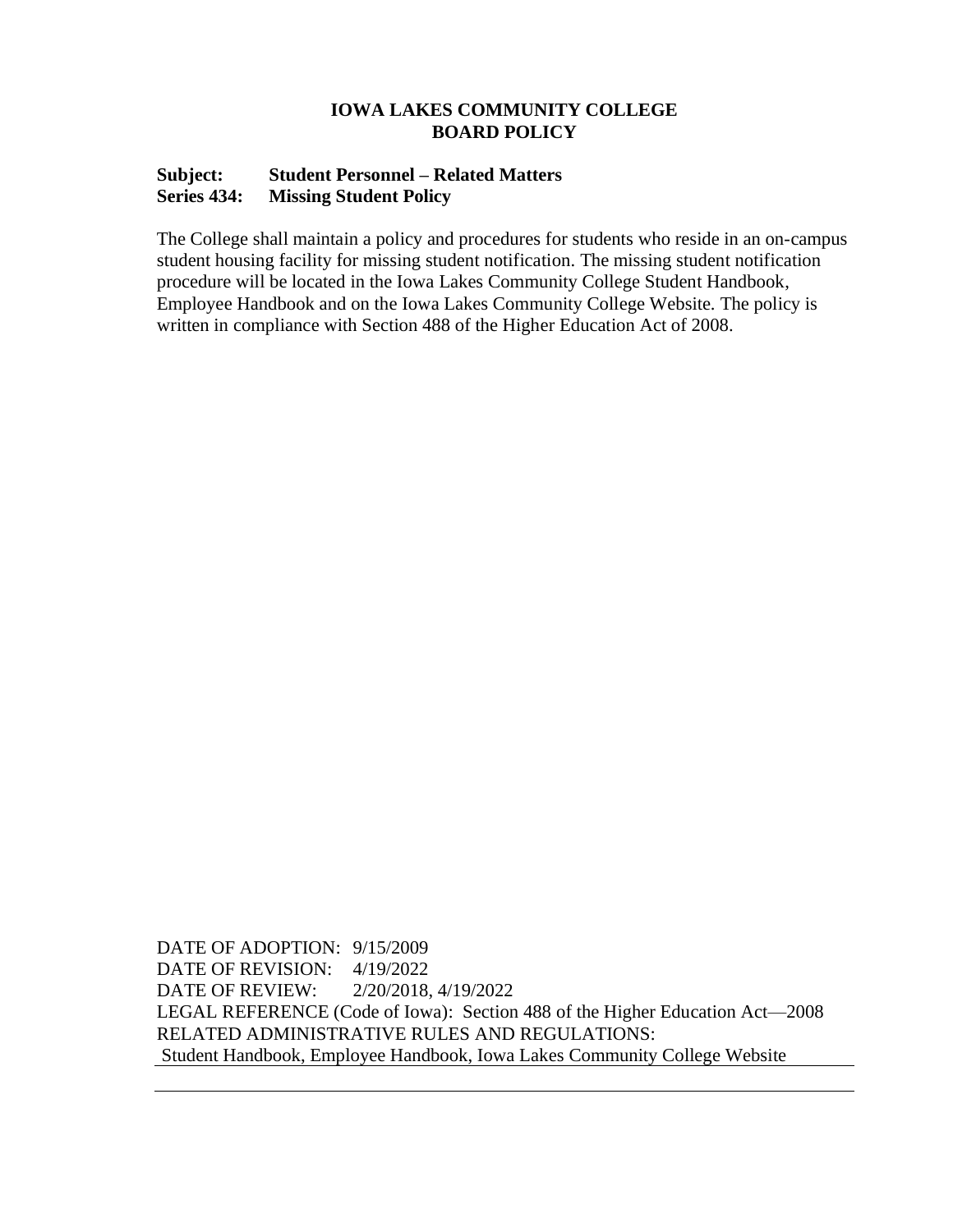**IOWA LAKES COMMUNITY COLLEGE**
**BOARD POLICY**

**Subject: Student Personnel – Related Matters**
**Series 434: Missing Student Policy**

The College shall maintain a policy and procedures for students who reside in an on-campus student housing facility for missing student notification. The missing student notification procedure will be located in the Iowa Lakes Community College Student Handbook, Employee Handbook and on the Iowa Lakes Community College Website. The policy is written in compliance with Section 488 of the Higher Education Act of 2008.

DATE OF ADOPTION: 9/15/2009
DATE OF REVISION: 4/19/2022
DATE OF REVIEW: 2/20/2018, 4/19/2022
LEGAL REFERENCE (Code of Iowa): Section 488 of the Higher Education Act—2008
RELATED ADMINISTRATIVE RULES AND REGULATIONS:
Student Handbook, Employee Handbook, Iowa Lakes Community College Website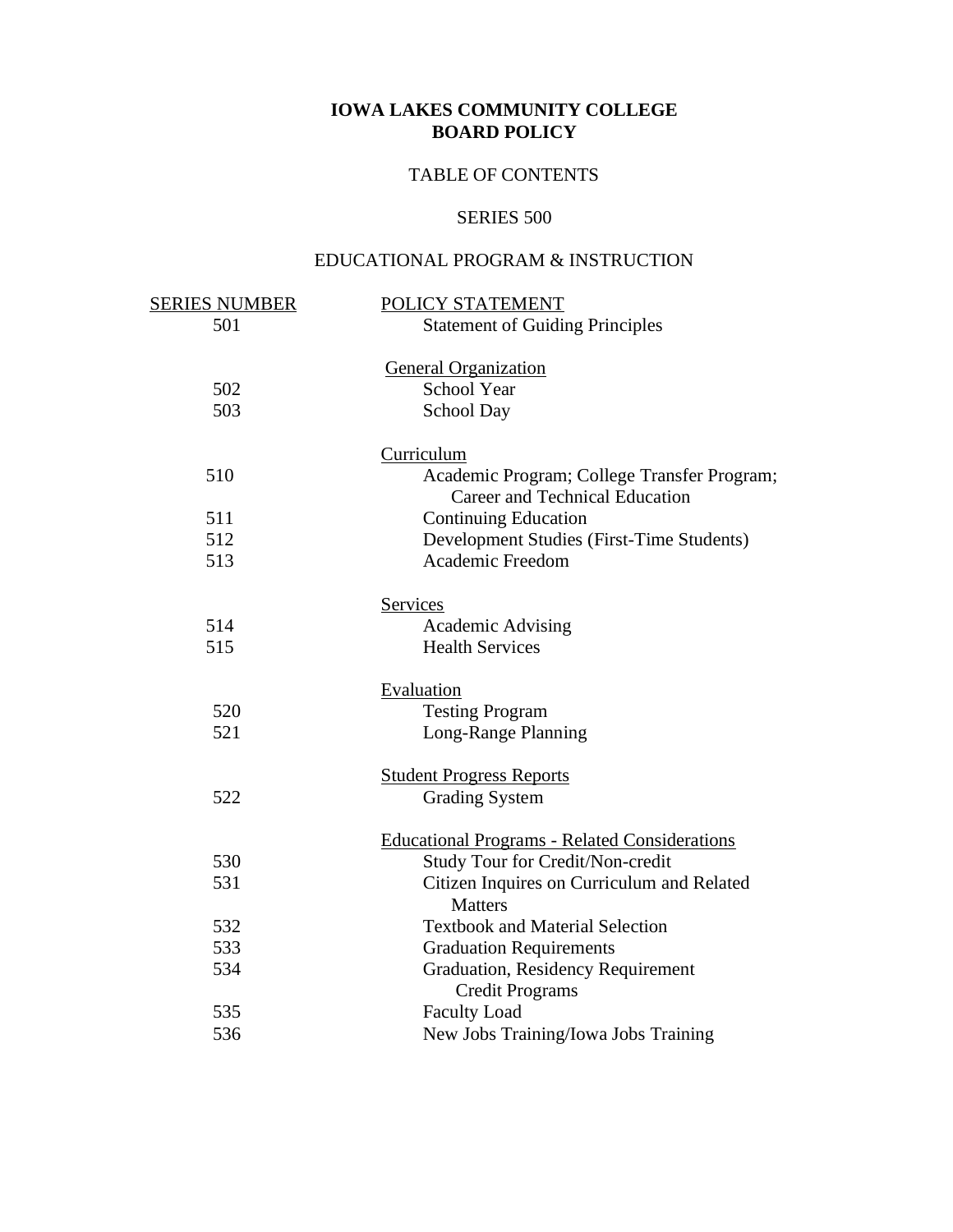# IOWA LAKES COMMUNITY COLLEGE
# BOARD POLICY

## TABLE OF CONTENTS

## SERIES 500

## EDUCATIONAL PROGRAM & INSTRUCTION

| SERIES NUMBER | POLICY STATEMENT |
|---|---|
| 501 | Statement of Guiding Principles |
| | **General Organization** |
| 502 | School Year |
| 503 | School Day |
| | **Curriculum** |
| 510 | Academic Program; College Transfer Program; Career and Technical Education |
| 511 | Continuing Education |
| 512 | Development Studies (First-Time Students) |
| 513 | Academic Freedom |
| | **Services** |
| 514 | Academic Advising |
| 515 | Health Services |
| | **Evaluation** |
| 520 | Testing Program |
| 521 | Long-Range Planning |
| | **Student Progress Reports** |
| 522 | Grading System |
| | **Educational Programs - Related Considerations** |
| 530 | Study Tour for Credit/Non-credit |
| 531 | Citizen Inquires on Curriculum and Related Matters |
| 532 | Textbook and Material Selection |
| 533 | Graduation Requirements |
| 534 | Graduation, Residency Requirement Credit Programs |
| 535 | Faculty Load |
| 536 | New Jobs Training/Iowa Jobs Training |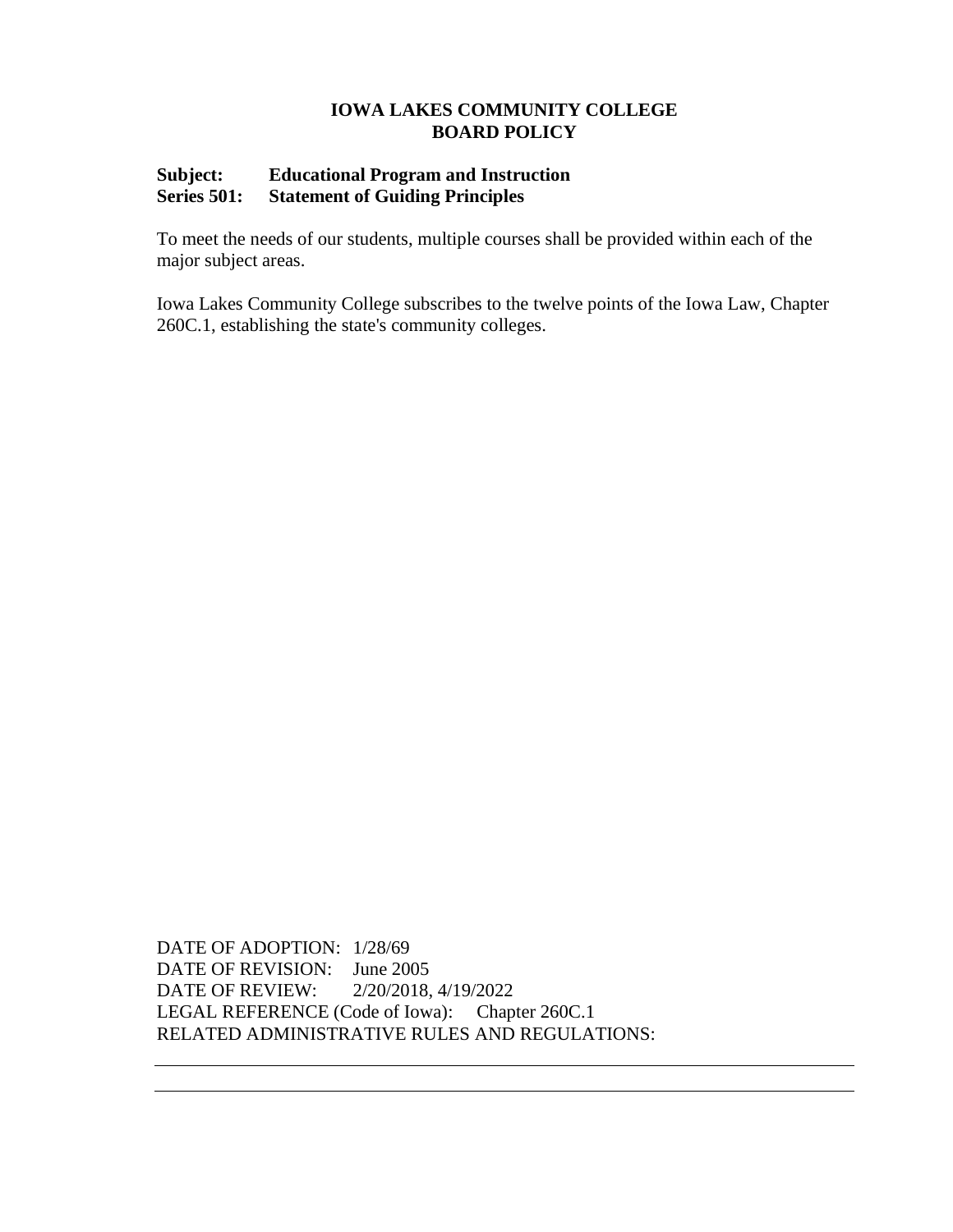**IOWA LAKES COMMUNITY COLLEGE**
**BOARD POLICY**

**Subject: Educational Program and Instruction**
**Series 501: Statement of Guiding Principles**

To meet the needs of our students, multiple courses shall be provided within each of the major subject areas.

Iowa Lakes Community College subscribes to the twelve points of the Iowa Law, Chapter 260C.1, establishing the state's community colleges.

DATE OF ADOPTION: 1/28/69
DATE OF REVISION: June 2005
DATE OF REVIEW: 2/20/2018, 4/19/2022
LEGAL REFERENCE (Code of Iowa): Chapter 260C.1
RELATED ADMINISTRATIVE RULES AND REGULATIONS: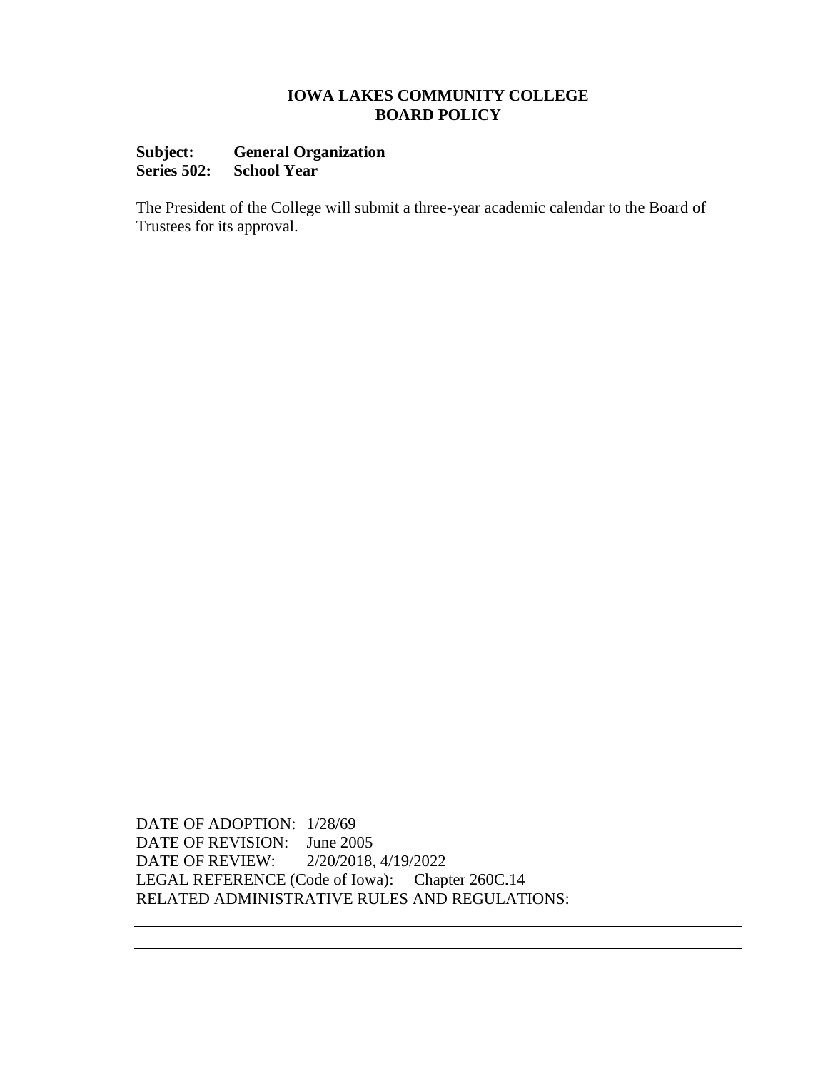# IOWA LAKES COMMUNITY COLLEGE
## BOARD POLICY

**Subject: General Organization**
**Series 502: School Year**

The President of the College will submit a three-year academic calendar to the Board of Trustees for its approval.

DATE OF ADOPTION: 1/28/69
DATE OF REVISION: June 2005
DATE OF REVIEW: 2/20/2018, 4/19/2022
LEGAL REFERENCE (Code of Iowa): Chapter 260C.14
RELATED ADMINISTRATIVE RULES AND REGULATIONS: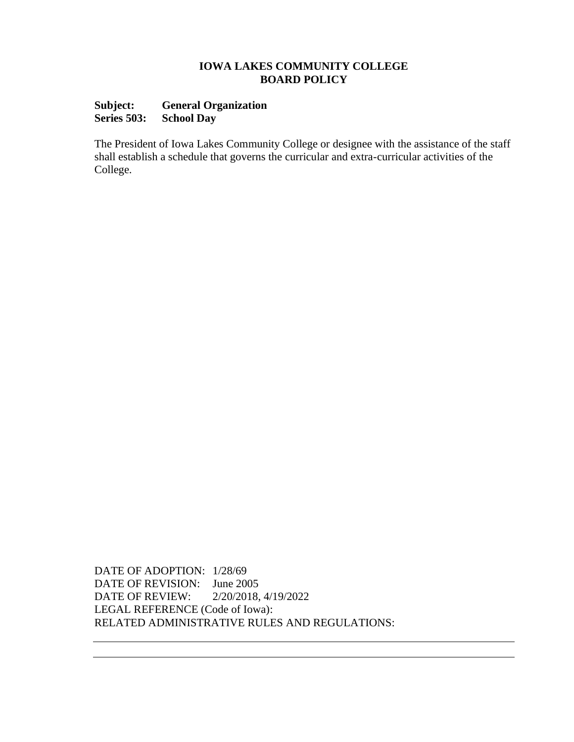**IOWA LAKES COMMUNITY COLLEGE**
**BOARD POLICY**

**Subject: General Organization**
**Series 503: School Day**

The President of Iowa Lakes Community College or designee with the assistance of the staff shall establish a schedule that governs the curricular and extra-curricular activities of the College.

DATE OF ADOPTION: 1/28/69
DATE OF REVISION: June 2005
DATE OF REVIEW: 2/20/2018, 4/19/2022
LEGAL REFERENCE (Code of Iowa):
RELATED ADMINISTRATIVE RULES AND REGULATIONS: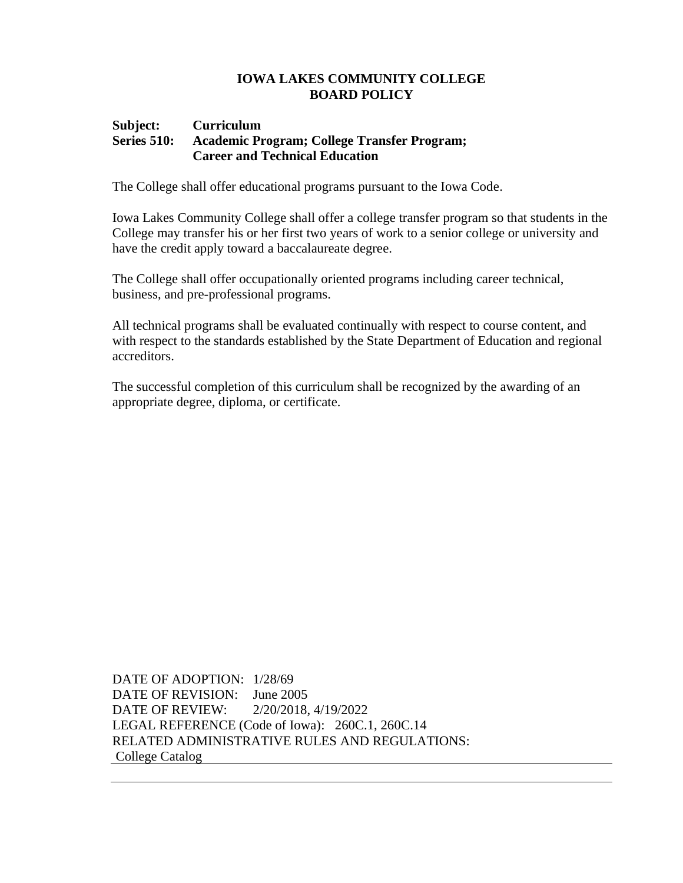**IOWA LAKES COMMUNITY COLLEGE**
**BOARD POLICY**

**Subject:** **Curriculum**
**Series 510:** **Academic Program; College Transfer Program; Career and Technical Education**

The College shall offer educational programs pursuant to the Iowa Code.

Iowa Lakes Community College shall offer a college transfer program so that students in the College may transfer his or her first two years of work to a senior college or university and have the credit apply toward a baccalaureate degree.

The College shall offer occupationally oriented programs including career technical, business, and pre-professional programs.

All technical programs shall be evaluated continually with respect to course content, and with respect to the standards established by the State Department of Education and regional accreditors.

The successful completion of this curriculum shall be recognized by the awarding of an appropriate degree, diploma, or certificate.

DATE OF ADOPTION: 1/28/69
DATE OF REVISION: June 2005
DATE OF REVIEW: 2/20/2018, 4/19/2022
LEGAL REFERENCE (Code of Iowa): 260C.1, 260C.14
RELATED ADMINISTRATIVE RULES AND REGULATIONS:
College Catalog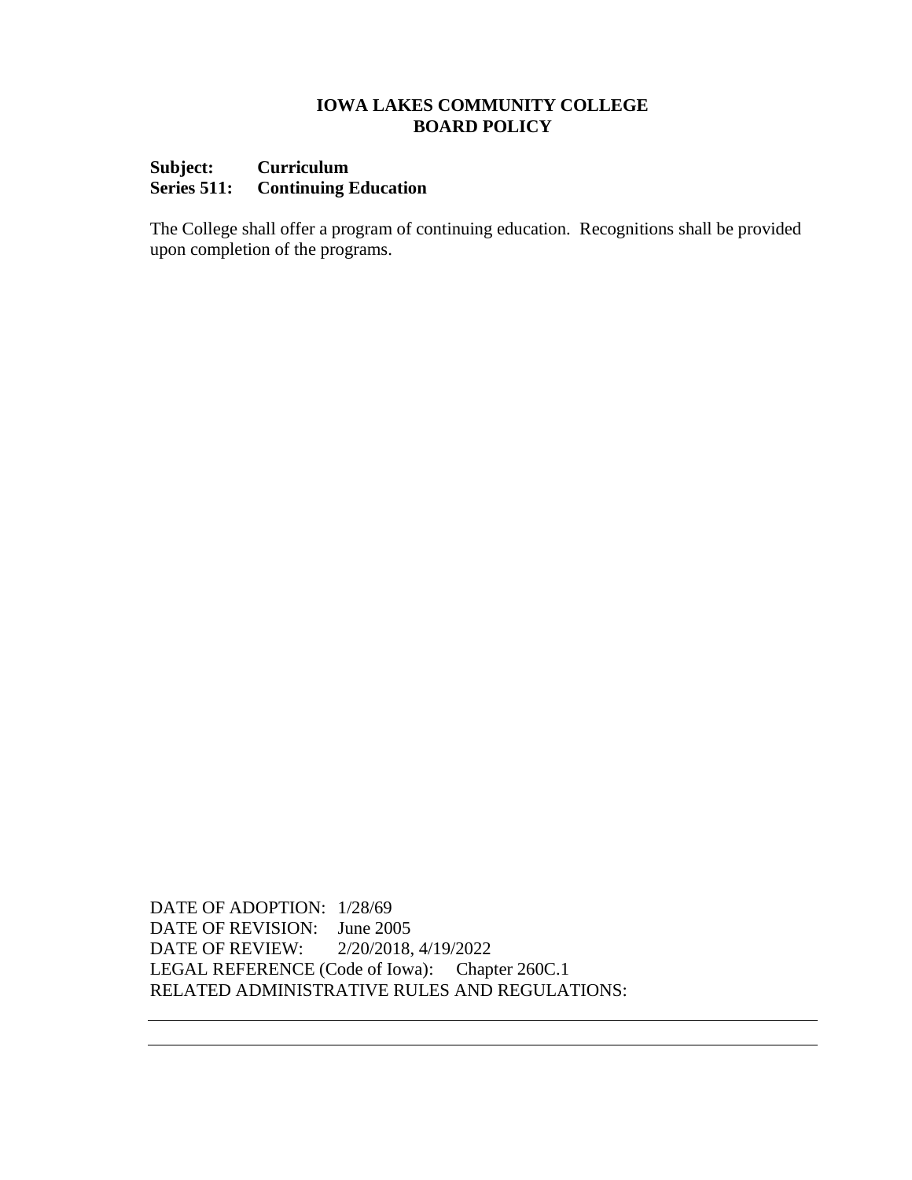**IOWA LAKES COMMUNITY COLLEGE**
**BOARD POLICY**

**Subject: Curriculum**
**Series 511: Continuing Education**

The College shall offer a program of continuing education. Recognitions shall be provided upon completion of the programs.

DATE OF ADOPTION: 1/28/69
DATE OF REVISION: June 2005
DATE OF REVIEW: 2/20/2018, 4/19/2022
LEGAL REFERENCE (Code of Iowa): Chapter 260C.1
RELATED ADMINISTRATIVE RULES AND REGULATIONS: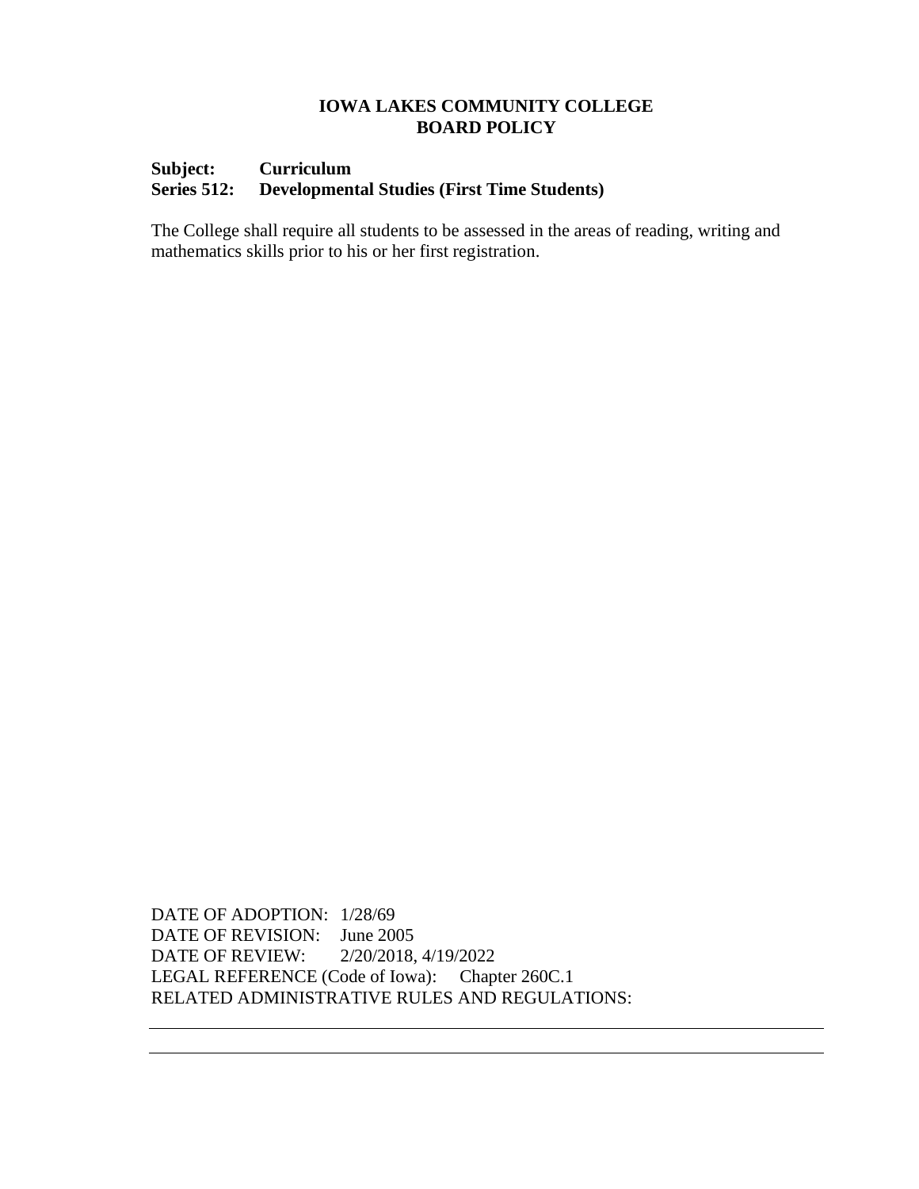**IOWA LAKES COMMUNITY COLLEGE**
**BOARD POLICY**

**Subject: Curriculum**
**Series 512: Developmental Studies (First Time Students)**

The College shall require all students to be assessed in the areas of reading, writing and mathematics skills prior to his or her first registration.

DATE OF ADOPTION: 1/28/69
DATE OF REVISION: June 2005
DATE OF REVIEW: 2/20/2018, 4/19/2022
LEGAL REFERENCE (Code of Iowa): Chapter 260C.1
RELATED ADMINISTRATIVE RULES AND REGULATIONS: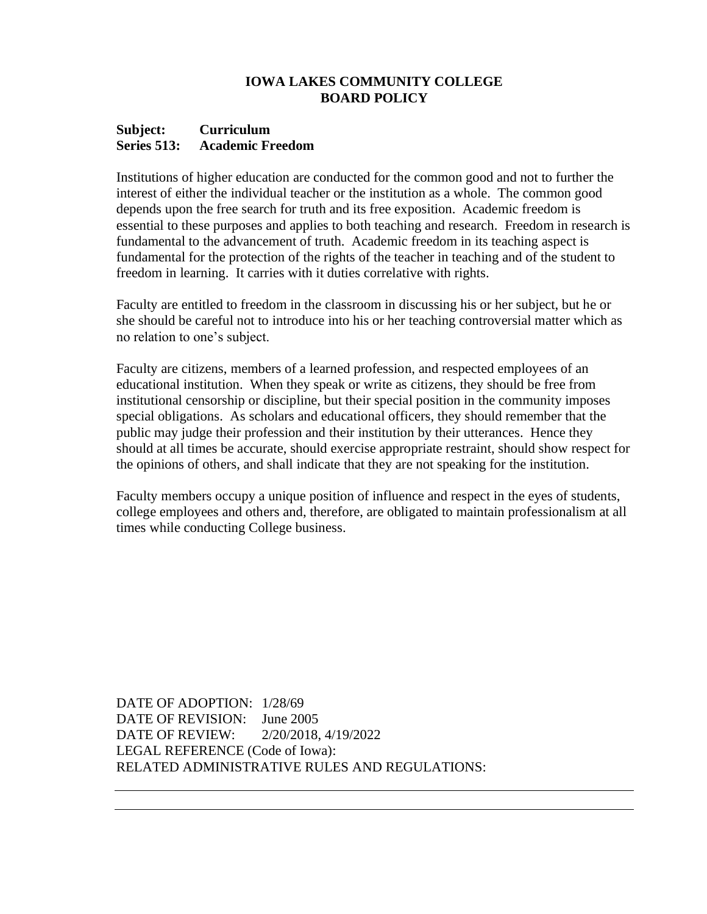# IOWA LAKES COMMUNITY COLLEGE
# BOARD POLICY

**Subject: Curriculum**
**Series 513: Academic Freedom**

Institutions of higher education are conducted for the common good and not to further the interest of either the individual teacher or the institution as a whole. The common good depends upon the free search for truth and its free exposition. Academic freedom is essential to these purposes and applies to both teaching and research. Freedom in research is fundamental to the advancement of truth. Academic freedom in its teaching aspect is fundamental for the protection of the rights of the teacher in teaching and of the student to freedom in learning. It carries with it duties correlative with rights.

Faculty are entitled to freedom in the classroom in discussing his or her subject, but he or she should be careful not to introduce into his or her teaching controversial matter which as no relation to one's subject.

Faculty are citizens, members of a learned profession, and respected employees of an educational institution. When they speak or write as citizens, they should be free from institutional censorship or discipline, but their special position in the community imposes special obligations. As scholars and educational officers, they should remember that the public may judge their profession and their institution by their utterances. Hence they should at all times be accurate, should exercise appropriate restraint, should show respect for the opinions of others, and shall indicate that they are not speaking for the institution.

Faculty members occupy a unique position of influence and respect in the eyes of students, college employees and others and, therefore, are obligated to maintain professionalism at all times while conducting College business.

DATE OF ADOPTION: 1/28/69
DATE OF REVISION: June 2005
DATE OF REVIEW: 2/20/2018, 4/19/2022
LEGAL REFERENCE (Code of Iowa):
RELATED ADMINISTRATIVE RULES AND REGULATIONS: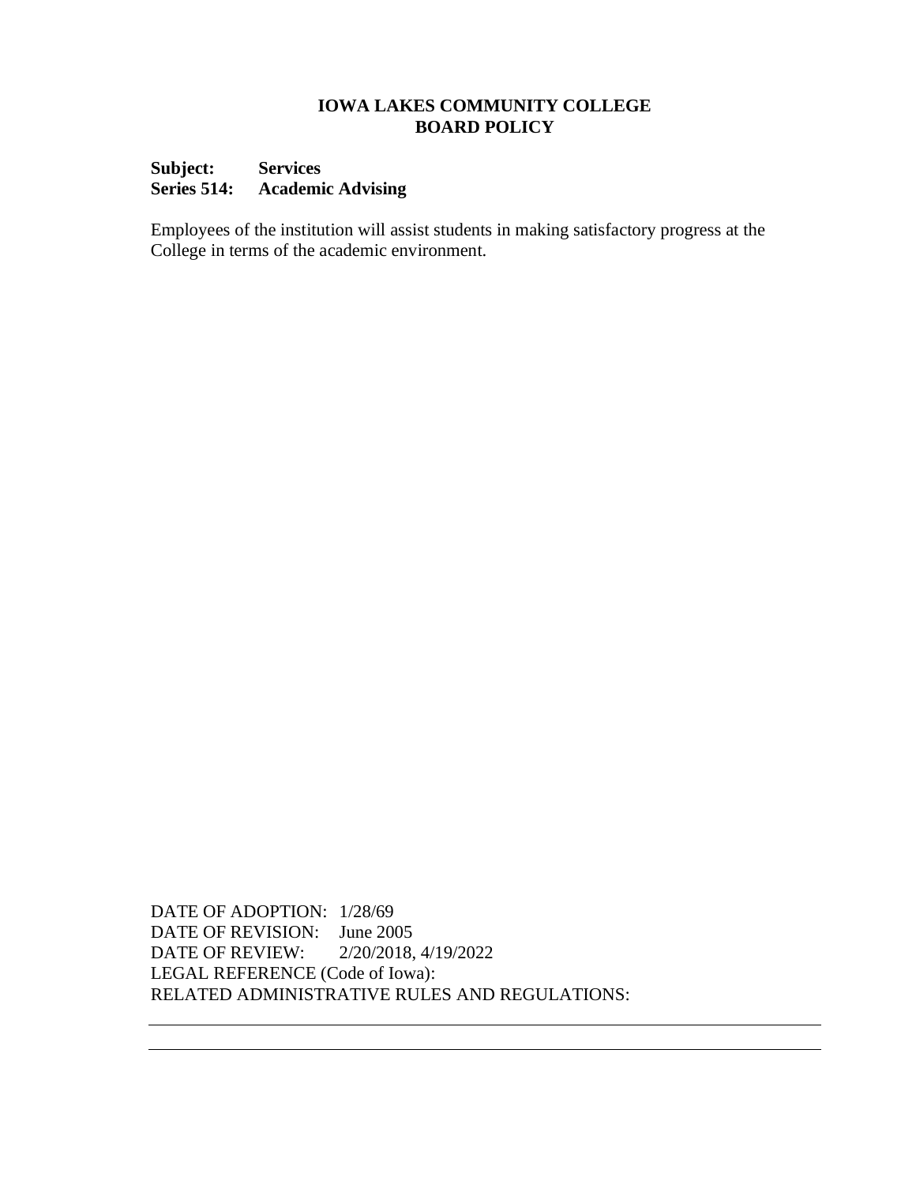**IOWA LAKES COMMUNITY COLLEGE**
**BOARD POLICY**

**Subject: Services**
**Series 514: Academic Advising**

Employees of the institution will assist students in making satisfactory progress at the College in terms of the academic environment.

DATE OF ADOPTION: 1/28/69
DATE OF REVISION: June 2005
DATE OF REVIEW: 2/20/2018, 4/19/2022
LEGAL REFERENCE (Code of Iowa):
RELATED ADMINISTRATIVE RULES AND REGULATIONS: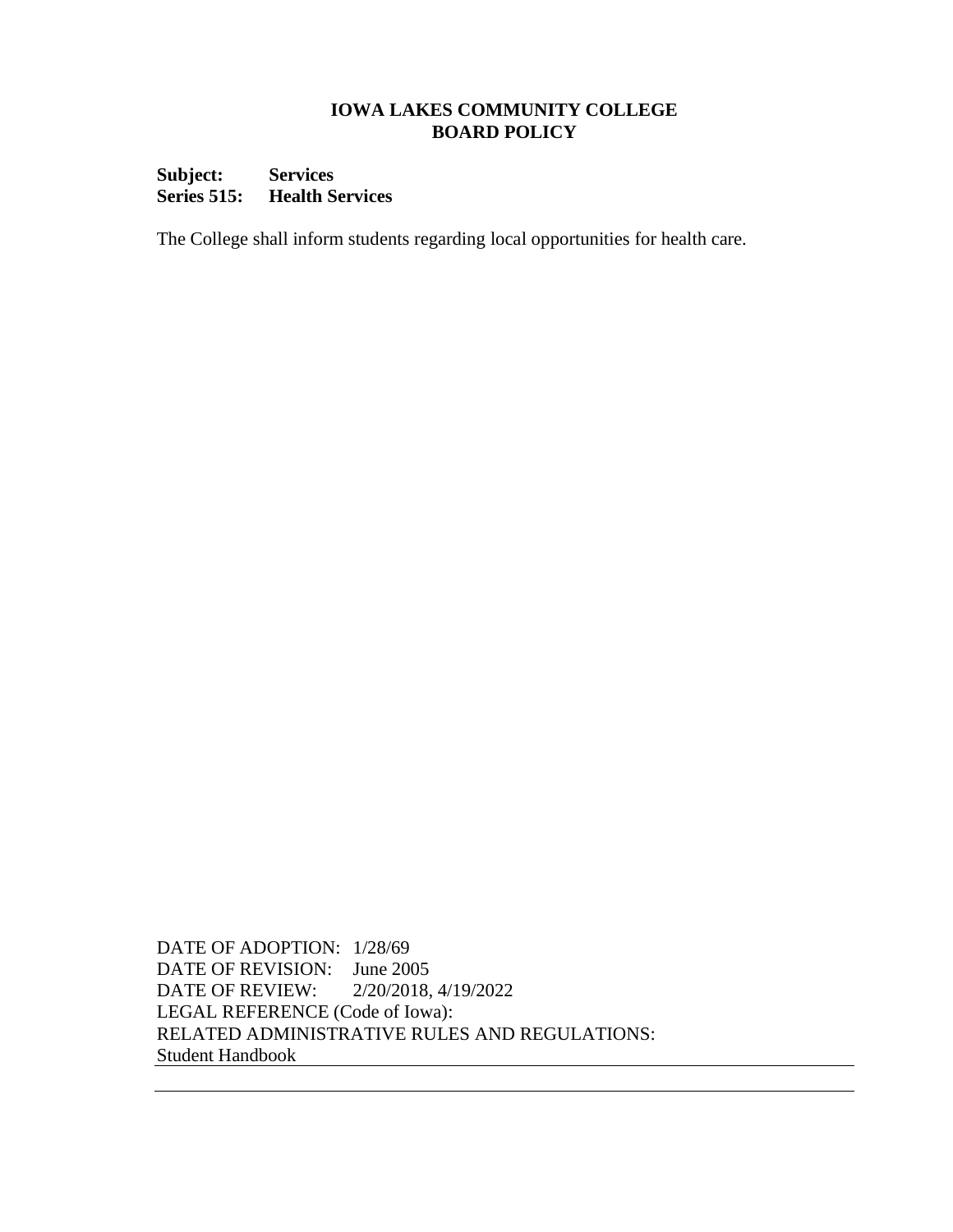**IOWA LAKES COMMUNITY COLLEGE**
**BOARD POLICY**

**Subject: Services**
**Series 515: Health Services**

The College shall inform students regarding local opportunities for health care.

DATE OF ADOPTION: 1/28/69
DATE OF REVISION: June 2005
DATE OF REVIEW: 2/20/2018, 4/19/2022
LEGAL REFERENCE (Code of Iowa):
RELATED ADMINISTRATIVE RULES AND REGULATIONS:
Student Handbook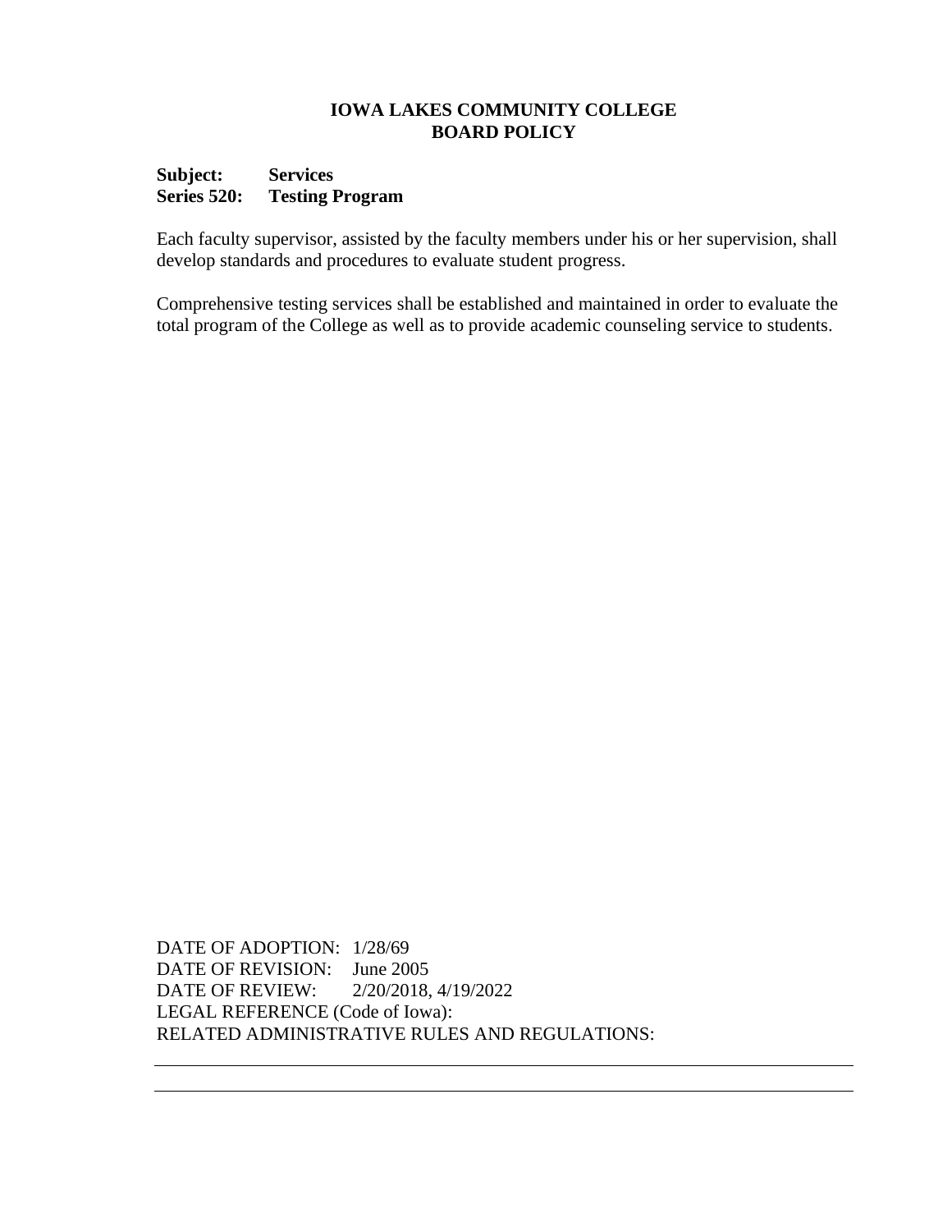# IOWA LAKES COMMUNITY COLLEGE
# BOARD POLICY

**Subject: Services**
**Series 520: Testing Program**

Each faculty supervisor, assisted by the faculty members under his or her supervision, shall develop standards and procedures to evaluate student progress.

Comprehensive testing services shall be established and maintained in order to evaluate the total program of the College as well as to provide academic counseling service to students.

DATE OF ADOPTION: 1/28/69
DATE OF REVISION: June 2005
DATE OF REVIEW: 2/20/2018, 4/19/2022
LEGAL REFERENCE (Code of Iowa):
RELATED ADMINISTRATIVE RULES AND REGULATIONS: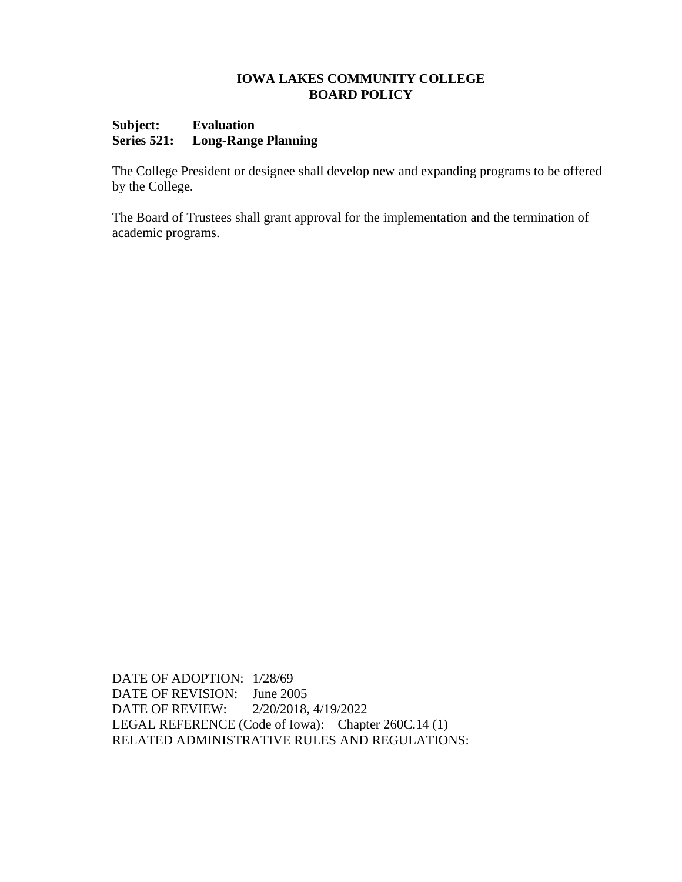**IOWA LAKES COMMUNITY COLLEGE**
**BOARD POLICY**

**Subject: Evaluation**
**Series 521: Long-Range Planning**

The College President or designee shall develop new and expanding programs to be offered by the College.

The Board of Trustees shall grant approval for the implementation and the termination of academic programs.

DATE OF ADOPTION: 1/28/69
DATE OF REVISION: June 2005
DATE OF REVIEW: 2/20/2018, 4/19/2022
LEGAL REFERENCE (Code of Iowa): Chapter 260C.14 (1)
RELATED ADMINISTRATIVE RULES AND REGULATIONS: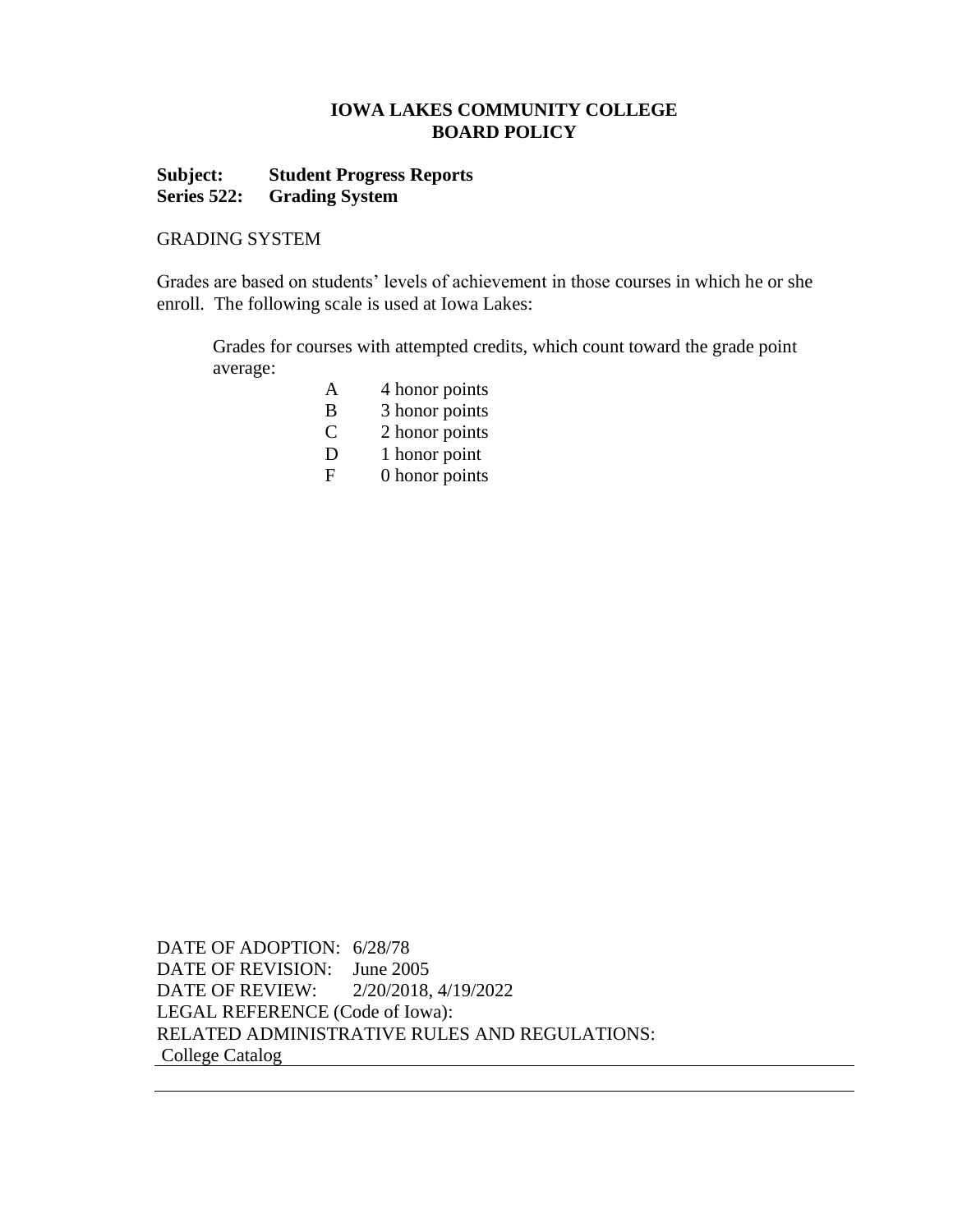**IOWA LAKES COMMUNITY COLLEGE**
**BOARD POLICY**

**Subject: Student Progress Reports**
**Series 522: Grading System**

GRADING SYSTEM

Grades are based on students' levels of achievement in those courses in which he or she enroll. The following scale is used at Iowa Lakes:

Grades for courses with attempted credits, which count toward the grade point average:

| | |
|---|---|
| A | 4 honor points |
| B | 3 honor points |
| C | 2 honor points |
| D | 1 honor point |
| F | 0 honor points |

DATE OF ADOPTION: 6/28/78
DATE OF REVISION: June 2005
DATE OF REVIEW: 2/20/2018, 4/19/2022
LEGAL REFERENCE (Code of Iowa):
RELATED ADMINISTRATIVE RULES AND REGULATIONS:
College Catalog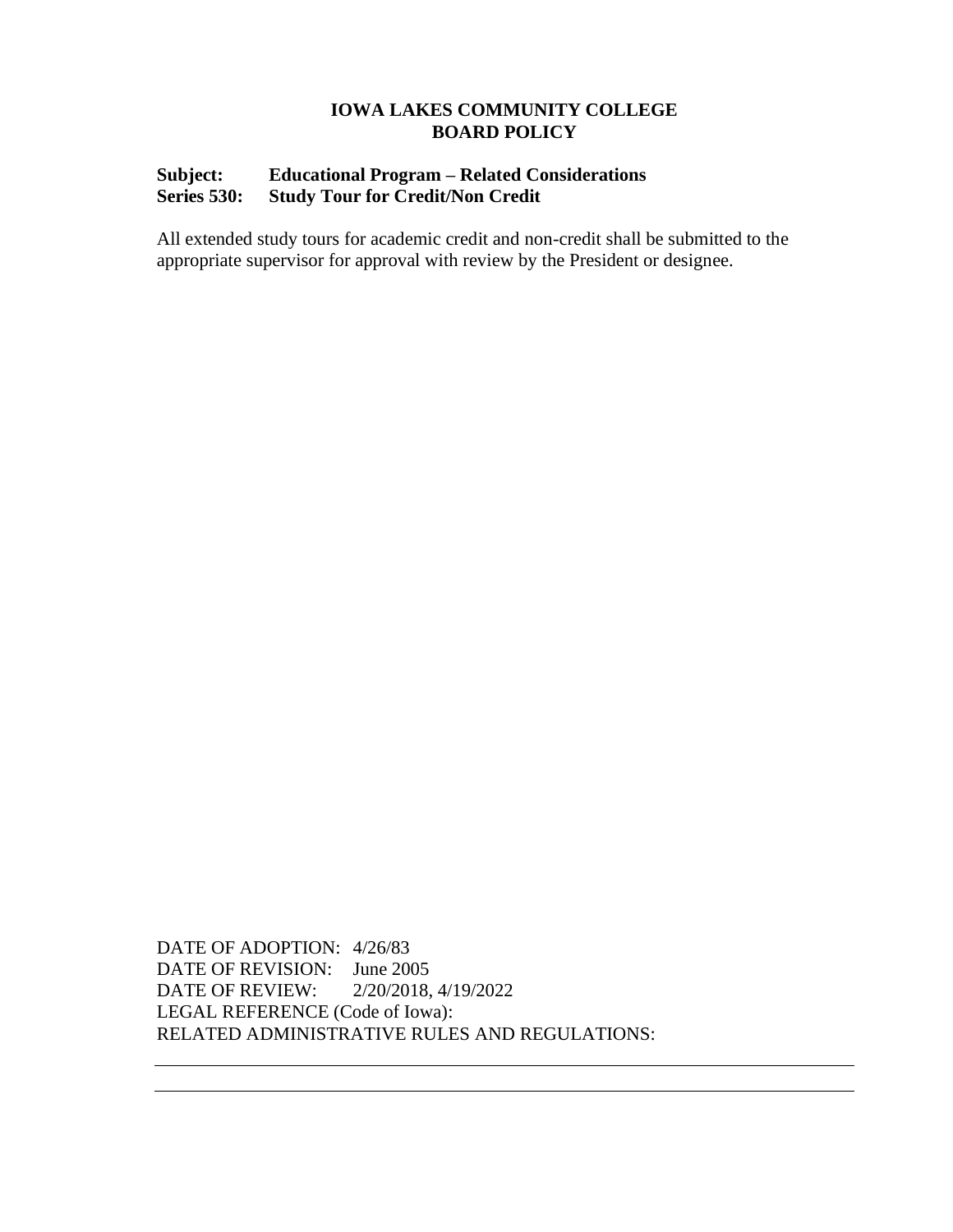**IOWA LAKES COMMUNITY COLLEGE**
**BOARD POLICY**

**Subject: Educational Program – Related Considerations**
**Series 530: Study Tour for Credit/Non Credit**

All extended study tours for academic credit and non-credit shall be submitted to the appropriate supervisor for approval with review by the President or designee.

DATE OF ADOPTION: 4/26/83
DATE OF REVISION: June 2005
DATE OF REVIEW: 2/20/2018, 4/19/2022
LEGAL REFERENCE (Code of Iowa):
RELATED ADMINISTRATIVE RULES AND REGULATIONS: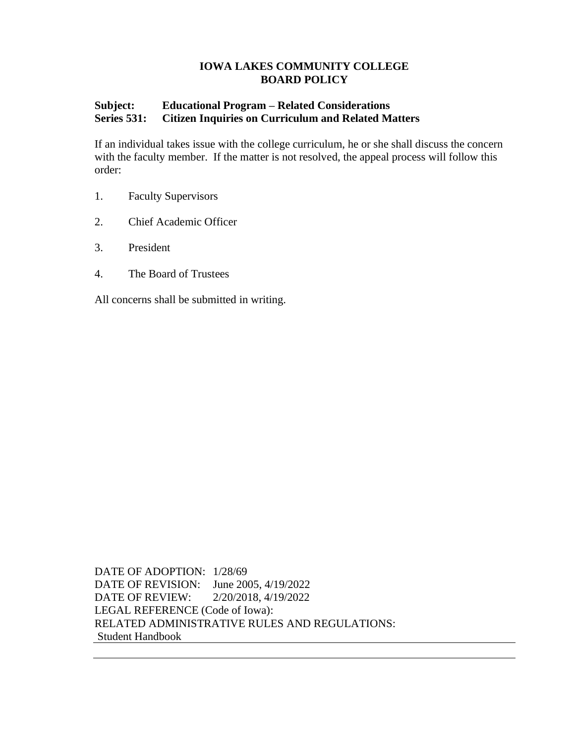**IOWA LAKES COMMUNITY COLLEGE**
**BOARD POLICY**

**Subject: Educational Program – Related Considerations**
**Series 531: Citizen Inquiries on Curriculum and Related Matters**

If an individual takes issue with the college curriculum, he or she shall discuss the concern with the faculty member. If the matter is not resolved, the appeal process will follow this order:

1. Faculty Supervisors
2. Chief Academic Officer
3. President
4. The Board of Trustees

All concerns shall be submitted in writing.

DATE OF ADOPTION: 1/28/69
DATE OF REVISION: June 2005, 4/19/2022
DATE OF REVIEW: 2/20/2018, 4/19/2022
LEGAL REFERENCE (Code of Iowa):
RELATED ADMINISTRATIVE RULES AND REGULATIONS:
Student Handbook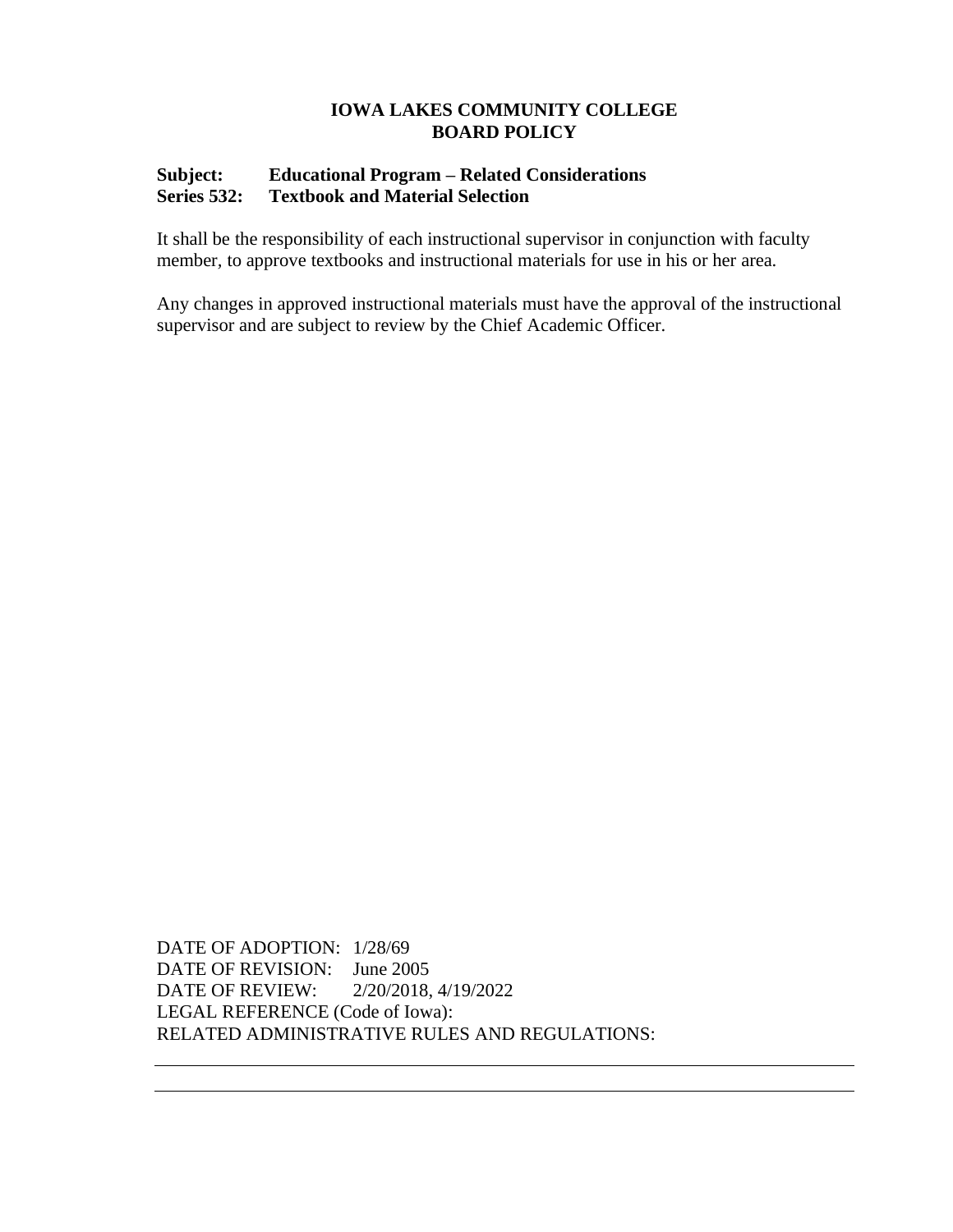**IOWA LAKES COMMUNITY COLLEGE**
**BOARD POLICY**

**Subject: Educational Program – Related Considerations**
**Series 532: Textbook and Material Selection**

It shall be the responsibility of each instructional supervisor in conjunction with faculty member, to approve textbooks and instructional materials for use in his or her area.

Any changes in approved instructional materials must have the approval of the instructional supervisor and are subject to review by the Chief Academic Officer.

DATE OF ADOPTION: 1/28/69
DATE OF REVISION: June 2005
DATE OF REVIEW: 2/20/2018, 4/19/2022
LEGAL REFERENCE (Code of Iowa):
RELATED ADMINISTRATIVE RULES AND REGULATIONS: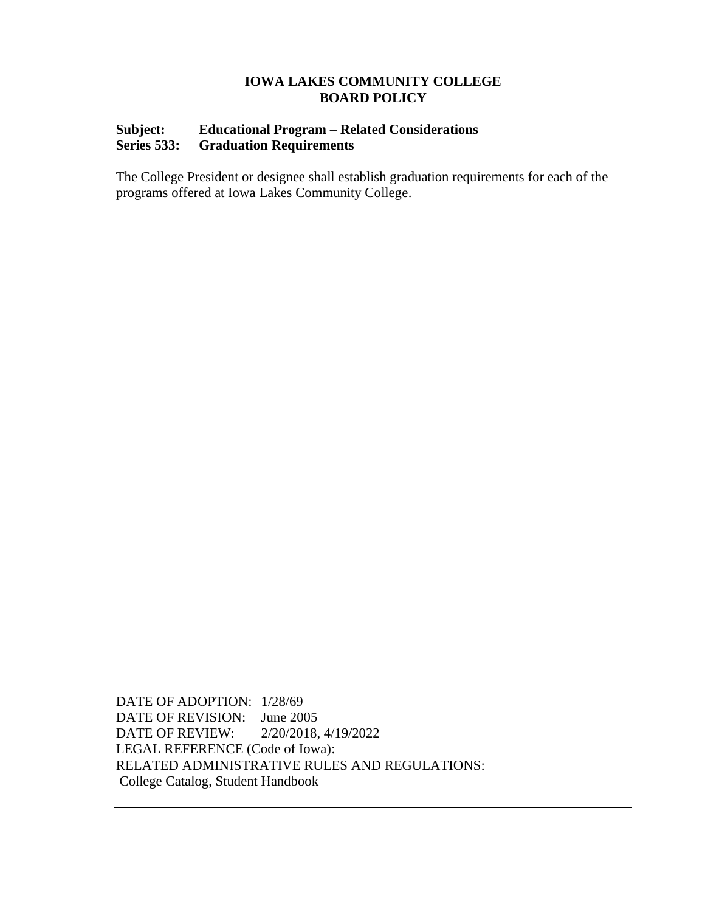**IOWA LAKES COMMUNITY COLLEGE**
**BOARD POLICY**

**Subject: Educational Program – Related Considerations**
**Series 533: Graduation Requirements**

The College President or designee shall establish graduation requirements for each of the programs offered at Iowa Lakes Community College.

DATE OF ADOPTION: 1/28/69
DATE OF REVISION: June 2005
DATE OF REVIEW: 2/20/2018, 4/19/2022
LEGAL REFERENCE (Code of Iowa):
RELATED ADMINISTRATIVE RULES AND REGULATIONS:
College Catalog, Student Handbook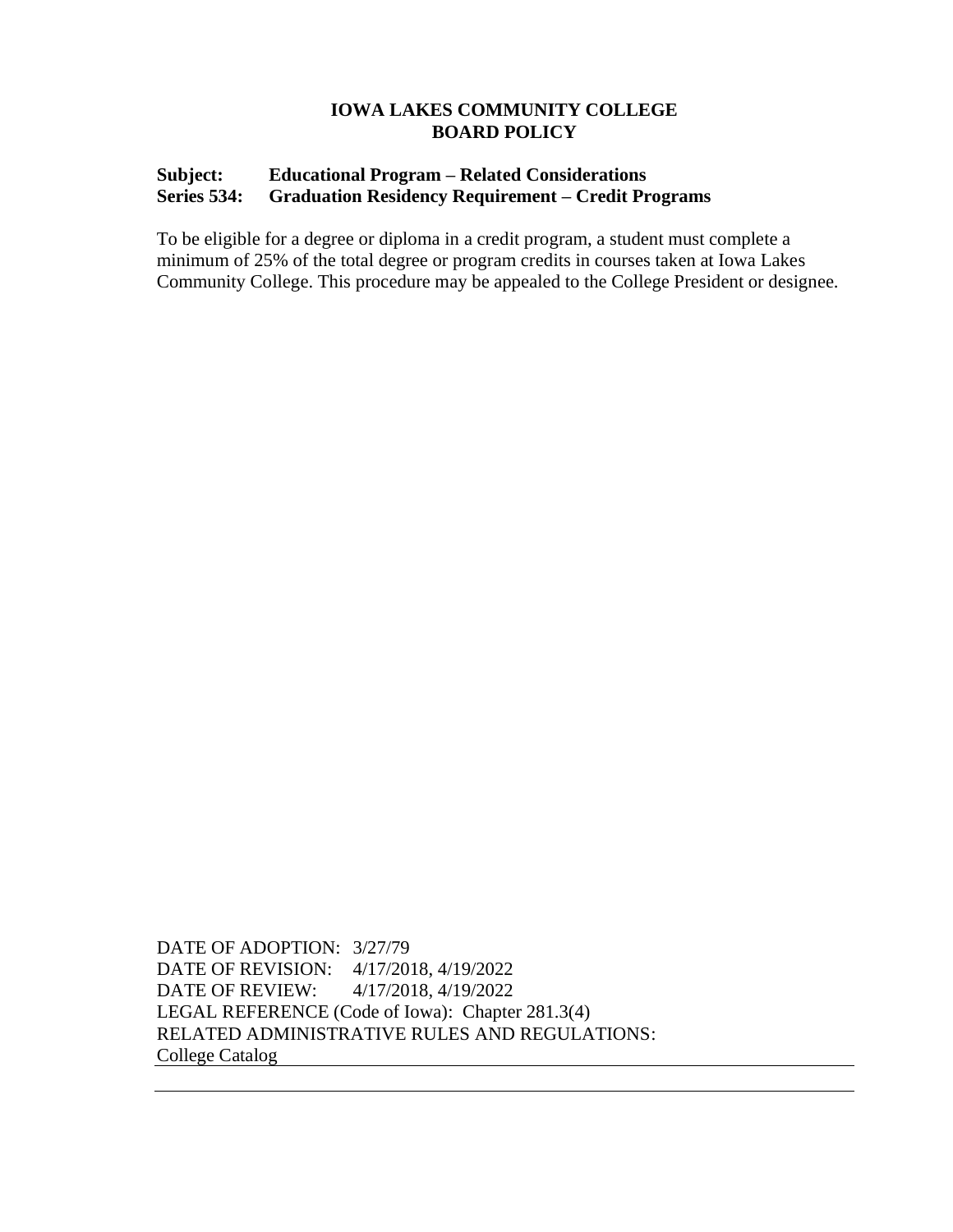# IOWA LAKES COMMUNITY COLLEGE
# BOARD POLICY

**Subject:** **Educational Program – Related Considerations**
**Series 534:** **Graduation Residency Requirement – Credit Programs**

To be eligible for a degree or diploma in a credit program, a student must complete a minimum of 25% of the total degree or program credits in courses taken at Iowa Lakes Community College. This procedure may be appealed to the College President or designee.

DATE OF ADOPTION: 3/27/79
DATE OF REVISION: 4/17/2018, 4/19/2022
DATE OF REVIEW: 4/17/2018, 4/19/2022
LEGAL REFERENCE (Code of Iowa): Chapter 281.3(4)
RELATED ADMINISTRATIVE RULES AND REGULATIONS:
College Catalog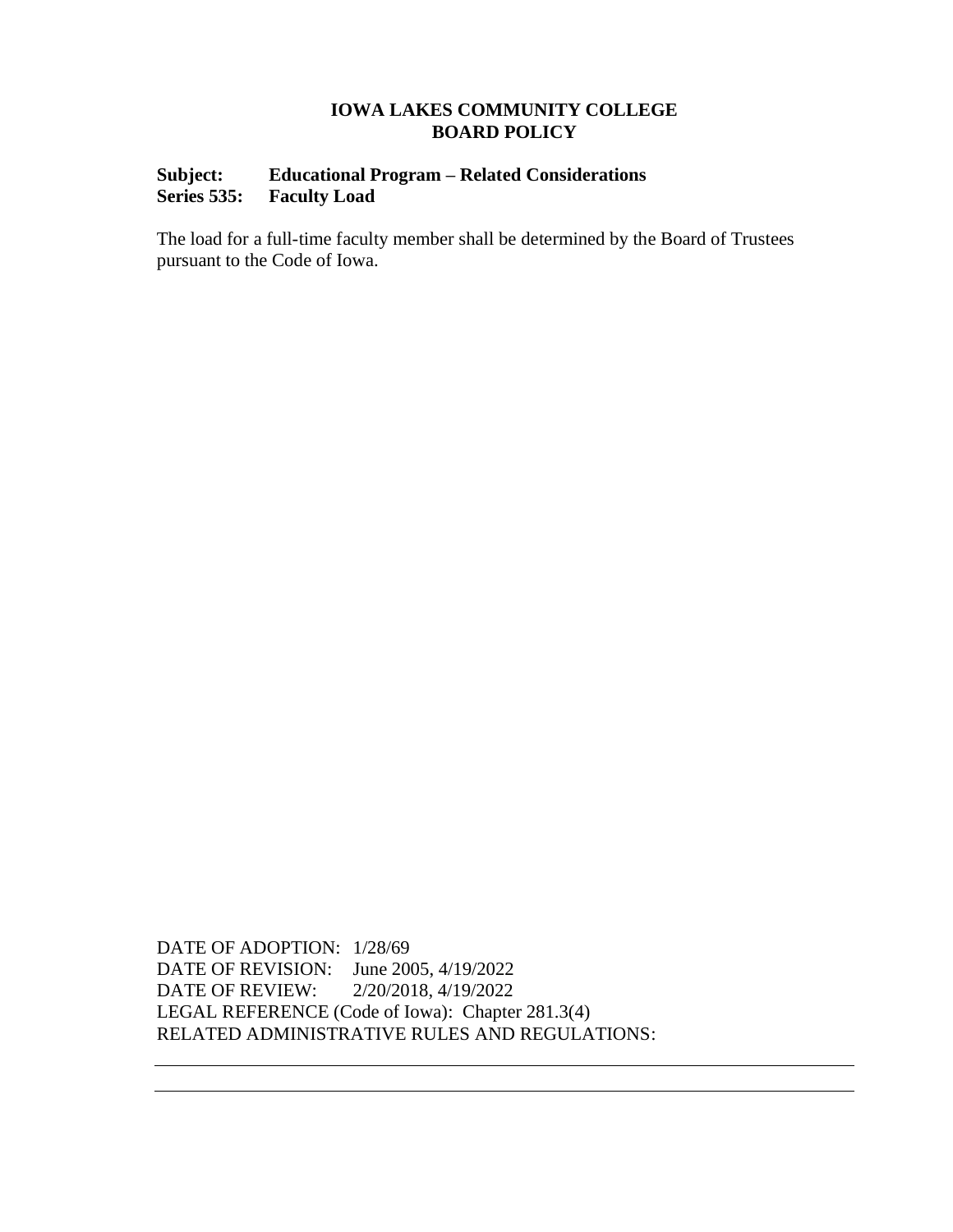**IOWA LAKES COMMUNITY COLLEGE**
**BOARD POLICY**

**Subject: Educational Program – Related Considerations**
**Series 535: Faculty Load**

The load for a full-time faculty member shall be determined by the Board of Trustees pursuant to the Code of Iowa.

DATE OF ADOPTION: 1/28/69
DATE OF REVISION: June 2005, 4/19/2022
DATE OF REVIEW: 2/20/2018, 4/19/2022
LEGAL REFERENCE (Code of Iowa): Chapter 281.3(4)
RELATED ADMINISTRATIVE RULES AND REGULATIONS: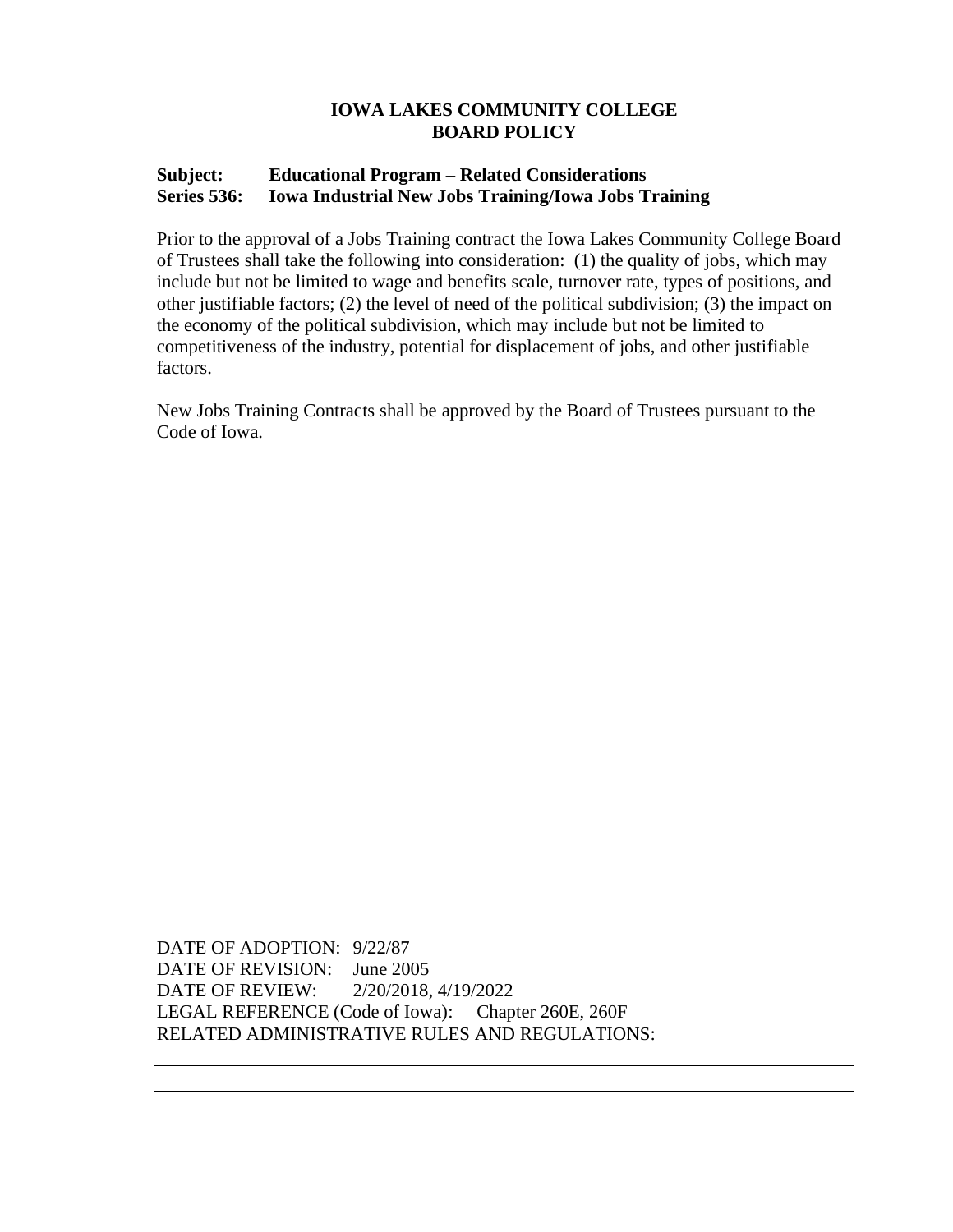# IOWA LAKES COMMUNITY COLLEGE
# BOARD POLICY

**Subject:** **Educational Program – Related Considerations**
**Series 536:** **Iowa Industrial New Jobs Training/Iowa Jobs Training**

Prior to the approval of a Jobs Training contract the Iowa Lakes Community College Board of Trustees shall take the following into consideration: (1) the quality of jobs, which may include but not be limited to wage and benefits scale, turnover rate, types of positions, and other justifiable factors; (2) the level of need of the political subdivision; (3) the impact on the economy of the political subdivision, which may include but not be limited to competitiveness of the industry, potential for displacement of jobs, and other justifiable factors.

New Jobs Training Contracts shall be approved by the Board of Trustees pursuant to the Code of Iowa.

DATE OF ADOPTION: 9/22/87
DATE OF REVISION: June 2005
DATE OF REVIEW: 2/20/2018, 4/19/2022
LEGAL REFERENCE (Code of Iowa): Chapter 260E, 260F
RELATED ADMINISTRATIVE RULES AND REGULATIONS: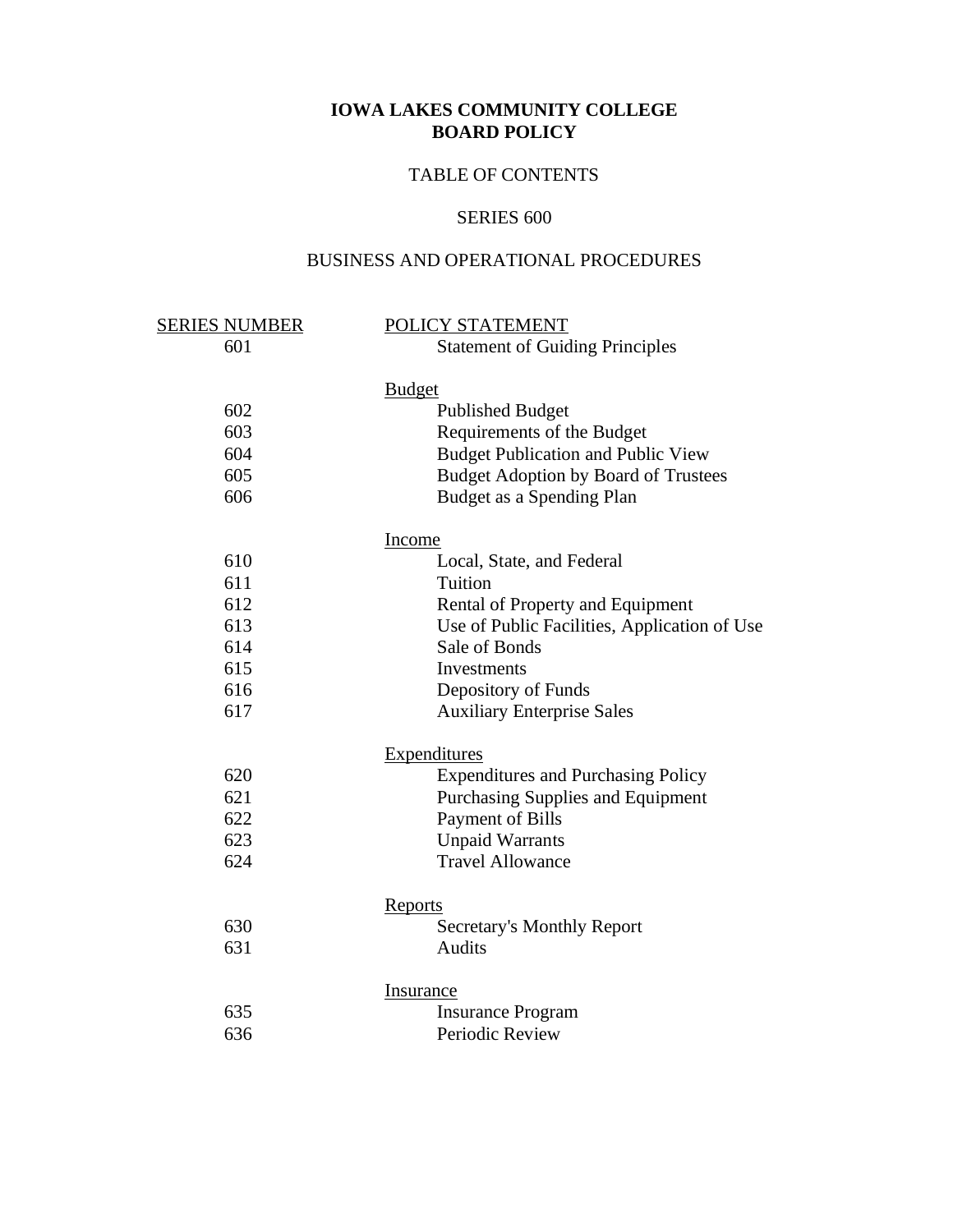# IOWA LAKES COMMUNITY COLLEGE
# BOARD POLICY

TABLE OF CONTENTS

SERIES 600

BUSINESS AND OPERATIONAL PROCEDURES

| SERIES NUMBER | POLICY STATEMENT |
|---|---|
| 601 | Statement of Guiding Principles |
| | **Budget** |
| 602 | Published Budget |
| 603 | Requirements of the Budget |
| 604 | Budget Publication and Public View |
| 605 | Budget Adoption by Board of Trustees |
| 606 | Budget as a Spending Plan |
| | **Income** |
| 610 | Local, State, and Federal |
| 611 | Tuition |
| 612 | Rental of Property and Equipment |
| 613 | Use of Public Facilities, Application of Use |
| 614 | Sale of Bonds |
| 615 | Investments |
| 616 | Depository of Funds |
| 617 | Auxiliary Enterprise Sales |
| | **Expenditures** |
| 620 | Expenditures and Purchasing Policy |
| 621 | Purchasing Supplies and Equipment |
| 622 | Payment of Bills |
| 623 | Unpaid Warrants |
| 624 | Travel Allowance |
| | **Reports** |
| 630 | Secretary's Monthly Report |
| 631 | Audits |
| | **Insurance** |
| 635 | Insurance Program |
| 636 | Periodic Review |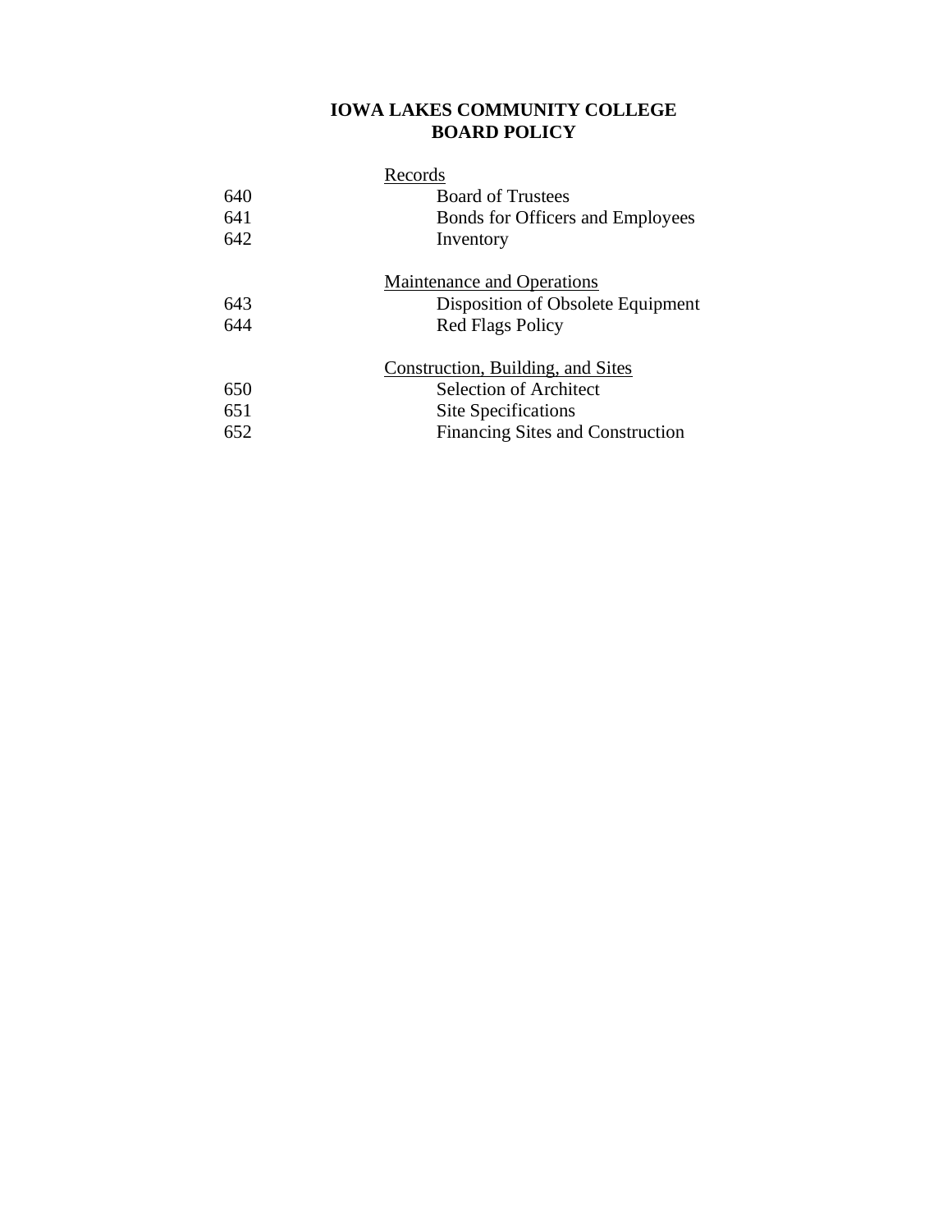# IOWA LAKES COMMUNITY COLLEGE
## BOARD POLICY

<u>Records</u>

| | |
|---|---|
| 640 | Board of Trustees |
| 641 | Bonds for Officers and Employees |
| 642 | Inventory |

<u>Maintenance and Operations</u>

| | |
|---|---|
| 643 | Disposition of Obsolete Equipment |
| 644 | Red Flags Policy |

<u>Construction, Building, and Sites</u>

| | |
|---|---|
| 650 | Selection of Architect |
| 651 | Site Specifications |
| 652 | Financing Sites and Construction |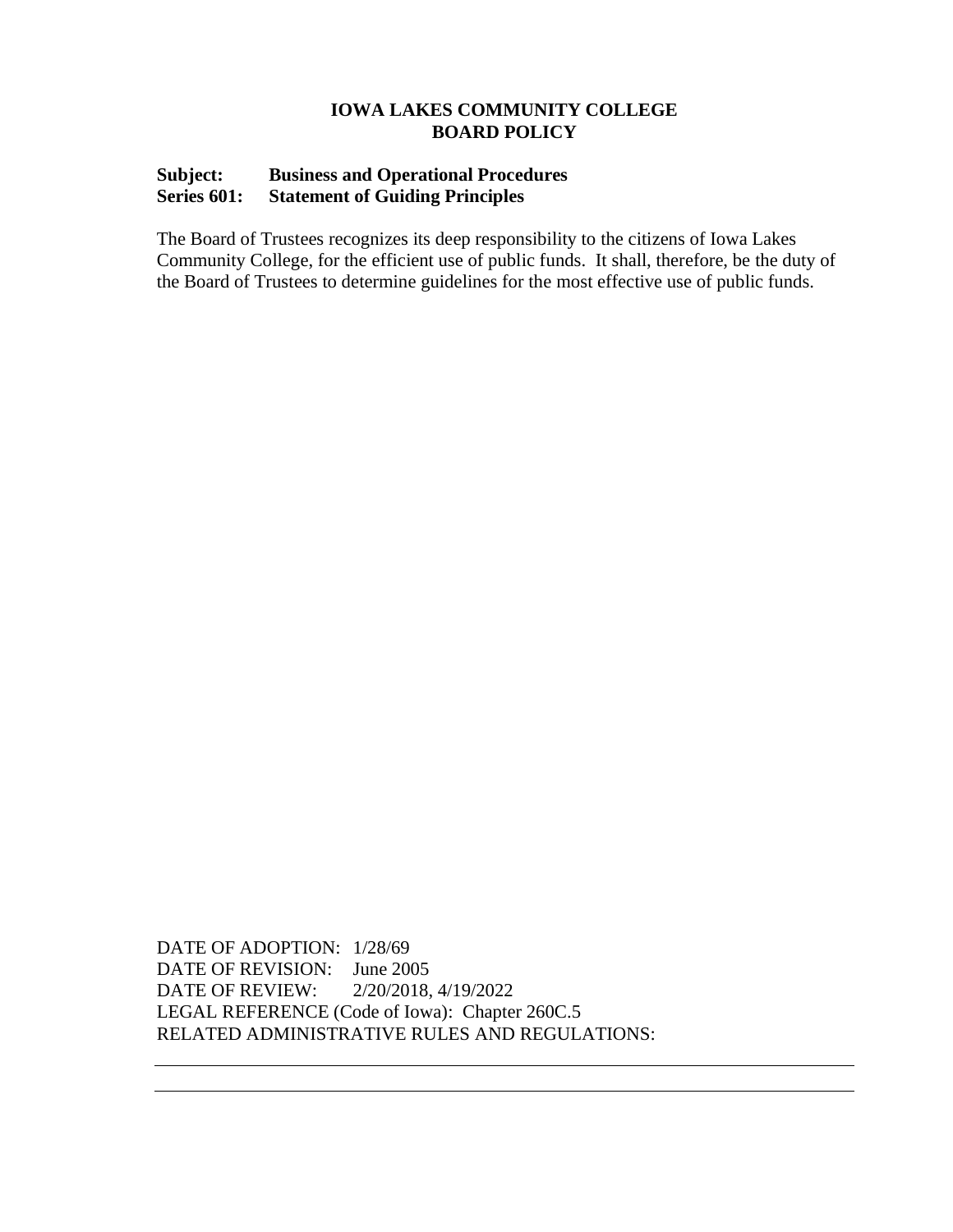**IOWA LAKES COMMUNITY COLLEGE**
**BOARD POLICY**

**Subject: Business and Operational Procedures**
**Series 601: Statement of Guiding Principles**

The Board of Trustees recognizes its deep responsibility to the citizens of Iowa Lakes Community College, for the efficient use of public funds. It shall, therefore, be the duty of the Board of Trustees to determine guidelines for the most effective use of public funds.

DATE OF ADOPTION: 1/28/69
DATE OF REVISION: June 2005
DATE OF REVIEW: 2/20/2018, 4/19/2022
LEGAL REFERENCE (Code of Iowa): Chapter 260C.5
RELATED ADMINISTRATIVE RULES AND REGULATIONS: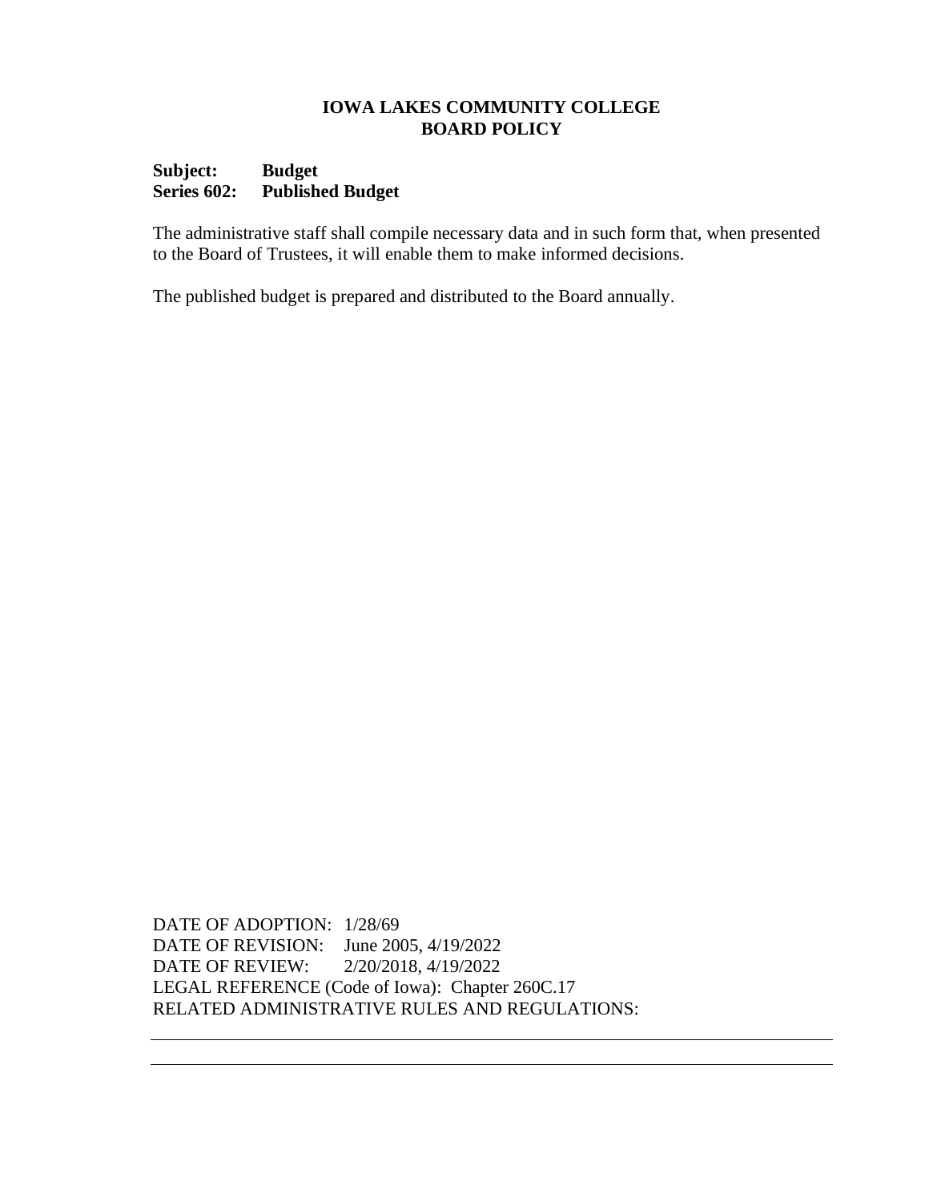**IOWA LAKES COMMUNITY COLLEGE**
**BOARD POLICY**

**Subject: Budget**
**Series 602: Published Budget**

The administrative staff shall compile necessary data and in such form that, when presented to the Board of Trustees, it will enable them to make informed decisions.

The published budget is prepared and distributed to the Board annually.

DATE OF ADOPTION: 1/28/69
DATE OF REVISION: June 2005, 4/19/2022
DATE OF REVIEW: 2/20/2018, 4/19/2022
LEGAL REFERENCE (Code of Iowa): Chapter 260C.17
RELATED ADMINISTRATIVE RULES AND REGULATIONS: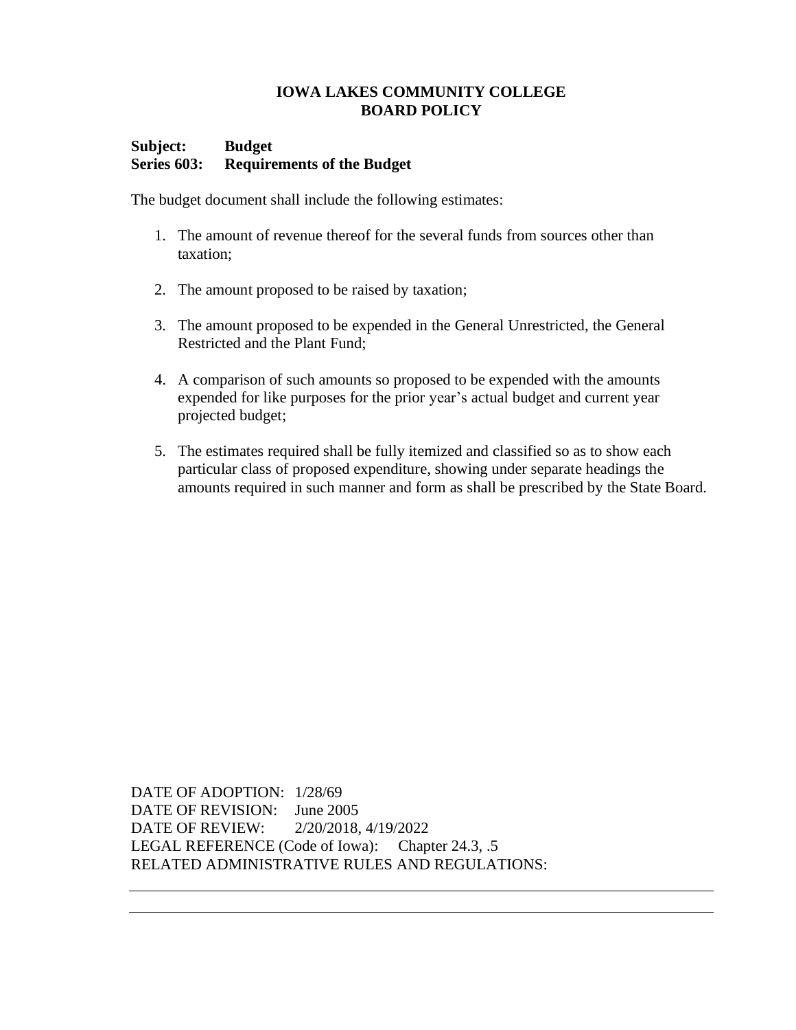**IOWA LAKES COMMUNITY COLLEGE**
**BOARD POLICY**

**Subject:** **Budget**
**Series 603:** **Requirements of the Budget**

The budget document shall include the following estimates:

1. The amount of revenue thereof for the several funds from sources other than taxation;

2. The amount proposed to be raised by taxation;

3. The amount proposed to be expended in the General Unrestricted, the General Restricted and the Plant Fund;

4. A comparison of such amounts so proposed to be expended with the amounts expended for like purposes for the prior year's actual budget and current year projected budget;

5. The estimates required shall be fully itemized and classified so as to show each particular class of proposed expenditure, showing under separate headings the amounts required in such manner and form as shall be prescribed by the State Board.

DATE OF ADOPTION: 1/28/69
DATE OF REVISION: June 2005
DATE OF REVIEW: 2/20/2018, 4/19/2022
LEGAL REFERENCE (Code of Iowa): Chapter 24.3, .5
RELATED ADMINISTRATIVE RULES AND REGULATIONS: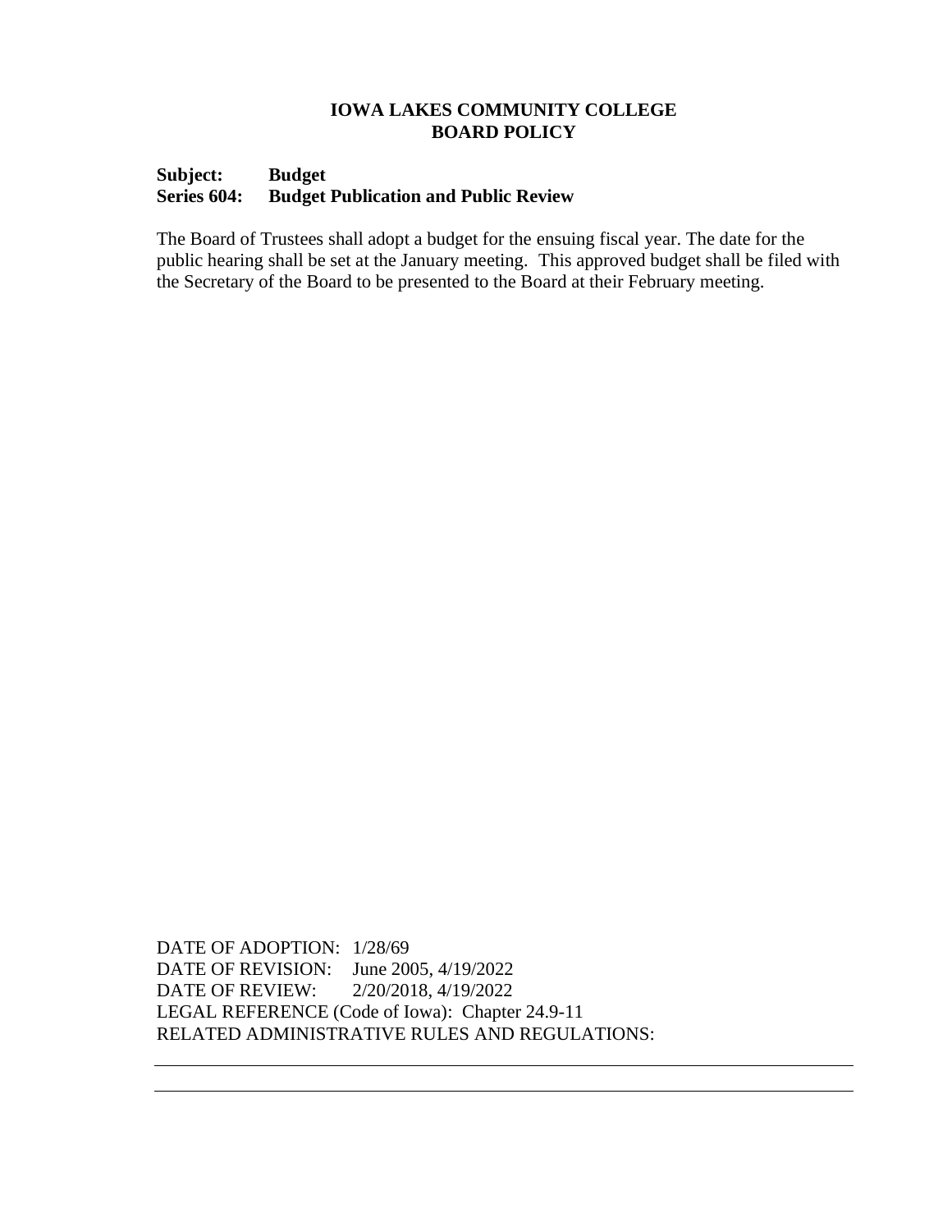**IOWA LAKES COMMUNITY COLLEGE**
**BOARD POLICY**

**Subject: Budget**
**Series 604: Budget Publication and Public Review**

The Board of Trustees shall adopt a budget for the ensuing fiscal year. The date for the public hearing shall be set at the January meeting. This approved budget shall be filed with the Secretary of the Board to be presented to the Board at their February meeting.

DATE OF ADOPTION: 1/28/69
DATE OF REVISION: June 2005, 4/19/2022
DATE OF REVIEW: 2/20/2018, 4/19/2022
LEGAL REFERENCE (Code of Iowa): Chapter 24.9-11
RELATED ADMINISTRATIVE RULES AND REGULATIONS: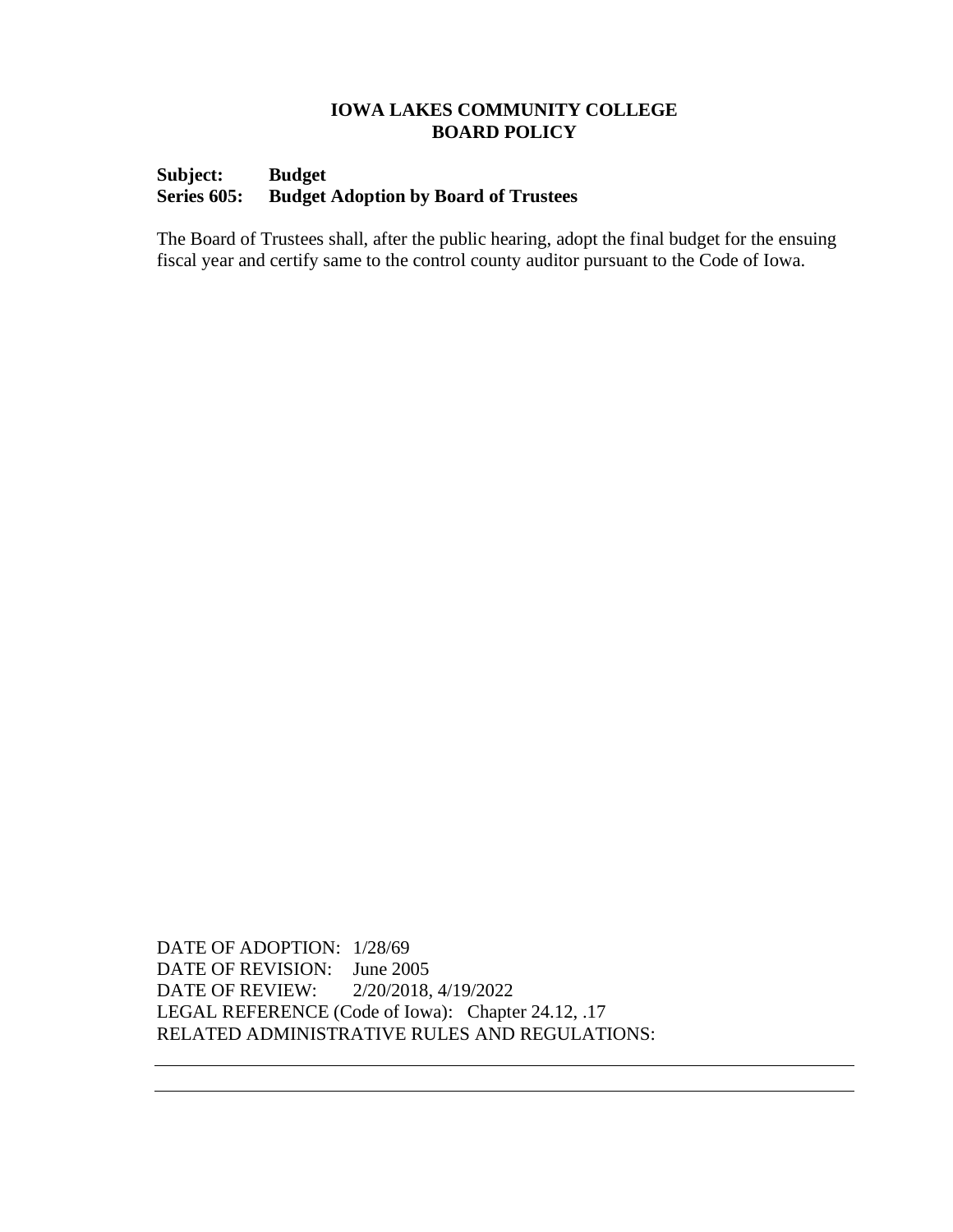**IOWA LAKES COMMUNITY COLLEGE**
**BOARD POLICY**

**Subject: Budget**
**Series 605: Budget Adoption by Board of Trustees**

The Board of Trustees shall, after the public hearing, adopt the final budget for the ensuing fiscal year and certify same to the control county auditor pursuant to the Code of Iowa.

DATE OF ADOPTION: 1/28/69
DATE OF REVISION: June 2005
DATE OF REVIEW: 2/20/2018, 4/19/2022
LEGAL REFERENCE (Code of Iowa): Chapter 24.12, .17
RELATED ADMINISTRATIVE RULES AND REGULATIONS:

---

---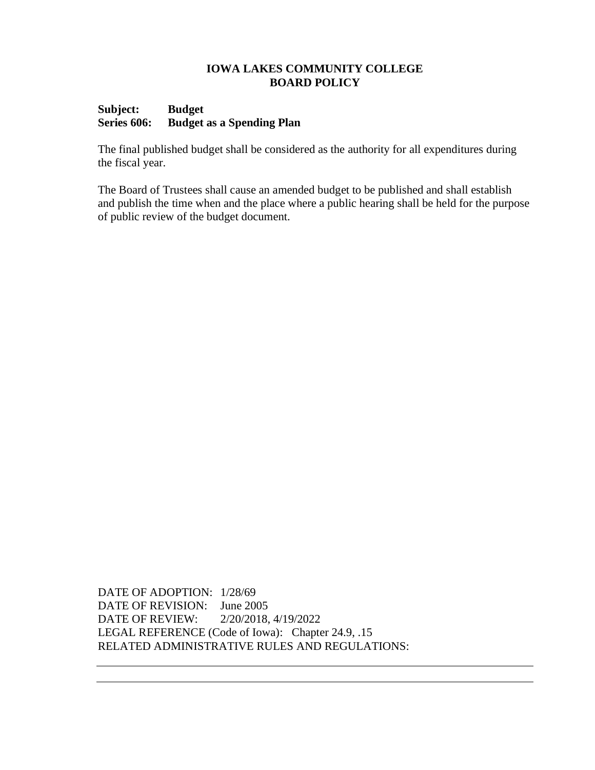**IOWA LAKES COMMUNITY COLLEGE**
**BOARD POLICY**

**Subject:** **Budget**
**Series 606:** **Budget as a Spending Plan**

The final published budget shall be considered as the authority for all expenditures during the fiscal year.

The Board of Trustees shall cause an amended budget to be published and shall establish and publish the time when and the place where a public hearing shall be held for the purpose of public review of the budget document.

DATE OF ADOPTION: 1/28/69
DATE OF REVISION: June 2005
DATE OF REVIEW: 2/20/2018, 4/19/2022
LEGAL REFERENCE (Code of Iowa): Chapter 24.9, .15
RELATED ADMINISTRATIVE RULES AND REGULATIONS: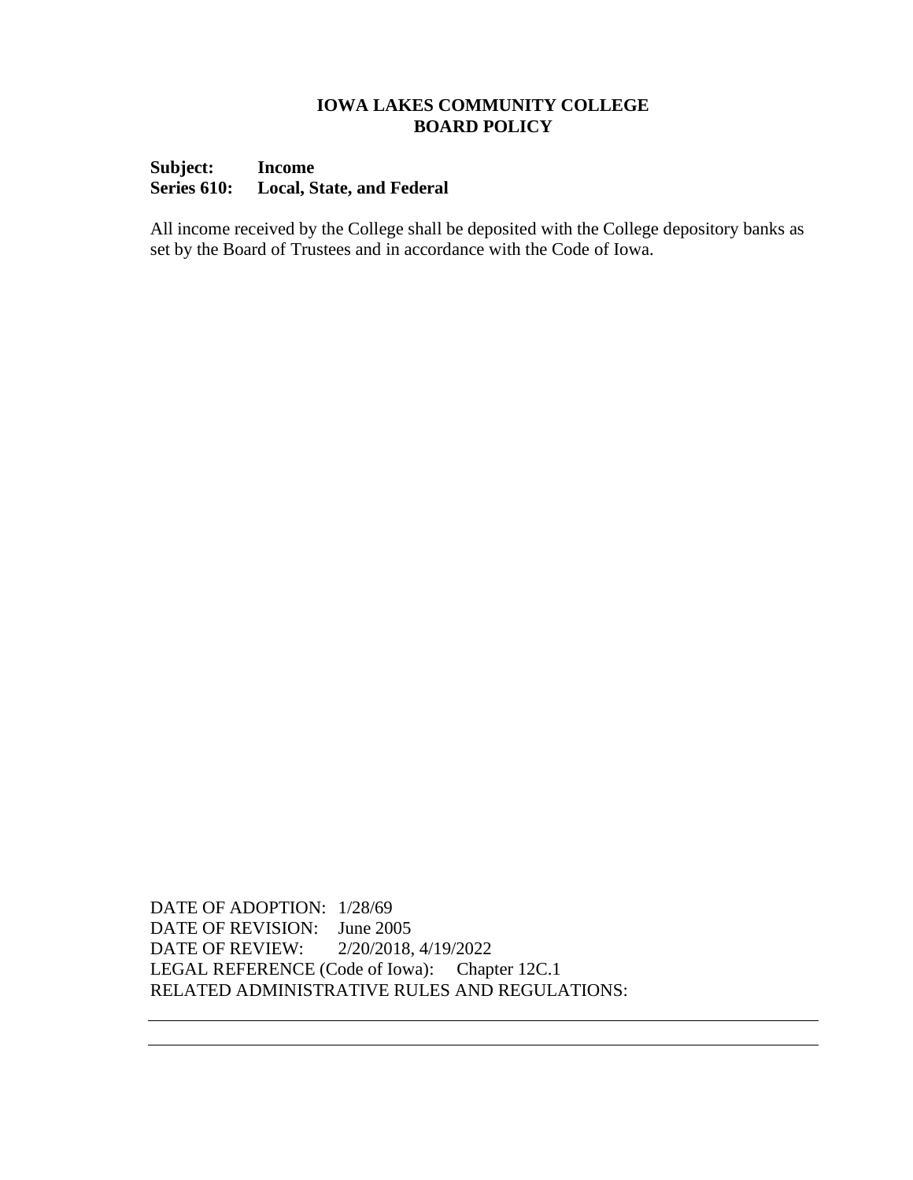**IOWA LAKES COMMUNITY COLLEGE**
**BOARD POLICY**

**Subject:** **Income**
**Series 610:** **Local, State, and Federal**

All income received by the College shall be deposited with the College depository banks as set by the Board of Trustees and in accordance with the Code of Iowa.

DATE OF ADOPTION: 1/28/69
DATE OF REVISION: June 2005
DATE OF REVIEW: 2/20/2018, 4/19/2022
LEGAL REFERENCE (Code of Iowa): Chapter 12C.1
RELATED ADMINISTRATIVE RULES AND REGULATIONS: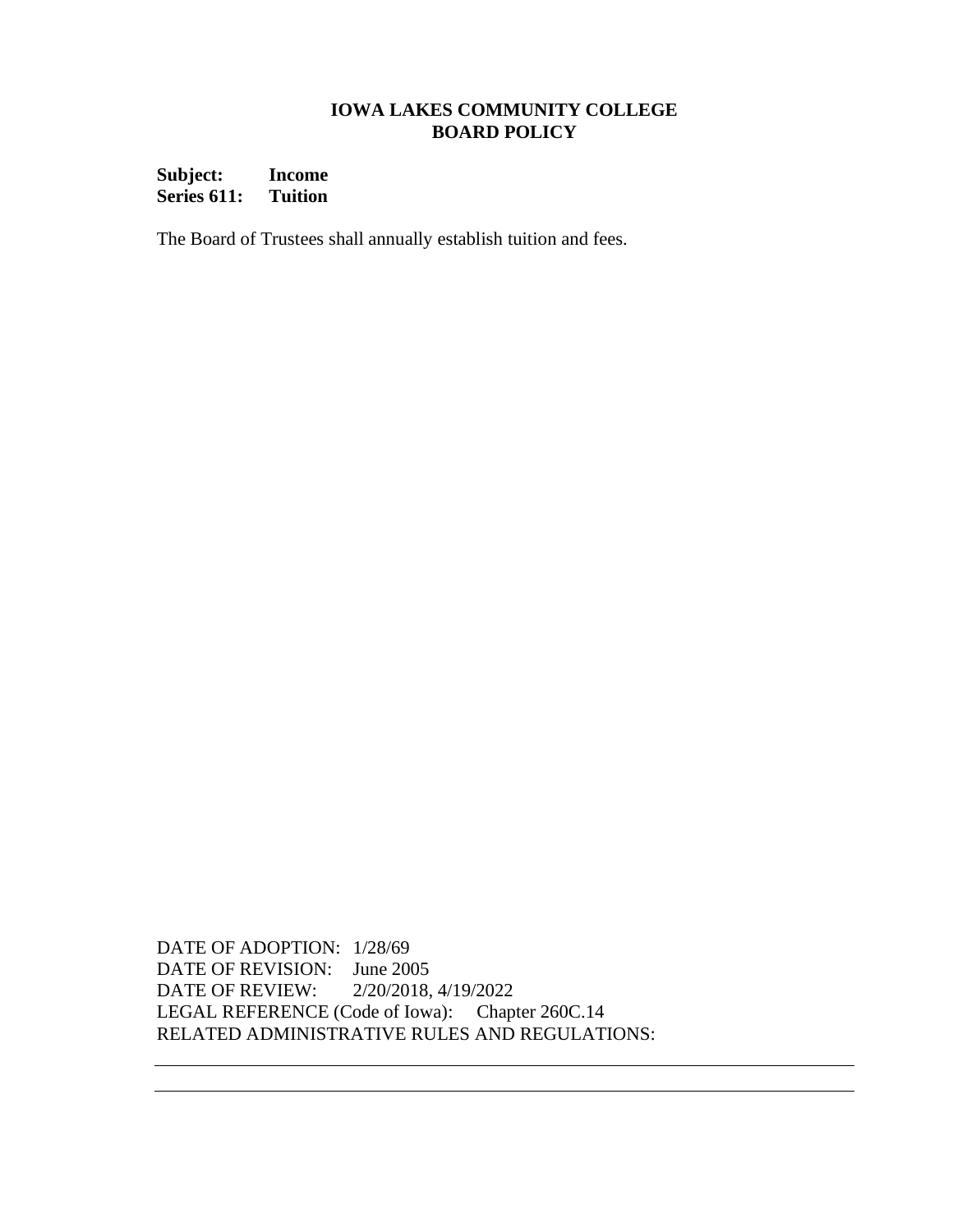**IOWA LAKES COMMUNITY COLLEGE**
**BOARD POLICY**

**Subject: Income**
**Series 611: Tuition**

The Board of Trustees shall annually establish tuition and fees.

DATE OF ADOPTION: 1/28/69
DATE OF REVISION: June 2005
DATE OF REVIEW: 2/20/2018, 4/19/2022
LEGAL REFERENCE (Code of Iowa): Chapter 260C.14
RELATED ADMINISTRATIVE RULES AND REGULATIONS: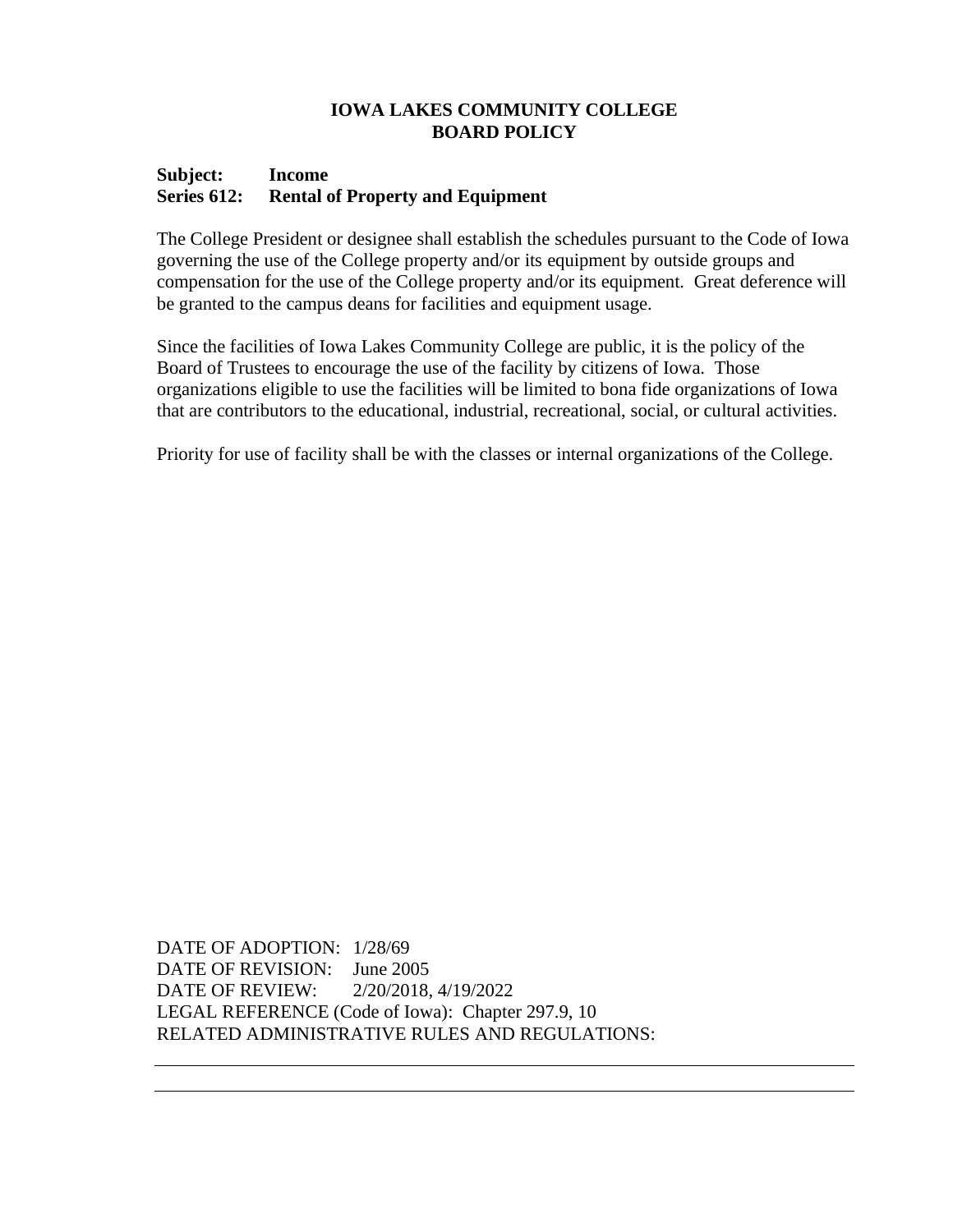# IOWA LAKES COMMUNITY COLLEGE
# BOARD POLICY

**Subject: Income**
**Series 612: Rental of Property and Equipment**

The College President or designee shall establish the schedules pursuant to the Code of Iowa governing the use of the College property and/or its equipment by outside groups and compensation for the use of the College property and/or its equipment. Great deference will be granted to the campus deans for facilities and equipment usage.

Since the facilities of Iowa Lakes Community College are public, it is the policy of the Board of Trustees to encourage the use of the facility by citizens of Iowa. Those organizations eligible to use the facilities will be limited to bona fide organizations of Iowa that are contributors to the educational, industrial, recreational, social, or cultural activities.

Priority for use of facility shall be with the classes or internal organizations of the College.

DATE OF ADOPTION: 1/28/69
DATE OF REVISION: June 2005
DATE OF REVIEW: 2/20/2018, 4/19/2022
LEGAL REFERENCE (Code of Iowa): Chapter 297.9, 10
RELATED ADMINISTRATIVE RULES AND REGULATIONS: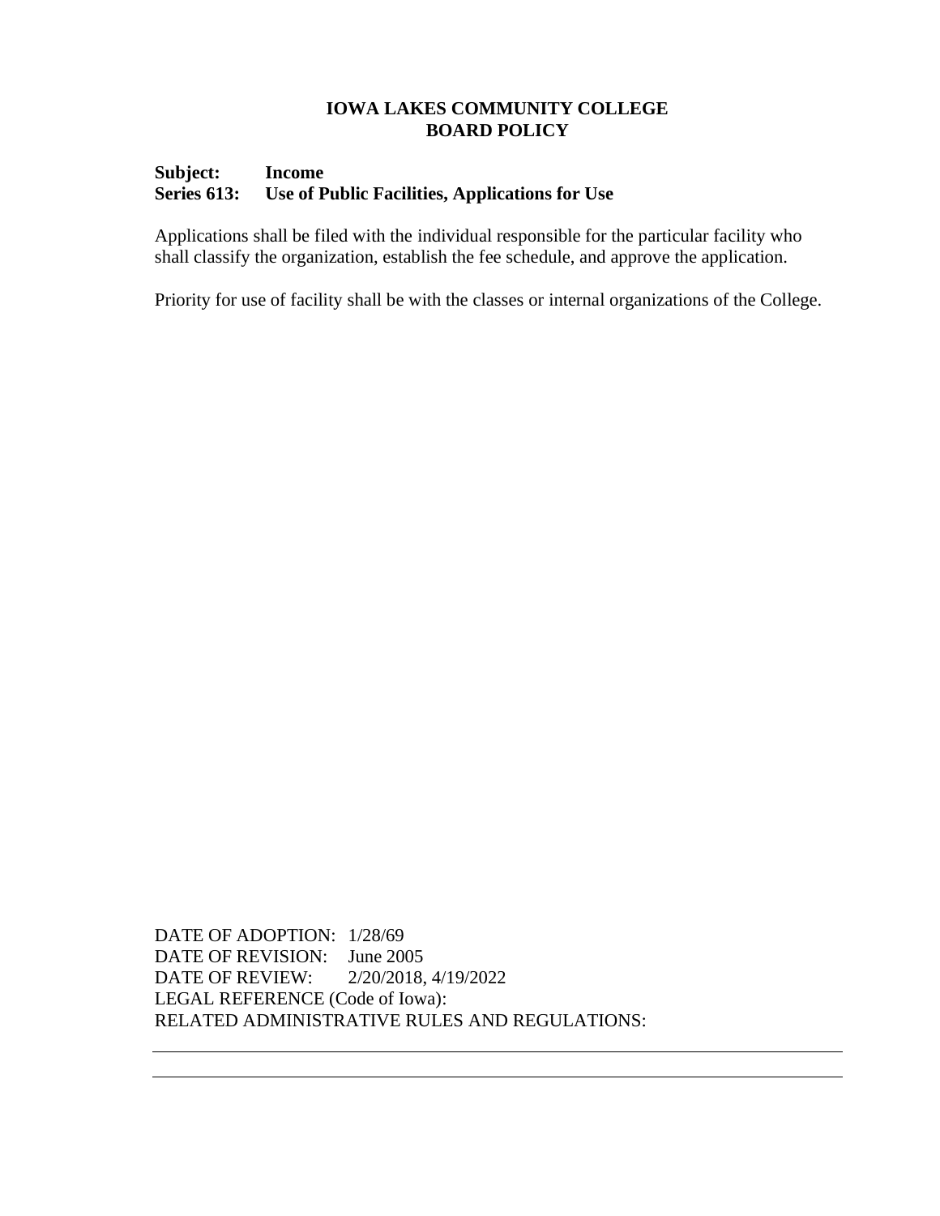# IOWA LAKES COMMUNITY COLLEGE
# BOARD POLICY

**Subject: Income**
**Series 613: Use of Public Facilities, Applications for Use**

Applications shall be filed with the individual responsible for the particular facility who shall classify the organization, establish the fee schedule, and approve the application.

Priority for use of facility shall be with the classes or internal organizations of the College.

DATE OF ADOPTION: 1/28/69
DATE OF REVISION: June 2005
DATE OF REVIEW: 2/20/2018, 4/19/2022
LEGAL REFERENCE (Code of Iowa):
RELATED ADMINISTRATIVE RULES AND REGULATIONS: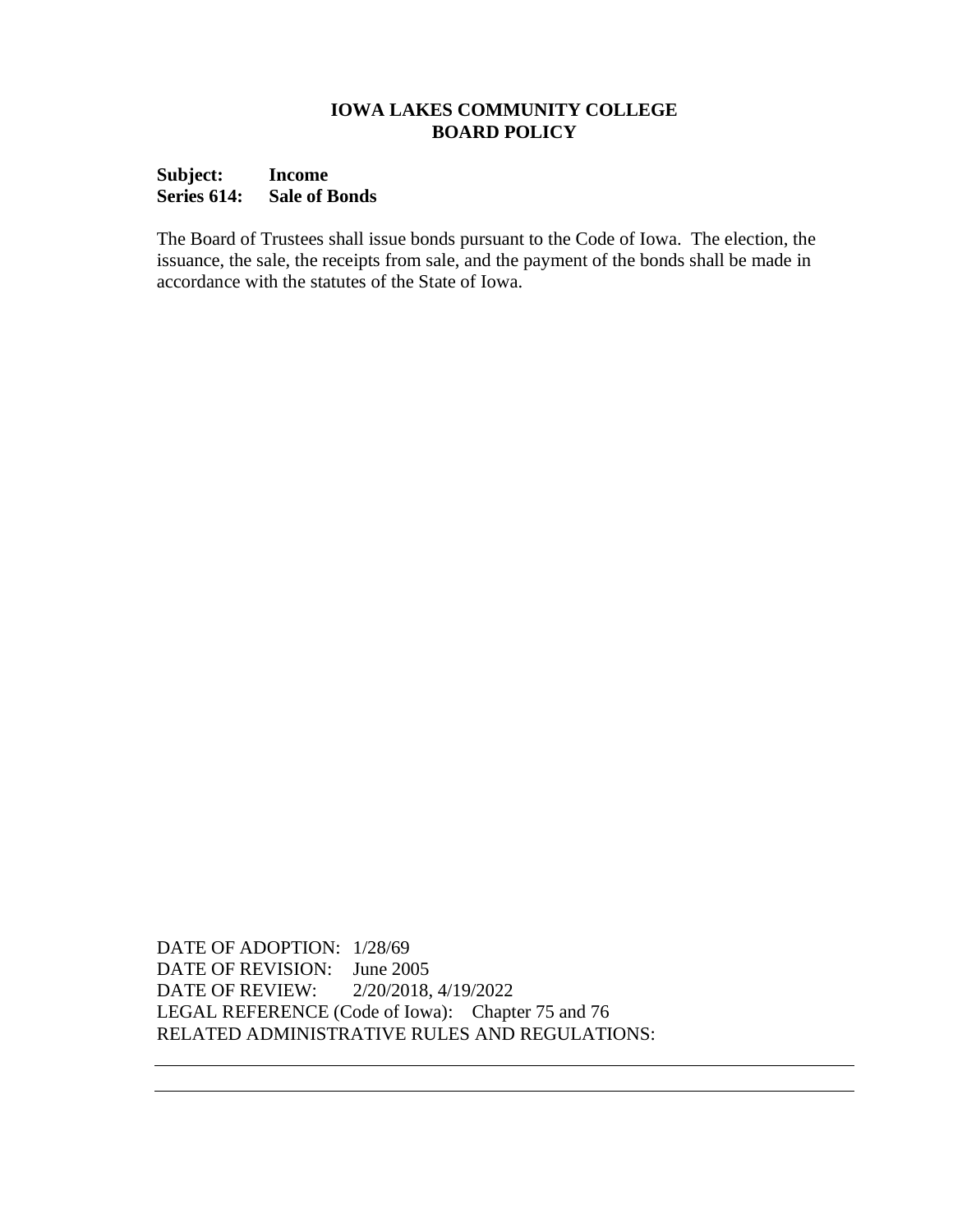**IOWA LAKES COMMUNITY COLLEGE**
**BOARD POLICY**

**Subject: Income**
**Series 614: Sale of Bonds**

The Board of Trustees shall issue bonds pursuant to the Code of Iowa. The election, the issuance, the sale, the receipts from sale, and the payment of the bonds shall be made in accordance with the statutes of the State of Iowa.

DATE OF ADOPTION: 1/28/69
DATE OF REVISION: June 2005
DATE OF REVIEW: 2/20/2018, 4/19/2022
LEGAL REFERENCE (Code of Iowa): Chapter 75 and 76
RELATED ADMINISTRATIVE RULES AND REGULATIONS: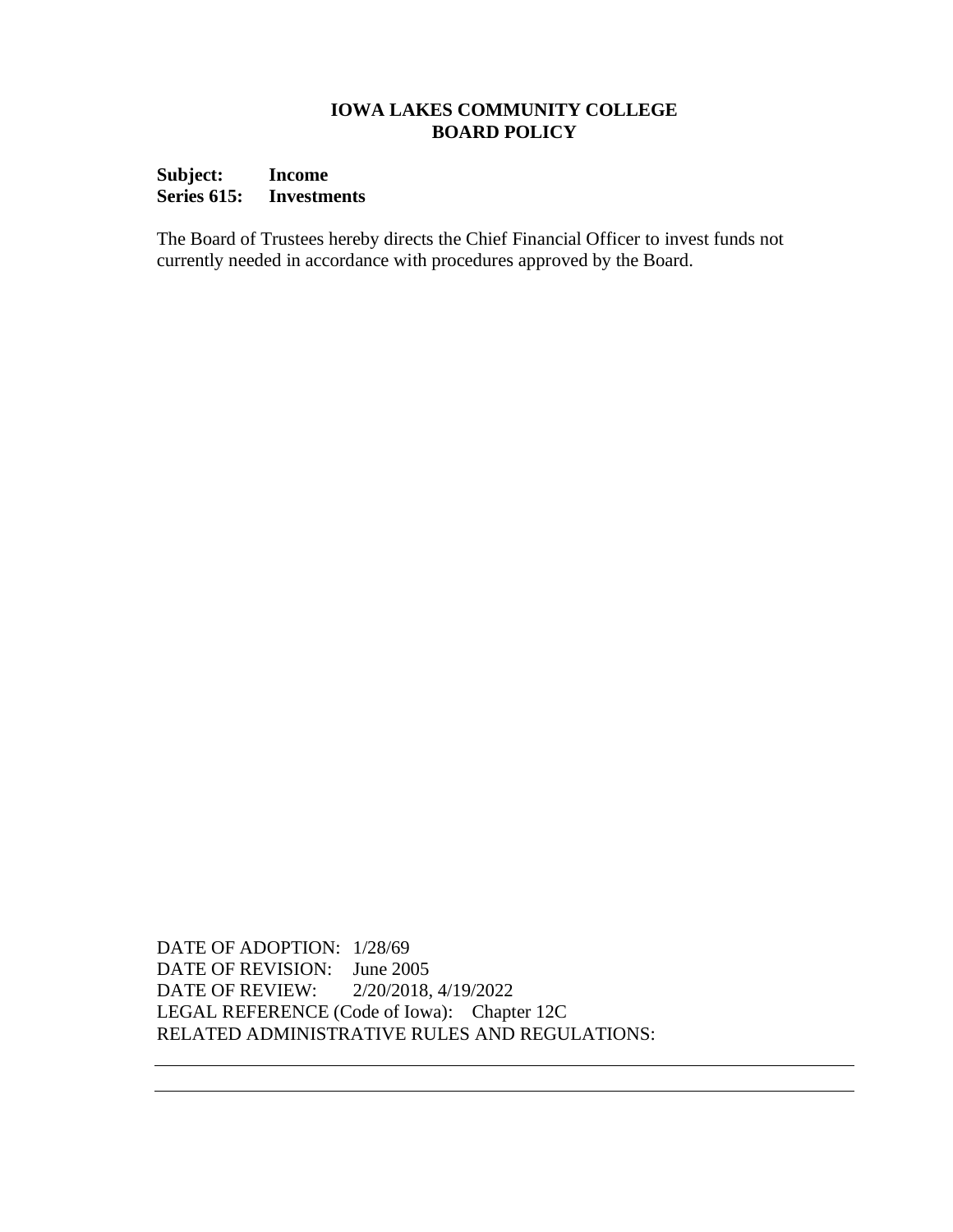**IOWA LAKES COMMUNITY COLLEGE**
**BOARD POLICY**

**Subject: Income**
**Series 615: Investments**

The Board of Trustees hereby directs the Chief Financial Officer to invest funds not currently needed in accordance with procedures approved by the Board.

DATE OF ADOPTION: 1/28/69
DATE OF REVISION: June 2005
DATE OF REVIEW: 2/20/2018, 4/19/2022
LEGAL REFERENCE (Code of Iowa): Chapter 12C
RELATED ADMINISTRATIVE RULES AND REGULATIONS: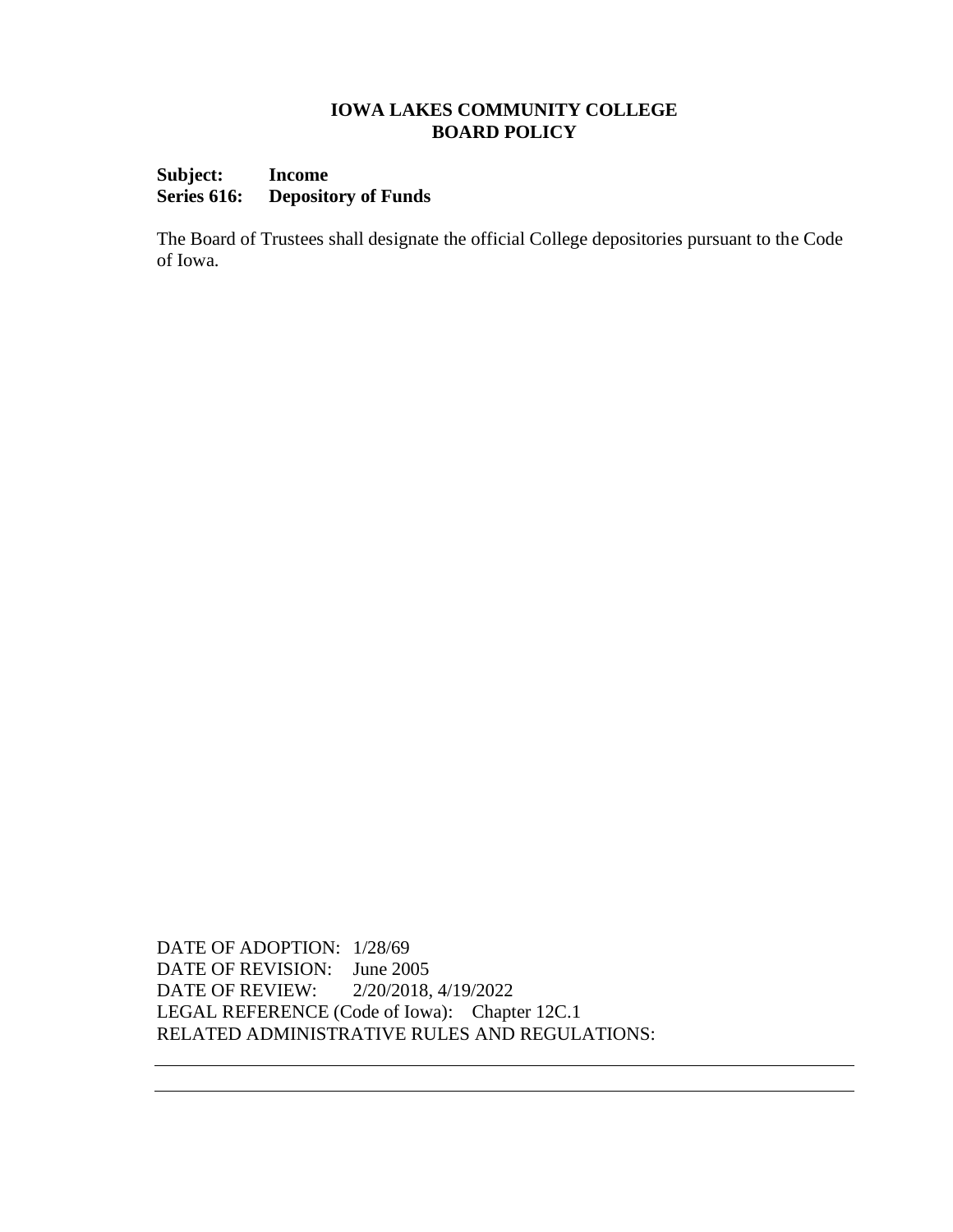# IOWA LAKES COMMUNITY COLLEGE
## BOARD POLICY

**Subject:** **Income**
**Series 616:** **Depository of Funds**

The Board of Trustees shall designate the official College depositories pursuant to the Code of Iowa.

DATE OF ADOPTION: 1/28/69
DATE OF REVISION: June 2005
DATE OF REVIEW: 2/20/2018, 4/19/2022
LEGAL REFERENCE (Code of Iowa): Chapter 12C.1
RELATED ADMINISTRATIVE RULES AND REGULATIONS: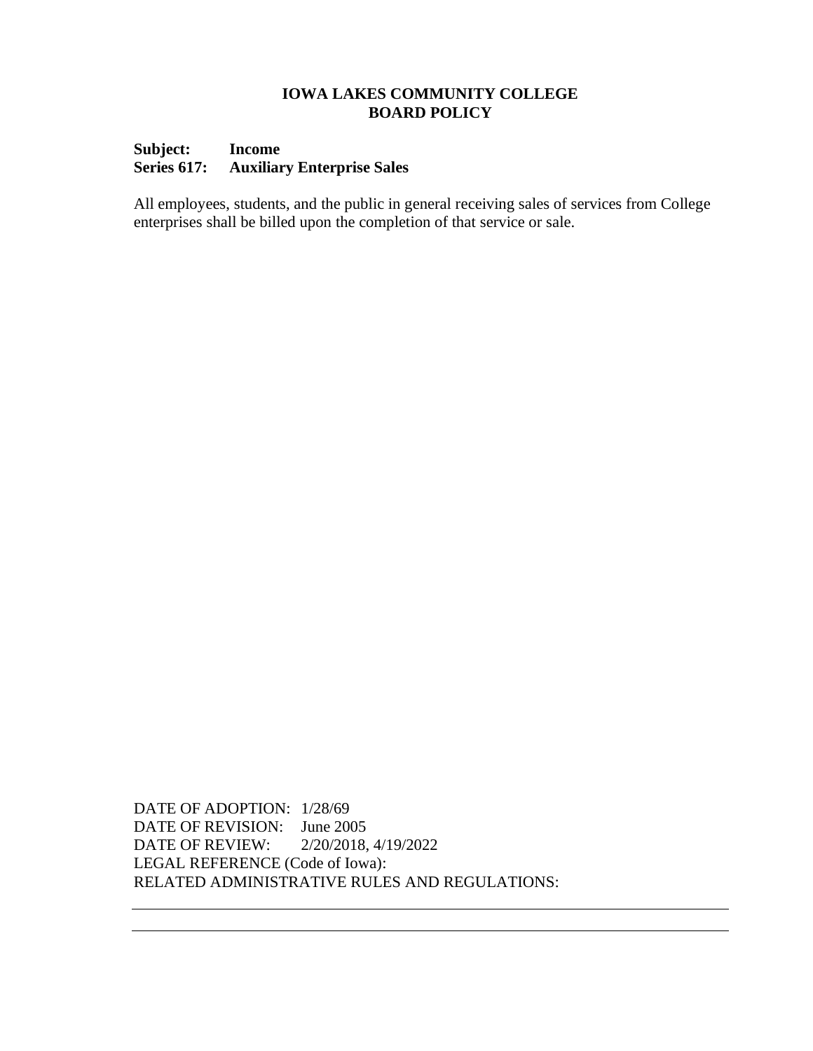# IOWA LAKES COMMUNITY COLLEGE
# BOARD POLICY

**Subject: Income**
**Series 617: Auxiliary Enterprise Sales**

All employees, students, and the public in general receiving sales of services from College enterprises shall be billed upon the completion of that service or sale.

DATE OF ADOPTION: 1/28/69
DATE OF REVISION: June 2005
DATE OF REVIEW: 2/20/2018, 4/19/2022
LEGAL REFERENCE (Code of Iowa):
RELATED ADMINISTRATIVE RULES AND REGULATIONS: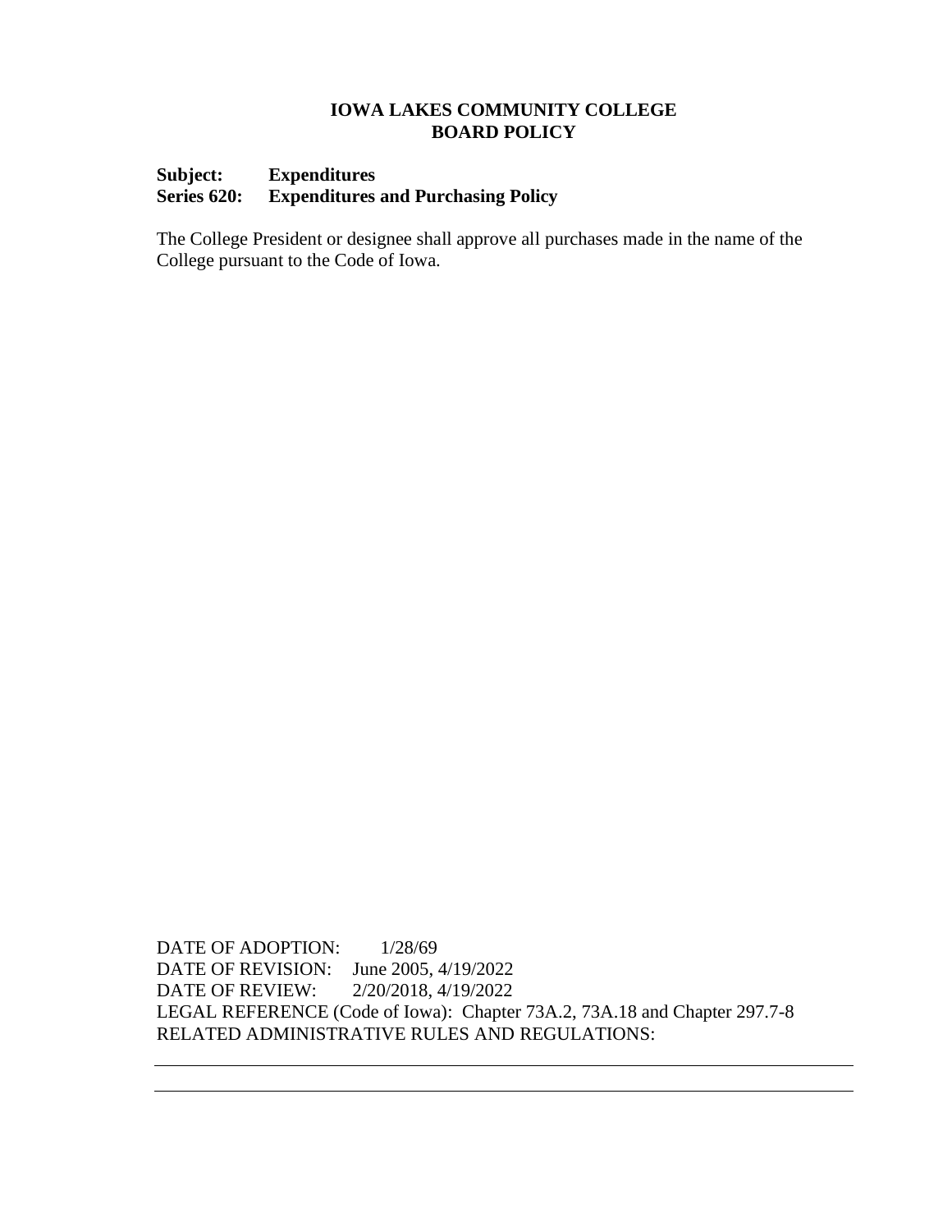**IOWA LAKES COMMUNITY COLLEGE**
**BOARD POLICY**

**Subject: Expenditures**
**Series 620: Expenditures and Purchasing Policy**

The College President or designee shall approve all purchases made in the name of the College pursuant to the Code of Iowa.

DATE OF ADOPTION: 1/28/69
DATE OF REVISION: June 2005, 4/19/2022
DATE OF REVIEW: 2/20/2018, 4/19/2022
LEGAL REFERENCE (Code of Iowa): Chapter 73A.2, 73A.18 and Chapter 297.7-8
RELATED ADMINISTRATIVE RULES AND REGULATIONS: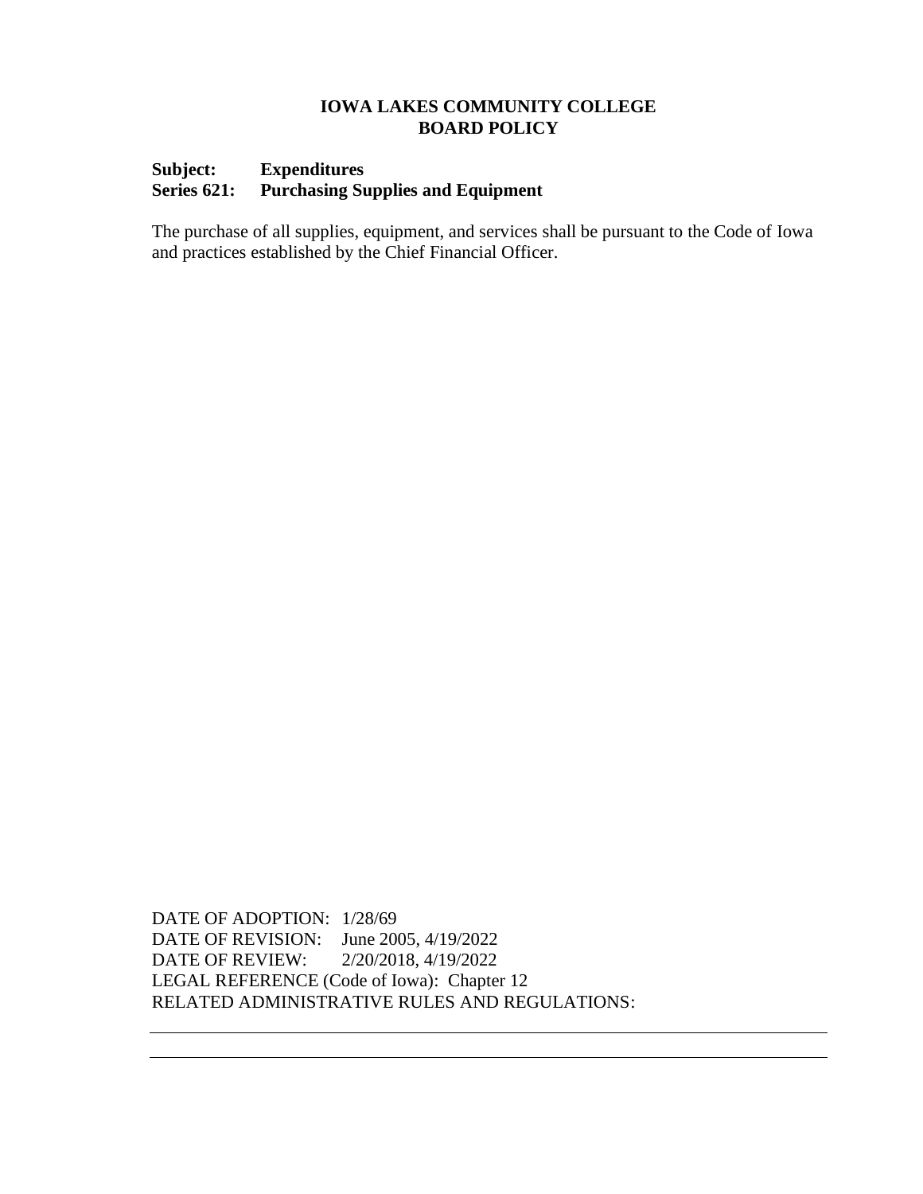**IOWA LAKES COMMUNITY COLLEGE**
**BOARD POLICY**

**Subject: Expenditures**
**Series 621: Purchasing Supplies and Equipment**

The purchase of all supplies, equipment, and services shall be pursuant to the Code of Iowa and practices established by the Chief Financial Officer.

DATE OF ADOPTION: 1/28/69
DATE OF REVISION: June 2005, 4/19/2022
DATE OF REVIEW: 2/20/2018, 4/19/2022
LEGAL REFERENCE (Code of Iowa): Chapter 12
RELATED ADMINISTRATIVE RULES AND REGULATIONS: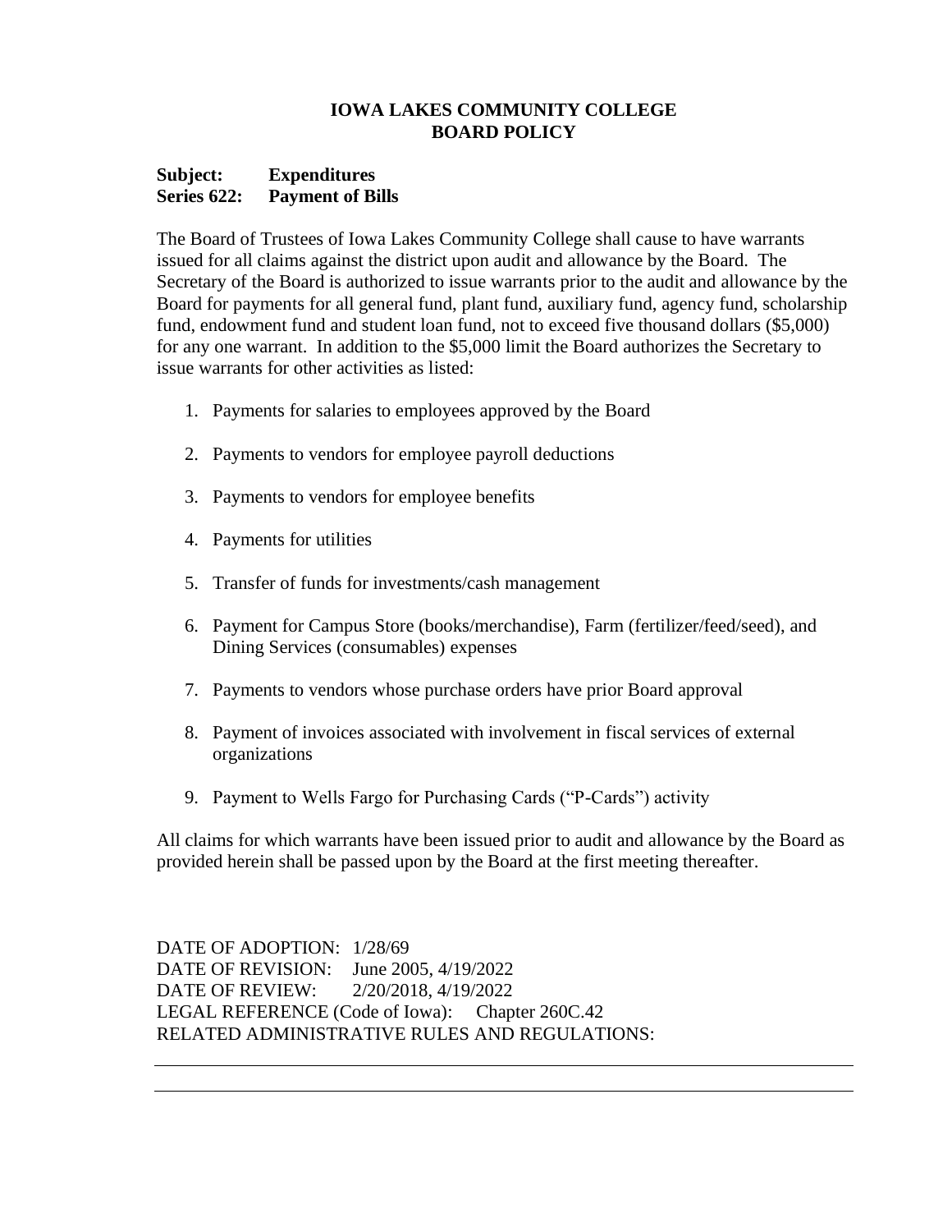# IOWA LAKES COMMUNITY COLLEGE
# BOARD POLICY

**Subject: Expenditures**
**Series 622: Payment of Bills**

The Board of Trustees of Iowa Lakes Community College shall cause to have warrants issued for all claims against the district upon audit and allowance by the Board. The Secretary of the Board is authorized to issue warrants prior to the audit and allowance by the Board for payments for all general fund, plant fund, auxiliary fund, agency fund, scholarship fund, endowment fund and student loan fund, not to exceed five thousand dollars ($5,000) for any one warrant. In addition to the $5,000 limit the Board authorizes the Secretary to issue warrants for other activities as listed:

1. Payments for salaries to employees approved by the Board
2. Payments to vendors for employee payroll deductions
3. Payments to vendors for employee benefits
4. Payments for utilities
5. Transfer of funds for investments/cash management
6. Payment for Campus Store (books/merchandise), Farm (fertilizer/feed/seed), and Dining Services (consumables) expenses
7. Payments to vendors whose purchase orders have prior Board approval
8. Payment of invoices associated with involvement in fiscal services of external organizations
9. Payment to Wells Fargo for Purchasing Cards ("P-Cards") activity

All claims for which warrants have been issued prior to audit and allowance by the Board as provided herein shall be passed upon by the Board at the first meeting thereafter.

DATE OF ADOPTION: 1/28/69
DATE OF REVISION: June 2005, 4/19/2022
DATE OF REVIEW: 2/20/2018, 4/19/2022
LEGAL REFERENCE (Code of Iowa): Chapter 260C.42
RELATED ADMINISTRATIVE RULES AND REGULATIONS: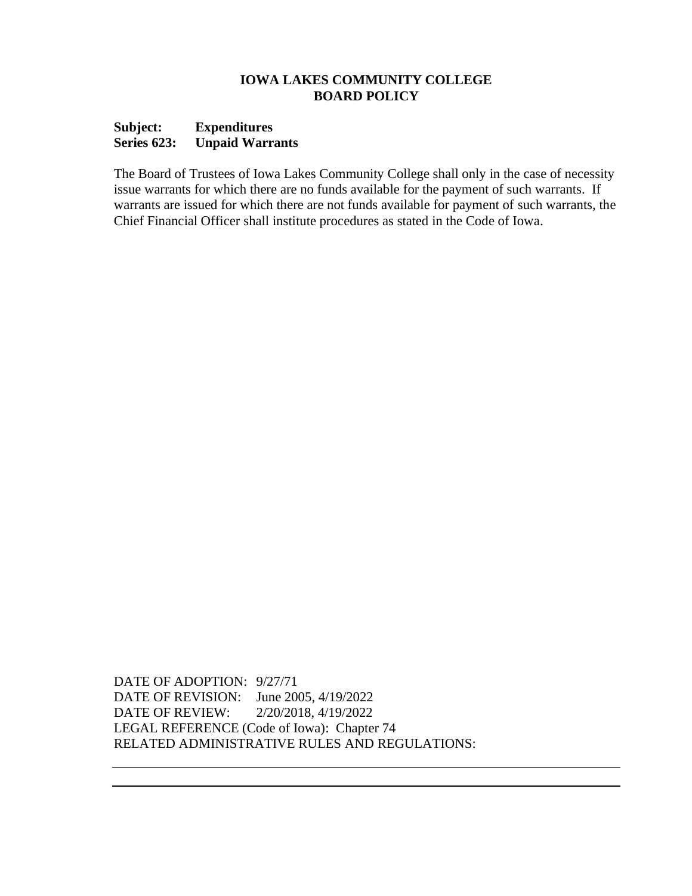**IOWA LAKES COMMUNITY COLLEGE**
**BOARD POLICY**

**Subject: Expenditures**
**Series 623: Unpaid Warrants**

The Board of Trustees of Iowa Lakes Community College shall only in the case of necessity issue warrants for which there are no funds available for the payment of such warrants. If warrants are issued for which there are not funds available for payment of such warrants, the Chief Financial Officer shall institute procedures as stated in the Code of Iowa.

DATE OF ADOPTION: 9/27/71
DATE OF REVISION: June 2005, 4/19/2022
DATE OF REVIEW: 2/20/2018, 4/19/2022
LEGAL REFERENCE (Code of Iowa): Chapter 74
RELATED ADMINISTRATIVE RULES AND REGULATIONS: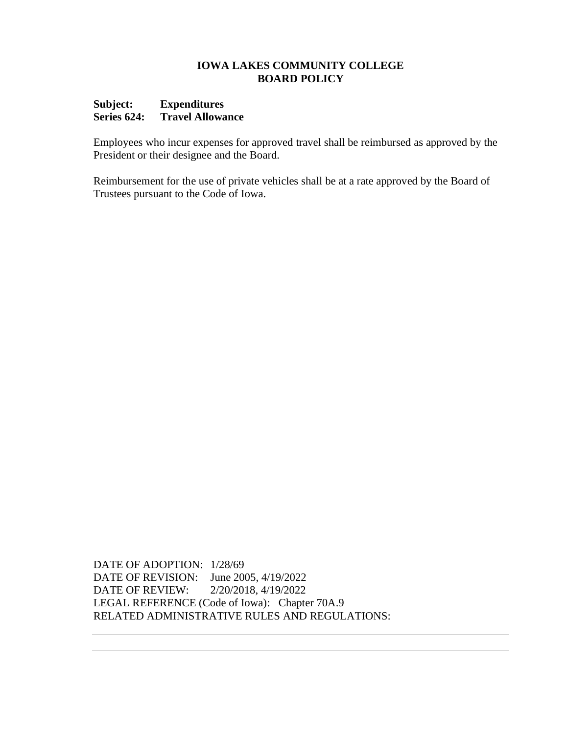**IOWA LAKES COMMUNITY COLLEGE**
**BOARD POLICY**

**Subject: Expenditures**
**Series 624: Travel Allowance**

Employees who incur expenses for approved travel shall be reimbursed as approved by the President or their designee and the Board.

Reimbursement for the use of private vehicles shall be at a rate approved by the Board of Trustees pursuant to the Code of Iowa.

DATE OF ADOPTION: 1/28/69
DATE OF REVISION: June 2005, 4/19/2022
DATE OF REVIEW: 2/20/2018, 4/19/2022
LEGAL REFERENCE (Code of Iowa): Chapter 70A.9
RELATED ADMINISTRATIVE RULES AND REGULATIONS: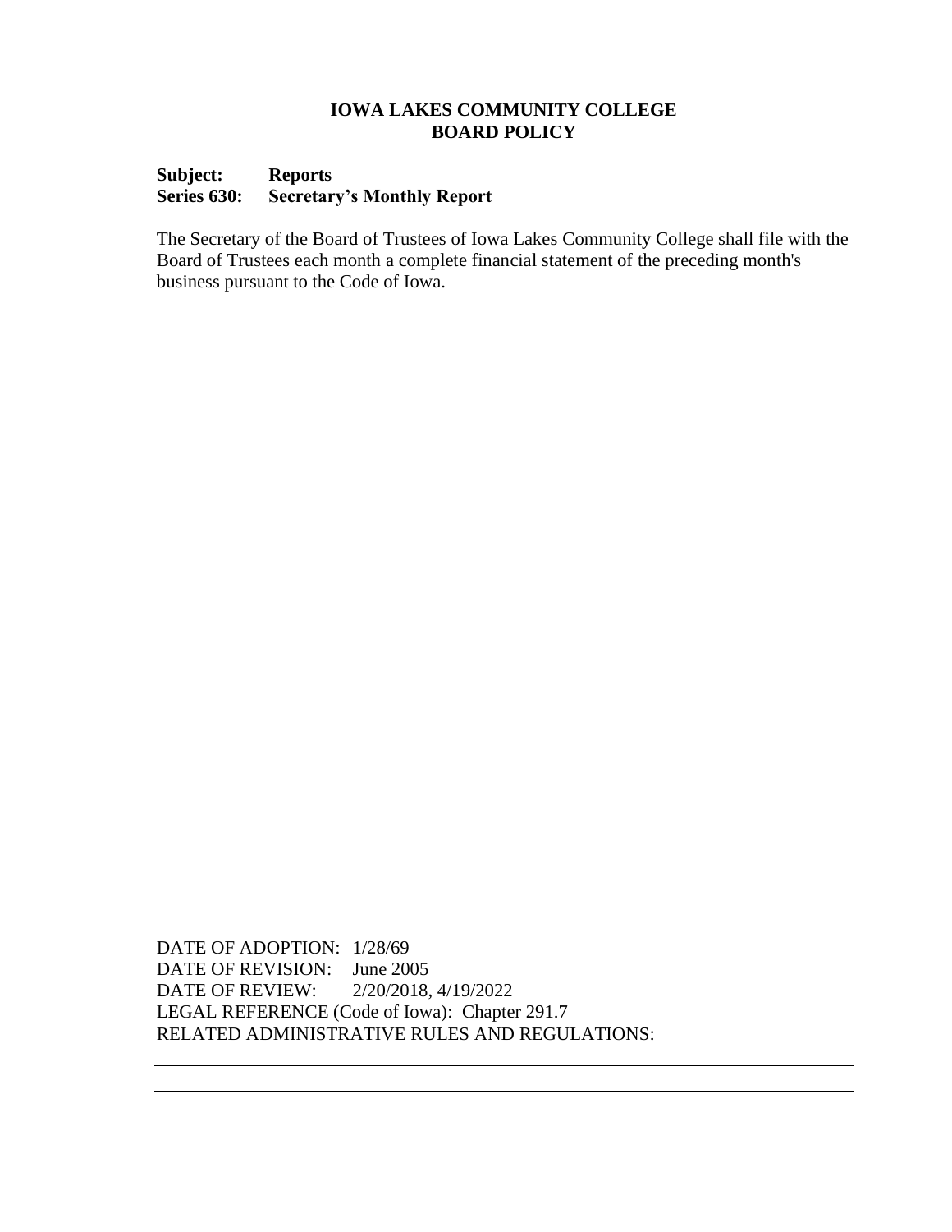**IOWA LAKES COMMUNITY COLLEGE**
**BOARD POLICY**

**Subject: Reports**
**Series 630: Secretary's Monthly Report**

The Secretary of the Board of Trustees of Iowa Lakes Community College shall file with the Board of Trustees each month a complete financial statement of the preceding month's business pursuant to the Code of Iowa.

DATE OF ADOPTION: 1/28/69
DATE OF REVISION: June 2005
DATE OF REVIEW: 2/20/2018, 4/19/2022
LEGAL REFERENCE (Code of Iowa): Chapter 291.7
RELATED ADMINISTRATIVE RULES AND REGULATIONS: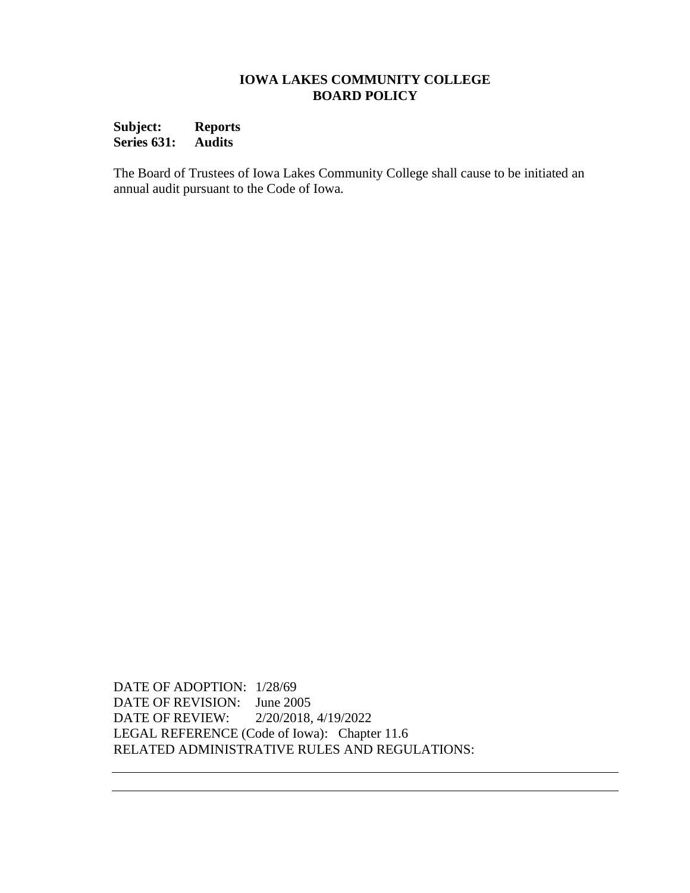# IOWA LAKES COMMUNITY COLLEGE
## BOARD POLICY

**Subject: Reports**
**Series 631: Audits**

The Board of Trustees of Iowa Lakes Community College shall cause to be initiated an annual audit pursuant to the Code of Iowa.

DATE OF ADOPTION: 1/28/69
DATE OF REVISION: June 2005
DATE OF REVIEW: 2/20/2018, 4/19/2022
LEGAL REFERENCE (Code of Iowa): Chapter 11.6
RELATED ADMINISTRATIVE RULES AND REGULATIONS: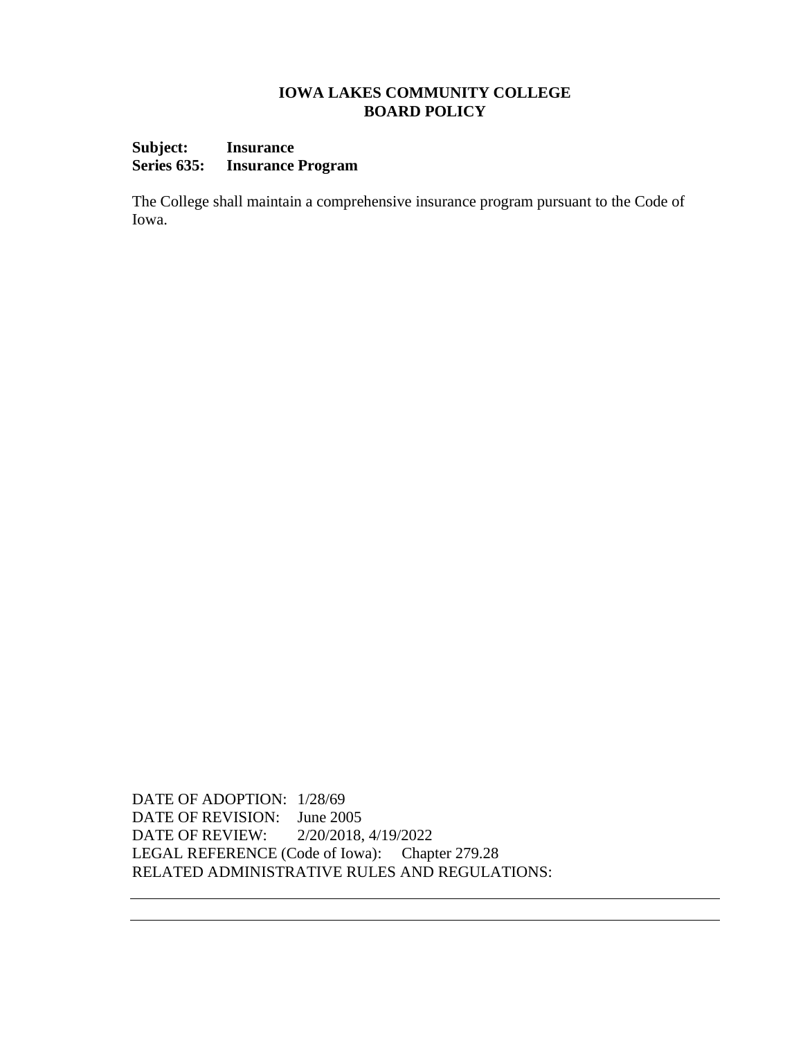**IOWA LAKES COMMUNITY COLLEGE**
**BOARD POLICY**

**Subject:** **Insurance**
**Series 635:** **Insurance Program**

The College shall maintain a comprehensive insurance program pursuant to the Code of Iowa.

DATE OF ADOPTION: 1/28/69
DATE OF REVISION: June 2005
DATE OF REVIEW: 2/20/2018, 4/19/2022
LEGAL REFERENCE (Code of Iowa): Chapter 279.28
RELATED ADMINISTRATIVE RULES AND REGULATIONS: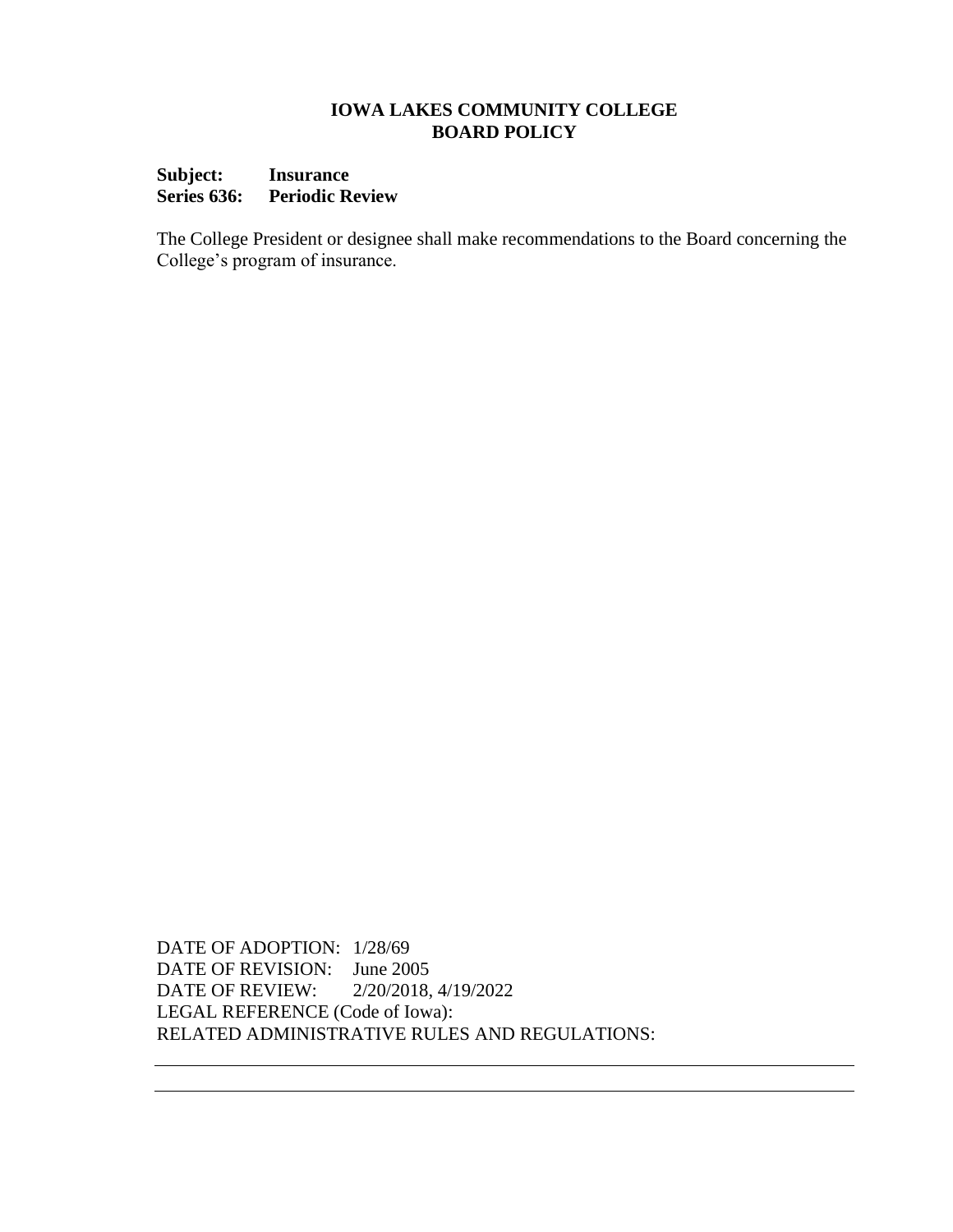**IOWA LAKES COMMUNITY COLLEGE**
**BOARD POLICY**

**Subject: Insurance**
**Series 636: Periodic Review**

The College President or designee shall make recommendations to the Board concerning the College's program of insurance.

DATE OF ADOPTION: 1/28/69
DATE OF REVISION: June 2005
DATE OF REVIEW: 2/20/2018, 4/19/2022
LEGAL REFERENCE (Code of Iowa):
RELATED ADMINISTRATIVE RULES AND REGULATIONS: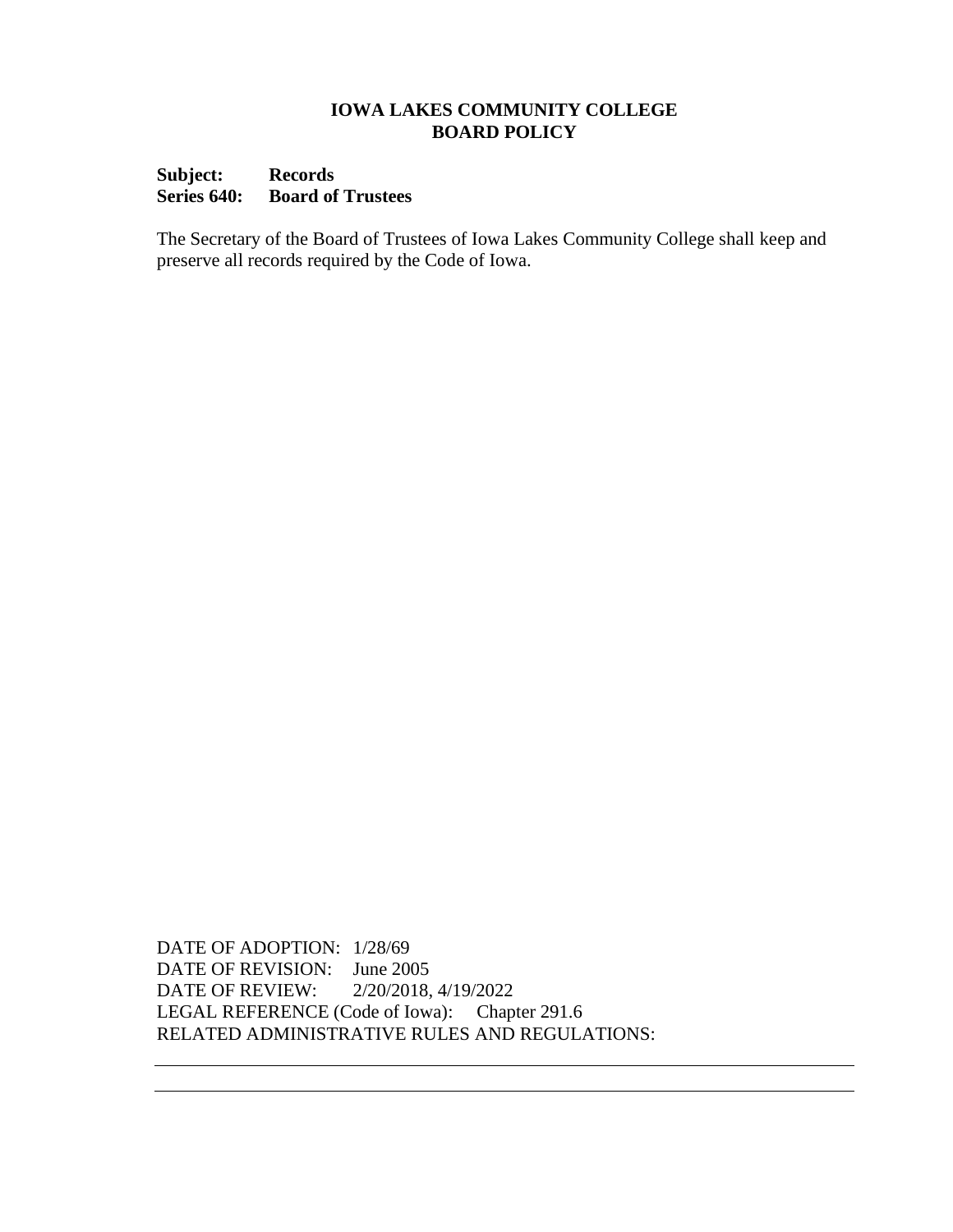**IOWA LAKES COMMUNITY COLLEGE**
**BOARD POLICY**

**Subject: Records**
**Series 640: Board of Trustees**

The Secretary of the Board of Trustees of Iowa Lakes Community College shall keep and preserve all records required by the Code of Iowa.

DATE OF ADOPTION: 1/28/69
DATE OF REVISION: June 2005
DATE OF REVIEW: 2/20/2018, 4/19/2022
LEGAL REFERENCE (Code of Iowa): Chapter 291.6
RELATED ADMINISTRATIVE RULES AND REGULATIONS: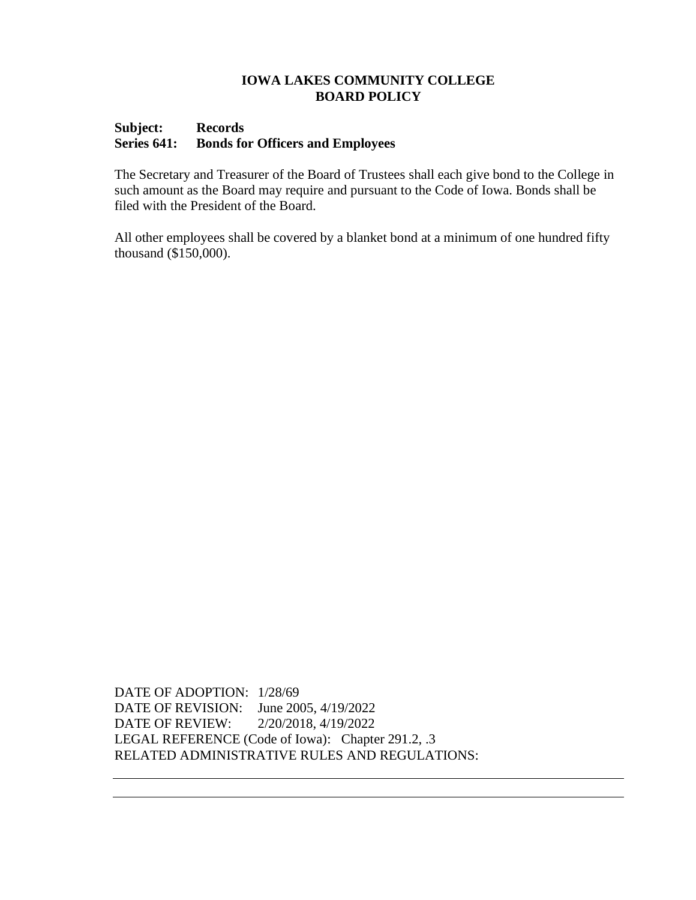**IOWA LAKES COMMUNITY COLLEGE**
**BOARD POLICY**

**Subject: Records**
**Series 641: Bonds for Officers and Employees**

The Secretary and Treasurer of the Board of Trustees shall each give bond to the College in such amount as the Board may require and pursuant to the Code of Iowa. Bonds shall be filed with the President of the Board.

All other employees shall be covered by a blanket bond at a minimum of one hundred fifty thousand ($150,000).

DATE OF ADOPTION: 1/28/69
DATE OF REVISION: June 2005, 4/19/2022
DATE OF REVIEW: 2/20/2018, 4/19/2022
LEGAL REFERENCE (Code of Iowa): Chapter 291.2, .3
RELATED ADMINISTRATIVE RULES AND REGULATIONS: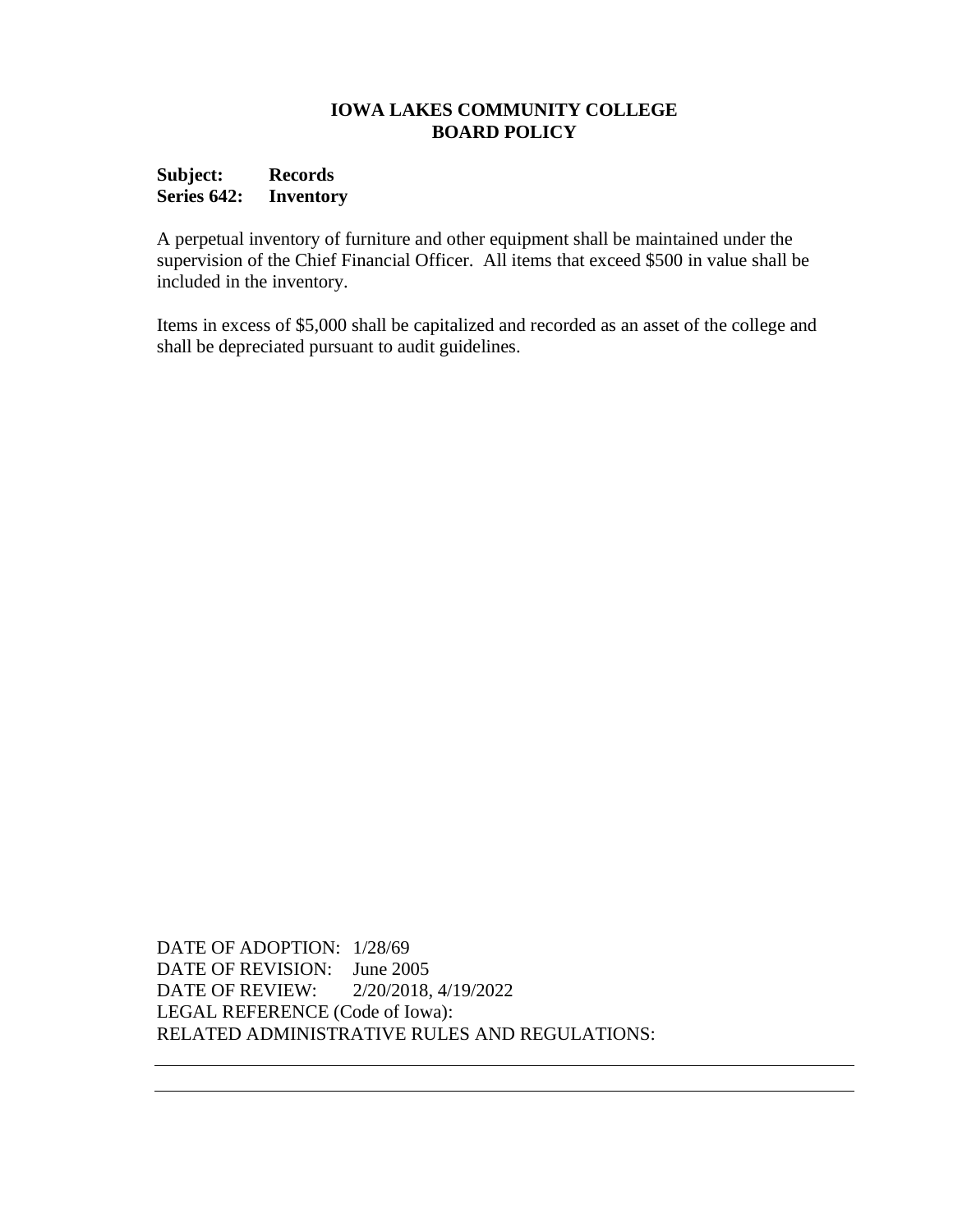**IOWA LAKES COMMUNITY COLLEGE**
**BOARD POLICY**

**Subject: Records**
**Series 642: Inventory**

A perpetual inventory of furniture and other equipment shall be maintained under the supervision of the Chief Financial Officer. All items that exceed $500 in value shall be included in the inventory.

Items in excess of $5,000 shall be capitalized and recorded as an asset of the college and shall be depreciated pursuant to audit guidelines.

DATE OF ADOPTION: 1/28/69
DATE OF REVISION: June 2005
DATE OF REVIEW: 2/20/2018, 4/19/2022
LEGAL REFERENCE (Code of Iowa):
RELATED ADMINISTRATIVE RULES AND REGULATIONS: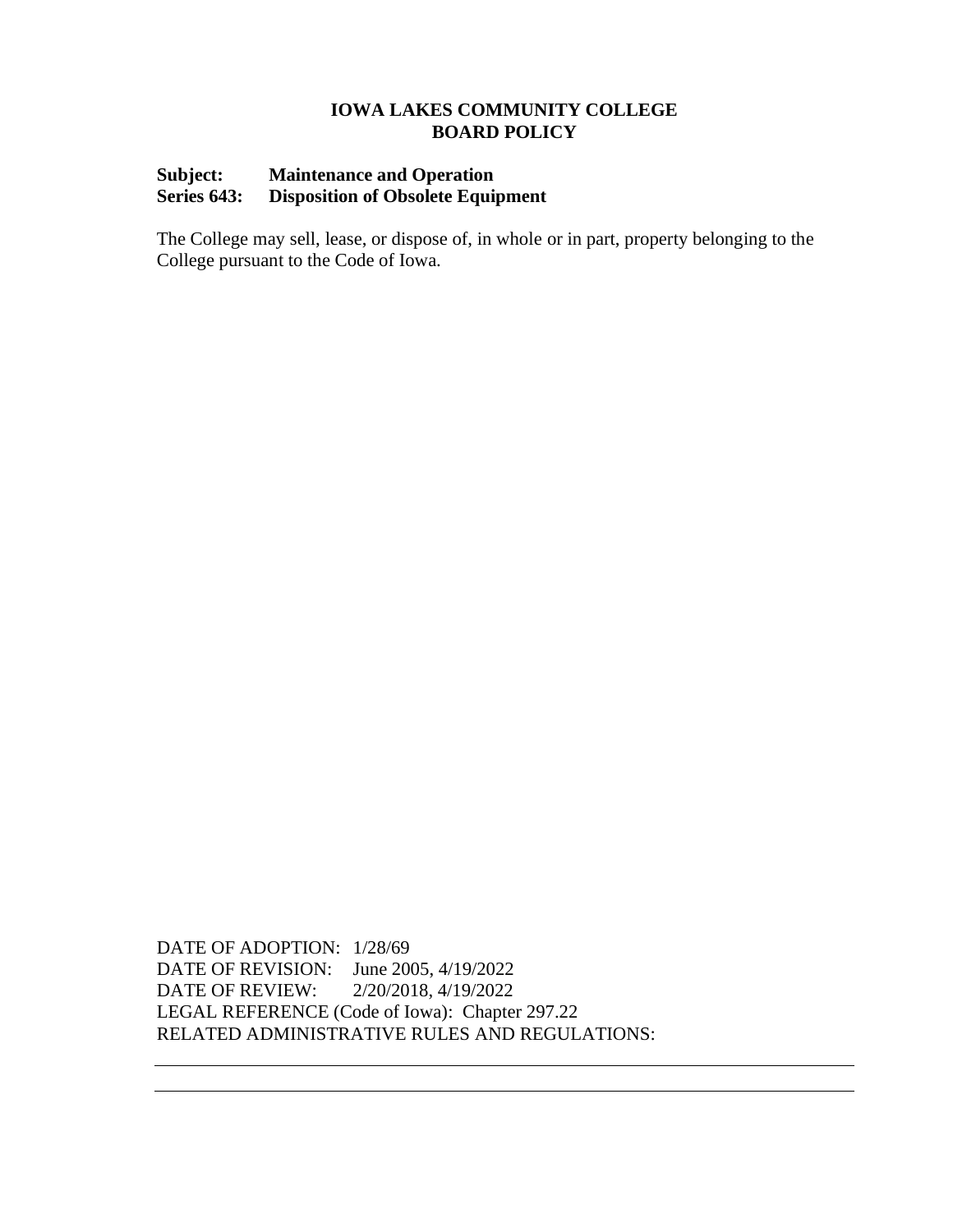**IOWA LAKES COMMUNITY COLLEGE**
**BOARD POLICY**

**Subject: Maintenance and Operation**
**Series 643: Disposition of Obsolete Equipment**

The College may sell, lease, or dispose of, in whole or in part, property belonging to the College pursuant to the Code of Iowa.

DATE OF ADOPTION: 1/28/69
DATE OF REVISION: June 2005, 4/19/2022
DATE OF REVIEW: 2/20/2018, 4/19/2022
LEGAL REFERENCE (Code of Iowa): Chapter 297.22
RELATED ADMINISTRATIVE RULES AND REGULATIONS: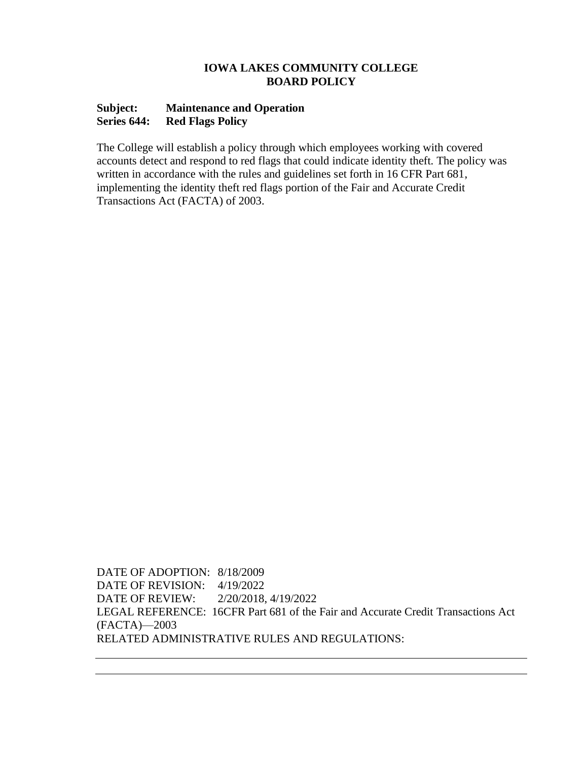# IOWA LAKES COMMUNITY COLLEGE
# BOARD POLICY

**Subject: Maintenance and Operation**
**Series 644: Red Flags Policy**

The College will establish a policy through which employees working with covered accounts detect and respond to red flags that could indicate identity theft. The policy was written in accordance with the rules and guidelines set forth in 16 CFR Part 681, implementing the identity theft red flags portion of the Fair and Accurate Credit Transactions Act (FACTA) of 2003.

DATE OF ADOPTION: 8/18/2009
DATE OF REVISION: 4/19/2022
DATE OF REVIEW: 2/20/2018, 4/19/2022
LEGAL REFERENCE: 16CFR Part 681 of the Fair and Accurate Credit Transactions Act (FACTA)—2003
RELATED ADMINISTRATIVE RULES AND REGULATIONS: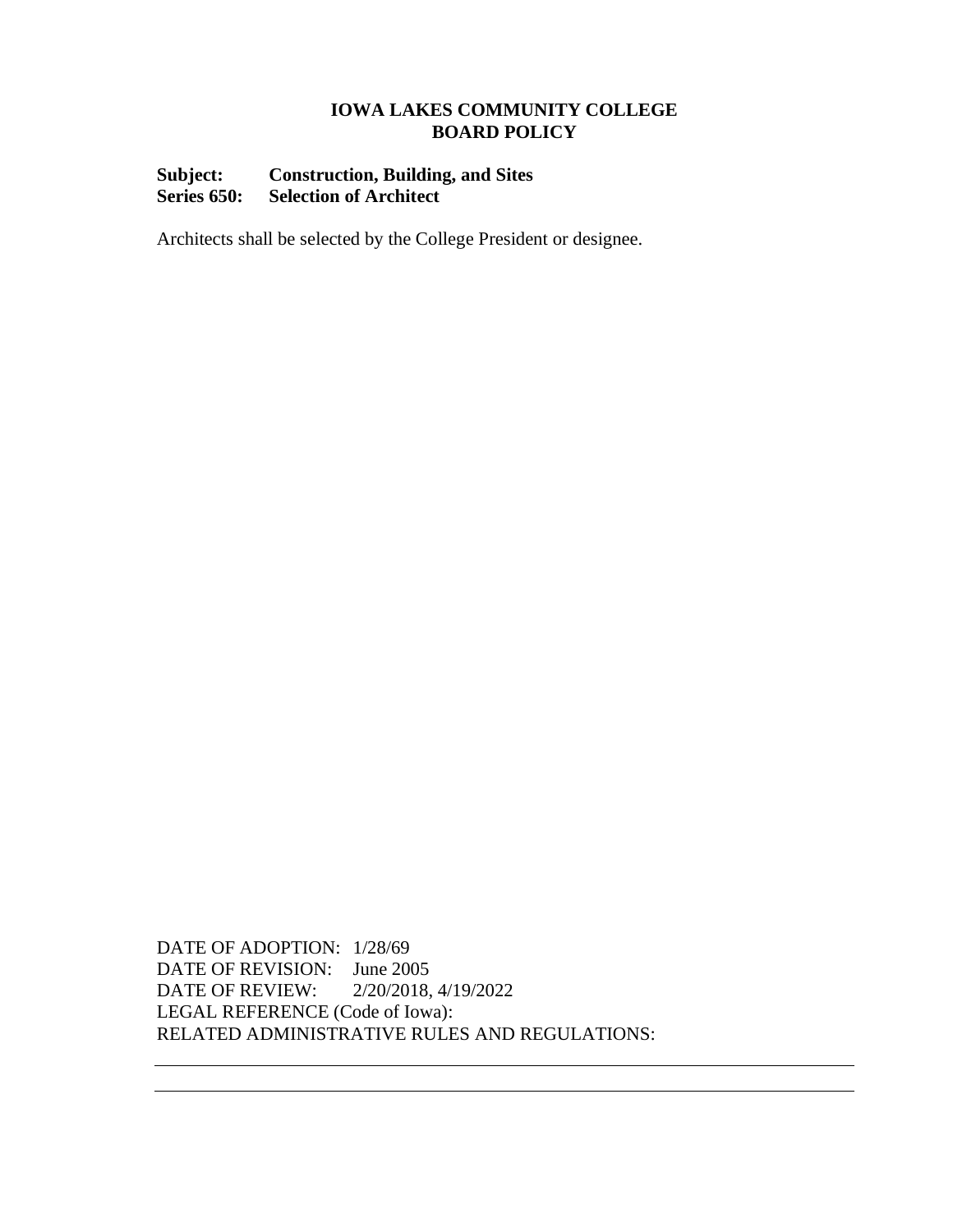**IOWA LAKES COMMUNITY COLLEGE**
**BOARD POLICY**

**Subject:** **Construction, Building, and Sites**
**Series 650:** **Selection of Architect**

Architects shall be selected by the College President or designee.

DATE OF ADOPTION: 1/28/69
DATE OF REVISION: June 2005
DATE OF REVIEW: 2/20/2018, 4/19/2022
LEGAL REFERENCE (Code of Iowa):
RELATED ADMINISTRATIVE RULES AND REGULATIONS: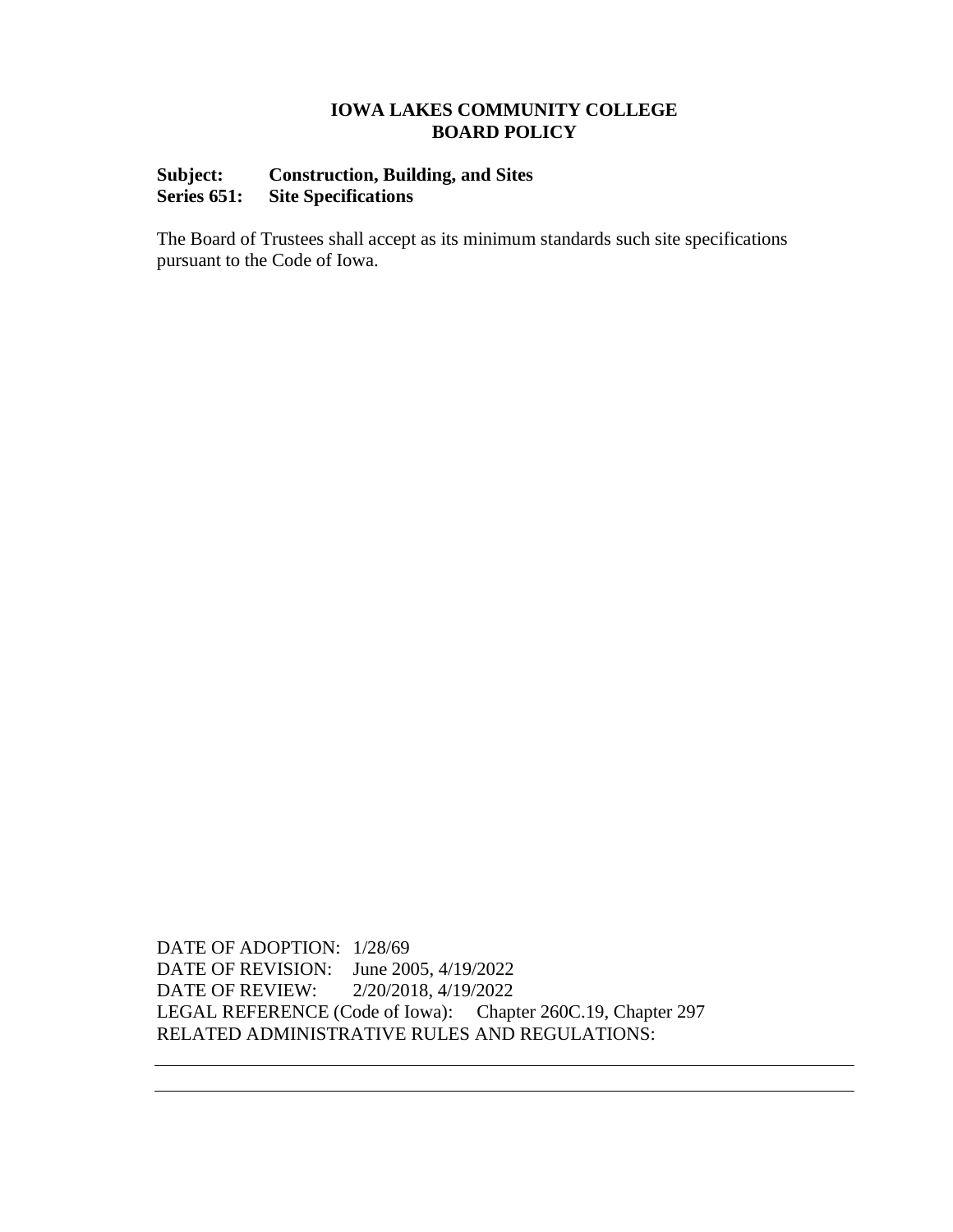**IOWA LAKES COMMUNITY COLLEGE**
**BOARD POLICY**

**Subject: Construction, Building, and Sites**
**Series 651: Site Specifications**

The Board of Trustees shall accept as its minimum standards such site specifications pursuant to the Code of Iowa.

DATE OF ADOPTION: 1/28/69
DATE OF REVISION: June 2005, 4/19/2022
DATE OF REVIEW: 2/20/2018, 4/19/2022
LEGAL REFERENCE (Code of Iowa): Chapter 260C.19, Chapter 297
RELATED ADMINISTRATIVE RULES AND REGULATIONS: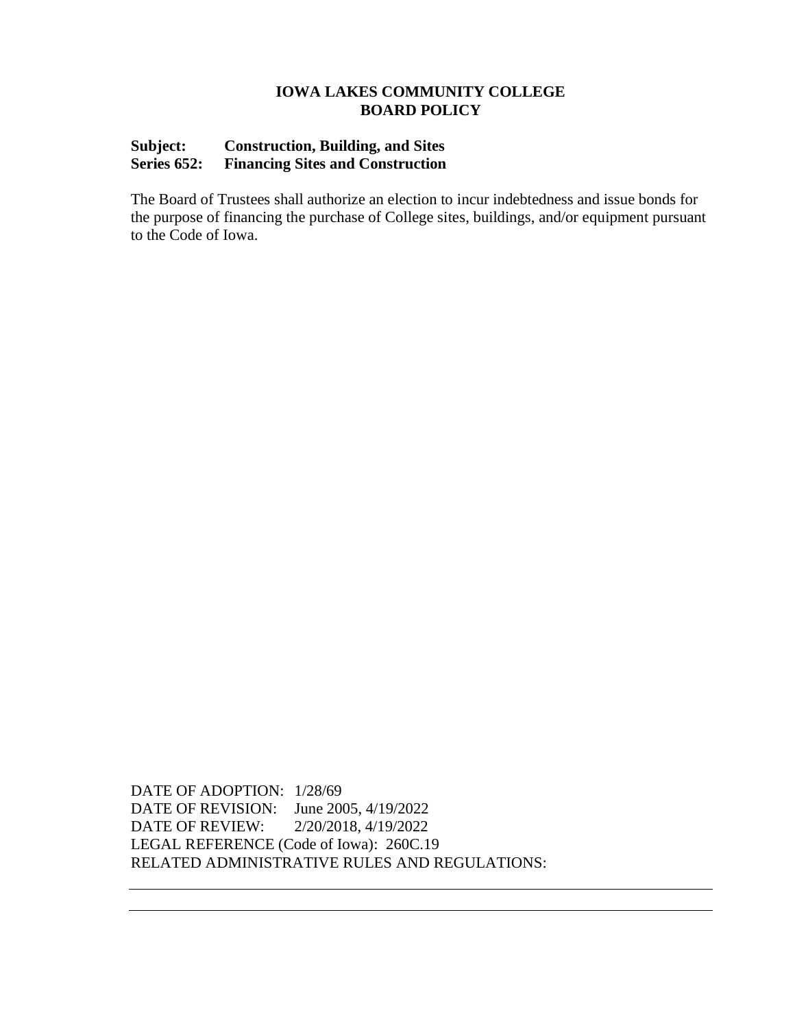**IOWA LAKES COMMUNITY COLLEGE**
**BOARD POLICY**

**Subject: Construction, Building, and Sites**
**Series 652: Financing Sites and Construction**

The Board of Trustees shall authorize an election to incur indebtedness and issue bonds for the purpose of financing the purchase of College sites, buildings, and/or equipment pursuant to the Code of Iowa.

DATE OF ADOPTION: 1/28/69
DATE OF REVISION: June 2005, 4/19/2022
DATE OF REVIEW: 2/20/2018, 4/19/2022
LEGAL REFERENCE (Code of Iowa): 260C.19
RELATED ADMINISTRATIVE RULES AND REGULATIONS: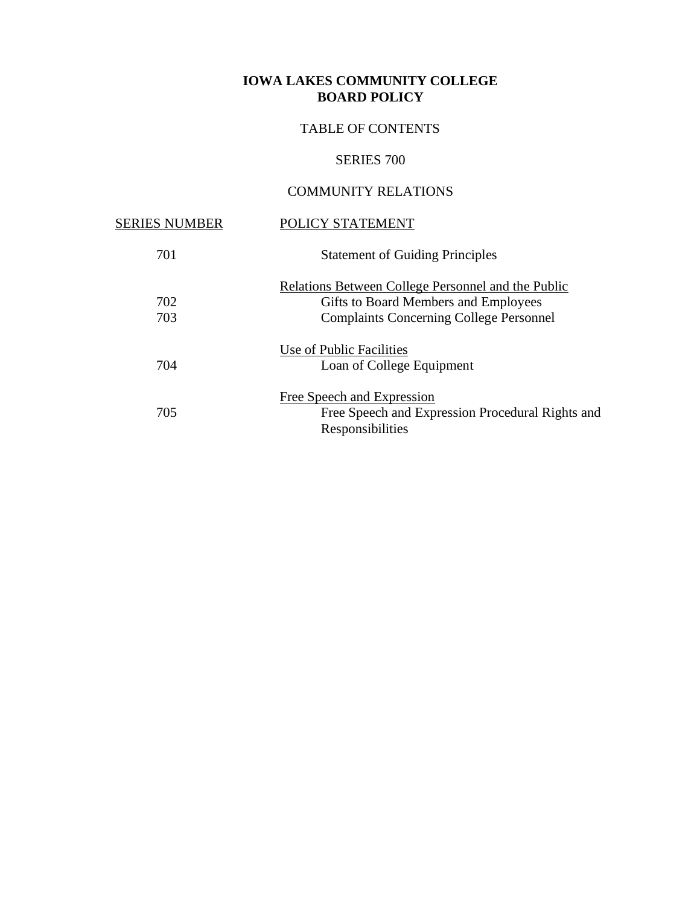**IOWA LAKES COMMUNITY COLLEGE**
**BOARD POLICY**

TABLE OF CONTENTS

SERIES 700

COMMUNITY RELATIONS

| SERIES NUMBER | POLICY STATEMENT |
|---|---|
| 701 | Statement of Guiding Principles |
| | Relations Between College Personnel and the Public |
| 702 | Gifts to Board Members and Employees |
| 703 | Complaints Concerning College Personnel |
| | Use of Public Facilities |
| 704 | Loan of College Equipment |
| | Free Speech and Expression |
| 705 | Free Speech and Expression Procedural Rights and Responsibilities |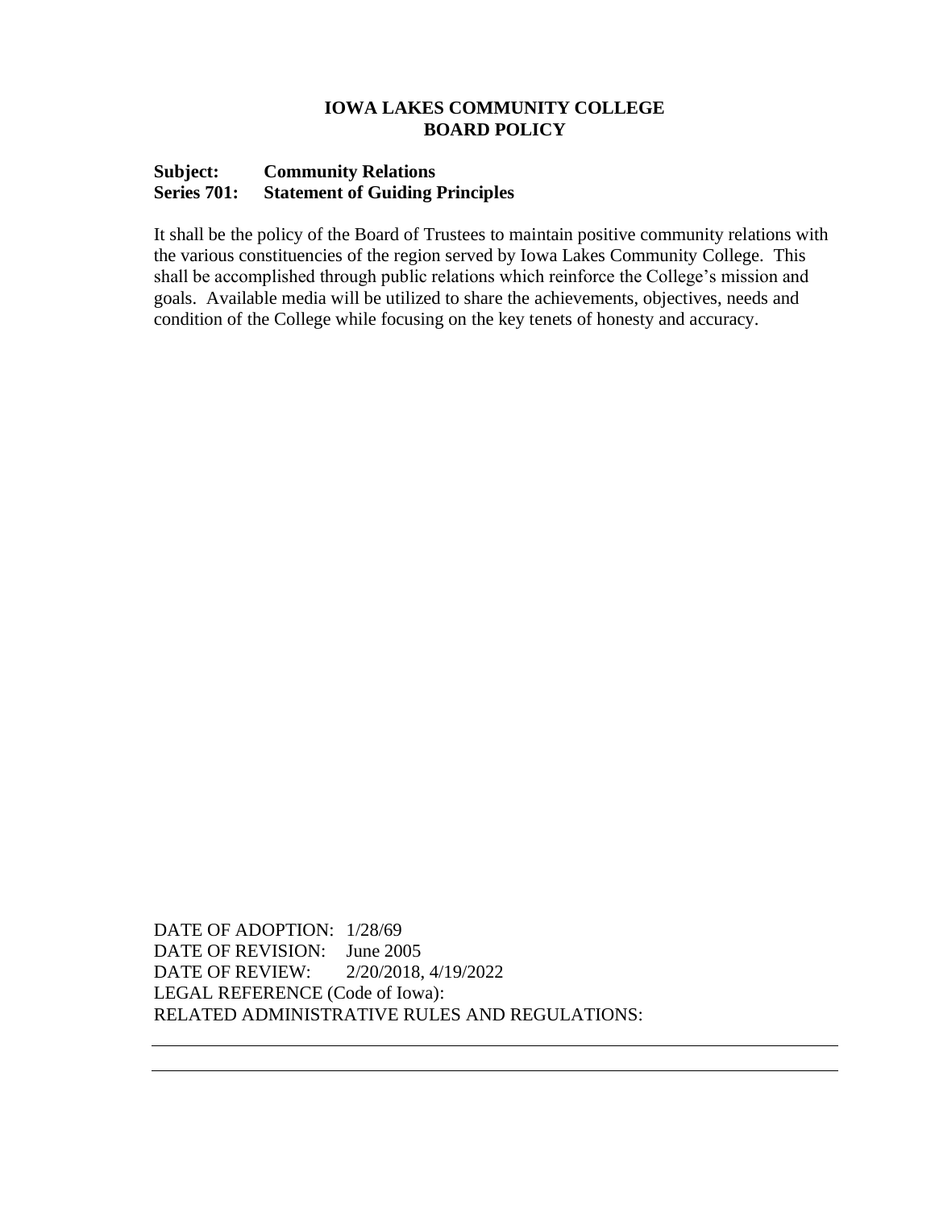**IOWA LAKES COMMUNITY COLLEGE**
**BOARD POLICY**

**Subject: Community Relations**
**Series 701: Statement of Guiding Principles**

It shall be the policy of the Board of Trustees to maintain positive community relations with the various constituencies of the region served by Iowa Lakes Community College. This shall be accomplished through public relations which reinforce the College's mission and goals. Available media will be utilized to share the achievements, objectives, needs and condition of the College while focusing on the key tenets of honesty and accuracy.

DATE OF ADOPTION: 1/28/69
DATE OF REVISION: June 2005
DATE OF REVIEW: 2/20/2018, 4/19/2022
LEGAL REFERENCE (Code of Iowa):
RELATED ADMINISTRATIVE RULES AND REGULATIONS: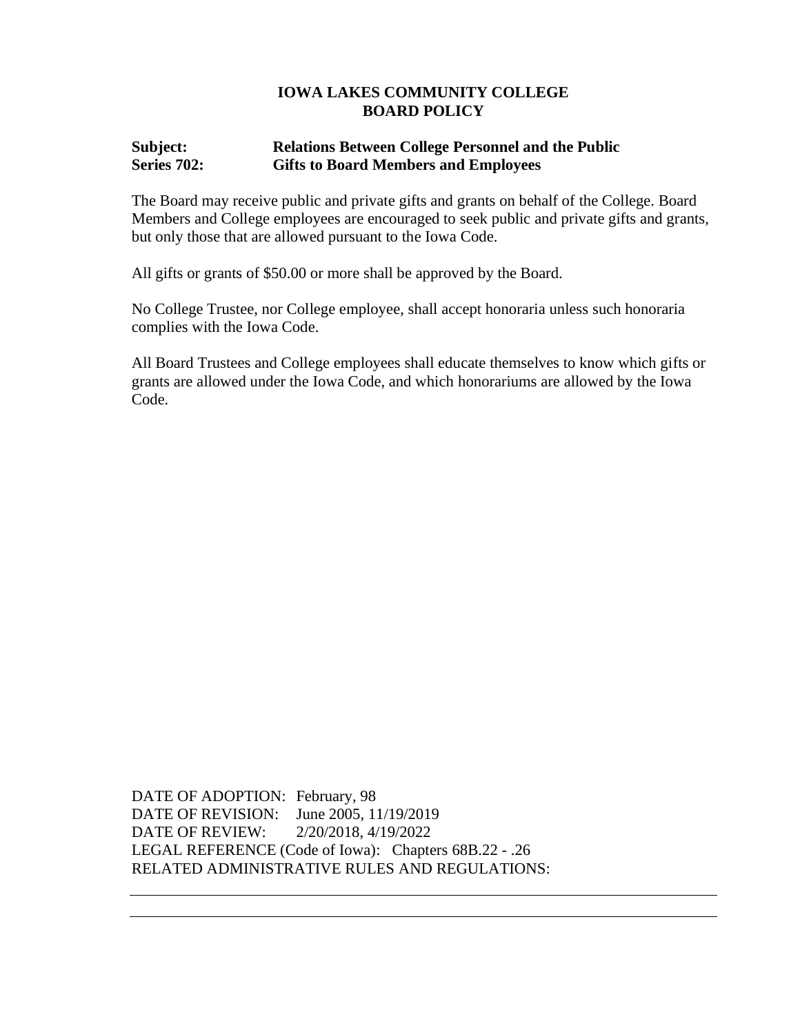**IOWA LAKES COMMUNITY COLLEGE**
**BOARD POLICY**

**Subject:** **Relations Between College Personnel and the Public**
**Series 702:** **Gifts to Board Members and Employees**

The Board may receive public and private gifts and grants on behalf of the College. Board Members and College employees are encouraged to seek public and private gifts and grants, but only those that are allowed pursuant to the Iowa Code.

All gifts or grants of $50.00 or more shall be approved by the Board.

No College Trustee, nor College employee, shall accept honoraria unless such honoraria complies with the Iowa Code.

All Board Trustees and College employees shall educate themselves to know which gifts or grants are allowed under the Iowa Code, and which honorariums are allowed by the Iowa Code.

DATE OF ADOPTION: February, 98
DATE OF REVISION: June 2005, 11/19/2019
DATE OF REVIEW: 2/20/2018, 4/19/2022
LEGAL REFERENCE (Code of Iowa): Chapters 68B.22 - .26
RELATED ADMINISTRATIVE RULES AND REGULATIONS: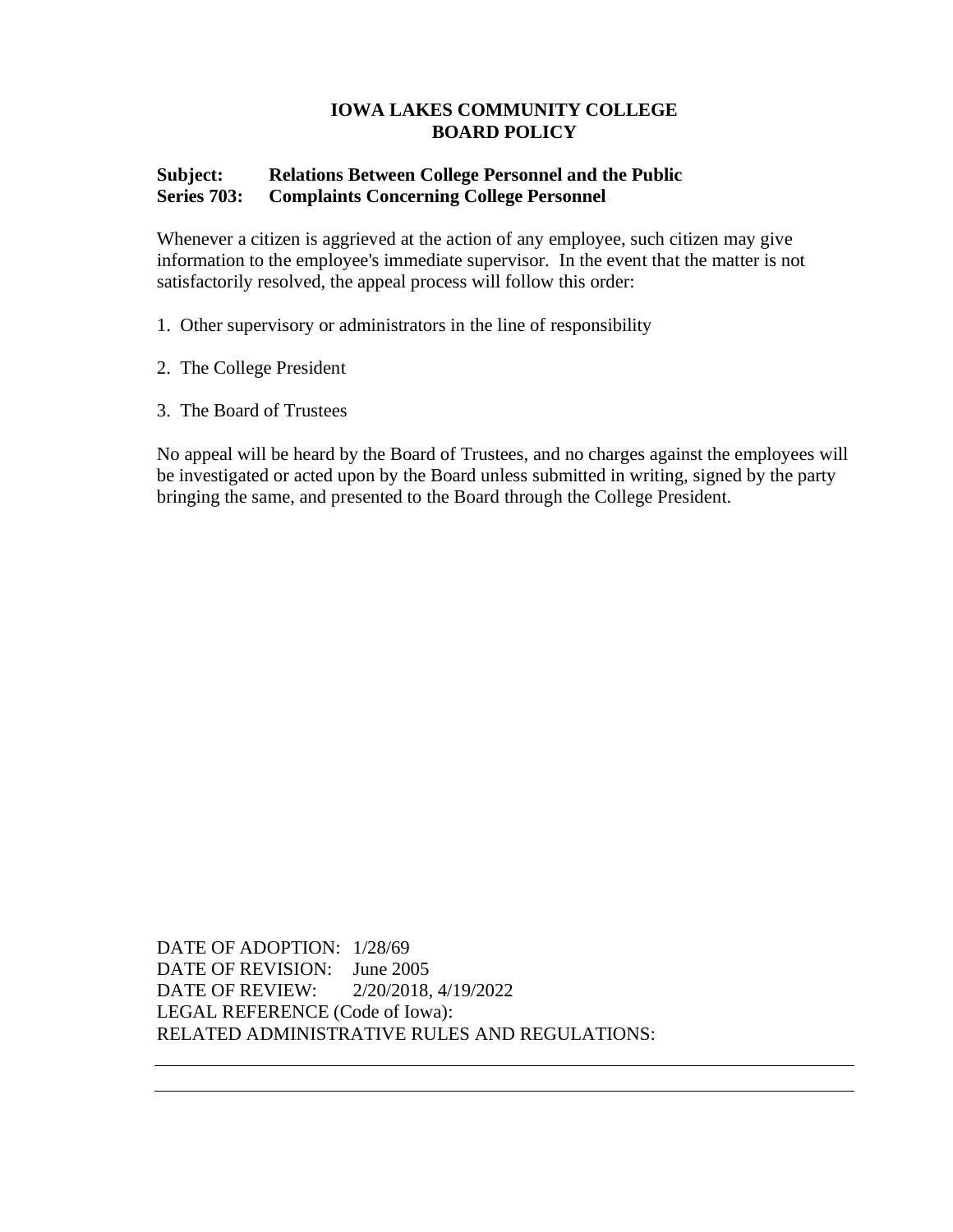**IOWA LAKES COMMUNITY COLLEGE**
**BOARD POLICY**

**Subject: Relations Between College Personnel and the Public**
**Series 703: Complaints Concerning College Personnel**

Whenever a citizen is aggrieved at the action of any employee, such citizen may give information to the employee's immediate supervisor. In the event that the matter is not satisfactorily resolved, the appeal process will follow this order:

1. Other supervisory or administrators in the line of responsibility

2. The College President

3. The Board of Trustees

No appeal will be heard by the Board of Trustees, and no charges against the employees will be investigated or acted upon by the Board unless submitted in writing, signed by the party bringing the same, and presented to the Board through the College President.

DATE OF ADOPTION: 1/28/69
DATE OF REVISION: June 2005
DATE OF REVIEW: 2/20/2018, 4/19/2022
LEGAL REFERENCE (Code of Iowa):
RELATED ADMINISTRATIVE RULES AND REGULATIONS: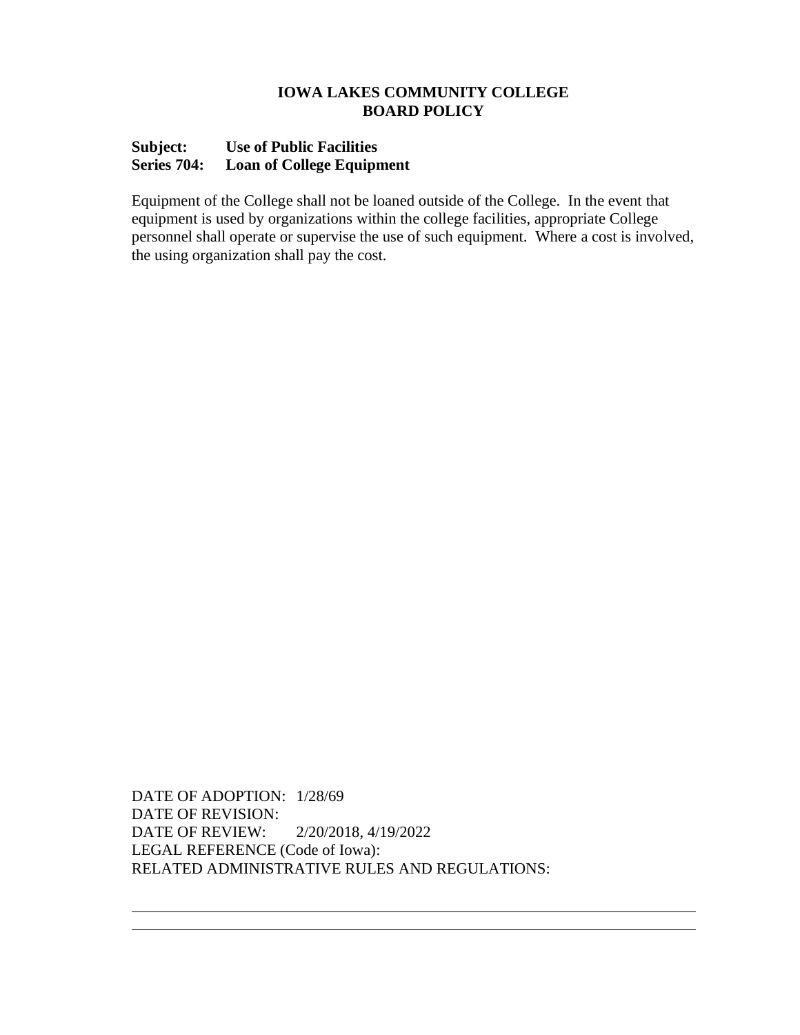**IOWA LAKES COMMUNITY COLLEGE**
**BOARD POLICY**

**Subject: Use of Public Facilities**
**Series 704: Loan of College Equipment**

Equipment of the College shall not be loaned outside of the College. In the event that equipment is used by organizations within the college facilities, appropriate College personnel shall operate or supervise the use of such equipment. Where a cost is involved, the using organization shall pay the cost.

DATE OF ADOPTION: 1/28/69
DATE OF REVISION:
DATE OF REVIEW: 2/20/2018, 4/19/2022
LEGAL REFERENCE (Code of Iowa):
RELATED ADMINISTRATIVE RULES AND REGULATIONS: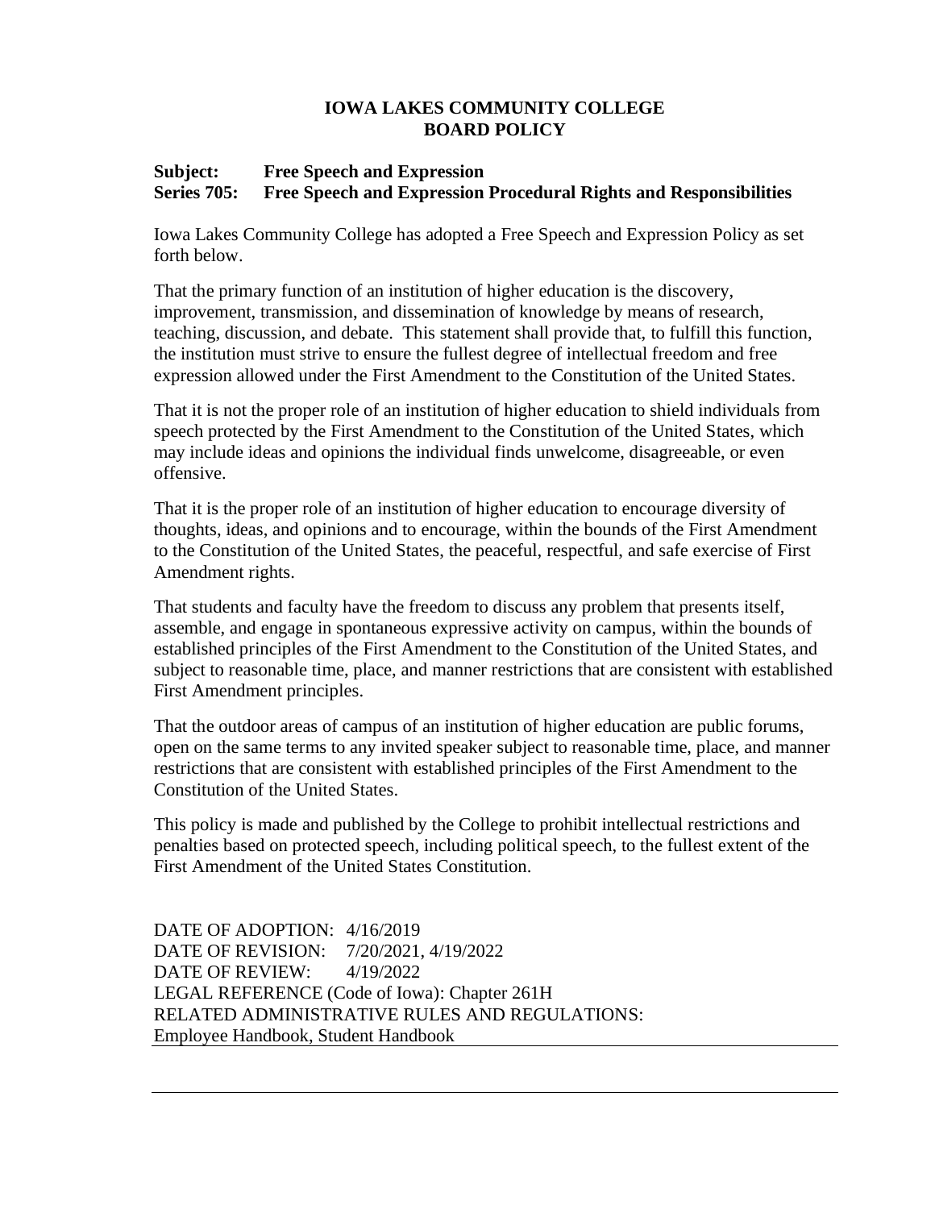**IOWA LAKES COMMUNITY COLLEGE**
**BOARD POLICY**

**Subject:** **Free Speech and Expression**
**Series 705:** **Free Speech and Expression Procedural Rights and Responsibilities**

Iowa Lakes Community College has adopted a Free Speech and Expression Policy as set forth below.

That the primary function of an institution of higher education is the discovery, improvement, transmission, and dissemination of knowledge by means of research, teaching, discussion, and debate. This statement shall provide that, to fulfill this function, the institution must strive to ensure the fullest degree of intellectual freedom and free expression allowed under the First Amendment to the Constitution of the United States.

That it is not the proper role of an institution of higher education to shield individuals from speech protected by the First Amendment to the Constitution of the United States, which may include ideas and opinions the individual finds unwelcome, disagreeable, or even offensive.

That it is the proper role of an institution of higher education to encourage diversity of thoughts, ideas, and opinions and to encourage, within the bounds of the First Amendment to the Constitution of the United States, the peaceful, respectful, and safe exercise of First Amendment rights.

That students and faculty have the freedom to discuss any problem that presents itself, assemble, and engage in spontaneous expressive activity on campus, within the bounds of established principles of the First Amendment to the Constitution of the United States, and subject to reasonable time, place, and manner restrictions that are consistent with established First Amendment principles.

That the outdoor areas of campus of an institution of higher education are public forums, open on the same terms to any invited speaker subject to reasonable time, place, and manner restrictions that are consistent with established principles of the First Amendment to the Constitution of the United States.

This policy is made and published by the College to prohibit intellectual restrictions and penalties based on protected speech, including political speech, to the fullest extent of the First Amendment of the United States Constitution.

DATE OF ADOPTION: 4/16/2019
DATE OF REVISION: 7/20/2021, 4/19/2022
DATE OF REVIEW: 4/19/2022
LEGAL REFERENCE (Code of Iowa): Chapter 261H
RELATED ADMINISTRATIVE RULES AND REGULATIONS:
Employee Handbook, Student Handbook